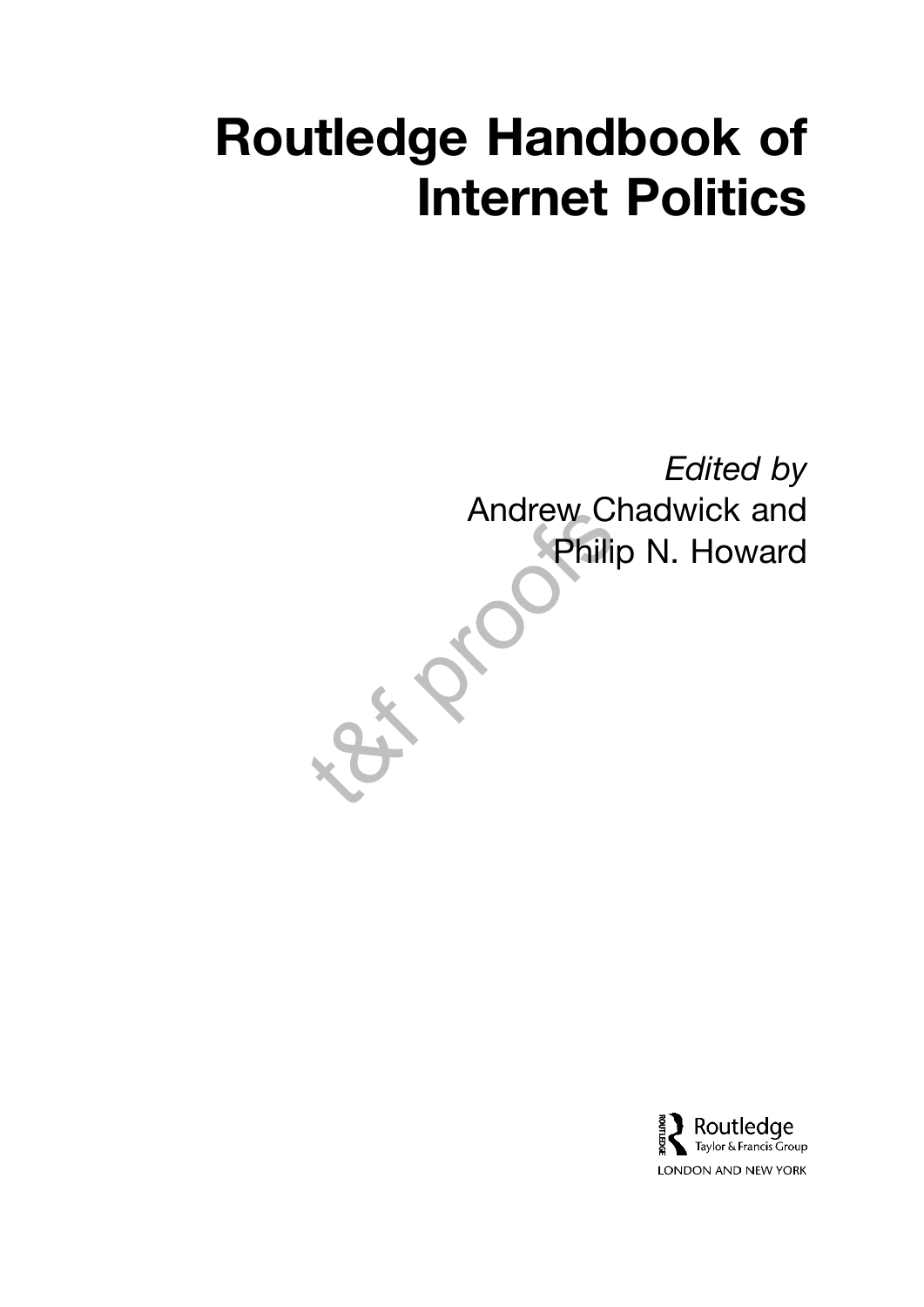# Routledge Handbook of Internet Politics

*Edited by*
Andrew Chadwick and
Philip N. Howard

Routledge
Taylor & Francis Group
LONDON AND NEW YORK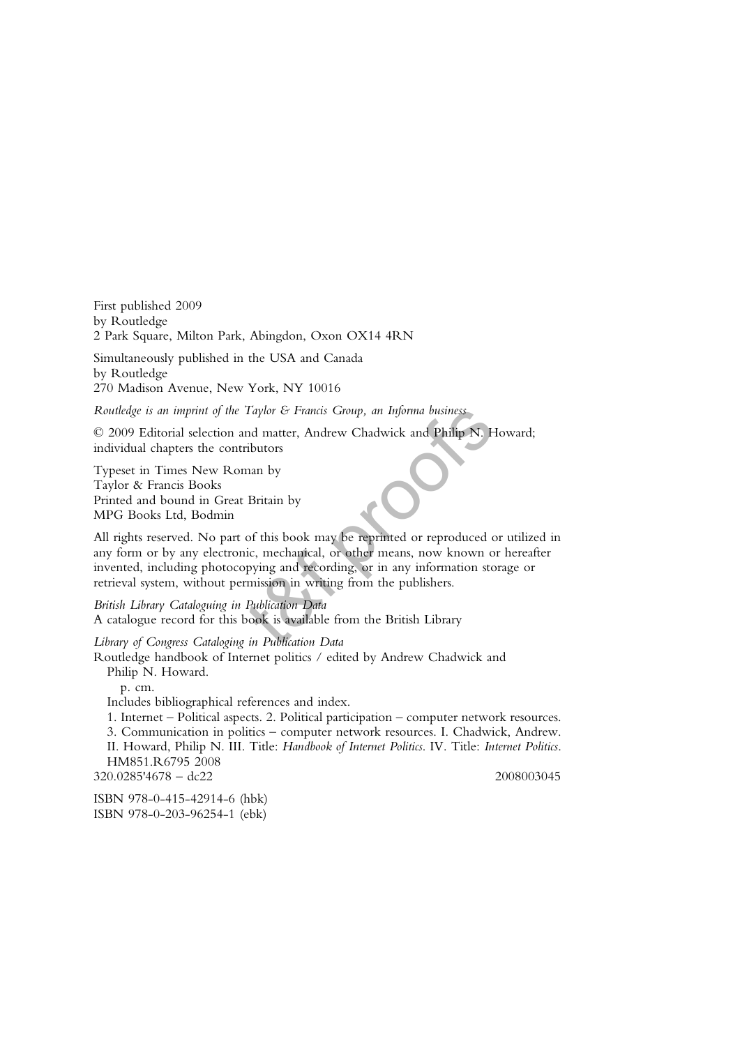First published 2009
by Routledge
2 Park Square, Milton Park, Abingdon, Oxon OX14 4RN

Simultaneously published in the USA and Canada
by Routledge
270 Madison Avenue, New York, NY 10016

*Routledge is an imprint of the Taylor & Francis Group, an Informa business*

© 2009 Editorial selection and matter, Andrew Chadwick and Philip N. Howard;
individual chapters the contributors

Typeset in Times New Roman by
Taylor & Francis Books
Printed and bound in Great Britain by
MPG Books Ltd, Bodmin

All rights reserved. No part of this book may be reprinted or reproduced or utilized in any form or by any electronic, mechanical, or other means, now known or hereafter invented, including photocopying and recording, or in any information storage or retrieval system, without permission in writing from the publishers.

*British Library Cataloguing in Publication Data*
A catalogue record for this book is available from the British Library

*Library of Congress Cataloging in Publication Data*
Routledge handbook of Internet politics / edited by Andrew Chadwick and
Philip N. Howard.
p. cm.
Includes bibliographical references and index.
1. Internet – Political aspects. 2. Political participation – computer network resources.
3. Communication in politics – computer network resources. I. Chadwick, Andrew.
II. Howard, Philip N. III. Title: *Handbook of Internet Politics*. IV. Title: *Internet Politics*.
HM851.R6795 2008
320.0285'4678 – dc22 2008003045

ISBN 978-0-415-42914-6 (hbk)
ISBN 978-0-203-96254-1 (ebk)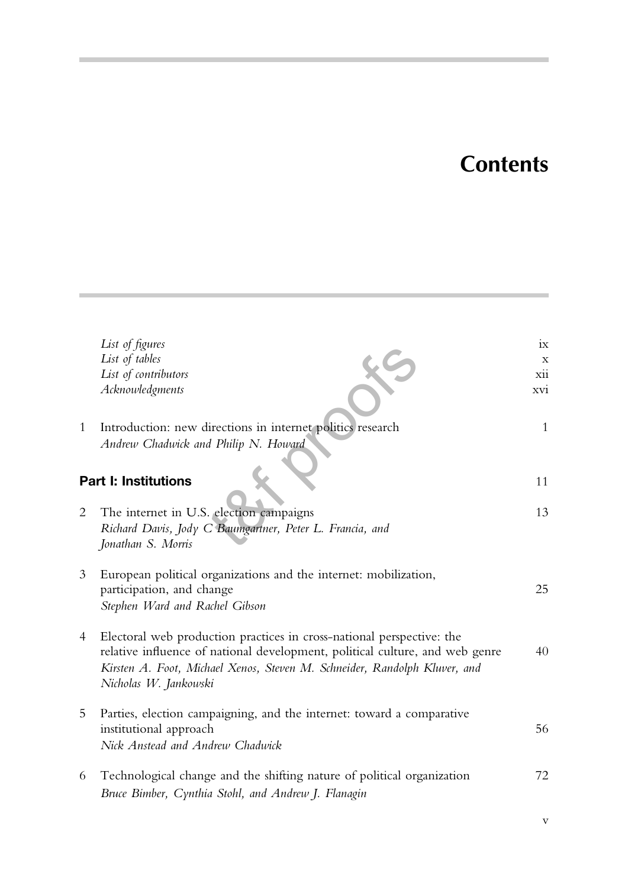# Contents

| | | |
|---|---|---|
| | *List of figures* | ix |
| | *List of tables* | x |
| | *List of contributors* | xii |
| | *Acknowledgments* | xvi |
| 1 | Introduction: new directions in internet politics research<br>*Andrew Chadwick and Philip N. Howard* | 1 |
| | **Part I: Institutions** | 11 |
| 2 | The internet in U.S. election campaigns<br>*Richard Davis, Jody C Baumgartner, Peter L. Francia, and Jonathan S. Morris* | 13 |
| 3 | European political organizations and the internet: mobilization, participation, and change<br>*Stephen Ward and Rachel Gibson* | 25 |
| 4 | Electoral web production practices in cross-national perspective: the relative influence of national development, political culture, and web genre<br>*Kirsten A. Foot, Michael Xenos, Steven M. Schneider, Randolph Kluver, and Nicholas W. Jankowski* | 40 |
| 5 | Parties, election campaigning, and the internet: toward a comparative institutional approach<br>*Nick Anstead and Andrew Chadwick* | 56 |
| 6 | Technological change and the shifting nature of political organization<br>*Bruce Bimber, Cynthia Stohl, and Andrew J. Flanagin* | 72 |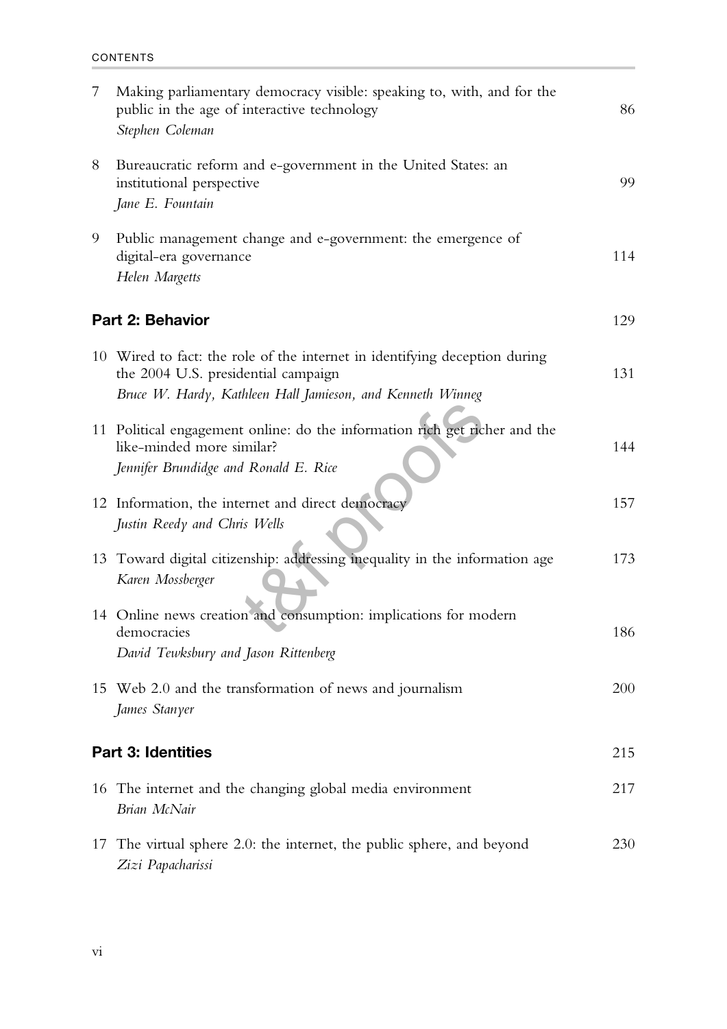| | | |
|---|---|---|
| 7 | Making parliamentary democracy visible: speaking to, with, and for the public in the age of interactive technology<br>*Stephen Coleman* | 86 |
| 8 | Bureaucratic reform and e-government in the United States: an institutional perspective<br>*Jane E. Fountain* | 99 |
| 9 | Public management change and e-government: the emergence of digital-era governance<br>*Helen Margetts* | 114 |

## Part 2: Behavior — 129

| | | |
|---|---|---|
| 10 | Wired to fact: the role of the internet in identifying deception during the 2004 U.S. presidential campaign<br>*Bruce W. Hardy, Kathleen Hall Jamieson, and Kenneth Winneg* | 131 |
| 11 | Political engagement online: do the information rich get richer and the like-minded more similar?<br>*Jennifer Brundidge and Ronald E. Rice* | 144 |
| 12 | Information, the internet and direct democracy<br>*Justin Reedy and Chris Wells* | 157 |
| 13 | Toward digital citizenship: addressing inequality in the information age<br>*Karen Mossberger* | 173 |
| 14 | Online news creation and consumption: implications for modern democracies<br>*David Tewksbury and Jason Rittenberg* | 186 |
| 15 | Web 2.0 and the transformation of news and journalism<br>*James Stanyer* | 200 |

## Part 3: Identities — 215

| | | |
|---|---|---|
| 16 | The internet and the changing global media environment<br>*Brian McNair* | 217 |
| 17 | The virtual sphere 2.0: the internet, the public sphere, and beyond<br>*Zizi Papacharissi* | 230 |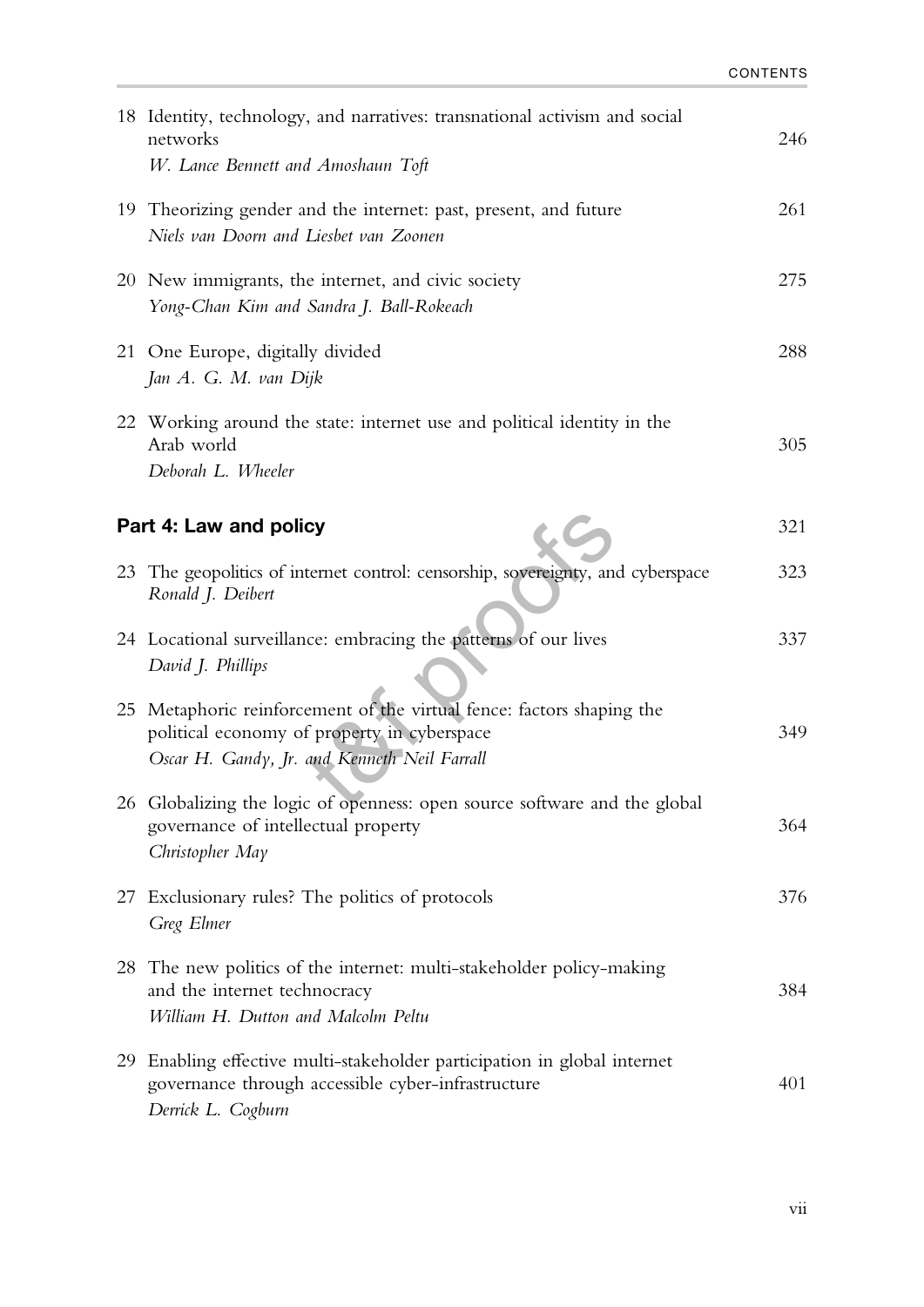18 Identity, technology, and narratives: transnational activism and social networks — 246
*W. Lance Bennett and Amoshaun Toft*

19 Theorizing gender and the internet: past, present, and future — 261
*Niels van Doorn and Liesbet van Zoonen*

20 New immigrants, the internet, and civic society — 275
*Yong-Chan Kim and Sandra J. Ball-Rokeach*

21 One Europe, digitally divided — 288
*Jan A. G. M. van Dijk*

22 Working around the state: internet use and political identity in the Arab world — 305
*Deborah L. Wheeler*

## Part 4: Law and policy — 321

23 The geopolitics of internet control: censorship, sovereignty, and cyberspace — 323
*Ronald J. Deibert*

24 Locational surveillance: embracing the patterns of our lives — 337
*David J. Phillips*

25 Metaphoric reinforcement of the virtual fence: factors shaping the political economy of property in cyberspace — 349
*Oscar H. Gandy, Jr. and Kenneth Neil Farrall*

26 Globalizing the logic of openness: open source software and the global governance of intellectual property — 364
*Christopher May*

27 Exclusionary rules? The politics of protocols — 376
*Greg Elmer*

28 The new politics of the internet: multi-stakeholder policy-making and the internet technocracy — 384
*William H. Dutton and Malcolm Peltu*

29 Enabling effective multi-stakeholder participation in global internet governance through accessible cyber-infrastructure — 401
*Derrick L. Cogburn*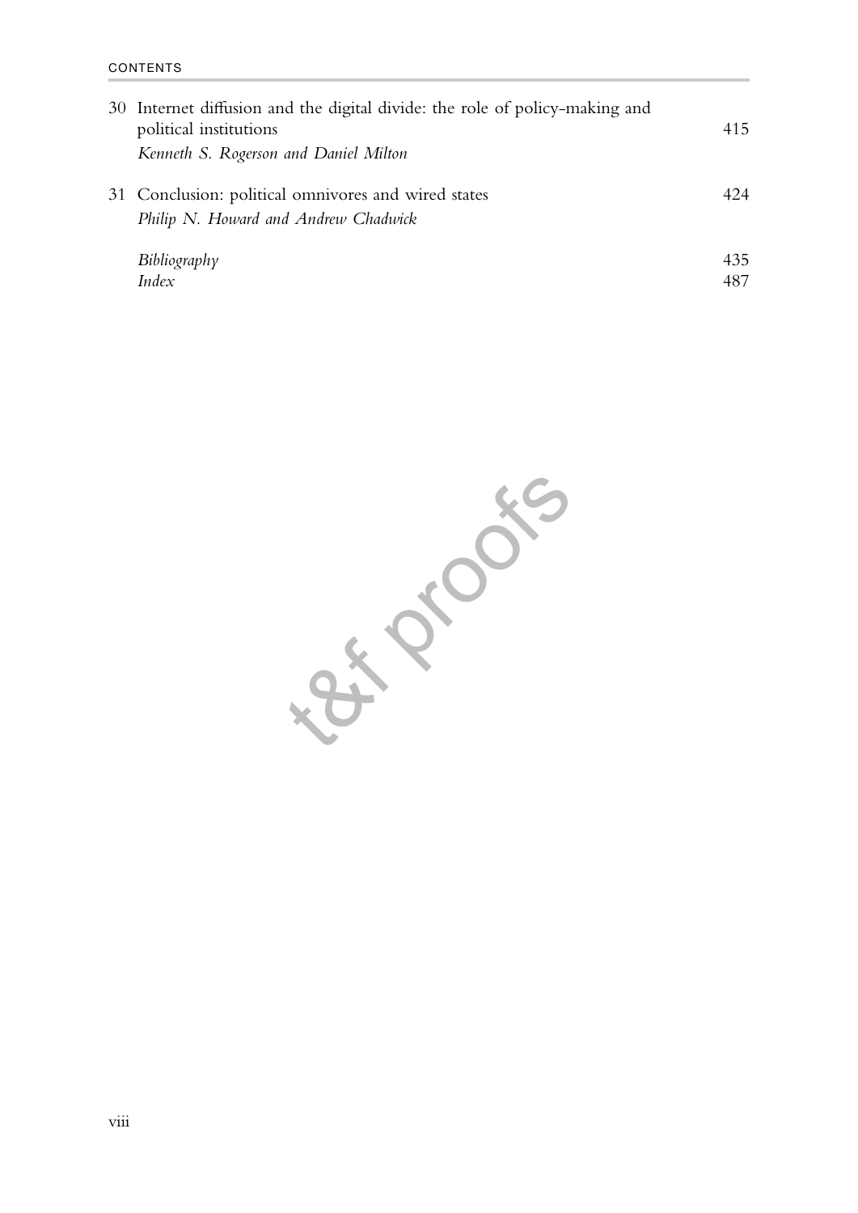| | | |
|---|---|---|
| 30 | Internet diffusion and the digital divide: the role of policy-making and political institutions<br>*Kenneth S. Rogerson and Daniel Milton* | 415 |
| 31 | Conclusion: political omnivores and wired states<br>*Philip N. Howard and Andrew Chadwick* | 424 |
| | *Bibliography* | 435 |
| | *Index* | 487 |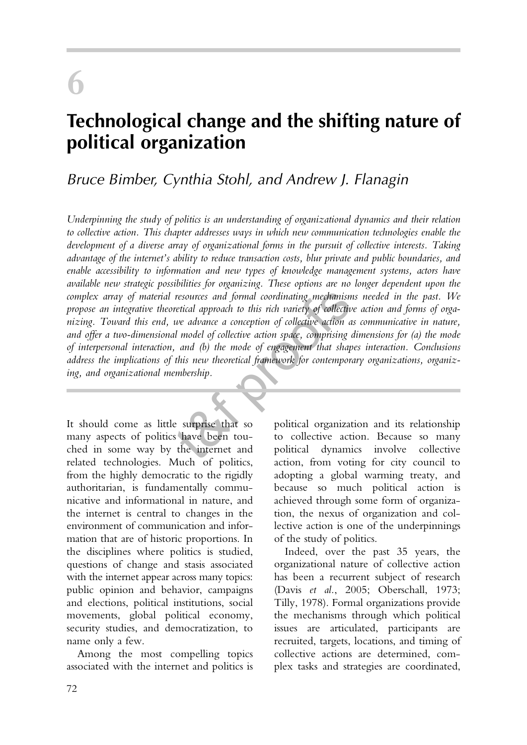# 6

# Technological change and the shifting nature of political organization

*Bruce Bimber, Cynthia Stohl, and Andrew J. Flanagin*

*Underpinning the study of politics is an understanding of organizational dynamics and their relation to collective action. This chapter addresses ways in which new communication technologies enable the development of a diverse array of organizational forms in the pursuit of collective interests. Taking advantage of the internet's ability to reduce transaction costs, blur private and public boundaries, and enable accessibility to information and new types of knowledge management systems, actors have available new strategic possibilities for organizing. These options are no longer dependent upon the complex array of material resources and formal coordinating mechanisms needed in the past. We propose an integrative theoretical approach to this rich variety of collective action and forms of organizing. Toward this end, we advance a conception of collective action as communicative in nature, and offer a two-dimensional model of collective action space, comprising dimensions for (a) the mode of interpersonal interaction, and (b) the mode of engagement that shapes interaction. Conclusions address the implications of this new theoretical framework for contemporary organizations, organizing, and organizational membership.*

It should come as little surprise that so many aspects of politics have been touched in some way by the internet and related technologies. Much of politics, from the highly democratic to the rigidly authoritarian, is fundamentally communicative and informational in nature, and the internet is central to changes in the environment of communication and information that are of historic proportions. In the disciplines where politics is studied, questions of change and stasis associated with the internet appear across many topics: public opinion and behavior, campaigns and elections, political institutions, social movements, global political economy, security studies, and democratization, to name only a few.

Among the most compelling topics associated with the internet and politics is political organization and its relationship to collective action. Because so many political dynamics involve collective action, from voting for city council to adopting a global warming treaty, and because so much political action is achieved through some form of organization, the nexus of organization and collective action is one of the underpinnings of the study of politics.

Indeed, over the past 35 years, the organizational nature of collective action has been a recurrent subject of research (Davis *et al.*, 2005; Oberschall, 1973; Tilly, 1978). Formal organizations provide the mechanisms through which political issues are articulated, participants are recruited, targets, locations, and timing of collective actions are determined, complex tasks and strategies are coordinated,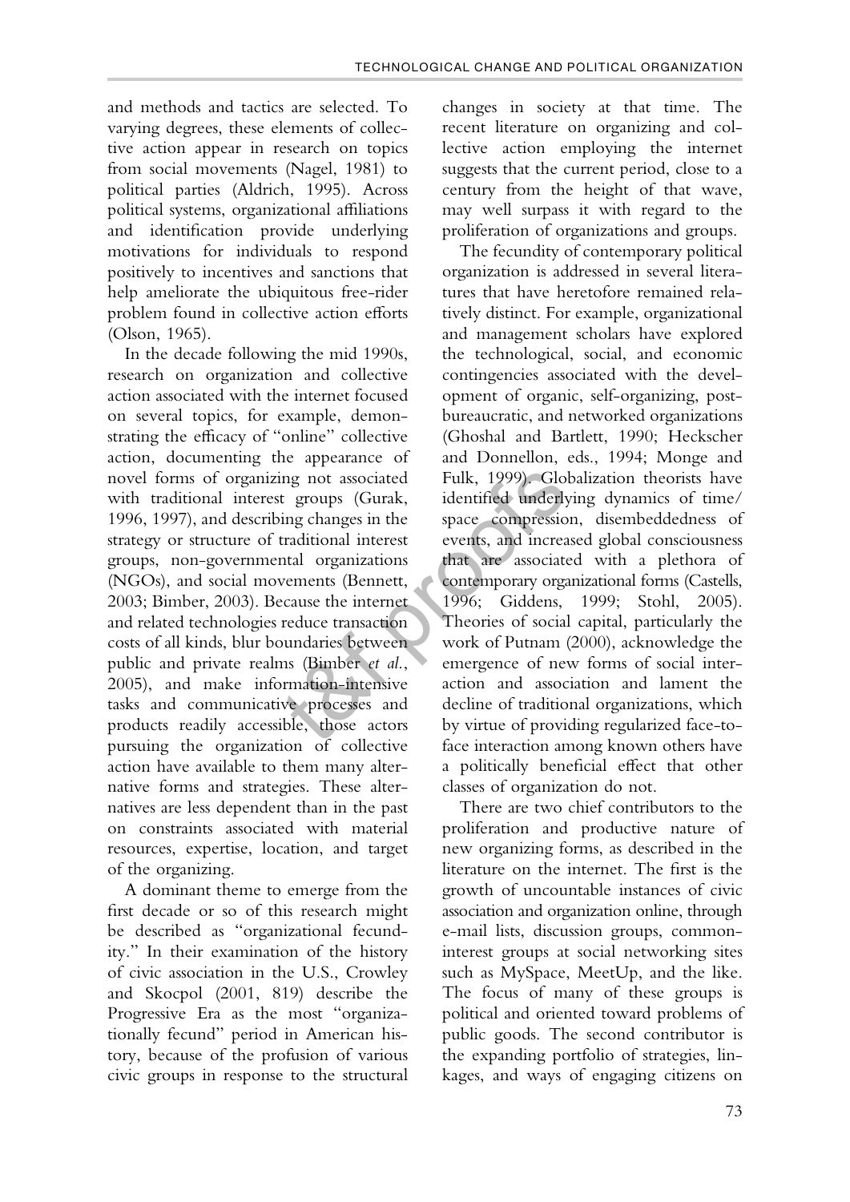and methods and tactics are selected. To varying degrees, these elements of collective action appear in research on topics from social movements (Nagel, 1981) to political parties (Aldrich, 1995). Across political systems, organizational affiliations and identification provide underlying motivations for individuals to respond positively to incentives and sanctions that help ameliorate the ubiquitous free-rider problem found in collective action efforts (Olson, 1965).

In the decade following the mid 1990s, research on organization and collective action associated with the internet focused on several topics, for example, demonstrating the efficacy of "online" collective action, documenting the appearance of novel forms of organizing not associated with traditional interest groups (Gurak, 1996, 1997), and describing changes in the strategy or structure of traditional interest groups, non-governmental organizations (NGOs), and social movements (Bennett, 2003; Bimber, 2003). Because the internet and related technologies reduce transaction costs of all kinds, blur boundaries between public and private realms (Bimber *et al.*, 2005), and make information-intensive tasks and communicative processes and products readily accessible, those actors pursuing the organization of collective action have available to them many alternative forms and strategies. These alternatives are less dependent than in the past on constraints associated with material resources, expertise, location, and target of the organizing.

A dominant theme to emerge from the first decade or so of this research might be described as "organizational fecundity." In their examination of the history of civic association in the U.S., Crowley and Skocpol (2001, 819) describe the Progressive Era as the most "organizationally fecund" period in American history, because of the profusion of various civic groups in response to the structural changes in society at that time. The recent literature on organizing and collective action employing the internet suggests that the current period, close to a century from the height of that wave, may well surpass it with regard to the proliferation of organizations and groups.

The fecundity of contemporary political organization is addressed in several literatures that have heretofore remained relatively distinct. For example, organizational and management scholars have explored the technological, social, and economic contingencies associated with the development of organic, self-organizing, post-bureaucratic, and networked organizations (Ghoshal and Bartlett, 1990; Heckscher and Donnellon, eds., 1994; Monge and Fulk, 1999). Globalization theorists have identified underlying dynamics of time/space compression, disembeddedness of events, and increased global consciousness that are associated with a plethora of contemporary organizational forms (Castells, 1996; Giddens, 1999; Stohl, 2005). Theories of social capital, particularly the work of Putnam (2000), acknowledge the emergence of new forms of social interaction and association and lament the decline of traditional organizations, which by virtue of providing regularized face-to-face interaction among known others have a politically beneficial effect that other classes of organization do not.

There are two chief contributors to the proliferation and productive nature of new organizing forms, as described in the literature on the internet. The first is the growth of uncountable instances of civic association and organization online, through e-mail lists, discussion groups, common-interest groups at social networking sites such as MySpace, MeetUp, and the like. The focus of many of these groups is political and oriented toward problems of public goods. The second contributor is the expanding portfolio of strategies, linkages, and ways of engaging citizens on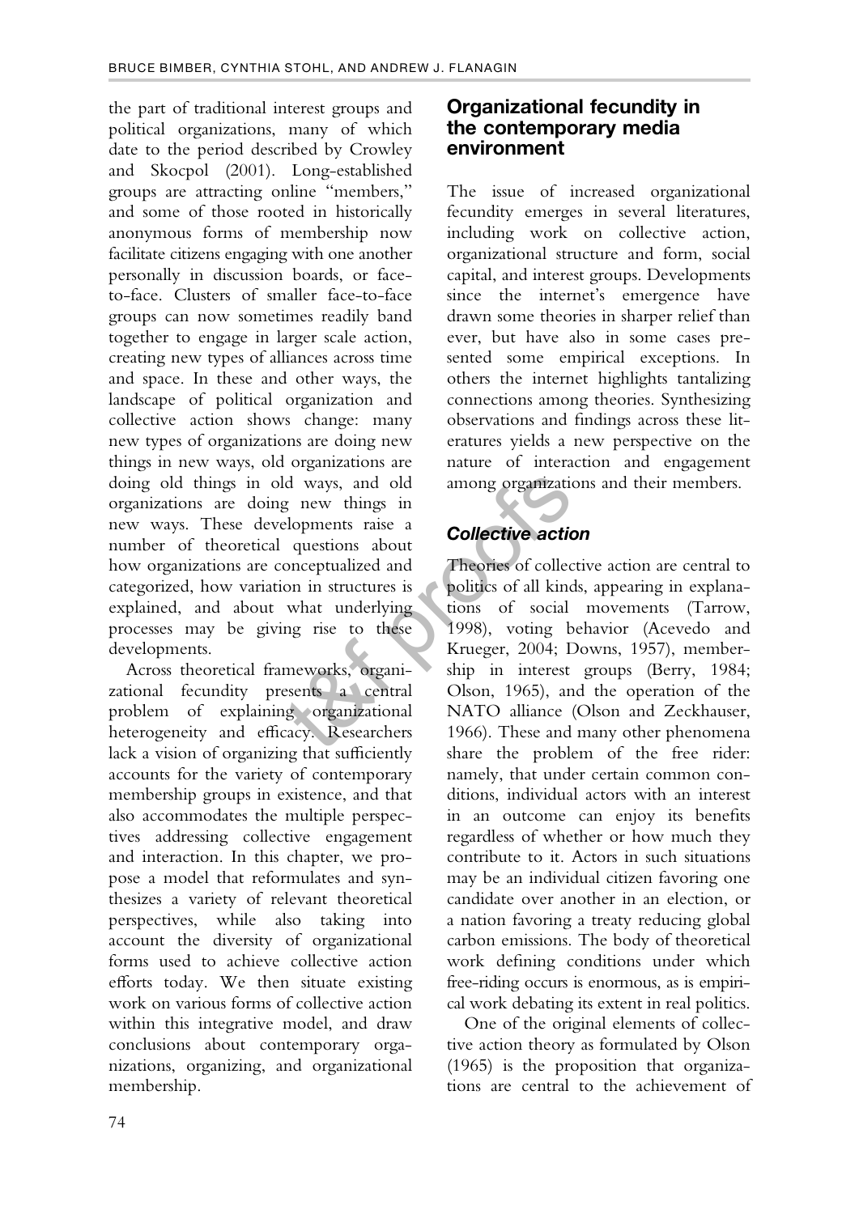the part of traditional interest groups and political organizations, many of which date to the period described by Crowley and Skocpol (2001). Long-established groups are attracting online "members," and some of those rooted in historically anonymous forms of membership now facilitate citizens engaging with one another personally in discussion boards, or face-to-face. Clusters of smaller face-to-face groups can now sometimes readily band together to engage in larger scale action, creating new types of alliances across time and space. In these and other ways, the landscape of political organization and collective action shows change: many new types of organizations are doing new things in new ways, old organizations are doing old things in old ways, and old organizations are doing new things in new ways. These developments raise a number of theoretical questions about how organizations are conceptualized and categorized, how variation in structures is explained, and about what underlying processes may be giving rise to these developments.

Across theoretical frameworks, organizational fecundity presents a central problem of explaining organizational heterogeneity and efficacy. Researchers lack a vision of organizing that sufficiently accounts for the variety of contemporary membership groups in existence, and that also accommodates the multiple perspectives addressing collective engagement and interaction. In this chapter, we propose a model that reformulates and synthesizes a variety of relevant theoretical perspectives, while also taking into account the diversity of organizational forms used to achieve collective action efforts today. We then situate existing work on various forms of collective action within this integrative model, and draw conclusions about contemporary organizations, organizing, and organizational membership.

## Organizational fecundity in the contemporary media environment

The issue of increased organizational fecundity emerges in several literatures, including work on collective action, organizational structure and form, social capital, and interest groups. Developments since the internet's emergence have drawn some theories in sharper relief than ever, but have also in some cases presented some empirical exceptions. In others the internet highlights tantalizing connections among theories. Synthesizing observations and findings across these literatures yields a new perspective on the nature of interaction and engagement among organizations and their members.

### *Collective action*

Theories of collective action are central to politics of all kinds, appearing in explanations of social movements (Tarrow, 1998), voting behavior (Acevedo and Krueger, 2004; Downs, 1957), membership in interest groups (Berry, 1984; Olson, 1965), and the operation of the NATO alliance (Olson and Zeckhauser, 1966). These and many other phenomena share the problem of the free rider: namely, that under certain common conditions, individual actors with an interest in an outcome can enjoy its benefits regardless of whether or how much they contribute to it. Actors in such situations may be an individual citizen favoring one candidate over another in an election, or a nation favoring a treaty reducing global carbon emissions. The body of theoretical work defining conditions under which free-riding occurs is enormous, as is empirical work debating its extent in real politics.

One of the original elements of collective action theory as formulated by Olson (1965) is the proposition that organizations are central to the achievement of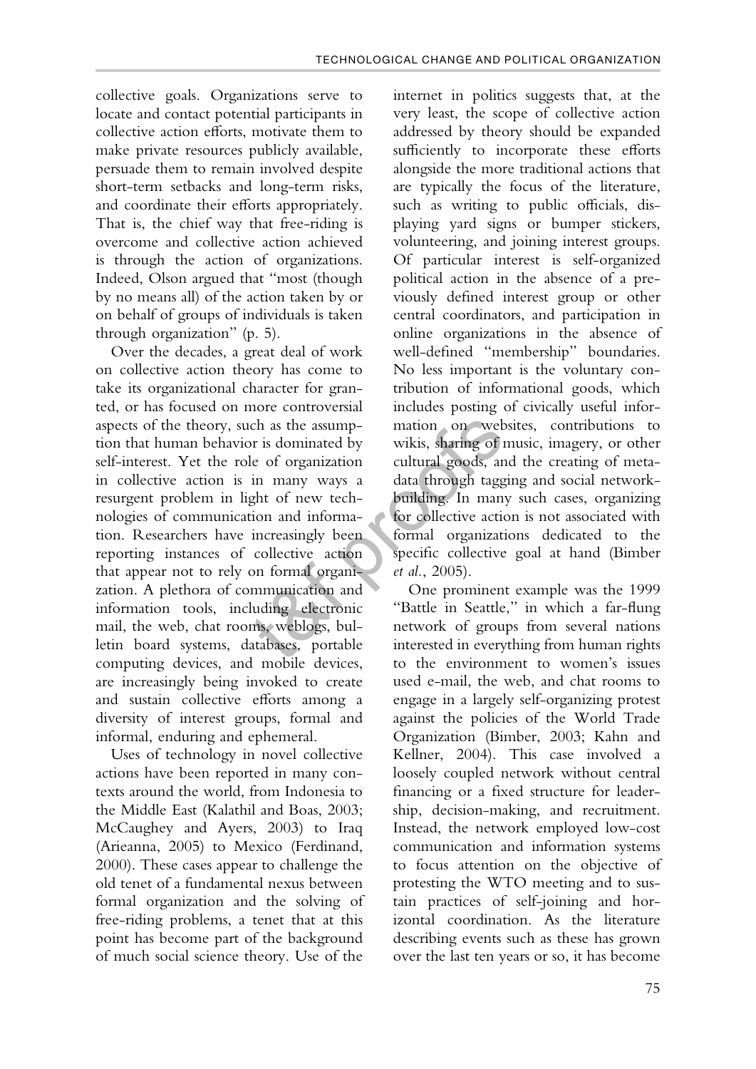collective goals. Organizations serve to locate and contact potential participants in collective action efforts, motivate them to make private resources publicly available, persuade them to remain involved despite short-term setbacks and long-term risks, and coordinate their efforts appropriately. That is, the chief way that free-riding is overcome and collective action achieved is through the action of organizations. Indeed, Olson argued that "most (though by no means all) of the action taken by or on behalf of groups of individuals is taken through organization" (p. 5).

Over the decades, a great deal of work on collective action theory has come to take its organizational character for granted, or has focused on more controversial aspects of the theory, such as the assumption that human behavior is dominated by self-interest. Yet the role of organization in collective action is in many ways a resurgent problem in light of new technologies of communication and information. Researchers have increasingly been reporting instances of collective action that appear not to rely on formal organization. A plethora of communication and information tools, including electronic mail, the web, chat rooms, weblogs, bulletin board systems, databases, portable computing devices, and mobile devices, are increasingly being invoked to create and sustain collective efforts among a diversity of interest groups, formal and informal, enduring and ephemeral.

Uses of technology in novel collective actions have been reported in many contexts around the world, from Indonesia to the Middle East (Kalathil and Boas, 2003; McCaughey and Ayers, 2003) to Iraq (Arieanna, 2005) to Mexico (Ferdinand, 2000). These cases appear to challenge the old tenet of a fundamental nexus between formal organization and the solving of free-riding problems, a tenet that at this point has become part of the background of much social science theory. Use of the internet in politics suggests that, at the very least, the scope of collective action addressed by theory should be expanded sufficiently to incorporate these efforts alongside the more traditional actions that are typically the focus of the literature, such as writing to public officials, displaying yard signs or bumper stickers, volunteering, and joining interest groups. Of particular interest is self-organized political action in the absence of a previously defined interest group or other central coordinators, and participation in online organizations in the absence of well-defined "membership" boundaries. No less important is the voluntary contribution of informational goods, which includes posting of civically useful information on websites, contributions to wikis, sharing of music, imagery, or other cultural goods, and the creating of metadata through tagging and social network-building. In many such cases, organizing for collective action is not associated with formal organizations dedicated to the specific collective goal at hand (Bimber *et al.*, 2005).

One prominent example was the 1999 "Battle in Seattle," in which a far-flung network of groups from several nations interested in everything from human rights to the environment to women's issues used e-mail, the web, and chat rooms to engage in a largely self-organizing protest against the policies of the World Trade Organization (Bimber, 2003; Kahn and Kellner, 2004). This case involved a loosely coupled network without central financing or a fixed structure for leadership, decision-making, and recruitment. Instead, the network employed low-cost communication and information systems to focus attention on the objective of protesting the WTO meeting and to sustain practices of self-joining and horizontal coordination. As the literature describing events such as these has grown over the last ten years or so, it has become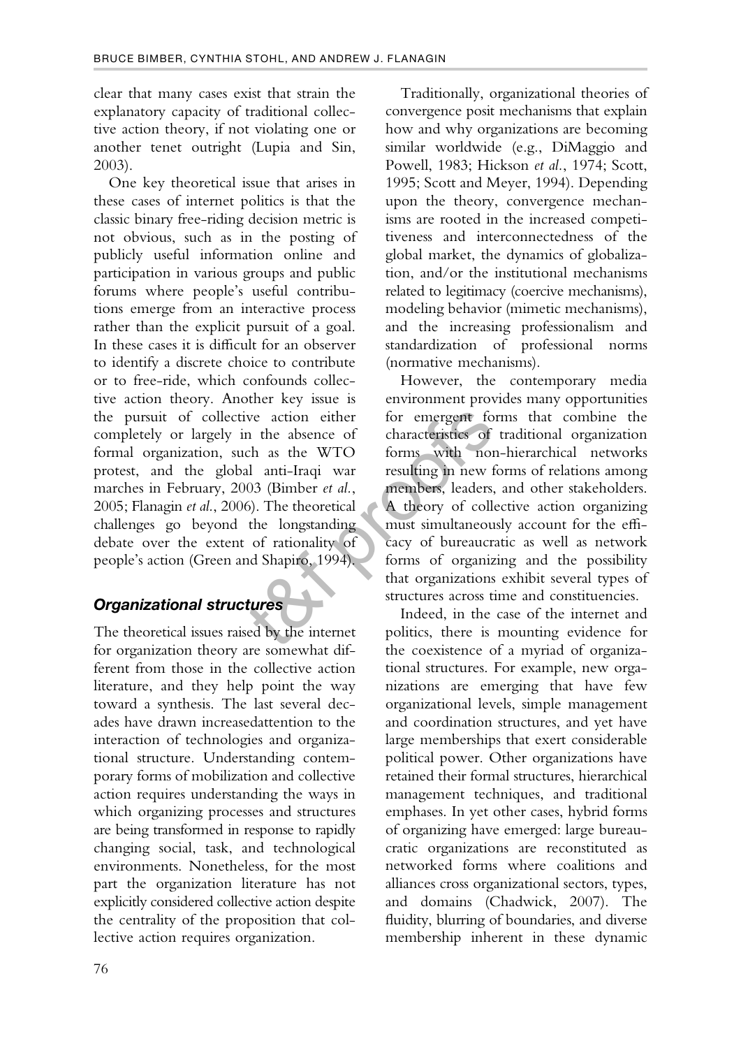clear that many cases exist that strain the explanatory capacity of traditional collective action theory, if not violating one or another tenet outright (Lupia and Sin, 2003).

One key theoretical issue that arises in these cases of internet politics is that the classic binary free-riding decision metric is not obvious, such as in the posting of publicly useful information online and participation in various groups and public forums where people's useful contributions emerge from an interactive process rather than the explicit pursuit of a goal. In these cases it is difficult for an observer to identify a discrete choice to contribute or to free-ride, which confounds collective action theory. Another key issue is the pursuit of collective action either completely or largely in the absence of formal organization, such as the WTO protest, and the global anti-Iraqi war marches in February, 2003 (Bimber *et al.*, 2005; Flanagin *et al.*, 2006). The theoretical challenges go beyond the longstanding debate over the extent of rationality of people's action (Green and Shapiro, 1994).

### *Organizational structures*

The theoretical issues raised by the internet for organization theory are somewhat different from those in the collective action literature, and they help point the way toward a synthesis. The last several decades have drawn increasedattention to the interaction of technologies and organizational structure. Understanding contemporary forms of mobilization and collective action requires understanding the ways in which organizing processes and structures are being transformed in response to rapidly changing social, task, and technological environments. Nonetheless, for the most part the organization literature has not explicitly considered collective action despite the centrality of the proposition that collective action requires organization.

Traditionally, organizational theories of convergence posit mechanisms that explain how and why organizations are becoming similar worldwide (e.g., DiMaggio and Powell, 1983; Hickson *et al.*, 1974; Scott, 1995; Scott and Meyer, 1994). Depending upon the theory, convergence mechanisms are rooted in the increased competitiveness and interconnectedness of the global market, the dynamics of globalization, and/or the institutional mechanisms related to legitimacy (coercive mechanisms), modeling behavior (mimetic mechanisms), and the increasing professionalism and standardization of professional norms (normative mechanisms).

However, the contemporary media environment provides many opportunities for emergent forms that combine the characteristics of traditional organization forms with non-hierarchical networks resulting in new forms of relations among members, leaders, and other stakeholders. A theory of collective action organizing must simultaneously account for the efficacy of bureaucratic as well as network forms of organizing and the possibility that organizations exhibit several types of structures across time and constituencies.

Indeed, in the case of the internet and politics, there is mounting evidence for the coexistence of a myriad of organizational structures. For example, new organizations are emerging that have few organizational levels, simple management and coordination structures, and yet have large memberships that exert considerable political power. Other organizations have retained their formal structures, hierarchical management techniques, and traditional emphases. In yet other cases, hybrid forms of organizing have emerged: large bureaucratic organizations are reconstituted as networked forms where coalitions and alliances cross organizational sectors, types, and domains (Chadwick, 2007). The fluidity, blurring of boundaries, and diverse membership inherent in these dynamic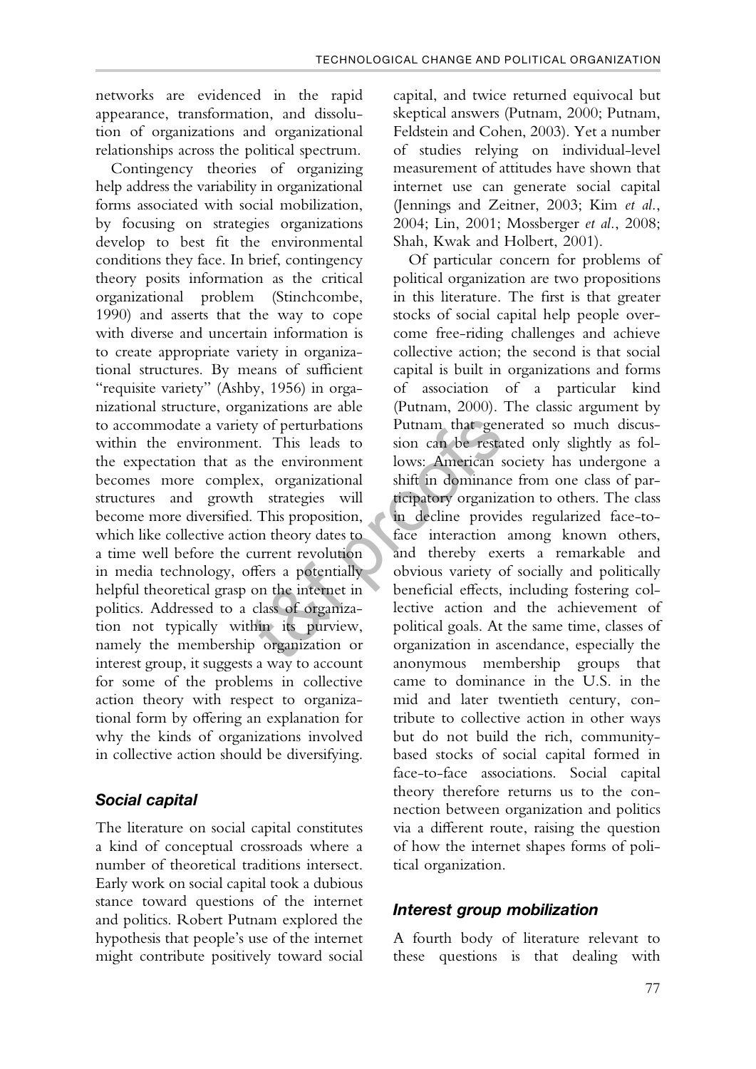networks are evidenced in the rapid appearance, transformation, and dissolution of organizations and organizational relationships across the political spectrum.

Contingency theories of organizing help address the variability in organizational forms associated with social mobilization, by focusing on strategies organizations develop to best fit the environmental conditions they face. In brief, contingency theory posits information as the critical organizational problem (Stinchcombe, 1990) and asserts that the way to cope with diverse and uncertain information is to create appropriate variety in organizational structures. By means of sufficient "requisite variety" (Ashby, 1956) in organizational structure, organizations are able to accommodate a variety of perturbations within the environment. This leads to the expectation that as the environment becomes more complex, organizational structures and growth strategies will become more diversified. This proposition, which like collective action theory dates to a time well before the current revolution in media technology, offers a potentially helpful theoretical grasp on the internet in politics. Addressed to a class of organization not typically within its purview, namely the membership organization or interest group, it suggests a way to account for some of the problems in collective action theory with respect to organizational form by offering an explanation for why the kinds of organizations involved in collective action should be diversifying.

### Social capital

The literature on social capital constitutes a kind of conceptual crossroads where a number of theoretical traditions intersect. Early work on social capital took a dubious stance toward questions of the internet and politics. Robert Putnam explored the hypothesis that people's use of the internet might contribute positively toward social capital, and twice returned equivocal but skeptical answers (Putnam, 2000; Putnam, Feldstein and Cohen, 2003). Yet a number of studies relying on individual-level measurement of attitudes have shown that internet use can generate social capital (Jennings and Zeitner, 2003; Kim *et al.*, 2004; Lin, 2001; Mossberger *et al.*, 2008; Shah, Kwak and Holbert, 2001).

Of particular concern for problems of political organization are two propositions in this literature. The first is that greater stocks of social capital help people overcome free-riding challenges and achieve collective action; the second is that social capital is built in organizations and forms of association of a particular kind (Putnam, 2000). The classic argument by Putnam that generated so much discussion can be restated only slightly as follows: American society has undergone a shift in dominance from one class of participatory organization to others. The class in decline provides regularized face-to-face interaction among known others, and thereby exerts a remarkable and obvious variety of socially and politically beneficial effects, including fostering collective action and the achievement of political goals. At the same time, classes of organization in ascendance, especially the anonymous membership groups that came to dominance in the U.S. in the mid and later twentieth century, contribute to collective action in other ways but do not build the rich, community-based stocks of social capital formed in face-to-face associations. Social capital theory therefore returns us to the connection between organization and politics via a different route, raising the question of how the internet shapes forms of political organization.

### Interest group mobilization

A fourth body of literature relevant to these questions is that dealing with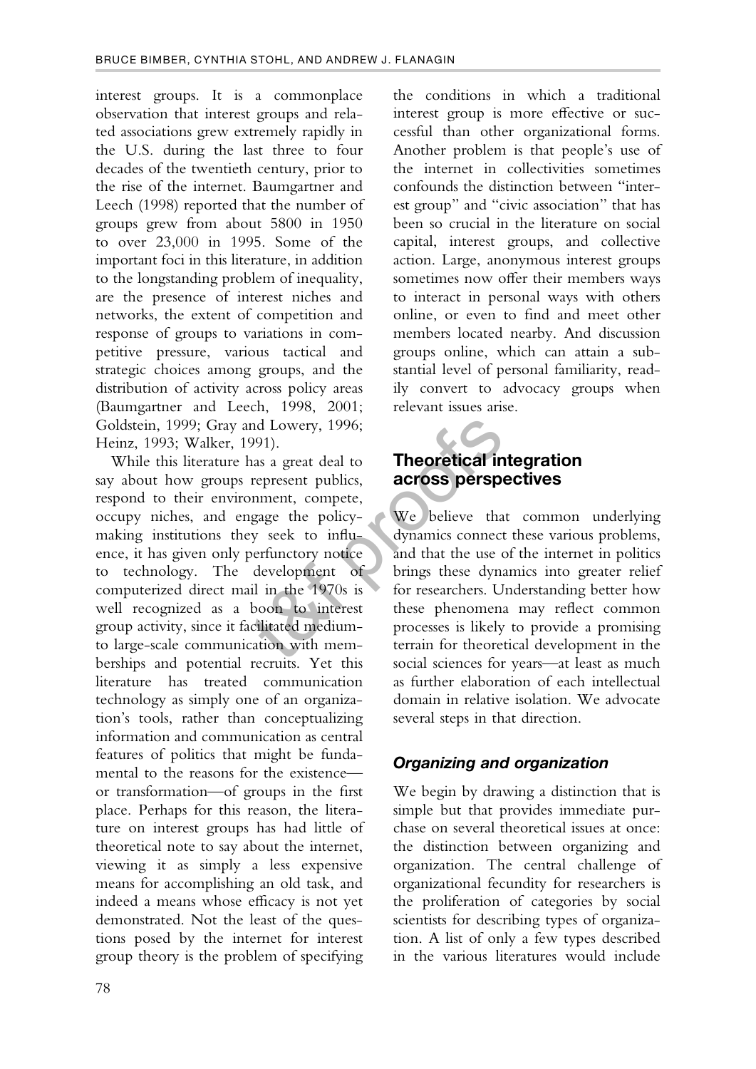interest groups. It is a commonplace observation that interest groups and related associations grew extremely rapidly in the U.S. during the last three to four decades of the twentieth century, prior to the rise of the internet. Baumgartner and Leech (1998) reported that the number of groups grew from about 5800 in 1950 to over 23,000 in 1995. Some of the important foci in this literature, in addition to the longstanding problem of inequality, are the presence of interest niches and networks, the extent of competition and response of groups to variations in competitive pressure, various tactical and strategic choices among groups, and the distribution of activity across policy areas (Baumgartner and Leech, 1998, 2001; Goldstein, 1999; Gray and Lowery, 1996; Heinz, 1993; Walker, 1991).

While this literature has a great deal to say about how groups represent publics, respond to their environment, compete, occupy niches, and engage the policy-making institutions they seek to influence, it has given only perfunctory notice to technology. The development of computerized direct mail in the 1970s is well recognized as a boon to interest group activity, since it facilitated medium- to large-scale communication with memberships and potential recruits. Yet this literature has treated communication technology as simply one of an organization's tools, rather than conceptualizing information and communication as central features of politics that might be fundamental to the reasons for the existence—or transformation—of groups in the first place. Perhaps for this reason, the literature on interest groups has had little of theoretical note to say about the internet, viewing it as simply a less expensive means for accomplishing an old task, and indeed a means whose efficacy is not yet demonstrated. Not the least of the questions posed by the internet for interest group theory is the problem of specifying the conditions in which a traditional interest group is more effective or successful than other organizational forms. Another problem is that people's use of the internet in collectivities sometimes confounds the distinction between "interest group" and "civic association" that has been so crucial in the literature on social capital, interest groups, and collective action. Large, anonymous interest groups sometimes now offer their members ways to interact in personal ways with others online, or even to find and meet other members located nearby. And discussion groups online, which can attain a substantial level of personal familiarity, readily convert to advocacy groups when relevant issues arise.

## Theoretical integration across perspectives

We believe that common underlying dynamics connect these various problems, and that the use of the internet in politics brings these dynamics into greater relief for researchers. Understanding better how these phenomena may reflect common processes is likely to provide a promising terrain for theoretical development in the social sciences for years—at least as much as further elaboration of each intellectual domain in relative isolation. We advocate several steps in that direction.

### *Organizing and organization*

We begin by drawing a distinction that is simple but that provides immediate purchase on several theoretical issues at once: the distinction between organizing and organization. The central challenge of organizational fecundity for researchers is the proliferation of categories by social scientists for describing types of organization. A list of only a few types described in the various literatures would include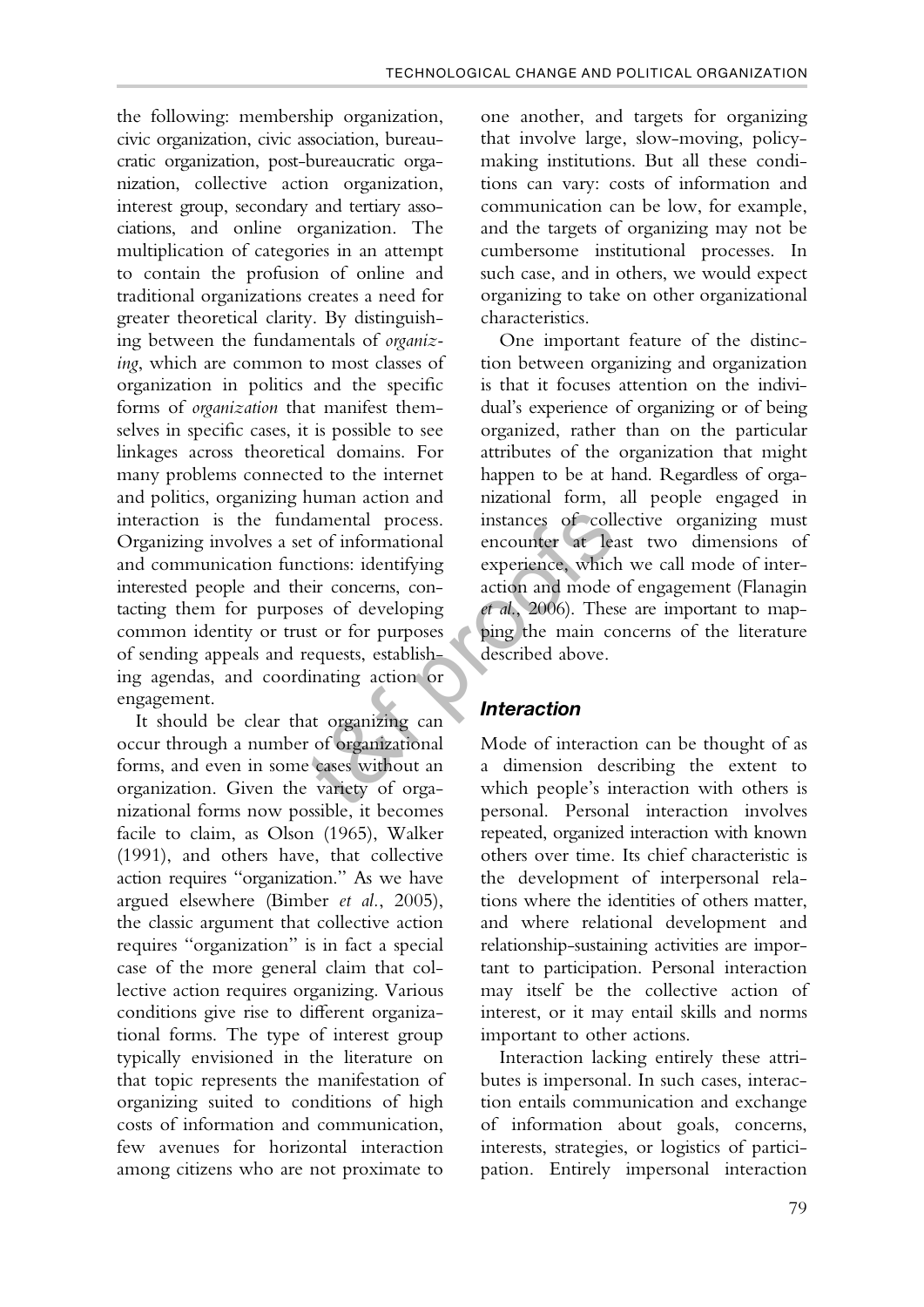the following: membership organization, civic organization, civic association, bureaucratic organization, post-bureaucratic organization, collective action organization, interest group, secondary and tertiary associations, and online organization. The multiplication of categories in an attempt to contain the profusion of online and traditional organizations creates a need for greater theoretical clarity. By distinguishing between the fundamentals of *organizing*, which are common to most classes of organization in politics and the specific forms of *organization* that manifest themselves in specific cases, it is possible to see linkages across theoretical domains. For many problems connected to the internet and politics, organizing human action and interaction is the fundamental process. Organizing involves a set of informational and communication functions: identifying interested people and their concerns, contacting them for purposes of developing common identity or trust or for purposes of sending appeals and requests, establishing agendas, and coordinating action or engagement.

It should be clear that organizing can occur through a number of organizational forms, and even in some cases without an organization. Given the variety of organizational forms now possible, it becomes facile to claim, as Olson (1965), Walker (1991), and others have, that collective action requires "organization." As we have argued elsewhere (Bimber *et al.*, 2005), the classic argument that collective action requires "organization" is in fact a special case of the more general claim that collective action requires organizing. Various conditions give rise to different organizational forms. The type of interest group typically envisioned in the literature on that topic represents the manifestation of organizing suited to conditions of high costs of information and communication, few avenues for horizontal interaction among citizens who are not proximate to one another, and targets for organizing that involve large, slow-moving, policy-making institutions. But all these conditions can vary: costs of information and communication can be low, for example, and the targets of organizing may not be cumbersome institutional processes. In such case, and in others, we would expect organizing to take on other organizational characteristics.

One important feature of the distinction between organizing and organization is that it focuses attention on the individual's experience of organizing or of being organized, rather than on the particular attributes of the organization that might happen to be at hand. Regardless of organizational form, all people engaged in instances of collective organizing must encounter at least two dimensions of experience, which we call mode of interaction and mode of engagement (Flanagin *et al.*, 2006). These are important to mapping the main concerns of the literature described above.

## *Interaction*

Mode of interaction can be thought of as a dimension describing the extent to which people's interaction with others is personal. Personal interaction involves repeated, organized interaction with known others over time. Its chief characteristic is the development of interpersonal relations where the identities of others matter, and where relational development and relationship-sustaining activities are important to participation. Personal interaction may itself be the collective action of interest, or it may entail skills and norms important to other actions.

Interaction lacking entirely these attributes is impersonal. In such cases, interaction entails communication and exchange of information about goals, concerns, interests, strategies, or logistics of participation. Entirely impersonal interaction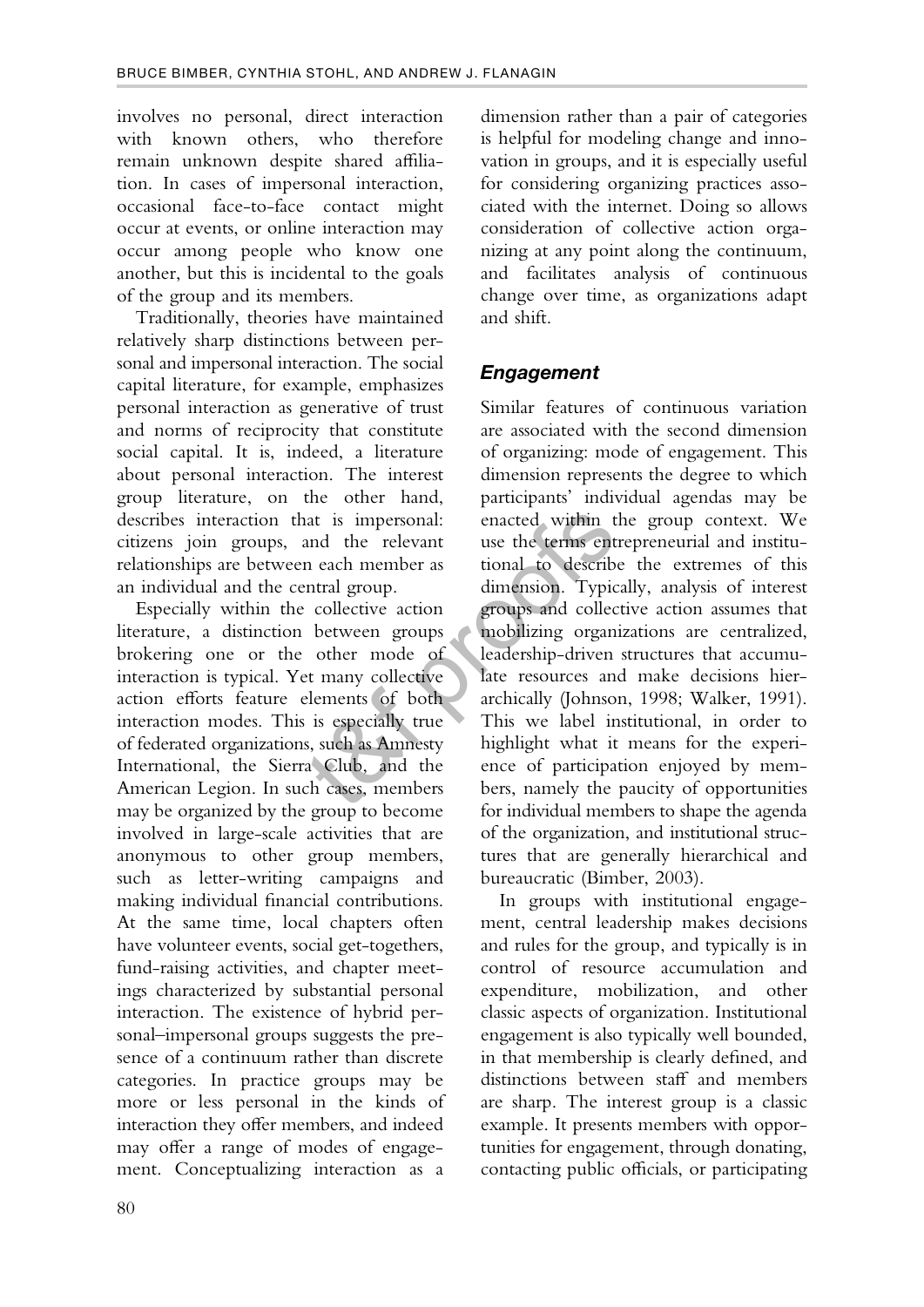involves no personal, direct interaction with known others, who therefore remain unknown despite shared affiliation. In cases of impersonal interaction, occasional face-to-face contact might occur at events, or online interaction may occur among people who know one another, but this is incidental to the goals of the group and its members.

Traditionally, theories have maintained relatively sharp distinctions between personal and impersonal interaction. The social capital literature, for example, emphasizes personal interaction as generative of trust and norms of reciprocity that constitute social capital. It is, indeed, a literature about personal interaction. The interest group literature, on the other hand, describes interaction that is impersonal: citizens join groups, and the relevant relationships are between each member as an individual and the central group.

Especially within the collective action literature, a distinction between groups brokering one or the other mode of interaction is typical. Yet many collective action efforts feature elements of both interaction modes. This is especially true of federated organizations, such as Amnesty International, the Sierra Club, and the American Legion. In such cases, members may be organized by the group to become involved in large-scale activities that are anonymous to other group members, such as letter-writing campaigns and making individual financial contributions. At the same time, local chapters often have volunteer events, social get-togethers, fund-raising activities, and chapter meetings characterized by substantial personal interaction. The existence of hybrid personal–impersonal groups suggests the presence of a continuum rather than discrete categories. In practice groups may be more or less personal in the kinds of interaction they offer members, and indeed may offer a range of modes of engagement. Conceptualizing interaction as a dimension rather than a pair of categories is helpful for modeling change and innovation in groups, and it is especially useful for considering organizing practices associated with the internet. Doing so allows consideration of collective action organizing at any point along the continuum, and facilitates analysis of continuous change over time, as organizations adapt and shift.

### *Engagement*

Similar features of continuous variation are associated with the second dimension of organizing: mode of engagement. This dimension represents the degree to which participants' individual agendas may be enacted within the group context. We use the terms entrepreneurial and institutional to describe the extremes of this dimension. Typically, analysis of interest groups and collective action assumes that mobilizing organizations are centralized, leadership-driven structures that accumulate resources and make decisions hierarchically (Johnson, 1998; Walker, 1991). This we label institutional, in order to highlight what it means for the experience of participation enjoyed by members, namely the paucity of opportunities for individual members to shape the agenda of the organization, and institutional structures that are generally hierarchical and bureaucratic (Bimber, 2003).

In groups with institutional engagement, central leadership makes decisions and rules for the group, and typically is in control of resource accumulation and expenditure, mobilization, and other classic aspects of organization. Institutional engagement is also typically well bounded, in that membership is clearly defined, and distinctions between staff and members are sharp. The interest group is a classic example. It presents members with opportunities for engagement, through donating, contacting public officials, or participating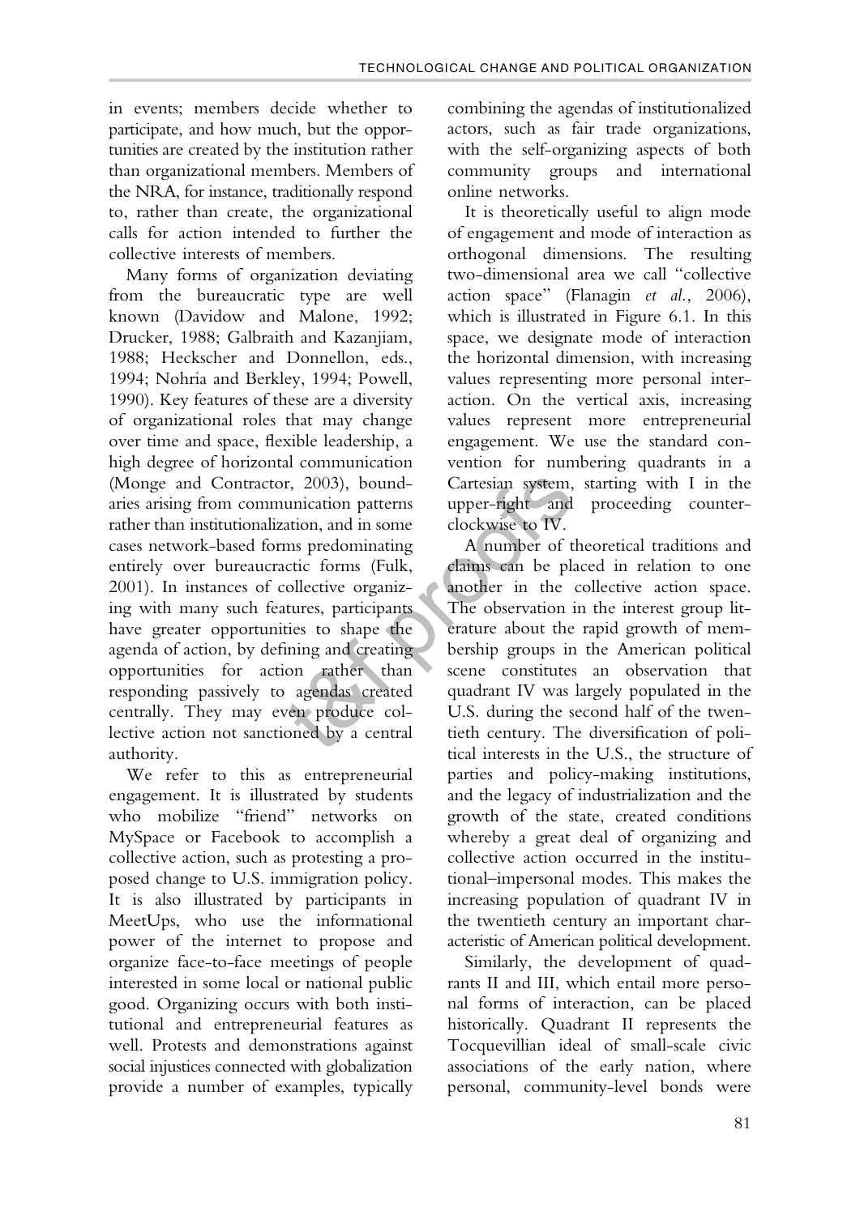in events; members decide whether to participate, and how much, but the opportunities are created by the institution rather than organizational members. Members of the NRA, for instance, traditionally respond to, rather than create, the organizational calls for action intended to further the collective interests of members.

Many forms of organization deviating from the bureaucratic type are well known (Davidow and Malone, 1992; Drucker, 1988; Galbraith and Kazanjiam, 1988; Heckscher and Donnellon, eds., 1994; Nohria and Berkley, 1994; Powell, 1990). Key features of these are a diversity of organizational roles that may change over time and space, flexible leadership, a high degree of horizontal communication (Monge and Contractor, 2003), boundaries arising from communication patterns rather than institutionalization, and in some cases network-based forms predominating entirely over bureaucractic forms (Fulk, 2001). In instances of collective organizing with many such features, participants have greater opportunities to shape the agenda of action, by defining and creating opportunities for action rather than responding passively to agendas created centrally. They may even produce collective action not sanctioned by a central authority.

We refer to this as entrepreneurial engagement. It is illustrated by students who mobilize "friend" networks on MySpace or Facebook to accomplish a collective action, such as protesting a proposed change to U.S. immigration policy. It is also illustrated by participants in MeetUps, who use the informational power of the internet to propose and organize face-to-face meetings of people interested in some local or national public good. Organizing occurs with both institutional and entrepreneurial features as well. Protests and demonstrations against social injustices connected with globalization provide a number of examples, typically combining the agendas of institutionalized actors, such as fair trade organizations, with the self-organizing aspects of both community groups and international online networks.

It is theoretically useful to align mode of engagement and mode of interaction as orthogonal dimensions. The resulting two-dimensional area we call "collective action space" (Flanagin *et al.*, 2006), which is illustrated in Figure 6.1. In this space, we designate mode of interaction the horizontal dimension, with increasing values representing more personal interaction. On the vertical axis, increasing values represent more entrepreneurial engagement. We use the standard convention for numbering quadrants in a Cartesian system, starting with I in the upper-right and proceeding counter-clockwise to IV.

A number of theoretical traditions and claims can be placed in relation to one another in the collective action space. The observation in the interest group literature about the rapid growth of membership groups in the American political scene constitutes an observation that quadrant IV was largely populated in the U.S. during the second half of the twentieth century. The diversification of political interests in the U.S., the structure of parties and policy-making institutions, and the legacy of industrialization and the growth of the state, created conditions whereby a great deal of organizing and collective action occurred in the institutional–impersonal modes. This makes the increasing population of quadrant IV in the twentieth century an important characteristic of American political development.

Similarly, the development of quadrants II and III, which entail more personal forms of interaction, can be placed historically. Quadrant II represents the Tocquevillian ideal of small-scale civic associations of the early nation, where personal, community-level bonds were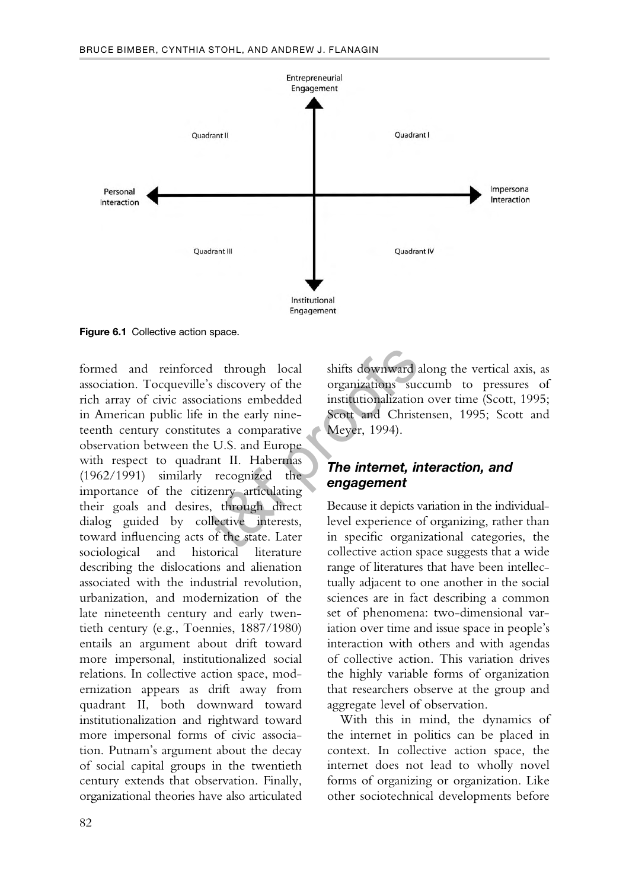Entrepreneurial Engagement

Quadrant II | Quadrant I

Personal Interaction | Impersona Interaction

Quadrant III | Quadrant IV

Institutional Engagement

**Figure 6.1** Collective action space.

formed and reinforced through local association. Tocqueville's discovery of the rich array of civic associations embedded in American public life in the early nineteenth century constitutes a comparative observation between the U.S. and Europe with respect to quadrant II. Habermas (1962/1991) similarly recognized the importance of the citizenry articulating their goals and desires, through direct dialog guided by collective interests, toward influencing acts of the state. Later sociological and historical literature describing the dislocations and alienation associated with the industrial revolution, urbanization, and modernization of the late nineteenth century and early twentieth century (e.g., Toennies, 1887/1980) entails an argument about drift toward more impersonal, institutionalized social relations. In collective action space, modernization appears as drift away from quadrant II, both downward toward institutionalization and rightward toward more impersonal forms of civic association. Putnam's argument about the decay of social capital groups in the twentieth century extends that observation. Finally, organizational theories have also articulated shifts downward along the vertical axis, as organizations succumb to pressures of institutionalization over time (Scott, 1995; Scott and Christensen, 1995; Scott and Meyer, 1994).

### *The internet, interaction, and engagement*

Because it depicts variation in the individual-level experience of organizing, rather than in specific organizational categories, the collective action space suggests that a wide range of literatures that have been intellectually adjacent to one another in the social sciences are in fact describing a common set of phenomena: two-dimensional variation over time and issue space in people's interaction with others and with agendas of collective action. This variation drives the highly variable forms of organization that researchers observe at the group and aggregate level of observation.

With this in mind, the dynamics of the internet in politics can be placed in context. In collective action space, the internet does not lead to wholly novel forms of organizing or organization. Like other sociotechnical developments before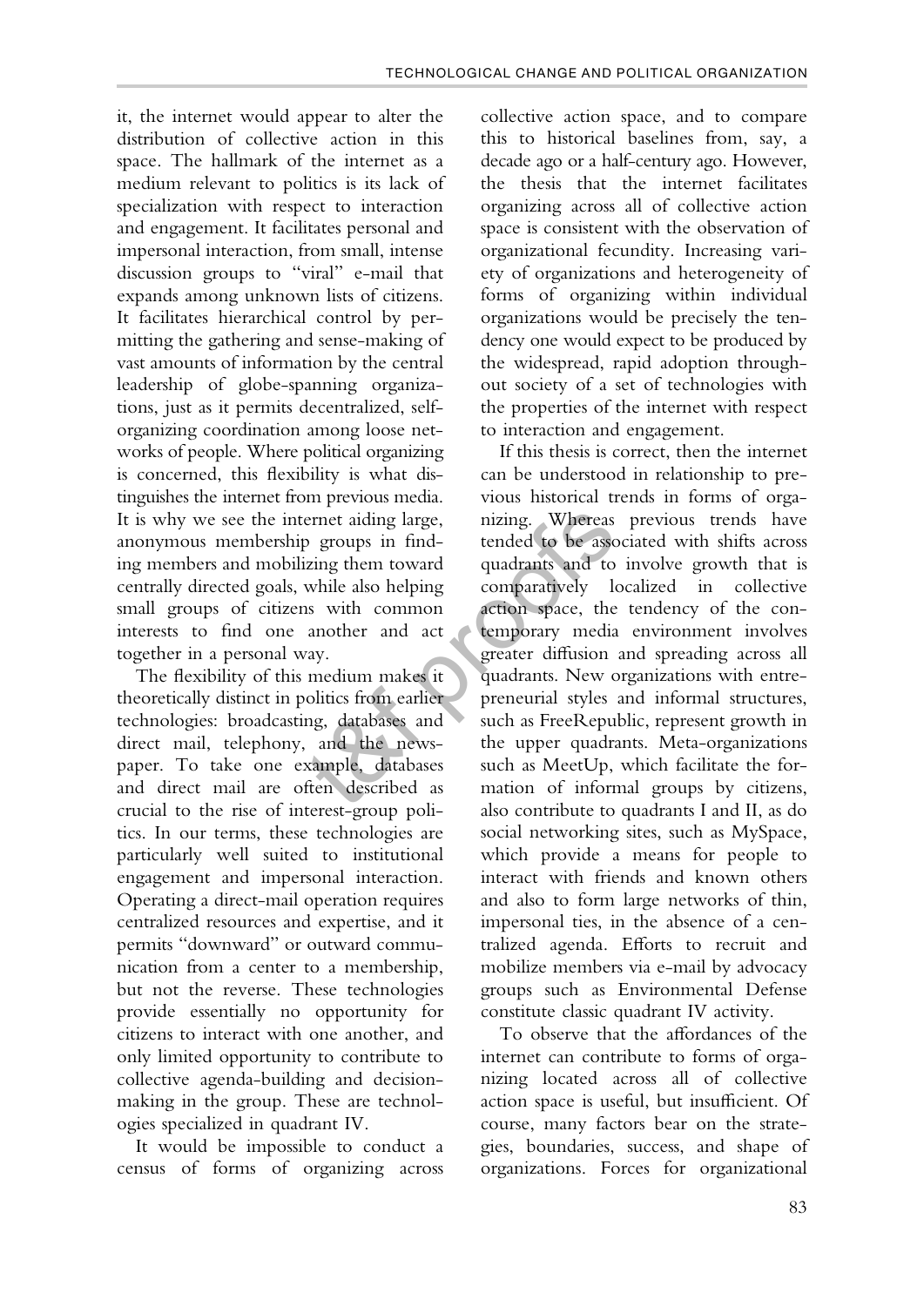it, the internet would appear to alter the distribution of collective action in this space. The hallmark of the internet as a medium relevant to politics is its lack of specialization with respect to interaction and engagement. It facilitates personal and impersonal interaction, from small, intense discussion groups to "viral" e-mail that expands among unknown lists of citizens. It facilitates hierarchical control by permitting the gathering and sense-making of vast amounts of information by the central leadership of globe-spanning organizations, just as it permits decentralized, self-organizing coordination among loose networks of people. Where political organizing is concerned, this flexibility is what distinguishes the internet from previous media. It is why we see the internet aiding large, anonymous membership groups in finding members and mobilizing them toward centrally directed goals, while also helping small groups of citizens with common interests to find one another and act together in a personal way.

The flexibility of this medium makes it theoretically distinct in politics from earlier technologies: broadcasting, databases and direct mail, telephony, and the newspaper. To take one example, databases and direct mail are often described as crucial to the rise of interest-group politics. In our terms, these technologies are particularly well suited to institutional engagement and impersonal interaction. Operating a direct-mail operation requires centralized resources and expertise, and it permits "downward" or outward communication from a center to a membership, but not the reverse. These technologies provide essentially no opportunity for citizens to interact with one another, and only limited opportunity to contribute to collective agenda-building and decision-making in the group. These are technologies specialized in quadrant IV.

It would be impossible to conduct a census of forms of organizing across collective action space, and to compare this to historical baselines from, say, a decade ago or a half-century ago. However, the thesis that the internet facilitates organizing across all of collective action space is consistent with the observation of organizational fecundity. Increasing variety of organizations and heterogeneity of forms of organizing within individual organizations would be precisely the tendency one would expect to be produced by the widespread, rapid adoption throughout society of a set of technologies with the properties of the internet with respect to interaction and engagement.

If this thesis is correct, then the internet can be understood in relationship to previous historical trends in forms of organizing. Whereas previous trends have tended to be associated with shifts across quadrants and to involve growth that is comparatively localized in collective action space, the tendency of the contemporary media environment involves greater diffusion and spreading across all quadrants. New organizations with entrepreneurial styles and informal structures, such as FreeRepublic, represent growth in the upper quadrants. Meta-organizations such as MeetUp, which facilitate the formation of informal groups by citizens, also contribute to quadrants I and II, as do social networking sites, such as MySpace, which provide a means for people to interact with friends and known others and also to form large networks of thin, impersonal ties, in the absence of a centralized agenda. Efforts to recruit and mobilize members via e-mail by advocacy groups such as Environmental Defense constitute classic quadrant IV activity.

To observe that the affordances of the internet can contribute to forms of organizing located across all of collective action space is useful, but insufficient. Of course, many factors bear on the strategies, boundaries, success, and shape of organizations. Forces for organizational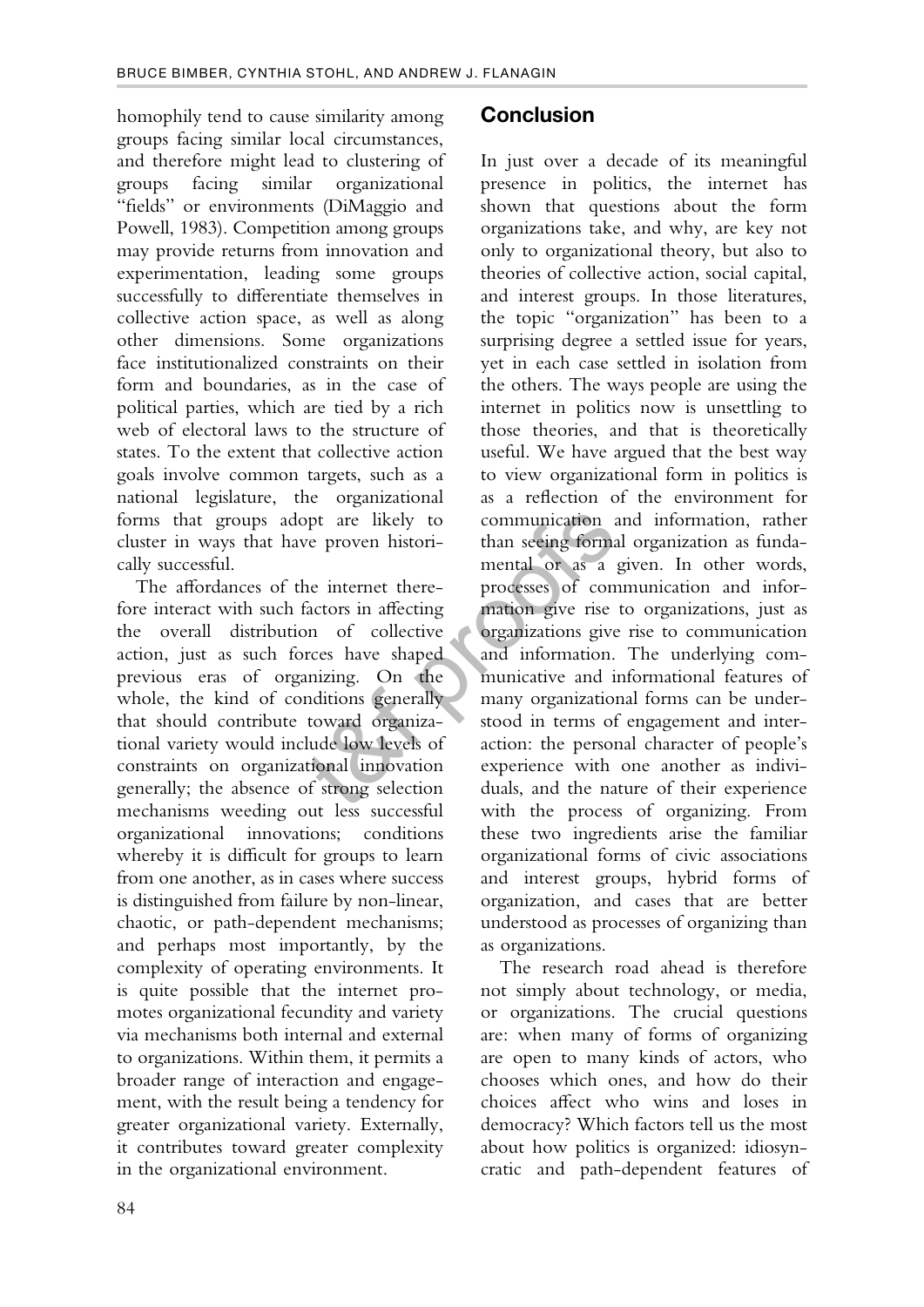homophily tend to cause similarity among groups facing similar local circumstances, and therefore might lead to clustering of groups facing similar organizational "fields" or environments (DiMaggio and Powell, 1983). Competition among groups may provide returns from innovation and experimentation, leading some groups successfully to differentiate themselves in collective action space, as well as along other dimensions. Some organizations face institutionalized constraints on their form and boundaries, as in the case of political parties, which are tied by a rich web of electoral laws to the structure of states. To the extent that collective action goals involve common targets, such as a national legislature, the organizational forms that groups adopt are likely to cluster in ways that have proven historically successful.

The affordances of the internet therefore interact with such factors in affecting the overall distribution of collective action, just as such forces have shaped previous eras of organizing. On the whole, the kind of conditions generally that should contribute toward organizational variety would include low levels of constraints on organizational innovation generally; the absence of strong selection mechanisms weeding out less successful organizational innovations; conditions whereby it is difficult for groups to learn from one another, as in cases where success is distinguished from failure by non-linear, chaotic, or path-dependent mechanisms; and perhaps most importantly, by the complexity of operating environments. It is quite possible that the internet promotes organizational fecundity and variety via mechanisms both internal and external to organizations. Within them, it permits a broader range of interaction and engagement, with the result being a tendency for greater organizational variety. Externally, it contributes toward greater complexity in the organizational environment.

## Conclusion

In just over a decade of its meaningful presence in politics, the internet has shown that questions about the form organizations take, and why, are key not only to organizational theory, but also to theories of collective action, social capital, and interest groups. In those literatures, the topic "organization" has been to a surprising degree a settled issue for years, yet in each case settled in isolation from the others. The ways people are using the internet in politics now is unsettling to those theories, and that is theoretically useful. We have argued that the best way to view organizational form in politics is as a reflection of the environment for communication and information, rather than seeing formal organization as fundamental or as a given. In other words, processes of communication and information give rise to organizations, just as organizations give rise to communication and information. The underlying communicative and informational features of many organizational forms can be understood in terms of engagement and interaction: the personal character of people's experience with one another as individuals, and the nature of their experience with the process of organizing. From these two ingredients arise the familiar organizational forms of civic associations and interest groups, hybrid forms of organization, and cases that are better understood as processes of organizing than as organizations.

The research road ahead is therefore not simply about technology, or media, or organizations. The crucial questions are: when many of forms of organizing are open to many kinds of actors, who chooses which ones, and how do their choices affect who wins and loses in democracy? Which factors tell us the most about how politics is organized: idiosyncratic and path-dependent features of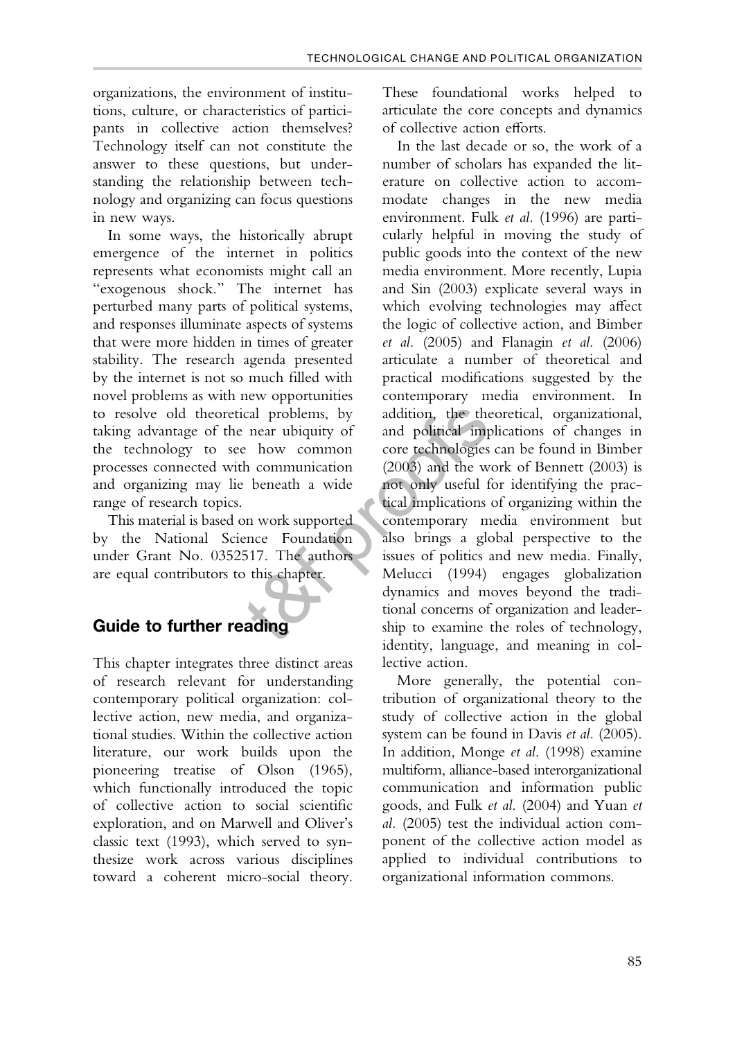organizations, the environment of institutions, culture, or characteristics of participants in collective action themselves? Technology itself can not constitute the answer to these questions, but understanding the relationship between technology and organizing can focus questions in new ways.

In some ways, the historically abrupt emergence of the internet in politics represents what economists might call an "exogenous shock." The internet has perturbed many parts of political systems, and responses illuminate aspects of systems that were more hidden in times of greater stability. The research agenda presented by the internet is not so much filled with novel problems as with new opportunities to resolve old theoretical problems, by taking advantage of the near ubiquity of the technology to see how common processes connected with communication and organizing may lie beneath a wide range of research topics.

This material is based on work supported by the National Science Foundation under Grant No. 0352517. The authors are equal contributors to this chapter.

## Guide to further reading

This chapter integrates three distinct areas of research relevant for understanding contemporary political organization: collective action, new media, and organizational studies. Within the collective action literature, our work builds upon the pioneering treatise of Olson (1965), which functionally introduced the topic of collective action to social scientific exploration, and on Marwell and Oliver's classic text (1993), which served to synthesize work across various disciplines toward a coherent micro-social theory. These foundational works helped to articulate the core concepts and dynamics of collective action efforts.

In the last decade or so, the work of a number of scholars has expanded the literature on collective action to accommodate changes in the new media environment. Fulk *et al.* (1996) are particularly helpful in moving the study of public goods into the context of the new media environment. More recently, Lupia and Sin (2003) explicate several ways in which evolving technologies may affect the logic of collective action, and Bimber *et al.* (2005) and Flanagin *et al.* (2006) articulate a number of theoretical and practical modifications suggested by the contemporary media environment. In addition, the theoretical, organizational, and political implications of changes in core technologies can be found in Bimber (2003) and the work of Bennett (2003) is not only useful for identifying the practical implications of organizing within the contemporary media environment but also brings a global perspective to the issues of politics and new media. Finally, Melucci (1994) engages globalization dynamics and moves beyond the traditional concerns of organization and leadership to examine the roles of technology, identity, language, and meaning in collective action.

More generally, the potential contribution of organizational theory to the study of collective action in the global system can be found in Davis *et al.* (2005). In addition, Monge *et al.* (1998) examine multiform, alliance-based interorganizational communication and information public goods, and Fulk *et al.* (2004) and Yuan *et al.* (2005) test the individual action component of the collective action model as applied to individual contributions to organizational information commons.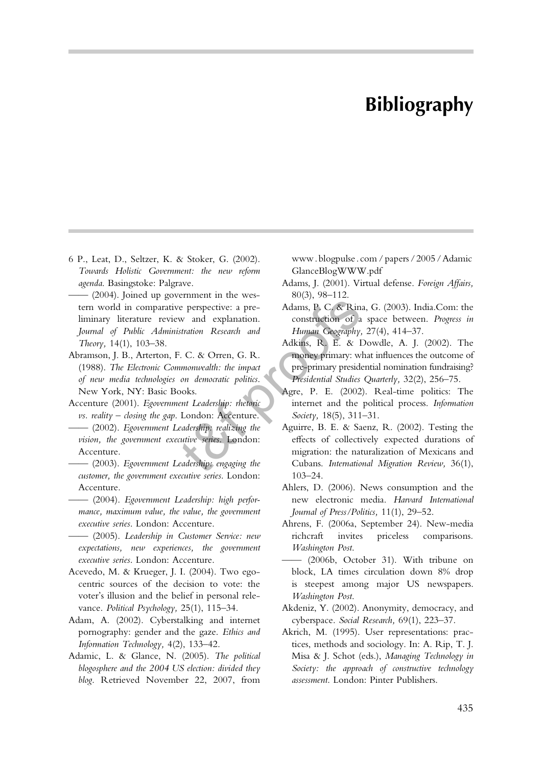# Bibliography

6 P., Leat, D., Seltzer, K. & Stoker, G. (2002). *Towards Holistic Government: the new reform agenda.* Basingstoke: Palgrave.

—— (2004). Joined up government in the western world in comparative perspective: a preliminary literature review and explanation. *Journal of Public Administration Research and Theory,* 14(1), 103–38.

Abramson, J. B., Arterton, F. C. & Orren, G. R. (1988). *The Electronic Commonwealth: the impact of new media technologies on democratic politics.* New York, NY: Basic Books.

Accenture (2001). *Egovernment Leadership: rhetoric vs. reality – closing the gap.* London: Accenture.

—— (2002). *Egovernment Leadership: realizing the vision, the government executive series.* London: Accenture.

—— (2003). *Egovernment Leadership: engaging the customer, the government executive series.* London: Accenture.

—— (2004). *Egovernment Leadership: high performance, maximum value, the value, the government executive series.* London: Accenture.

—— (2005). *Leadership in Customer Service: new expectations, new experiences, the government executive series.* London: Accenture.

Acevedo, M. & Krueger, J. I. (2004). Two egocentric sources of the decision to vote: the voter's illusion and the belief in personal relevance. *Political Psychology,* 25(1), 115–34.

Adam, A. (2002). Cyberstalking and internet pornography: gender and the gaze. *Ethics and Information Technology,* 4(2), 133–42.

Adamic, L. & Glance, N. (2005). *The political blogosphere and the 2004 US election: divided they blog.* Retrieved November 22, 2007, from www.blogpulse.com/papers/2005/AdamicGlanceBlogWWW.pdf

Adams, J. (2001). Virtual defense. *Foreign Affairs,* 80(3), 98–112.

Adams, P. C. & Rina, G. (2003). India.Com: the construction of a space between. *Progress in Human Geography,* 27(4), 414–37.

Adkins, R. E. & Dowdle, A. J. (2002). The money primary: what influences the outcome of pre-primary presidential nomination fundraising? *Presidential Studies Quarterly,* 32(2), 256–75.

Agre, P. E. (2002). Real-time politics: The internet and the political process. *Information Society,* 18(5), 311–31.

Aguirre, B. E. & Saenz, R. (2002). Testing the effects of collectively expected durations of migration: the naturalization of Mexicans and Cubans. *International Migration Review,* 36(1), 103–24.

Ahlers, D. (2006). News consumption and the new electronic media. *Harvard International Journal of Press/Politics,* 11(1), 29–52.

Ahrens, F. (2006a, September 24). New-media richcraft invites priceless comparisons. *Washington Post.*

—— (2006b, October 31). With tribune on block, LA times circulation down 8% drop is steepest among major US newspapers. *Washington Post.*

Akdeniz, Y. (2002). Anonymity, democracy, and cyberspace. *Social Research,* 69(1), 223–37.

Akrich, M. (1995). User representations: practices, methods and sociology. In: A. Rip, T. J. Misa & J. Schot (eds.), *Managing Technology in Society: the approach of constructive technology assessment.* London: Pinter Publishers.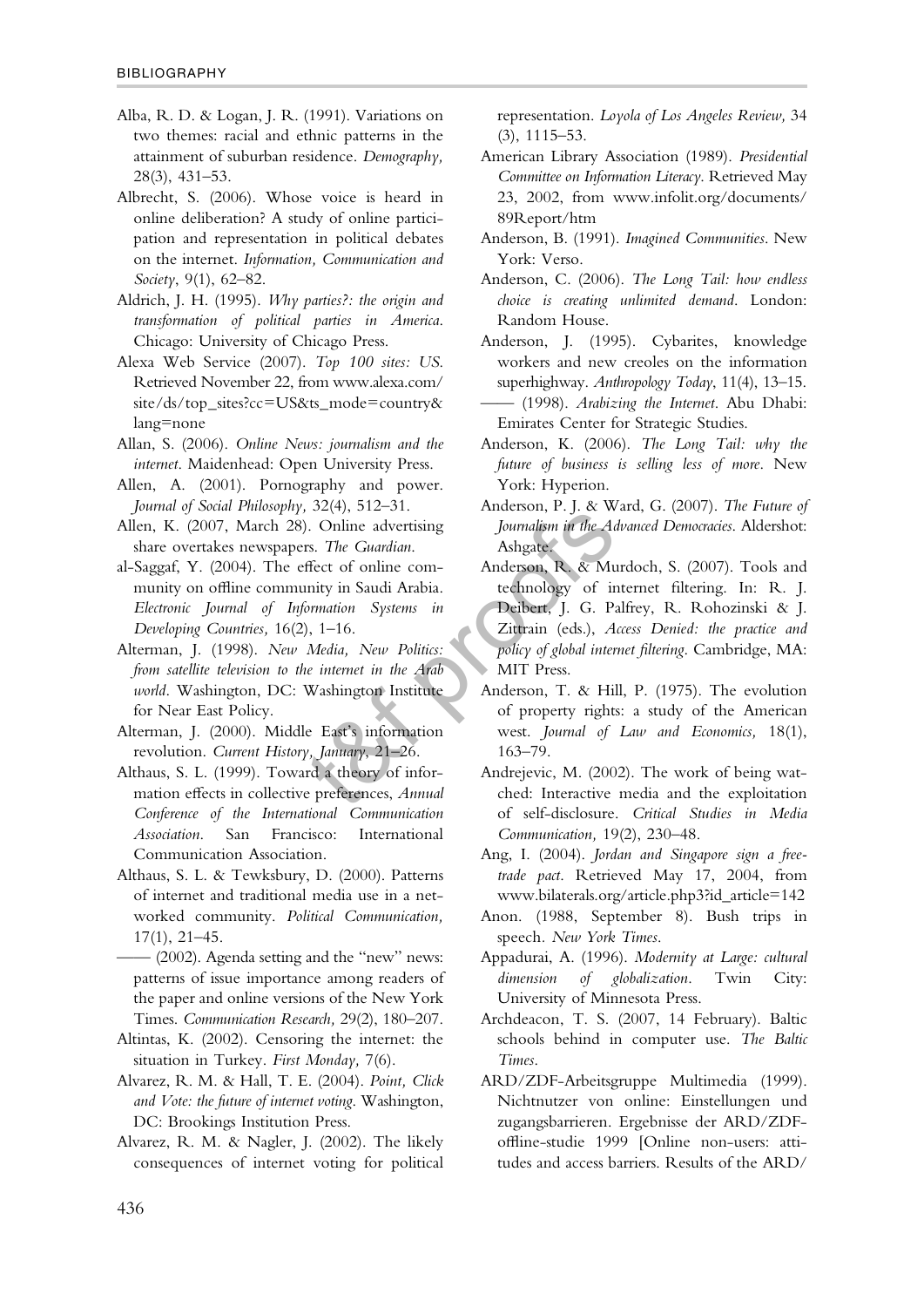Alba, R. D. & Logan, J. R. (1991). Variations on two themes: racial and ethnic patterns in the attainment of suburban residence. *Demography,* 28(3), 431–53.

Albrecht, S. (2006). Whose voice is heard in online deliberation? A study of online participation and representation in political debates on the internet. *Information, Communication and Society*, 9(1), 62–82.

Aldrich, J. H. (1995). *Why parties?: the origin and transformation of political parties in America*. Chicago: University of Chicago Press.

Alexa Web Service (2007). *Top 100 sites: US*. Retrieved November 22, from www.alexa.com/site/ds/top_sites?cc=US&ts_mode=country&lang=none

Allan, S. (2006). *Online News: journalism and the internet*. Maidenhead: Open University Press.

Allen, A. (2001). Pornography and power. *Journal of Social Philosophy,* 32(4), 512–31.

Allen, K. (2007, March 28). Online advertising share overtakes newspapers. *The Guardian*.

al-Saggaf, Y. (2004). The effect of online community on offline community in Saudi Arabia. *Electronic Journal of Information Systems in Developing Countries,* 16(2), 1–16.

Alterman, J. (1998). *New Media, New Politics: from satellite television to the internet in the Arab world*. Washington, DC: Washington Institute for Near East Policy.

Alterman, J. (2000). Middle East's information revolution. *Current History, January*, 21–26.

Althaus, S. L. (1999). Toward a theory of information effects in collective preferences, *Annual Conference of the International Communication Association*. San Francisco: International Communication Association.

Althaus, S. L. & Tewksbury, D. (2000). Patterns of internet and traditional media use in a networked community. *Political Communication,* 17(1), 21–45.

—— (2002). Agenda setting and the "new" news: patterns of issue importance among readers of the paper and online versions of the New York Times. *Communication Research,* 29(2), 180–207.

Altintas, K. (2002). Censoring the internet: the situation in Turkey. *First Monday,* 7(6).

Alvarez, R. M. & Hall, T. E. (2004). *Point, Click and Vote: the future of internet voting*. Washington, DC: Brookings Institution Press.

Alvarez, R. M. & Nagler, J. (2002). The likely consequences of internet voting for political representation. *Loyola of Los Angeles Review,* 34 (3), 1115–53.

American Library Association (1989). *Presidential Committee on Information Literacy*. Retrieved May 23, 2002, from www.infolit.org/documents/89Report/htm

Anderson, B. (1991). *Imagined Communities*. New York: Verso.

Anderson, C. (2006). *The Long Tail: how endless choice is creating unlimited demand*. London: Random House.

Anderson, J. (1995). Cybarites, knowledge workers and new creoles on the information superhighway. *Anthropology Today*, 11(4), 13–15.

—— (1998). *Arabizing the Internet*. Abu Dhabi: Emirates Center for Strategic Studies.

Anderson, K. (2006). *The Long Tail: why the future of business is selling less of more*. New York: Hyperion.

Anderson, P. J. & Ward, G. (2007). *The Future of Journalism in the Advanced Democracies*. Aldershot: Ashgate.

Anderson, R. & Murdoch, S. (2007). Tools and technology of internet filtering. In: R. J. Deibert, J. G. Palfrey, R. Rohozinski & J. Zittrain (eds.), *Access Denied: the practice and policy of global internet filtering*. Cambridge, MA: MIT Press.

Anderson, T. & Hill, P. (1975). The evolution of property rights: a study of the American west. *Journal of Law and Economics,* 18(1), 163–79.

Andrejevic, M. (2002). The work of being watched: Interactive media and the exploitation of self-disclosure. *Critical Studies in Media Communication,* 19(2), 230–48.

Ang, I. (2004). *Jordan and Singapore sign a free-trade pact*. Retrieved May 17, 2004, from www.bilaterals.org/article.php3?id_article=142

Anon. (1988, September 8). Bush trips in speech. *New York Times*.

Appadurai, A. (1996). *Modernity at Large: cultural dimension of globalization*. Twin City: University of Minnesota Press.

Archdeacon, T. S. (2007, 14 February). Baltic schools behind in computer use. *The Baltic Times*.

ARD/ZDF-Arbeitsgruppe Multimedia (1999). Nichtnutzer von online: Einstellungen und zugangsbarrieren. Ergebnisse der ARD/ZDF-offline-studie 1999 [Online non-users: attitudes and access barriers. Results of the ARD/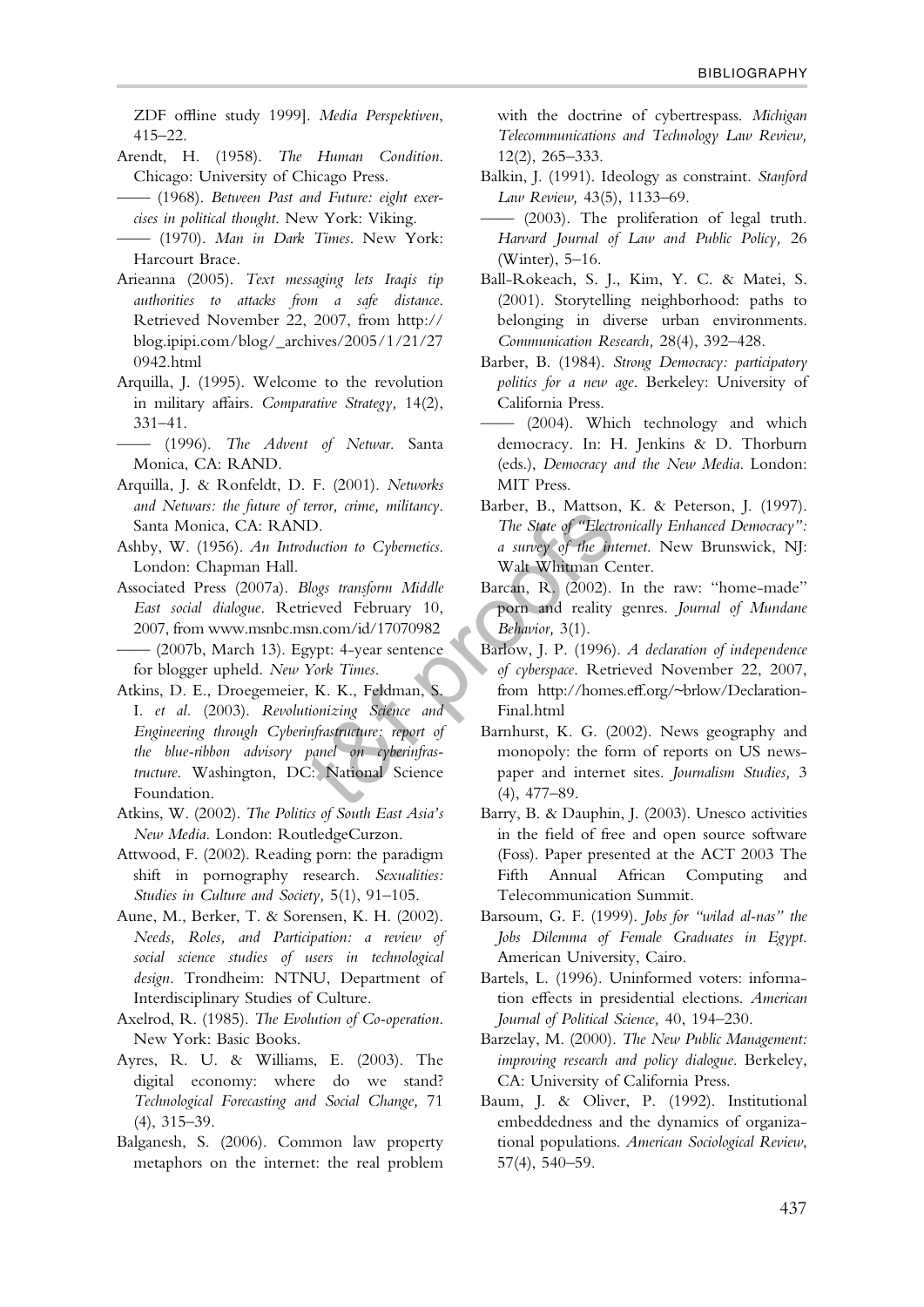ZDF offline study 1999]. *Media Perspektiven*, 415–22.

Arendt, H. (1958). *The Human Condition*. Chicago: University of Chicago Press.

—— (1968). *Between Past and Future: eight exercises in political thought*. New York: Viking.

—— (1970). *Man in Dark Times*. New York: Harcourt Brace.

Arieanna (2005). *Text messaging lets Iraqis tip authorities to attacks from a safe distance*. Retrieved November 22, 2007, from http://blog.ipipi.com/blog/_archives/2005/1/21/270942.html

Arquilla, J. (1995). Welcome to the revolution in military affairs. *Comparative Strategy,* 14(2), 331–41.

—— (1996). *The Advent of Netwar*. Santa Monica, CA: RAND.

Arquilla, J. & Ronfeldt, D. F. (2001). *Networks and Netwars: the future of terror, crime, militancy*. Santa Monica, CA: RAND.

Ashby, W. (1956). *An Introduction to Cybernetics*. London: Chapman Hall.

Associated Press (2007a). *Blogs transform Middle East social dialogue*. Retrieved February 10, 2007, from www.msnbc.msn.com/id/17070982

—— (2007b, March 13). Egypt: 4-year sentence for blogger upheld. *New York Times*.

Atkins, D. E., Droegemeier, K. K., Feldman, S. I. *et al.* (2003). *Revolutionizing Science and Engineering through Cyberinfrastructure: report of the blue-ribbon advisory panel on cyberinfrastructure*. Washington, DC: National Science Foundation.

Atkins, W. (2002). *The Politics of South East Asia's New Media*. London: RoutledgeCurzon.

Attwood, F. (2002). Reading porn: the paradigm shift in pornography research. *Sexualities: Studies in Culture and Society,* 5(1), 91–105.

Aune, M., Berker, T. & Sorensen, K. H. (2002). *Needs, Roles, and Participation: a review of social science studies of users in technological design*. Trondheim: NTNU, Department of Interdisciplinary Studies of Culture.

Axelrod, R. (1985). *The Evolution of Co-operation*. New York: Basic Books.

Ayres, R. U. & Williams, E. (2003). The digital economy: where do we stand? *Technological Forecasting and Social Change,* 71 (4), 315–39.

Balganesh, S. (2006). Common law property metaphors on the internet: the real problem with the doctrine of cybertrespass. *Michigan Telecommunications and Technology Law Review,* 12(2), 265–333.

Balkin, J. (1991). Ideology as constraint. *Stanford Law Review,* 43(5), 1133–69.

—— (2003). The proliferation of legal truth. *Harvard Journal of Law and Public Policy,* 26 (Winter), 5–16.

Ball-Rokeach, S. J., Kim, Y. C. & Matei, S. (2001). Storytelling neighborhood: paths to belonging in diverse urban environments. *Communication Research,* 28(4), 392–428.

Barber, B. (1984). *Strong Democracy: participatory politics for a new age*. Berkeley: University of California Press.

—— (2004). Which technology and which democracy. In: H. Jenkins & D. Thorburn (eds.), *Democracy and the New Media*. London: MIT Press.

Barber, B., Mattson, K. & Peterson, J. (1997). *The State of "Electronically Enhanced Democracy": a survey of the internet*. New Brunswick, NJ: Walt Whitman Center.

Barcan, R. (2002). In the raw: "home-made" porn and reality genres. *Journal of Mundane Behavior,* 3(1).

Barlow, J. P. (1996). *A declaration of independence of cyberspace*. Retrieved November 22, 2007, from http://homes.eff.org/~brlow/Declaration-Final.html

Barnhurst, K. G. (2002). News geography and monopoly: the form of reports on US newspaper and internet sites. *Journalism Studies,* 3 (4), 477–89.

Barry, B. & Dauphin, J. (2003). Unesco activities in the field of free and open source software (Foss). Paper presented at the ACT 2003 The Fifth Annual African Computing and Telecommunication Summit.

Barsoum, G. F. (1999). *Jobs for "wilad al-nas" the Jobs Dilemma of Female Graduates in Egypt*. American University, Cairo.

Bartels, L. (1996). Uninformed voters: information effects in presidential elections. *American Journal of Political Science,* 40, 194–230.

Barzelay, M. (2000). *The New Public Management: improving research and policy dialogue*. Berkeley, CA: University of California Press.

Baum, J. & Oliver, P. (1992). Institutional embeddedness and the dynamics of organizational populations. *American Sociological Review*, 57(4), 540–59.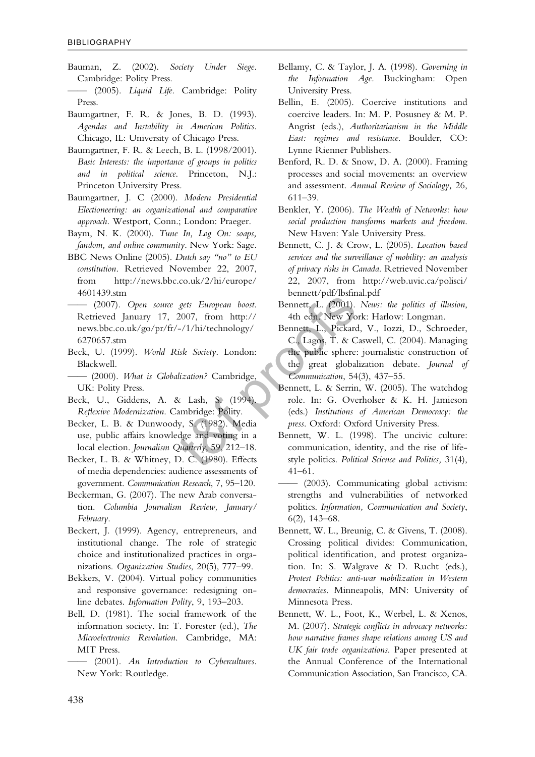Bauman, Z. (2002). *Society Under Siege*. Cambridge: Polity Press.

—— (2005). *Liquid Life*. Cambridge: Polity Press.

Baumgartner, F. R. & Jones, B. D. (1993). *Agendas and Instability in American Politics*. Chicago, IL: University of Chicago Press.

Baumgartner, F. R. & Leech, B. L. (1998/2001). *Basic Interests: the importance of groups in politics and in political science*. Princeton, N.J.: Princeton University Press.

Baumgartner, J. C (2000). *Modern Presidential Electioneering: an organizational and comparative approach*. Westport, Conn.; London: Praeger.

Baym, N. K. (2000). *Tune In, Log On: soaps, fandom, and online community*. New York: Sage.

BBC News Online (2005). *Dutch say "no" to EU constitution*. Retrieved November 22, 2007, from http://news.bbc.co.uk/2/hi/europe/4601439.stm

—— (2007). *Open source gets European boost*. Retrieved January 17, 2007, from http://news.bbc.co.uk/go/pr/fr/-/1/hi/technology/6270657.stm

Beck, U. (1999). *World Risk Society*. London: Blackwell.

—— (2000). *What is Globalization?* Cambridge, UK: Polity Press.

Beck, U., Giddens, A. & Lash, S. (1994). *Reflexive Modernization*. Cambridge: Polity.

Becker, L. B. & Dunwoody, S. (1982). Media use, public affairs knowledge and voting in a local election. *Journalism Quarterly*, 59, 212–18.

Becker, L. B. & Whitney, D. C. (1980). Effects of media dependencies: audience assessments of government. *Communication Research*, 7, 95–120.

Beckerman, G. (2007). The new Arab conversation. *Columbia Journalism Review, January/February*.

Beckert, J. (1999). Agency, entrepreneurs, and institutional change. The role of strategic choice and institutionalized practices in organizations. *Organization Studies*, 20(5), 777–99.

Bekkers, V. (2004). Virtual policy communities and responsive governance: redesigning online debates. *Information Polity*, 9, 193–203.

Bell, D. (1981). The social framework of the information society. In: T. Forester (ed.), *The Microelectronics Revolution*. Cambridge, MA: MIT Press.

—— (2001). *An Introduction to Cybercultures*. New York: Routledge.

Bellamy, C. & Taylor, J. A. (1998). *Governing in the Information Age*. Buckingham: Open University Press.

Bellin, E. (2005). Coercive institutions and coercive leaders. In: M. P. Posusney & M. P. Angrist (eds.), *Authoritarianism in the Middle East: regimes and resistance*. Boulder, CO: Lynne Rienner Publishers.

Benford, R. D. & Snow, D. A. (2000). Framing processes and social movements: an overview and assessment. *Annual Review of Sociology*, 26, 611–39.

Benkler, Y. (2006). *The Wealth of Networks: how social production transforms markets and freedom*. New Haven: Yale University Press.

Bennett, C. J. & Crow, L. (2005). *Location based services and the surveillance of mobility: an analysis of privacy risks in Canada*. Retrieved November 22, 2007, from http://web.uvic.ca/polisci/bennett/pdf/lbsfinal.pdf

Bennett, L. (2001). *News: the politics of illusion*, 4th edn. New York: Harlow: Longman.

Bennett, L., Pickard, V., Iozzi, D., Schroeder, C., Lagos, T. & Caswell, C. (2004). Managing the public sphere: journalistic construction of the great globalization debate. *Journal of Communication*, 54(3), 437–55.

Bennett, L. & Serrin, W. (2005). The watchdog role. In: G. Overholser & K. H. Jamieson (eds.) *Institutions of American Democracy: the press*. Oxford: Oxford University Press.

Bennett, W. L. (1998). The uncivic culture: communication, identity, and the rise of lifestyle politics. *Political Science and Politics*, 31(4), 41–61.

—— (2003). Communicating global activism: strengths and vulnerabilities of networked politics. *Information, Communication and Society*, 6(2), 143–68.

Bennett, W. L., Breunig, C. & Givens, T. (2008). Crossing political divides: Communication, political identification, and protest organization. In: S. Walgrave & D. Rucht (eds.), *Protest Politics: anti-war mobilization in Western democracies*. Minneapolis, MN: University of Minnesota Press.

Bennett, W. L., Foot, K., Werbel, L. & Xenos, M. (2007). *Strategic conflicts in advocacy networks: how narrative frames shape relations among US and UK fair trade organizations*. Paper presented at the Annual Conference of the International Communication Association, San Francisco, CA.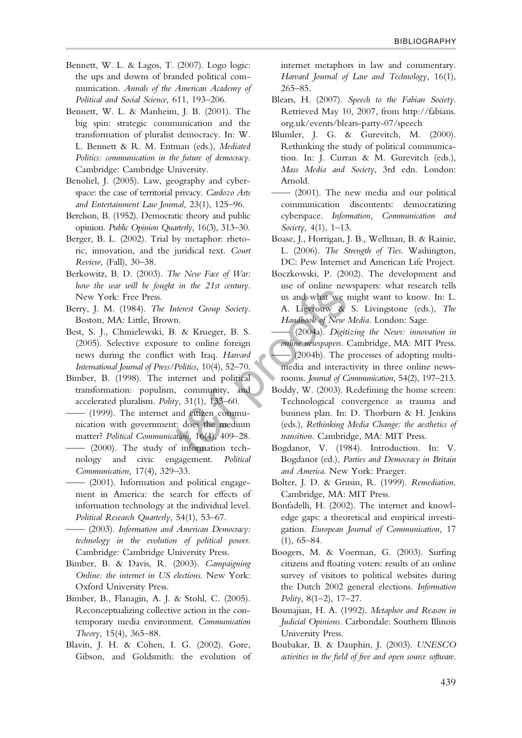Bennett, W. L. & Lagos, T. (2007). Logo logic: the ups and downs of branded political communication. *Annals of the American Academy of Political and Social Science,* 611, 193–206.

Bennett, W. L. & Manheim, J. B. (2001). The big spin: strategic communication and the transformation of pluralist democracy. In: W. L. Bennett & R. M. Entman (eds.), *Mediated Politics: communication in the future of democracy*. Cambridge: Cambridge University.

Benoliel, J. (2005). Law, geography and cyberspace: the case of territorial privacy. *Cardozo Arts and Entertainment Law Journal,* 23(1), 125–96.

Berelson, B. (1952). Democratic theory and public opinion. *Public Opinion Quarterly,* 16(3), 313–30.

Berger, B. L. (2002). Trial by metaphor: rhetoric, innovation, and the juridical text. *Court Review,* (Fall), 30–38.

Berkowitz, B. D. (2003). *The New Face of War: how the war will be fought in the 21st century*. New York: Free Press.

Berry, J. M. (1984). *The Interest Group Society*. Boston, MA: Little, Brown.

Best, S. J., Chmielewski, B. & Krueger, B. S. (2005). Selective exposure to online foreign news during the conflict with Iraq. *Harvard International Journal of Press/Politics,* 10(4), 52–70.

Bimber, B. (1998). The internet and political transformation: populism, community, and accelerated pluralism. *Polity,* 31(1), 133–60.

—— (1999). The internet and citizen communication with government: does the medium matter? *Political Communication,* 16(4), 409–28.

—— (2000). The study of information technology and civic engagement. *Political Communication,* 17(4), 329–33.

—— (2001). Information and political engagement in America: the search for effects of information technology at the individual level. *Political Research Quarterly,* 54(1), 53–67.

—— (2003). *Information and American Democracy: technology in the evolution of political power*. Cambridge: Cambridge University Press.

Bimber, B. & Davis, R. (2003). *Campaigning Online: the internet in US elections*. New York: Oxford University Press.

Bimber, B., Flanagin, A. J. & Stohl, C. (2005). Reconceptualizing collective action in the contemporary media environment. *Communication Theory,* 15(4), 365–88.

Blavin, J. H. & Cohen, I. G. (2002). Gore, Gibson, and Goldsmith: the evolution of internet metaphors in law and commentary. *Harvard Journal of Law and Technology,* 16(1), 265–85.

Blears, H. (2007). *Speech to the Fabian Society*. Retrieved May 10, 2007, from http://fabians.org.uk/events/blears-party-07/speech

Blumler, J. G. & Gurevitch, M. (2000). Rethinking the study of political communication. In: J. Curran & M. Gurevitch (eds.), *Mass Media and Society*, 3rd edn. London: Arnold.

—— (2001). The new media and our political communication discontents: democratizing cyberspace. *Information, Communication and Society,* 4(1), 1–13.

Boase, J., Horrigan, J. B., Wellman, B. & Rainie, L. (2006). *The Strength of Ties*. Washington, DC: Pew Internet and American Life Project.

Boczkowski, P. (2002). The development and use of online newspapers: what research tells us and what we might want to know. In: L. A. Lievrouw & S. Livingstone (eds.), *The Handbook of New Media*. London: Sage.

—— (2004a). *Digitizing the News: innovation in online newspapers*. Cambridge, MA: MIT Press.

—— (2004b). The processes of adopting multimedia and interactivity in three online newsrooms. *Journal of Communication,* 54(2), 197–213.

Boddy, W. (2003). Redefining the home screen: Technological convergence as trauma and business plan. In: D. Thorburn & H. Jenkins (eds.), *Rethinking Media Change: the aesthetics of transition*. Cambridge, MA: MIT Press.

Bogdanor, V. (1984). Introduction. In: V. Bogdanor (ed.), *Parties and Democracy in Britain and America*. New York: Praeger.

Bolter, J. D. & Grusin, R. (1999). *Remediation*. Cambridge, MA: MIT Press.

Bonfadelli, H. (2002). The internet and knowledge gaps: a theoretical and empirical investigation. *European Journal of Communication,* 17 (1), 65–84.

Boogers, M. & Voerman, G. (2003). Surfing citizens and floating voters: results of an online survey of visitors to political websites during the Dutch 2002 general elections. *Information Polity*, 8(1–2), 17–27.

Bosmajian, H. A. (1992). *Metaphor and Reason in Judicial Opinions*. Carbondale: Southern Illinois University Press.

Boubakar, B. & Dauphin, J. (2003). *UNESCO activities in the field of free and open source software*.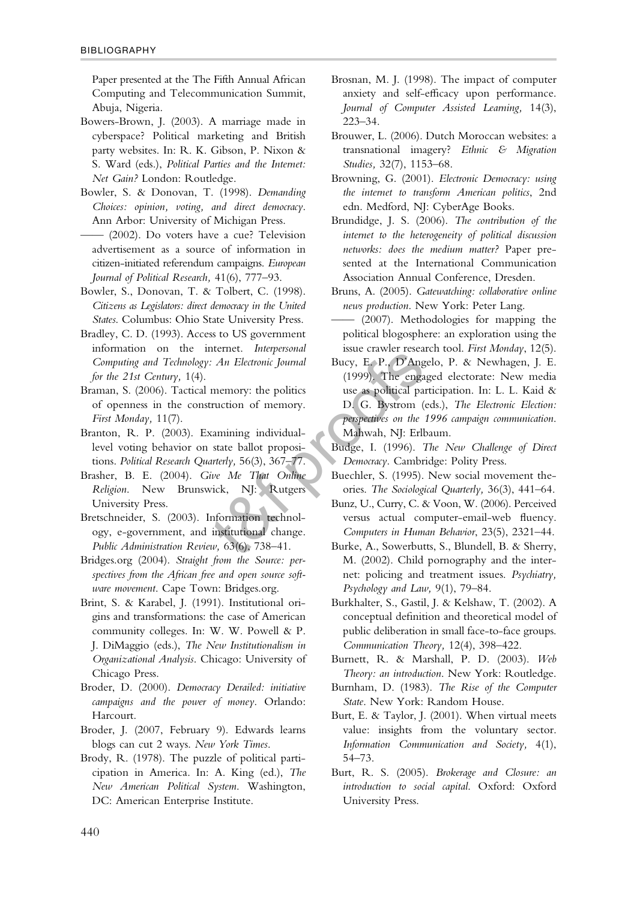Paper presented at the The Fifth Annual African Computing and Telecommunication Summit, Abuja, Nigeria.

Bowers-Brown, J. (2003). A marriage made in cyberspace? Political marketing and British party websites. In: R. K. Gibson, P. Nixon & S. Ward (eds.), *Political Parties and the Internet: Net Gain?* London: Routledge.

Bowler, S. & Donovan, T. (1998). *Demanding Choices: opinion, voting, and direct democracy*. Ann Arbor: University of Michigan Press.

—— (2002). Do voters have a cue? Television advertisement as a source of information in citizen-initiated referendum campaigns. *European Journal of Political Research,* 41(6), 777–93.

Bowler, S., Donovan, T. & Tolbert, C. (1998). *Citizens as Legislators: direct democracy in the United States*. Columbus: Ohio State University Press.

Bradley, C. D. (1993). Access to US government information on the internet. *Interpersonal Computing and Technology: An Electronic Journal for the 21st Century,* 1(4).

Braman, S. (2006). Tactical memory: the politics of openness in the construction of memory. *First Monday,* 11(7).

Branton, R. P. (2003). Examining individual-level voting behavior on state ballot propositions. *Political Research Quarterly,* 56(3), 367–77.

Brasher, B. E. (2004). *Give Me That Online Religion*. New Brunswick, NJ: Rutgers University Press.

Bretschneider, S. (2003). Information technology, e-government, and institutional change. *Public Administration Review,* 63(6), 738–41.

Bridges.org (2004). *Straight from the Source: perspectives from the African free and open source software movement*. Cape Town: Bridges.org.

Brint, S. & Karabel, J. (1991). Institutional origins and transformations: the case of American community colleges. In: W. W. Powell & P. J. DiMaggio (eds.), *The New Institutionalism in Organizational Analysis*. Chicago: University of Chicago Press.

Broder, D. (2000). *Democracy Derailed: initiative campaigns and the power of money*. Orlando: Harcourt.

Broder, J. (2007, February 9). Edwards learns blogs can cut 2 ways. *New York Times*.

Brody, R. (1978). The puzzle of political participation in America. In: A. King (ed.), *The New American Political System*. Washington, DC: American Enterprise Institute.

Brosnan, M. J. (1998). The impact of computer anxiety and self-efficacy upon performance. *Journal of Computer Assisted Learning,* 14(3), 223–34.

Brouwer, L. (2006). Dutch Moroccan websites: a transnational imagery? *Ethnic & Migration Studies,* 32(7), 1153–68.

Browning, G. (2001). *Electronic Democracy: using the internet to transform American politics*, 2nd edn. Medford, NJ: CyberAge Books.

Brundidge, J. S. (2006). *The contribution of the internet to the heterogeneity of political discussion networks: does the medium matter?* Paper presented at the International Communication Association Annual Conference, Dresden.

Bruns, A. (2005). *Gatewatching: collaborative online news production*. New York: Peter Lang.

—— (2007). Methodologies for mapping the political blogosphere: an exploration using the issue crawler research tool. *First Monday*, 12(5).

Bucy, E. P., D'Angelo, P. & Newhagen, J. E. (1999). The engaged electorate: New media use as political participation. In: L. L. Kaid & D. G. Bystrom (eds.), *The Electronic Election: perspectives on the 1996 campaign communication*. Mahwah, NJ: Erlbaum.

Budge, I. (1996). *The New Challenge of Direct Democracy*. Cambridge: Polity Press.

Buechler, S. (1995). New social movement theories. *The Sociological Quarterly,* 36(3), 441–64.

Bunz, U., Curry, C. & Voon, W. (2006). Perceived versus actual computer-email-web fluency. *Computers in Human Behavior*, 23(5), 2321–44.

Burke, A., Sowerbutts, S., Blundell, B. & Sherry, M. (2002). Child pornography and the internet: policing and treatment issues. *Psychiatry, Psychology and Law,* 9(1), 79–84.

Burkhalter, S., Gastil, J. & Kelshaw, T. (2002). A conceptual definition and theoretical model of public deliberation in small face-to-face groups. *Communication Theory,* 12(4), 398–422.

Burnett, R. & Marshall, P. D. (2003). *Web Theory: an introduction*. New York: Routledge.

Burnham, D. (1983). *The Rise of the Computer State*. New York: Random House.

Burt, E. & Taylor, J. (2001). When virtual meets value: insights from the voluntary sector. *Information Communication and Society,* 4(1), 54–73.

Burt, R. S. (2005). *Brokerage and Closure: an introduction to social capital*. Oxford: Oxford University Press.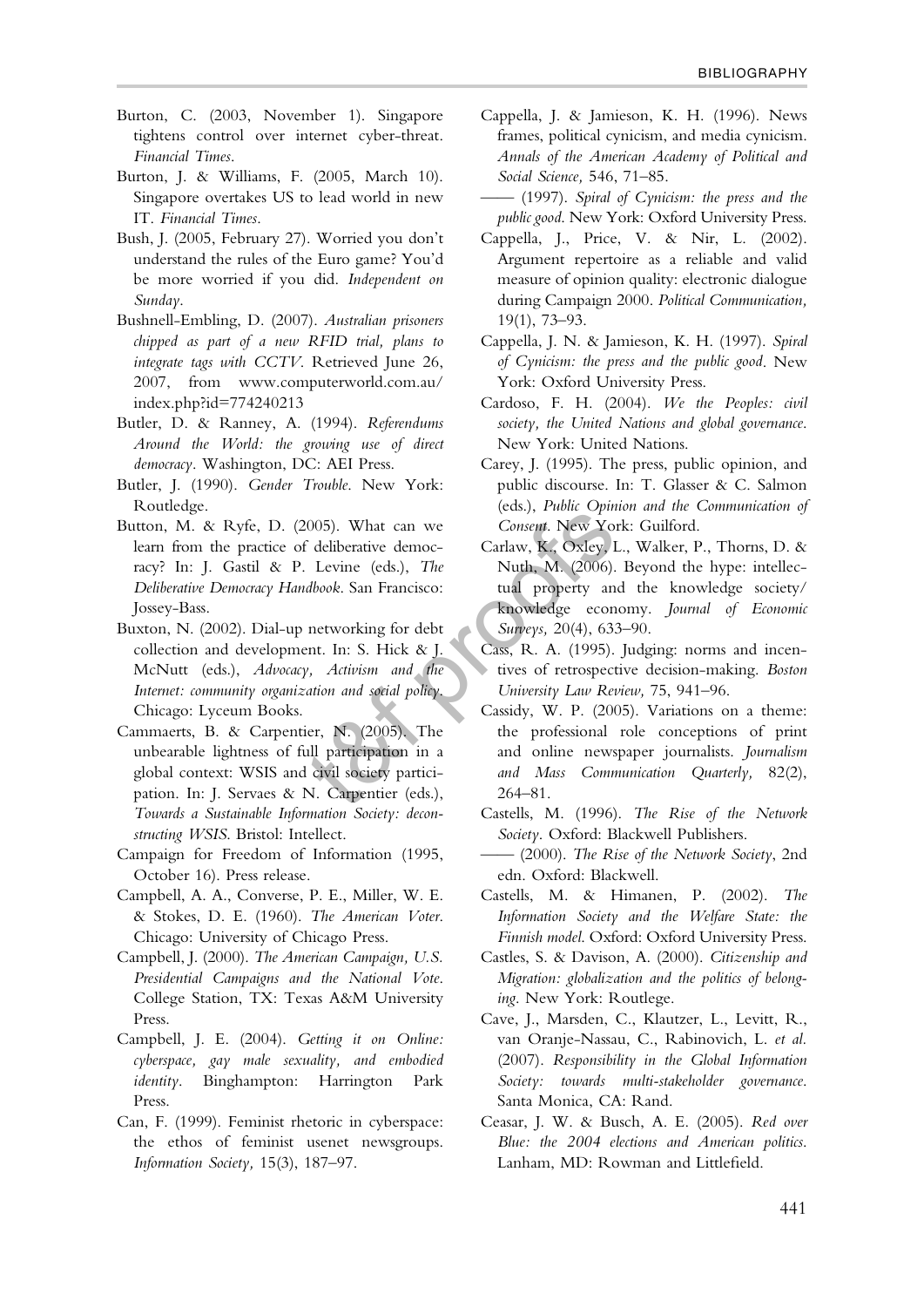Burton, C. (2003, November 1). Singapore tightens control over internet cyber-threat. *Financial Times*.

Burton, J. & Williams, F. (2005, March 10). Singapore overtakes US to lead world in new IT. *Financial Times*.

Bush, J. (2005, February 27). Worried you don't understand the rules of the Euro game? You'd be more worried if you did. *Independent on Sunday*.

Bushnell-Embling, D. (2007). *Australian prisoners chipped as part of a new RFID trial, plans to integrate tags with CCTV*. Retrieved June 26, 2007, from www.computerworld.com.au/index.php?id=774240213

Butler, D. & Ranney, A. (1994). *Referendums Around the World: the growing use of direct democracy*. Washington, DC: AEI Press.

Butler, J. (1990). *Gender Trouble*. New York: Routledge.

Button, M. & Ryfe, D. (2005). What can we learn from the practice of deliberative democracy? In: J. Gastil & P. Levine (eds.), *The Deliberative Democracy Handbook*. San Francisco: Jossey-Bass.

Buxton, N. (2002). Dial-up networking for debt collection and development. In: S. Hick & J. McNutt (eds.), *Advocacy, Activism and the Internet: community organization and social policy*. Chicago: Lyceum Books.

Cammaerts, B. & Carpentier, N. (2005). The unbearable lightness of full participation in a global context: WSIS and civil society participation. In: J. Servaes & N. Carpentier (eds.), *Towards a Sustainable Information Society: deconstructing WSIS*. Bristol: Intellect.

Campaign for Freedom of Information (1995, October 16). Press release.

Campbell, A. A., Converse, P. E., Miller, W. E. & Stokes, D. E. (1960). *The American Voter*. Chicago: University of Chicago Press.

Campbell, J. (2000). *The American Campaign, U.S. Presidential Campaigns and the National Vote*. College Station, TX: Texas A&M University Press.

Campbell, J. E. (2004). *Getting it on Online: cyberspace, gay male sexuality, and embodied identity*. Binghampton: Harrington Park Press.

Can, F. (1999). Feminist rhetoric in cyberspace: the ethos of feminist usenet newsgroups. *Information Society*, 15(3), 187–97.

Cappella, J. & Jamieson, K. H. (1996). News frames, political cynicism, and media cynicism. *Annals of the American Academy of Political and Social Science*, 546, 71–85.

—— (1997). *Spiral of Cynicism: the press and the public good*. New York: Oxford University Press.

Cappella, J., Price, V. & Nir, L. (2002). Argument repertoire as a reliable and valid measure of opinion quality: electronic dialogue during Campaign 2000. *Political Communication*, 19(1), 73–93.

Cappella, J. N. & Jamieson, K. H. (1997). *Spiral of Cynicism: the press and the public good*. New York: Oxford University Press.

Cardoso, F. H. (2004). *We the Peoples: civil society, the United Nations and global governance*. New York: United Nations.

Carey, J. (1995). The press, public opinion, and public discourse. In: T. Glasser & C. Salmon (eds.), *Public Opinion and the Communication of Consent*. New York: Guilford.

Carlaw, K., Oxley, L., Walker, P., Thorns, D. & Nuth, M. (2006). Beyond the hype: intellectual property and the knowledge society/knowledge economy. *Journal of Economic Surveys*, 20(4), 633–90.

Cass, R. A. (1995). Judging: norms and incentives of retrospective decision-making. *Boston University Law Review*, 75, 941–96.

Cassidy, W. P. (2005). Variations on a theme: the professional role conceptions of print and online newspaper journalists. *Journalism and Mass Communication Quarterly*, 82(2), 264–81.

Castells, M. (1996). *The Rise of the Network Society*. Oxford: Blackwell Publishers.

—— (2000). *The Rise of the Network Society*, 2nd edn. Oxford: Blackwell.

Castells, M. & Himanen, P. (2002). *The Information Society and the Welfare State: the Finnish model*. Oxford: Oxford University Press.

Castles, S. & Davison, A. (2000). *Citizenship and Migration: globalization and the politics of belonging*. New York: Routlege.

Cave, J., Marsden, C., Klautzer, L., Levitt, R., van Oranje-Nassau, C., Rabinovich, L. *et al.* (2007). *Responsibility in the Global Information Society: towards multi-stakeholder governance*. Santa Monica, CA: Rand.

Ceasar, J. W. & Busch, A. E. (2005). *Red over Blue: the 2004 elections and American politics*. Lanham, MD: Rowman and Littlefield.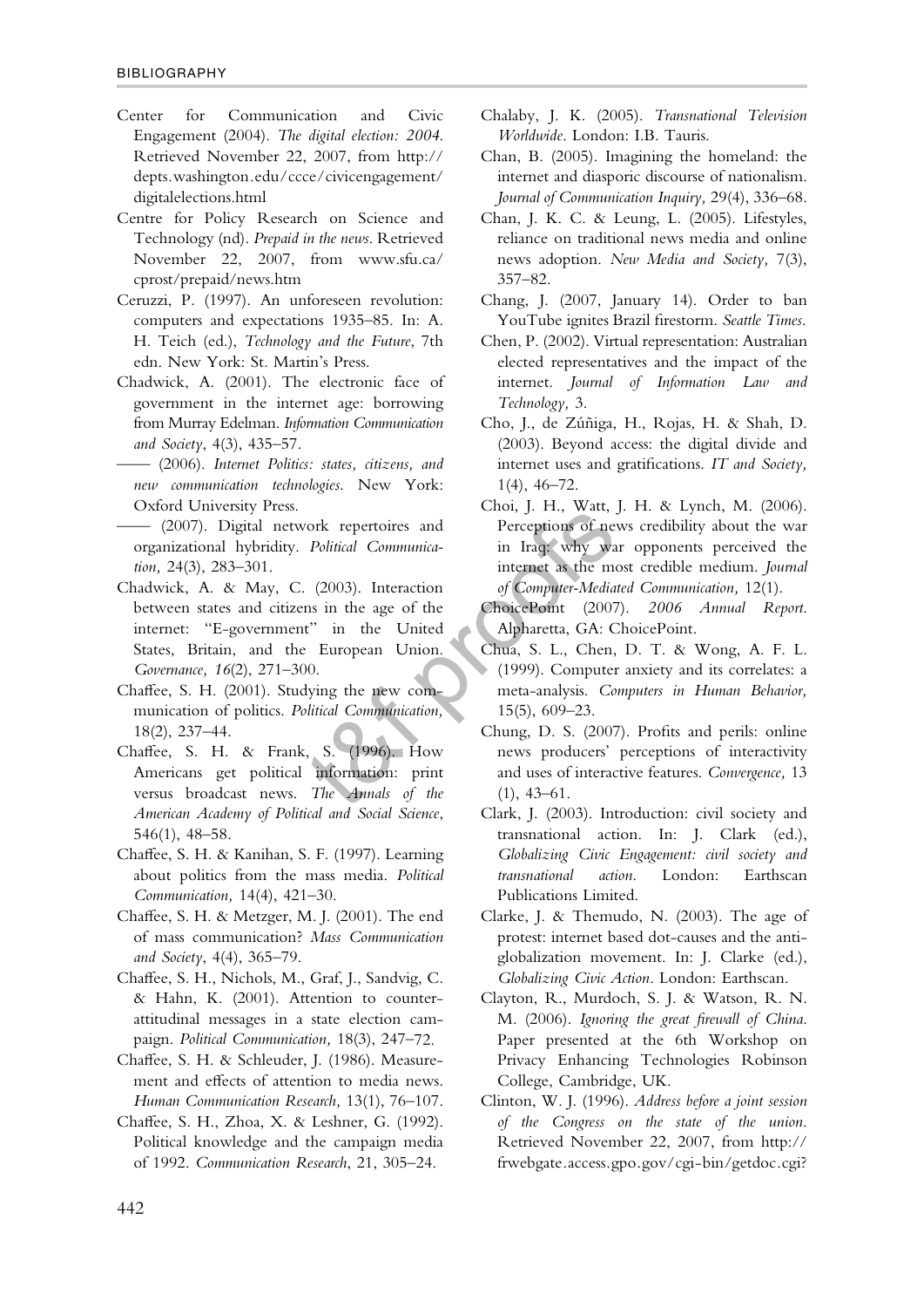Center for Communication and Civic Engagement (2004). *The digital election: 2004.* Retrieved November 22, 2007, from http://depts.washington.edu/ccce/civicengagement/digitalelections.html

Centre for Policy Research on Science and Technology (nd). *Prepaid in the news.* Retrieved November 22, 2007, from www.sfu.ca/cprost/prepaid/news.htm

Ceruzzi, P. (1997). An unforeseen revolution: computers and expectations 1935–85. In: A. H. Teich (ed.), *Technology and the Future*, 7th edn. New York: St. Martin's Press.

Chadwick, A. (2001). The electronic face of government in the internet age: borrowing from Murray Edelman. *Information Communication and Society*, 4(3), 435–57.

—— (2006). *Internet Politics: states, citizens, and new communication technologies.* New York: Oxford University Press.

—— (2007). Digital network repertoires and organizational hybridity. *Political Communication,* 24(3), 283–301.

Chadwick, A. & May, C. (2003). Interaction between states and citizens in the age of the internet: "E-government" in the United States, Britain, and the European Union. *Governance, 16*(2), 271–300.

Chaffee, S. H. (2001). Studying the new communication of politics. *Political Communication,* 18(2), 237–44.

Chaffee, S. H. & Frank, S. (1996). How Americans get political information: print versus broadcast news. *The Annals of the American Academy of Political and Social Science*, 546(1), 48–58.

Chaffee, S. H. & Kanihan, S. F. (1997). Learning about politics from the mass media. *Political Communication,* 14(4), 421–30.

Chaffee, S. H. & Metzger, M. J. (2001). The end of mass communication? *Mass Communication and Society*, 4(4), 365–79.

Chaffee, S. H., Nichols, M., Graf, J., Sandvig, C. & Hahn, K. (2001). Attention to counter-attitudinal messages in a state election campaign. *Political Communication,* 18(3), 247–72.

Chaffee, S. H. & Schleuder, J. (1986). Measurement and effects of attention to media news. *Human Communication Research,* 13(1), 76–107.

Chaffee, S. H., Zhoa, X. & Leshner, G. (1992). Political knowledge and the campaign media of 1992. *Communication Research*, 21, 305–24.

Chalaby, J. K. (2005). *Transnational Television Worldwide*. London: I.B. Tauris.

Chan, B. (2005). Imagining the homeland: the internet and diasporic discourse of nationalism. *Journal of Communication Inquiry,* 29(4), 336–68.

Chan, J. K. C. & Leung, L. (2005). Lifestyles, reliance on traditional news media and online news adoption. *New Media and Society,* 7(3), 357–82.

Chang, J. (2007, January 14). Order to ban YouTube ignites Brazil firestorm. *Seattle Times.*

Chen, P. (2002). Virtual representation: Australian elected representatives and the impact of the internet. *Journal of Information Law and Technology,* 3.

Cho, J., de Zúñiga, H., Rojas, H. & Shah, D. (2003). Beyond access: the digital divide and internet uses and gratifications. *IT and Society,* 1(4), 46–72.

Choi, J. H., Watt, J. H. & Lynch, M. (2006). Perceptions of news credibility about the war in Iraq: why war opponents perceived the internet as the most credible medium. *Journal of Computer-Mediated Communication,* 12(1).

ChoicePoint (2007). *2006 Annual Report.* Alpharetta, GA: ChoicePoint.

Chua, S. L., Chen, D. T. & Wong, A. F. L. (1999). Computer anxiety and its correlates: a meta-analysis. *Computers in Human Behavior,* 15(5), 609–23.

Chung, D. S. (2007). Profits and perils: online news producers' perceptions of interactivity and uses of interactive features. *Convergence,* 13 (1), 43–61.

Clark, J. (2003). Introduction: civil society and transnational action. In: J. Clark (ed.), *Globalizing Civic Engagement: civil society and transnational action.* London: Earthscan Publications Limited.

Clarke, J. & Themudo, N. (2003). The age of protest: internet based dot-causes and the anti-globalization movement. In: J. Clarke (ed.), *Globalizing Civic Action.* London: Earthscan.

Clayton, R., Murdoch, S. J. & Watson, R. N. M. (2006). *Ignoring the great firewall of China.* Paper presented at the 6th Workshop on Privacy Enhancing Technologies Robinson College, Cambridge, UK.

Clinton, W. J. (1996). *Address before a joint session of the Congress on the state of the union.* Retrieved November 22, 2007, from http://frwebgate.access.gpo.gov/cgi-bin/getdoc.cgi?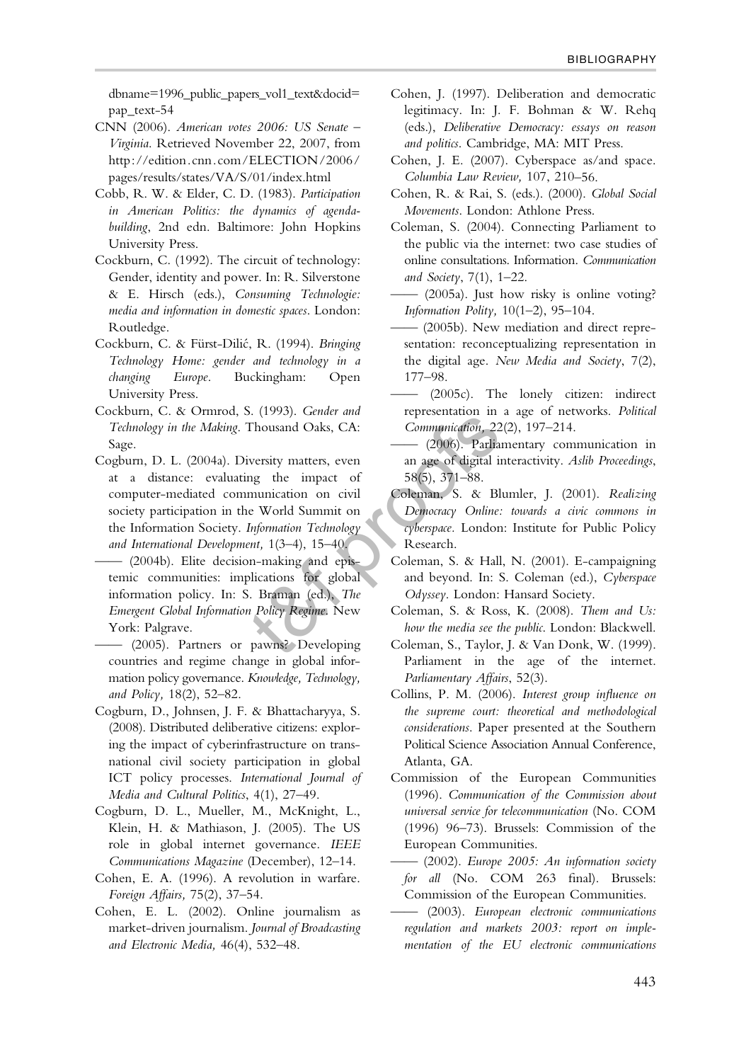dbname=1996_public_papers_vol1_text&docid=pap_text-54

CNN (2006). *American votes 2006: US Senate – Virginia*. Retrieved November 22, 2007, from http://edition.cnn.com/ELECTION/2006/pages/results/states/VA/S/01/index.html

Cobb, R. W. & Elder, C. D. (1983). *Participation in American Politics: the dynamics of agenda-building*, 2nd edn. Baltimore: John Hopkins University Press.

Cockburn, C. (1992). The circuit of technology: Gender, identity and power. In: R. Silverstone & E. Hirsch (eds.), *Consuming Technologie: media and information in domestic spaces*. London: Routledge.

Cockburn, C. & Fürst-Dilić, R. (1994). *Bringing Technology Home: gender and technology in a changing Europe*. Buckingham: Open University Press.

Cockburn, C. & Ormrod, S. (1993). *Gender and Technology in the Making*. Thousand Oaks, CA: Sage.

Cogburn, D. L. (2004a). Diversity matters, even at a distance: evaluating the impact of computer-mediated communication on civil society participation in the World Summit on the Information Society. *Information Technology and International Development*, 1(3–4), 15–40.

—— (2004b). Elite decision-making and epistemic communities: implications for global information policy. In: S. Braman (ed.), *The Emergent Global Information Policy Regime*. New York: Palgrave.

—— (2005). Partners or pawns? Developing countries and regime change in global information policy governance. *Knowledge, Technology, and Policy*, 18(2), 52–82.

Cogburn, D., Johnsen, J. F. & Bhattacharyya, S. (2008). Distributed deliberative citizens: exploring the impact of cyberinfrastructure on transnational civil society participation in global ICT policy processes. *International Journal of Media and Cultural Politics*, 4(1), 27–49.

Cogburn, D. L., Mueller, M., McKnight, L., Klein, H. & Mathiason, J. (2005). The US role in global internet governance. *IEEE Communications Magazine* (December), 12–14.

Cohen, E. A. (1996). A revolution in warfare. *Foreign Affairs*, 75(2), 37–54.

Cohen, E. L. (2002). Online journalism as market-driven journalism. *Journal of Broadcasting and Electronic Media*, 46(4), 532–48.

Cohen, J. (1997). Deliberation and democratic legitimacy. In: J. F. Bohman & W. Rehq (eds.), *Deliberative Democracy: essays on reason and politics*. Cambridge, MA: MIT Press.

Cohen, J. E. (2007). Cyberspace as/and space. *Columbia Law Review*, 107, 210–56.

Cohen, R. & Rai, S. (eds.). (2000). *Global Social Movements*. London: Athlone Press.

Coleman, S. (2004). Connecting Parliament to the public via the internet: two case studies of online consultations. Information. *Communication and Society*, 7(1), 1–22.

—— (2005a). Just how risky is online voting? *Information Polity*, 10(1–2), 95–104.

—— (2005b). New mediation and direct representation: reconceptualizing representation in the digital age. *New Media and Society*, 7(2), 177–98.

—— (2005c). The lonely citizen: indirect representation in a age of networks. *Political Communication*, 22(2), 197–214.

—— (2006). Parliamentary communication in an age of digital interactivity. *Aslib Proceedings*, 58(5), 371–88.

Coleman, S. & Blumler, J. (2001). *Realizing Democracy Online: towards a civic commons in cyberspace*. London: Institute for Public Policy Research.

Coleman, S. & Hall, N. (2001). E-campaigning and beyond. In: S. Coleman (ed.), *Cyberspace Odyssey*. London: Hansard Society.

Coleman, S. & Ross, K. (2008). *Them and Us: how the media see the public*. London: Blackwell.

Coleman, S., Taylor, J. & Van Donk, W. (1999). Parliament in the age of the internet. *Parliamentary Affairs*, 52(3).

Collins, P. M. (2006). *Interest group influence on the supreme court: theoretical and methodological considerations*. Paper presented at the Southern Political Science Association Annual Conference, Atlanta, GA.

Commission of the European Communities (1996). *Communication of the Commission about universal service for telecommunication* (No. COM (1996) 96–73). Brussels: Commission of the European Communities.

—— (2002). *Europe 2005: An information society for all* (No. COM 263 final). Brussels: Commission of the European Communities.

—— (2003). *European electronic communications regulation and markets 2003: report on implementation of the EU electronic communications*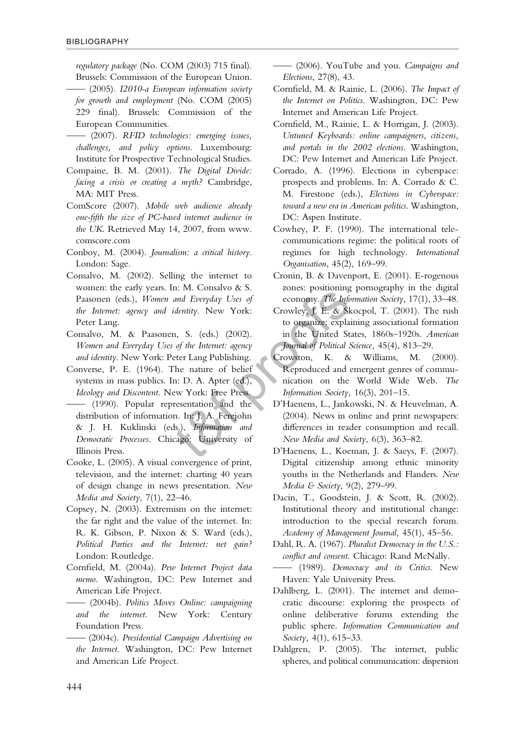*regulatory package* (No. COM (2003) 715 final). Brussels: Commission of the European Union.

—— (2005). *I2010-a European information society for growth and employment* (No. COM (2005) 229 final). Brussels: Commission of the European Communities.

—— (2007). *RFID technologies: emerging issues, challenges, and policy options*. Luxembourg: Institute for Prospective Technological Studies.

Compaine, B. M. (2001). *The Digital Divide: facing a crisis or creating a myth?* Cambridge, MA: MIT Press.

ComScore (2007). *Mobile web audience already one-fifth the size of PC-based internet audience in the UK*. Retrieved May 14, 2007, from www.comscore.com

Conboy, M. (2004). *Journalism: a critical history*. London: Sage.

Consalvo, M. (2002). Selling the internet to women: the early years. In: M. Consalvo & S. Paasonen (eds.), *Women and Everyday Uses of the Internet: agency and identity*. New York: Peter Lang.

Consalvo, M. & Paasonen, S. (eds.) (2002). *Women and Everyday Uses of the Internet: agency and identity*. New York: Peter Lang Publishing.

Converse, P. E. (1964). The nature of belief systems in mass publics. In: D. A. Apter (ed.), *Ideology and Discontent*. New York: Free Press.

—— (1990). Popular representation and the distribution of information. In: J. A. Ferejohn & J. H. Kuklinski (eds.), *Information and Democratic Processes*. Chicago: University of Illinois Press.

Cooke, L. (2005). A visual convergence of print, television, and the internet: charting 40 years of design change in news presentation. *New Media and Society*, 7(1), 22–46.

Copsey, N. (2003). Extremism on the internet: the far right and the value of the internet. In: R. K. Gibson, P. Nixon & S. Ward (eds.), *Political Parties and the Internet: net gain?* London: Routledge.

Cornfield, M. (2004a). *Pew Internet Project data memo*. Washington, DC: Pew Internet and American Life Project.

—— (2004b). *Politics Moves Online: campaigning and the internet*. New York: Century Foundation Press.

—— (2004c). *Presidential Campaign Advertising on the Internet*. Washington, DC: Pew Internet and American Life Project.

—— (2006). YouTube and you. *Campaigns and Elections*, 27(8), 43.

Cornfield, M. & Rainie, L. (2006). *The Impact of the Internet on Politics*. Washington, DC: Pew Internet and American Life Project.

Cornfield, M., Rainie, L. & Horrigan, J. (2003). *Untuned Keyboards: online campaigners, citizens, and portals in the 2002 elections*. Washington, DC: Pew Internet and American Life Project.

Corrado, A. (1996). Elections in cyberspace: prospects and problems. In: A. Corrado & C. M. Firestone (eds.), *Elections in Cyberspace: toward a new era in American politics*. Washington, DC: Aspen Institute.

Cowhey, P. F. (1990). The international telecommunications regime: the political roots of regimes for high technology. *International Organisation*, 45(2), 169–99.

Cronin, B. & Davenport, E. (2001). E-rogenous zones: positioning pornography in the digital economy. *The Information Society*, 17(1), 33–48.

Crowley, J. E. & Skocpol, T. (2001). The rush to organize: explaining associational formation in the United States, 1860s–1920s. *American Journal of Political Science*, 45(4), 813–29.

Crowston, K. & Williams, M. (2000). Reproduced and emergent genres of communication on the World Wide Web. *The Information Society*, 16(3), 201–15.

D'Haenens, L., Jankowski, N. & Heuvelman, A. (2004). News in online and print newspapers: differences in reader consumption and recall. *New Media and Society*, 6(3), 363–82.

D'Haenens, L., Koeman, J. & Saeys, F. (2007). Digital citizenship among ethnic minority youths in the Netherlands and Flanders. *New Media & Society*, 9(2), 279–99.

Dacin, T., Goodstein, J. & Scott, R. (2002). Institutional theory and institutional change: introduction to the special research forum. *Academy of Management Journal*, 45(1), 45–56.

Dahl, R. A. (1967). *Pluralist Democracy in the U.S.: conflict and consent*. Chicago: Rand McNally.

—— (1989). *Democracy and its Critics*. New Haven: Yale University Press.

Dahlberg, L. (2001). The internet and democratic discourse: exploring the prospects of online deliberative forums extending the public sphere. *Information Communication and Society*, 4(1), 615–33.

Dahlgren, P. (2005). The internet, public spheres, and political communication: dispersion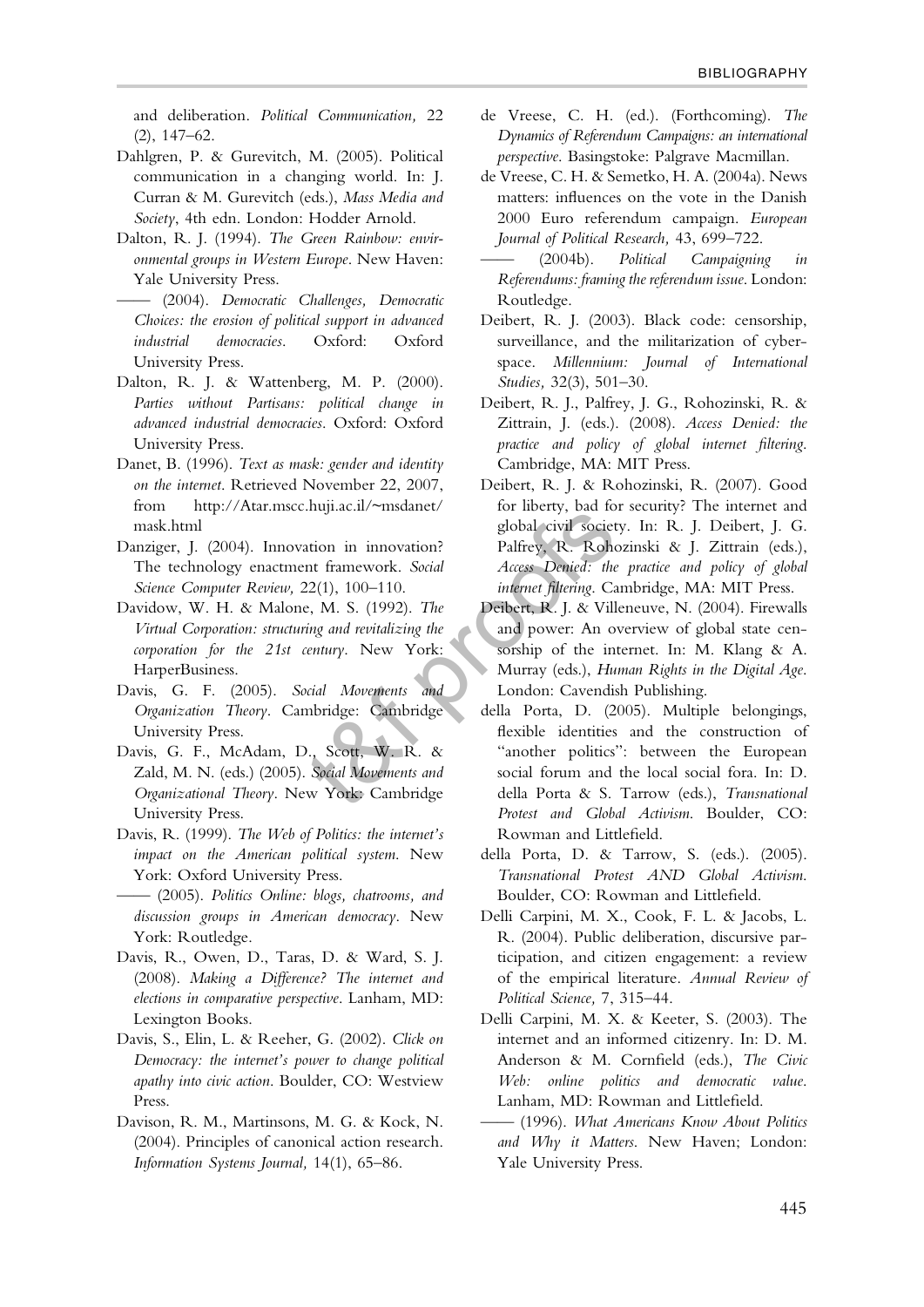and deliberation. *Political Communication,* 22 (2), 147–62.

Dahlgren, P. & Gurevitch, M. (2005). Political communication in a changing world. In: J. Curran & M. Gurevitch (eds.), *Mass Media and Society*, 4th edn. London: Hodder Arnold.

Dalton, R. J. (1994). *The Green Rainbow: environmental groups in Western Europe*. New Haven: Yale University Press.

—— (2004). *Democratic Challenges, Democratic Choices: the erosion of political support in advanced industrial democracies*. Oxford: Oxford University Press.

Dalton, R. J. & Wattenberg, M. P. (2000). *Parties without Partisans: political change in advanced industrial democracies*. Oxford: Oxford University Press.

Danet, B. (1996). *Text as mask: gender and identity on the internet*. Retrieved November 22, 2007, from http://Atar.mscc.huji.ac.il/~msdanet/mask.html

Danziger, J. (2004). Innovation in innovation? The technology enactment framework. *Social Science Computer Review,* 22(1), 100–110.

Davidow, W. H. & Malone, M. S. (1992). *The Virtual Corporation: structuring and revitalizing the corporation for the 21st century*. New York: HarperBusiness.

Davis, G. F. (2005). *Social Movements and Organization Theory*. Cambridge: Cambridge University Press.

Davis, G. F., McAdam, D., Scott, W. R. & Zald, M. N. (eds.) (2005). *Social Movements and Organizational Theory*. New York: Cambridge University Press.

Davis, R. (1999). *The Web of Politics: the internet's impact on the American political system*. New York: Oxford University Press.

—— (2005). *Politics Online: blogs, chatrooms, and discussion groups in American democracy*. New York: Routledge.

Davis, R., Owen, D., Taras, D. & Ward, S. J. (2008). *Making a Difference? The internet and elections in comparative perspective*. Lanham, MD: Lexington Books.

Davis, S., Elin, L. & Reeher, G. (2002). *Click on Democracy: the internet's power to change political apathy into civic action*. Boulder, CO: Westview Press.

Davison, R. M., Martinsons, M. G. & Kock, N. (2004). Principles of canonical action research. *Information Systems Journal,* 14(1), 65–86.

de Vreese, C. H. (ed.). (Forthcoming). *The Dynamics of Referendum Campaigns: an international perspective*. Basingstoke: Palgrave Macmillan.

de Vreese, C. H. & Semetko, H. A. (2004a). News matters: influences on the vote in the Danish 2000 Euro referendum campaign. *European Journal of Political Research,* 43, 699–722.

—— (2004b). *Political Campaigning in Referendums: framing the referendum issue*. London: Routledge.

Deibert, R. J. (2003). Black code: censorship, surveillance, and the militarization of cyberspace. *Millennium: Journal of International Studies,* 32(3), 501–30.

Deibert, R. J., Palfrey, J. G., Rohozinski, R. & Zittrain, J. (eds.). (2008). *Access Denied: the practice and policy of global internet filtering*. Cambridge, MA: MIT Press.

Deibert, R. J. & Rohozinski, R. (2007). Good for liberty, bad for security? The internet and global civil society. In: R. J. Deibert, J. G. Palfrey, R. Rohozinski & J. Zittrain (eds.), *Access Denied: the practice and policy of global internet filtering*. Cambridge, MA: MIT Press.

Deibert, R. J. & Villeneuve, N. (2004). Firewalls and power: An overview of global state censorship of the internet. In: M. Klang & A. Murray (eds.), *Human Rights in the Digital Age*. London: Cavendish Publishing.

della Porta, D. (2005). Multiple belongings, flexible identities and the construction of "another politics": between the European social forum and the local social fora. In: D. della Porta & S. Tarrow (eds.), *Transnational Protest and Global Activism*. Boulder, CO: Rowman and Littlefield.

della Porta, D. & Tarrow, S. (eds.). (2005). *Transnational Protest AND Global Activism*. Boulder, CO: Rowman and Littlefield.

Delli Carpini, M. X., Cook, F. L. & Jacobs, L. R. (2004). Public deliberation, discursive participation, and citizen engagement: a review of the empirical literature. *Annual Review of Political Science,* 7, 315–44.

Delli Carpini, M. X. & Keeter, S. (2003). The internet and an informed citizenry. In: D. M. Anderson & M. Cornfield (eds.), *The Civic Web: online politics and democratic value*. Lanham, MD: Rowman and Littlefield.

—— (1996). *What Americans Know About Politics and Why it Matters*. New Haven; London: Yale University Press.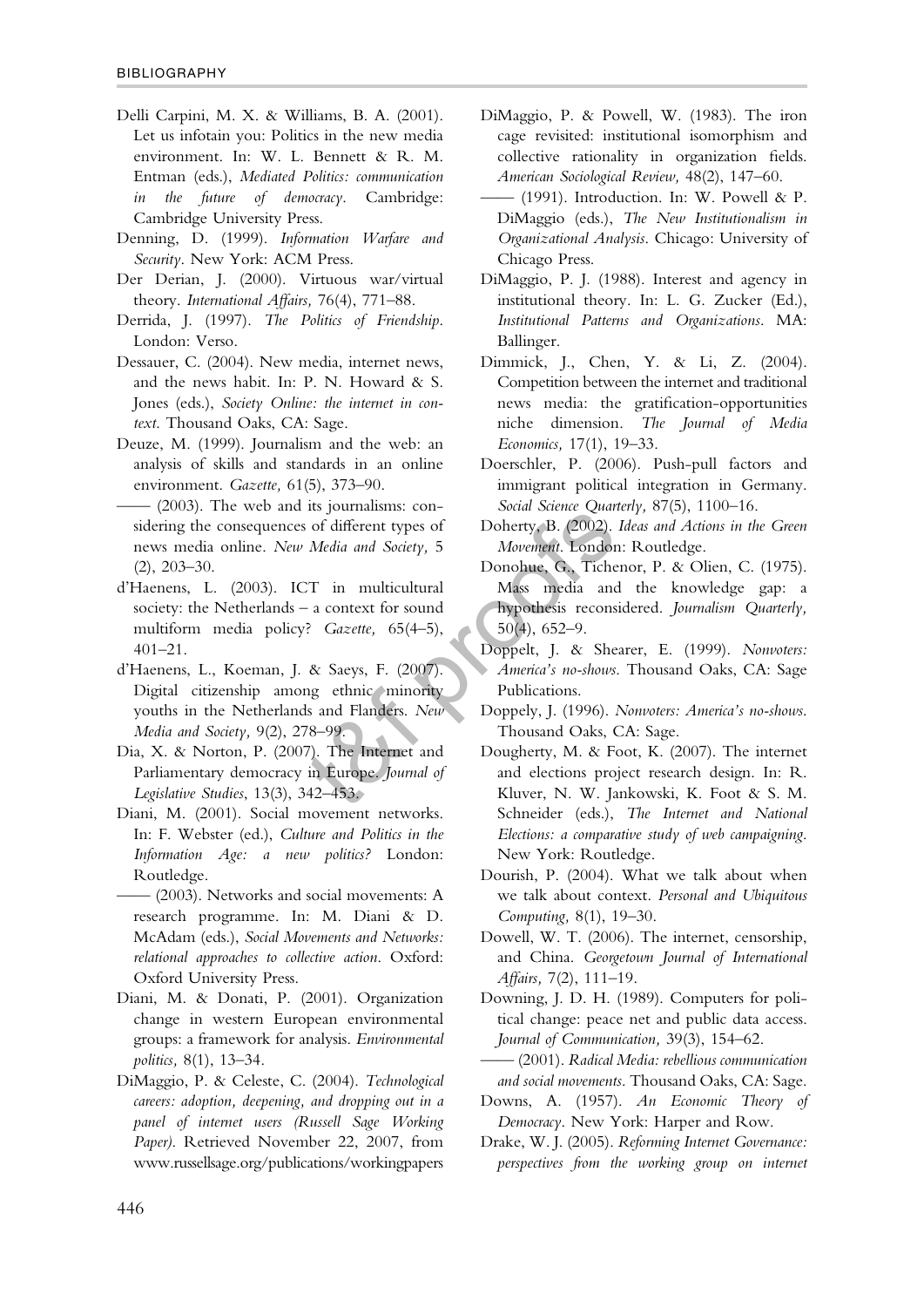Delli Carpini, M. X. & Williams, B. A. (2001). Let us infotain you: Politics in the new media environment. In: W. L. Bennett & R. M. Entman (eds.), *Mediated Politics: communication in the future of democracy*. Cambridge: Cambridge University Press.

Denning, D. (1999). *Information Warfare and Security*. New York: ACM Press.

Der Derian, J. (2000). Virtuous war/virtual theory. *International Affairs,* 76(4), 771–88.

Derrida, J. (1997). *The Politics of Friendship*. London: Verso.

Dessauer, C. (2004). New media, internet news, and the news habit. In: P. N. Howard & S. Jones (eds.), *Society Online: the internet in context*. Thousand Oaks, CA: Sage.

Deuze, M. (1999). Journalism and the web: an analysis of skills and standards in an online environment. *Gazette,* 61(5), 373–90.

—— (2003). The web and its journalisms: considering the consequences of different types of news media online. *New Media and Society,* 5 (2), 203–30.

d'Haenens, L. (2003). ICT in multicultural society: the Netherlands – a context for sound multiform media policy? *Gazette,* 65(4–5), 401–21.

d'Haenens, L., Koeman, J. & Saeys, F. (2007). Digital citizenship among ethnic minority youths in the Netherlands and Flanders. *New Media and Society,* 9(2), 278–99.

Dia, X. & Norton, P. (2007). The Internet and Parliamentary democracy in Europe. *Journal of Legislative Studies*, 13(3), 342–453.

Diani, M. (2001). Social movement networks. In: F. Webster (ed.), *Culture and Politics in the Information Age: a new politics?* London: Routledge.

—— (2003). Networks and social movements: A research programme. In: M. Diani & D. McAdam (eds.), *Social Movements and Networks: relational approaches to collective action*. Oxford: Oxford University Press.

Diani, M. & Donati, P. (2001). Organization change in western European environmental groups: a framework for analysis. *Environmental politics,* 8(1), 13–34.

DiMaggio, P. & Celeste, C. (2004). *Technological careers: adoption, deepening, and dropping out in a panel of internet users (Russell Sage Working Paper)*. Retrieved November 22, 2007, from www.russellsage.org/publications/workingpapers

DiMaggio, P. & Powell, W. (1983). The iron cage revisited: institutional isomorphism and collective rationality in organization fields. *American Sociological Review,* 48(2), 147–60.

—— (1991). Introduction. In: W. Powell & P. DiMaggio (eds.), *The New Institutionalism in Organizational Analysis*. Chicago: University of Chicago Press.

DiMaggio, P. J. (1988). Interest and agency in institutional theory. In: L. G. Zucker (Ed.), *Institutional Patterns and Organizations*. MA: Ballinger.

Dimmick, J., Chen, Y. & Li, Z. (2004). Competition between the internet and traditional news media: the gratification-opportunities niche dimension. *The Journal of Media Economics,* 17(1), 19–33.

Doerschler, P. (2006). Push-pull factors and immigrant political integration in Germany. *Social Science Quarterly,* 87(5), 1100–16.

Doherty, B. (2002). *Ideas and Actions in the Green Movement*. London: Routledge.

Donohue, G., Tichenor, P. & Olien, C. (1975). Mass media and the knowledge gap: a hypothesis reconsidered. *Journalism Quarterly,* 50(4), 652–9.

Doppelt, J. & Shearer, E. (1999). *Nonvoters: America's no-shows*. Thousand Oaks, CA: Sage Publications.

Doppely, J. (1996). *Nonvoters: America's no-shows*. Thousand Oaks, CA: Sage.

Dougherty, M. & Foot, K. (2007). The internet and elections project research design. In: R. Kluver, N. W. Jankowski, K. Foot & S. M. Schneider (eds.), *The Internet and National Elections: a comparative study of web campaigning*. New York: Routledge.

Dourish, P. (2004). What we talk about when we talk about context. *Personal and Ubiquitous Computing,* 8(1), 19–30.

Dowell, W. T. (2006). The internet, censorship, and China. *Georgetown Journal of International Affairs,* 7(2), 111–19.

Downing, J. D. H. (1989). Computers for political change: peace net and public data access. *Journal of Communication,* 39(3), 154–62.

—— (2001). *Radical Media: rebellious communication and social movements*. Thousand Oaks, CA: Sage.

Downs, A. (1957). *An Economic Theory of Democracy*. New York: Harper and Row.

Drake, W. J. (2005). *Reforming Internet Governance: perspectives from the working group on internet*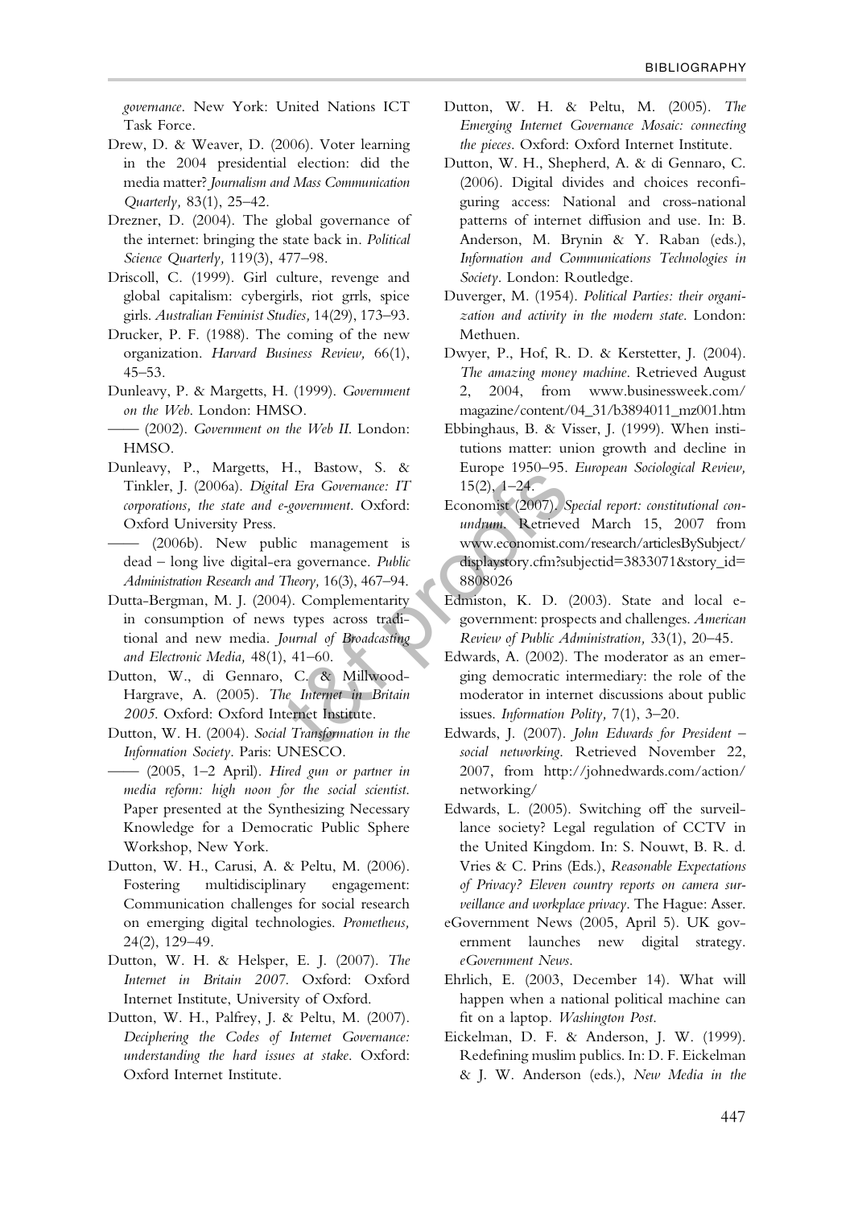*governance*. New York: United Nations ICT Task Force.

Drew, D. & Weaver, D. (2006). Voter learning in the 2004 presidential election: did the media matter? *Journalism and Mass Communication Quarterly,* 83(1), 25–42.

Drezner, D. (2004). The global governance of the internet: bringing the state back in. *Political Science Quarterly,* 119(3), 477–98.

Driscoll, C. (1999). Girl culture, revenge and global capitalism: cybergirls, riot grrls, spice girls. *Australian Feminist Studies,* 14(29), 173–93.

Drucker, P. F. (1988). The coming of the new organization. *Harvard Business Review,* 66(1), 45–53.

Dunleavy, P. & Margetts, H. (1999). *Government on the Web*. London: HMSO.

—— (2002). *Government on the Web II*. London: HMSO.

Dunleavy, P., Margetts, H., Bastow, S. & Tinkler, J. (2006a). *Digital Era Governance: IT corporations, the state and e-government*. Oxford: Oxford University Press.

—— (2006b). New public management is dead – long live digital-era governance. *Public Administration Research and Theory,* 16(3), 467–94.

Dutta-Bergman, M. J. (2004). Complementarity in consumption of news types across traditional and new media. *Journal of Broadcasting and Electronic Media,* 48(1), 41–60.

Dutton, W., di Gennaro, C. & Millwood-Hargrave, A. (2005). *The Internet in Britain 2005*. Oxford: Oxford Internet Institute.

Dutton, W. H. (2004). *Social Transformation in the Information Society*. Paris: UNESCO.

—— (2005, 1–2 April). *Hired gun or partner in media reform: high noon for the social scientist*. Paper presented at the Synthesizing Necessary Knowledge for a Democratic Public Sphere Workshop, New York.

Dutton, W. H., Carusi, A. & Peltu, M. (2006). Fostering multidisciplinary engagement: Communication challenges for social research on emerging digital technologies. *Prometheus,* 24(2), 129–49.

Dutton, W. H. & Helsper, E. J. (2007). *The Internet in Britain 2007*. Oxford: Oxford Internet Institute, University of Oxford.

Dutton, W. H., Palfrey, J. & Peltu, M. (2007). *Deciphering the Codes of Internet Governance: understanding the hard issues at stake*. Oxford: Oxford Internet Institute.

Dutton, W. H. & Peltu, M. (2005). *The Emerging Internet Governance Mosaic: connecting the pieces*. Oxford: Oxford Internet Institute.

Dutton, W. H., Shepherd, A. & di Gennaro, C. (2006). Digital divides and choices reconfiguring access: National and cross-national patterns of internet diffusion and use. In: B. Anderson, M. Brynin & Y. Raban (eds.), *Information and Communications Technologies in Society*. London: Routledge.

Duverger, M. (1954). *Political Parties: their organization and activity in the modern state*. London: Methuen.

Dwyer, P., Hof, R. D. & Kerstetter, J. (2004). *The amazing money machine*. Retrieved August 2, 2004, from www.businessweek.com/magazine/content/04_31/b3894011_mz001.htm

Ebbinghaus, B. & Visser, J. (1999). When institutions matter: union growth and decline in Europe 1950–95. *European Sociological Review,* 15(2), 1–24.

Economist (2007). *Special report: constitutional conundrum*. Retrieved March 15, 2007 from www.economist.com/research/articlesBySubject/displaystory.cfm?subjectid=3833071&story_id=8808026

Edmiston, K. D. (2003). State and local e-government: prospects and challenges. *American Review of Public Administration,* 33(1), 20–45.

Edwards, A. (2002). The moderator as an emerging democratic intermediary: the role of the moderator in internet discussions about public issues. *Information Polity,* 7(1), 3–20.

Edwards, J. (2007). *John Edwards for President – social networking*. Retrieved November 22, 2007, from http://johnedwards.com/action/networking/

Edwards, L. (2005). Switching off the surveillance society? Legal regulation of CCTV in the United Kingdom. In: S. Nouwt, B. R. d. Vries & C. Prins (Eds.), *Reasonable Expectations of Privacy? Eleven country reports on camera surveillance and workplace privacy*. The Hague: Asser.

eGovernment News (2005, April 5). UK government launches new digital strategy. *eGovernment News*.

Ehrlich, E. (2003, December 14). What will happen when a national political machine can fit on a laptop. *Washington Post*.

Eickelman, D. F. & Anderson, J. W. (1999). Redefining muslim publics. In: D. F. Eickelman & J. W. Anderson (eds.), *New Media in the*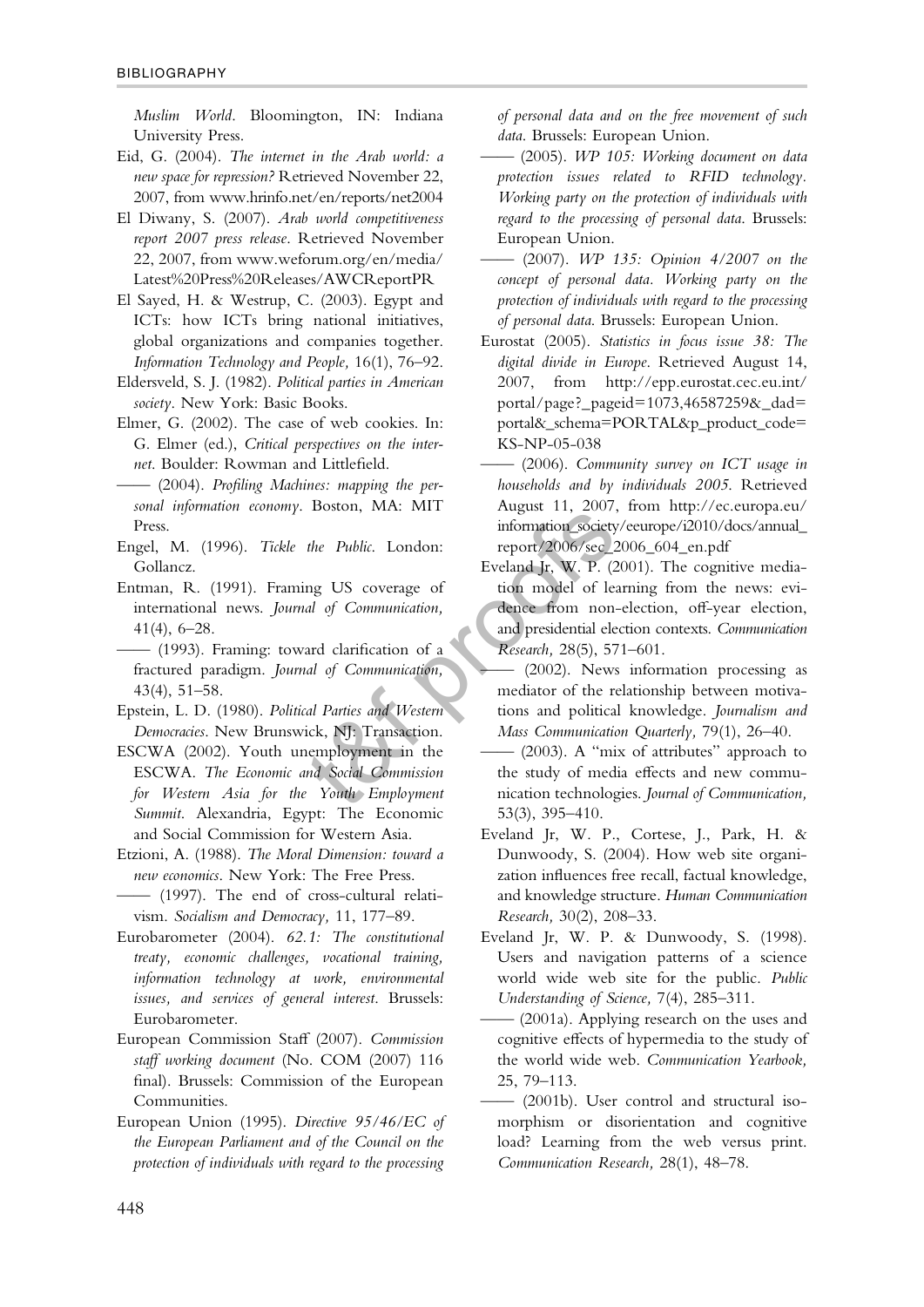*Muslim World*. Bloomington, IN: Indiana University Press.

Eid, G. (2004). *The internet in the Arab world: a new space for repression?* Retrieved November 22, 2007, from www.hrinfo.net/en/reports/net2004

El Diwany, S. (2007). *Arab world competitiveness report 2007 press release*. Retrieved November 22, 2007, from www.weforum.org/en/media/Latest%20Press%20Releases/AWCReportPR

El Sayed, H. & Westrup, C. (2003). Egypt and ICTs: how ICTs bring national initiatives, global organizations and companies together. *Information Technology and People,* 16(1), 76–92.

Eldersveld, S. J. (1982). *Political parties in American society*. New York: Basic Books.

Elmer, G. (2002). The case of web cookies. In: G. Elmer (ed.), *Critical perspectives on the internet*. Boulder: Rowman and Littlefield.

—— (2004). *Profiling Machines: mapping the personal information economy*. Boston, MA: MIT Press.

Engel, M. (1996). *Tickle the Public*. London: Gollancz.

Entman, R. (1991). Framing US coverage of international news. *Journal of Communication,* 41(4), 6–28.

—— (1993). Framing: toward clarification of a fractured paradigm. *Journal of Communication,* 43(4), 51–58.

Epstein, L. D. (1980). *Political Parties and Western Democracies*. New Brunswick, NJ: Transaction.

ESCWA (2002). Youth unemployment in the ESCWA. *The Economic and Social Commission for Western Asia for the Youth Employment Summit*. Alexandria, Egypt: The Economic and Social Commission for Western Asia.

Etzioni, A. (1988). *The Moral Dimension: toward a new economics*. New York: The Free Press.

—— (1997). The end of cross-cultural relativism. *Socialism and Democracy,* 11, 177–89.

Eurobarometer (2004). *62.1: The constitutional treaty, economic challenges, vocational training, information technology at work, environmental issues, and services of general interest*. Brussels: Eurobarometer.

European Commission Staff (2007). *Commission staff working document* (No. COM (2007) 116 final). Brussels: Commission of the European Communities.

European Union (1995). *Directive 95/46/EC of the European Parliament and of the Council on the protection of individuals with regard to the processing of personal data and on the free movement of such data*. Brussels: European Union.

—— (2005). *WP 105: Working document on data protection issues related to RFID technology. Working party on the protection of individuals with regard to the processing of personal data*. Brussels: European Union.

—— (2007). *WP 135: Opinion 4/2007 on the concept of personal data. Working party on the protection of individuals with regard to the processing of personal data*. Brussels: European Union.

Eurostat (2005). *Statistics in focus issue 38: The digital divide in Europe*. Retrieved August 14, 2007, from http://epp.eurostat.cec.eu.int/portal/page?_pageid=1073,46587259&_dad=portal&_schema=PORTAL&p_product_code=KS-NP-05-038

—— (2006). *Community survey on ICT usage in households and by individuals 2005*. Retrieved August 11, 2007, from http://ec.europa.eu/information_society/eeurope/i2010/docs/annual_report/2006/sec_2006_604_en.pdf

Eveland Jr, W. P. (2001). The cognitive mediation model of learning from the news: evidence from non-election, off-year election, and presidential election contexts. *Communication Research,* 28(5), 571–601.

—— (2002). News information processing as mediator of the relationship between motivations and political knowledge. *Journalism and Mass Communication Quarterly,* 79(1), 26–40.

—— (2003). A "mix of attributes" approach to the study of media effects and new communication technologies. *Journal of Communication,* 53(3), 395–410.

Eveland Jr, W. P., Cortese, J., Park, H. & Dunwoody, S. (2004). How web site organization influences free recall, factual knowledge, and knowledge structure. *Human Communication Research,* 30(2), 208–33.

Eveland Jr, W. P. & Dunwoody, S. (1998). Users and navigation patterns of a science world wide web site for the public. *Public Understanding of Science,* 7(4), 285–311.

—— (2001a). Applying research on the uses and cognitive effects of hypermedia to the study of the world wide web. *Communication Yearbook,* 25, 79–113.

—— (2001b). User control and structural isomorphism or disorientation and cognitive load? Learning from the web versus print. *Communication Research,* 28(1), 48–78.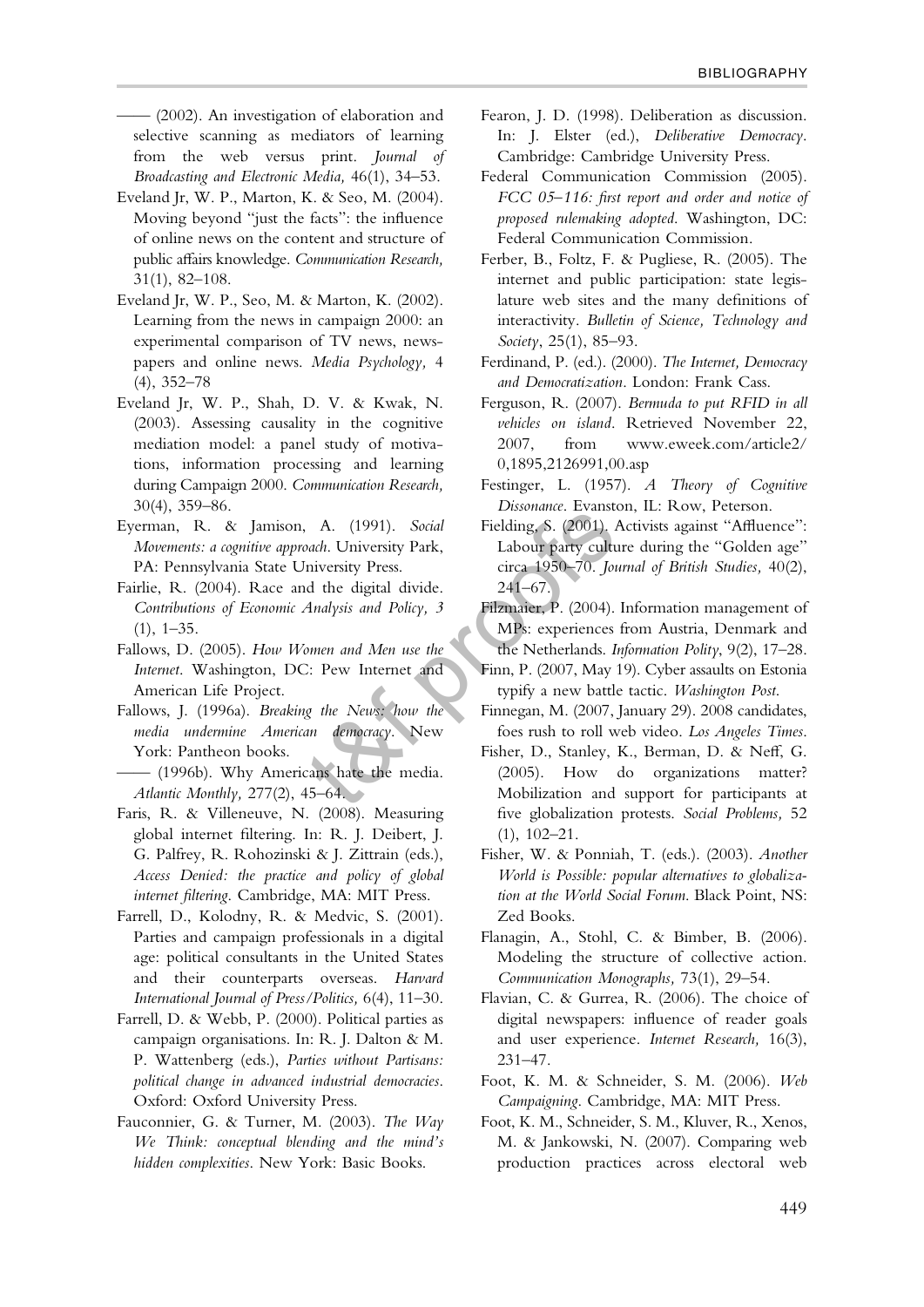—— (2002). An investigation of elaboration and selective scanning as mediators of learning from the web versus print. *Journal of Broadcasting and Electronic Media,* 46(1), 34–53.

Eveland Jr, W. P., Marton, K. & Seo, M. (2004). Moving beyond "just the facts": the influence of online news on the content and structure of public affairs knowledge. *Communication Research,* 31(1), 82–108.

Eveland Jr, W. P., Seo, M. & Marton, K. (2002). Learning from the news in campaign 2000: an experimental comparison of TV news, newspapers and online news. *Media Psychology,* 4 (4), 352–78

Eveland Jr, W. P., Shah, D. V. & Kwak, N. (2003). Assessing causality in the cognitive mediation model: a panel study of motivations, information processing and learning during Campaign 2000. *Communication Research,* 30(4), 359–86.

Eyerman, R. & Jamison, A. (1991). *Social Movements: a cognitive approach*. University Park, PA: Pennsylvania State University Press.

Fairlie, R. (2004). Race and the digital divide. *Contributions of Economic Analysis and Policy, 3* (1), 1–35.

Fallows, D. (2005). *How Women and Men use the Internet*. Washington, DC: Pew Internet and American Life Project.

Fallows, J. (1996a). *Breaking the News: how the media undermine American democracy*. New York: Pantheon books.

—— (1996b). Why Americans hate the media. *Atlantic Monthly,* 277(2), 45–64.

Faris, R. & Villeneuve, N. (2008). Measuring global internet filtering. In: R. J. Deibert, J. G. Palfrey, R. Rohozinski & J. Zittrain (eds.), *Access Denied: the practice and policy of global internet filtering*. Cambridge, MA: MIT Press.

Farrell, D., Kolodny, R. & Medvic, S. (2001). Parties and campaign professionals in a digital age: political consultants in the United States and their counterparts overseas. *Harvard International Journal of Press/Politics,* 6(4), 11–30.

Farrell, D. & Webb, P. (2000). Political parties as campaign organisations. In: R. J. Dalton & M. P. Wattenberg (eds.), *Parties without Partisans: political change in advanced industrial democracies*. Oxford: Oxford University Press.

Fauconnier, G. & Turner, M. (2003). *The Way We Think: conceptual blending and the mind's hidden complexities*. New York: Basic Books.

Fearon, J. D. (1998). Deliberation as discussion. In: J. Elster (ed.), *Deliberative Democracy*. Cambridge: Cambridge University Press.

Federal Communication Commission (2005). *FCC 05–116: first report and order and notice of proposed rulemaking adopted*. Washington, DC: Federal Communication Commission.

Ferber, B., Foltz, F. & Pugliese, R. (2005). The internet and public participation: state legislature web sites and the many definitions of interactivity. *Bulletin of Science, Technology and Society*, 25(1), 85–93.

Ferdinand, P. (ed.). (2000). *The Internet, Democracy and Democratization*. London: Frank Cass.

Ferguson, R. (2007). *Bermuda to put RFID in all vehicles on island*. Retrieved November 22, 2007, from www.eweek.com/article2/0,1895,2126991,00.asp

Festinger, L. (1957). *A Theory of Cognitive Dissonance*. Evanston, IL: Row, Peterson.

Fielding, S. (2001). Activists against "Affluence": Labour party culture during the "Golden age" circa 1950–70. *Journal of British Studies,* 40(2), 241–67.

Filzmaier, P. (2004). Information management of MPs: experiences from Austria, Denmark and the Netherlands. *Information Polity*, 9(2), 17–28.

Finn, P. (2007, May 19). Cyber assaults on Estonia typify a new battle tactic. *Washington Post*.

Finnegan, M. (2007, January 29). 2008 candidates, foes rush to roll web video. *Los Angeles Times*.

Fisher, D., Stanley, K., Berman, D. & Neff, G. (2005). How do organizations matter? Mobilization and support for participants at five globalization protests. *Social Problems,* 52 (1), 102–21.

Fisher, W. & Ponniah, T. (eds.). (2003). *Another World is Possible: popular alternatives to globalization at the World Social Forum*. Black Point, NS: Zed Books.

Flanagin, A., Stohl, C. & Bimber, B. (2006). Modeling the structure of collective action. *Communication Monographs,* 73(1), 29–54.

Flavian, C. & Gurrea, R. (2006). The choice of digital newspapers: influence of reader goals and user experience. *Internet Research,* 16(3), 231–47.

Foot, K. M. & Schneider, S. M. (2006). *Web Campaigning*. Cambridge, MA: MIT Press.

Foot, K. M., Schneider, S. M., Kluver, R., Xenos, M. & Jankowski, N. (2007). Comparing web production practices across electoral web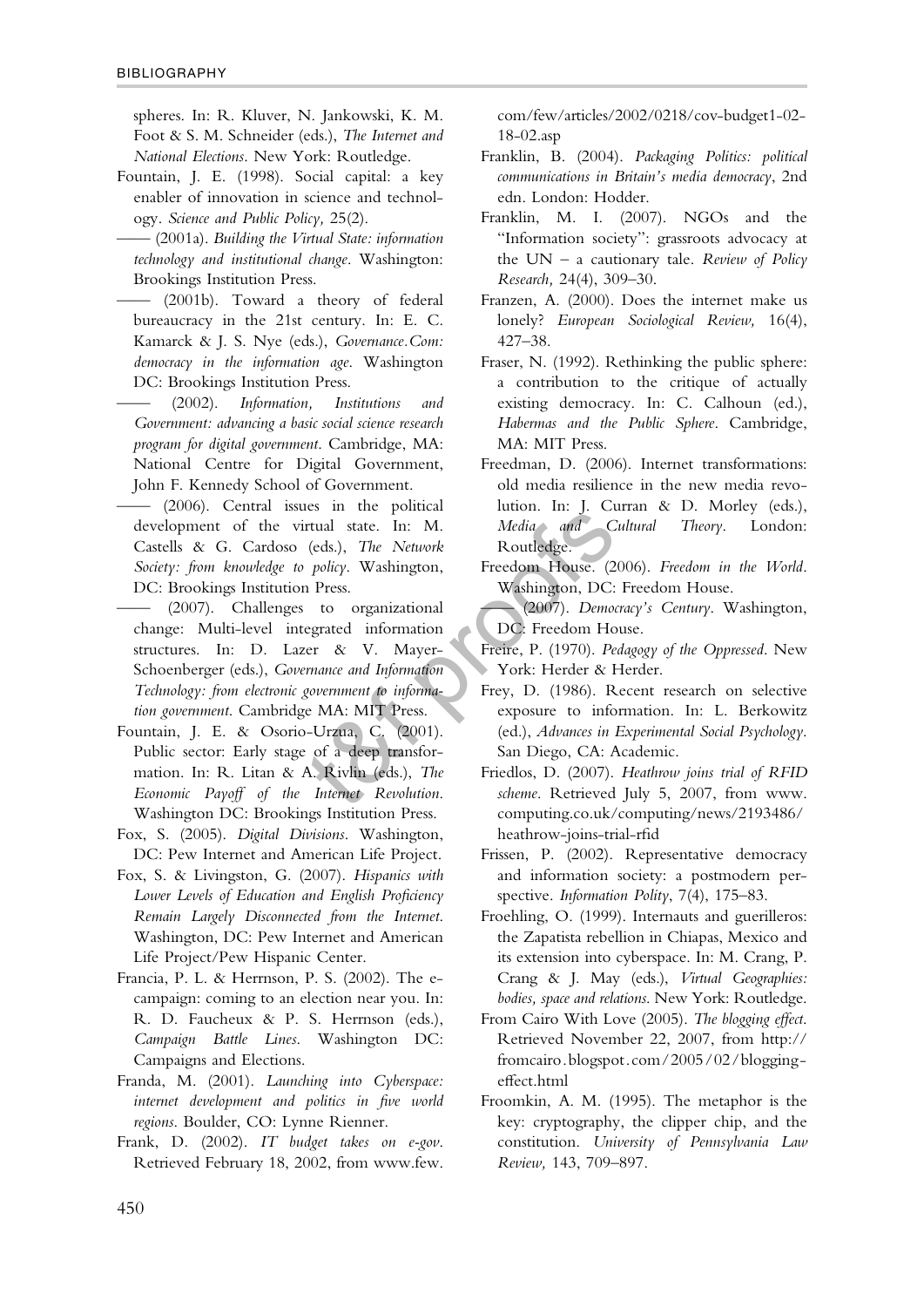spheres. In: R. Kluver, N. Jankowski, K. M. Foot & S. M. Schneider (eds.), *The Internet and National Elections*. New York: Routledge.

Fountain, J. E. (1998). Social capital: a key enabler of innovation in science and technology. *Science and Public Policy,* 25(2).

—— (2001a). *Building the Virtual State: information technology and institutional change*. Washington: Brookings Institution Press.

—— (2001b). Toward a theory of federal bureaucracy in the 21st century. In: E. C. Kamarck & J. S. Nye (eds.), *Governance.Com: democracy in the information age*. Washington DC: Brookings Institution Press.

—— (2002). *Information, Institutions and Government: advancing a basic social science research program for digital government*. Cambridge, MA: National Centre for Digital Government, John F. Kennedy School of Government.

—— (2006). Central issues in the political development of the virtual state. In: M. Castells & G. Cardoso (eds.), *The Network Society: from knowledge to policy*. Washington, DC: Brookings Institution Press.

—— (2007). Challenges to organizational change: Multi-level integrated information structures. In: D. Lazer & V. Mayer-Schoenberger (eds.), *Governance and Information Technology: from electronic government to information government*. Cambridge MA: MIT Press.

Fountain, J. E. & Osorio-Urzua, C. (2001). Public sector: Early stage of a deep transformation. In: R. Litan & A. Rivlin (eds.), *The Economic Payoff of the Internet Revolution*. Washington DC: Brookings Institution Press.

Fox, S. (2005). *Digital Divisions*. Washington, DC: Pew Internet and American Life Project.

Fox, S. & Livingston, G. (2007). *Hispanics with Lower Levels of Education and English Proficiency Remain Largely Disconnected from the Internet*. Washington, DC: Pew Internet and American Life Project/Pew Hispanic Center.

Francia, P. L. & Herrnson, P. S. (2002). The e-campaign: coming to an election near you. In: R. D. Faucheux & P. S. Herrnson (eds.), *Campaign Battle Lines*. Washington DC: Campaigns and Elections.

Franda, M. (2001). *Launching into Cyberspace: internet development and politics in five world regions*. Boulder, CO: Lynne Rienner.

Frank, D. (2002). *IT budget takes on e-gov*. Retrieved February 18, 2002, from www.few.com/few/articles/2002/0218/cov-budget1-02-18-02.asp

Franklin, B. (2004). *Packaging Politics: political communications in Britain's media democracy*, 2nd edn. London: Hodder.

Franklin, M. I. (2007). NGOs and the "Information society": grassroots advocacy at the UN – a cautionary tale. *Review of Policy Research,* 24(4), 309–30.

Franzen, A. (2000). Does the internet make us lonely? *European Sociological Review,* 16(4), 427–38.

Fraser, N. (1992). Rethinking the public sphere: a contribution to the critique of actually existing democracy. In: C. Calhoun (ed.), *Habermas and the Public Sphere*. Cambridge, MA: MIT Press.

Freedman, D. (2006). Internet transformations: old media resilience in the new media revolution. In: J. Curran & D. Morley (eds.), *Media and Cultural Theory*. London: Routledge.

Freedom House. (2006). *Freedom in the World*. Washington, DC: Freedom House.

—— (2007). *Democracy's Century*. Washington, DC: Freedom House.

Freire, P. (1970). *Pedagogy of the Oppressed*. New York: Herder & Herder.

Frey, D. (1986). Recent research on selective exposure to information. In: L. Berkowitz (ed.), *Advances in Experimental Social Psychology*. San Diego, CA: Academic.

Friedlos, D. (2007). *Heathrow joins trial of RFID scheme*. Retrieved July 5, 2007, from www.computing.co.uk/computing/news/2193486/heathrow-joins-trial-rfid

Frissen, P. (2002). Representative democracy and information society: a postmodern perspective. *Information Polity*, 7(4), 175–83.

Froehling, O. (1999). Internauts and guerilleros: the Zapatista rebellion in Chiapas, Mexico and its extension into cyberspace. In: M. Crang, P. Crang & J. May (eds.), *Virtual Geographies: bodies, space and relations*. New York: Routledge.

From Cairo With Love (2005). *The blogging effect*. Retrieved November 22, 2007, from http://fromcairo.blogspot.com/2005/02/blogging-effect.html

Froomkin, A. M. (1995). The metaphor is the key: cryptography, the clipper chip, and the constitution. *University of Pennsylvania Law Review,* 143, 709–897.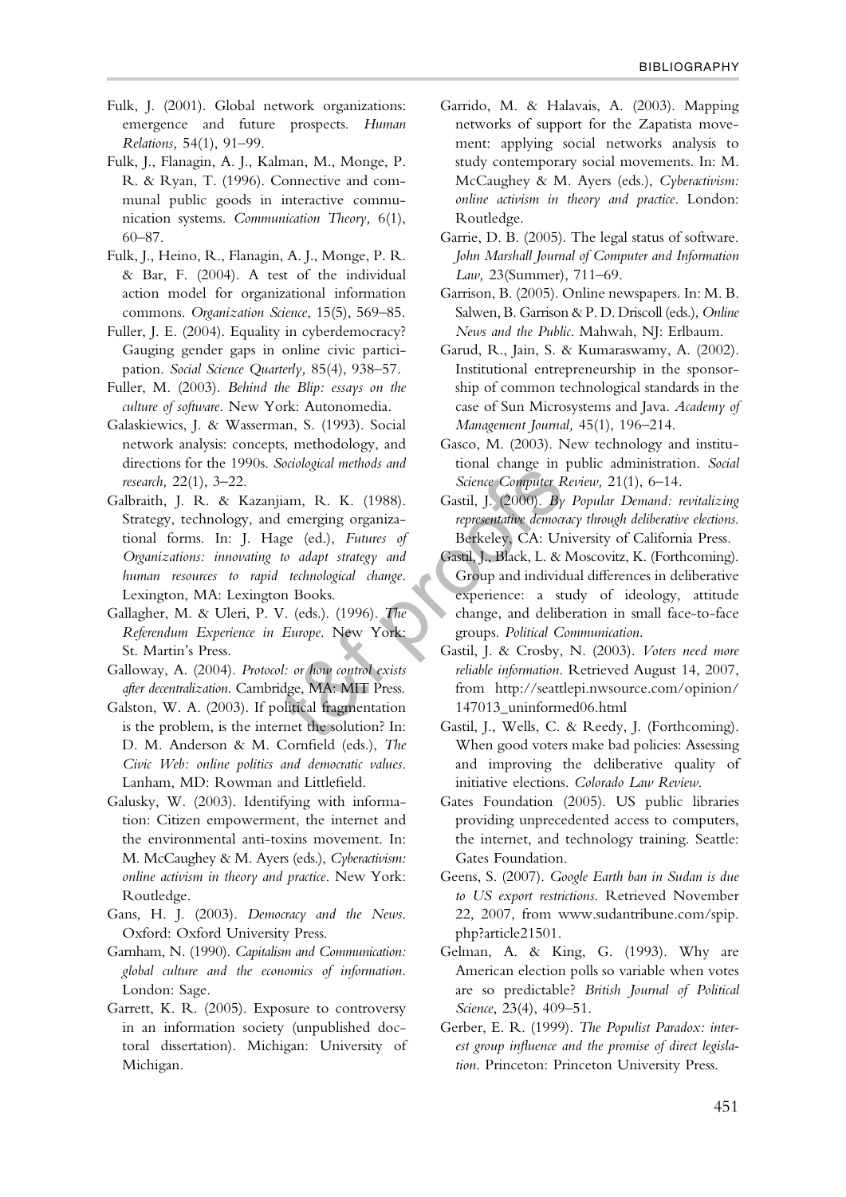Fulk, J. (2001). Global network organizations: emergence and future prospects. *Human Relations,* 54(1), 91–99.

Fulk, J., Flanagin, A. J., Kalman, M., Monge, P. R. & Ryan, T. (1996). Connective and communal public goods in interactive communication systems. *Communication Theory,* 6(1), 60–87.

Fulk, J., Heino, R., Flanagin, A. J., Monge, P. R. & Bar, F. (2004). A test of the individual action model for organizational information commons. *Organization Science*, 15(5), 569–85.

Fuller, J. E. (2004). Equality in cyberdemocracy? Gauging gender gaps in online civic participation. *Social Science Quarterly,* 85(4), 938–57.

Fuller, M. (2003). *Behind the Blip: essays on the culture of software*. New York: Autonomedia.

Galaskiewics, J. & Wasserman, S. (1993). Social network analysis: concepts, methodology, and directions for the 1990s. *Sociological methods and research,* 22(1), 3–22.

Galbraith, J. R. & Kazanjiam, R. K. (1988). Strategy, technology, and emerging organizational forms. In: J. Hage (ed.), *Futures of Organizations: innovating to adapt strategy and human resources to rapid technological change*. Lexington, MA: Lexington Books.

Gallagher, M. & Uleri, P. V. (eds.). (1996). *The Referendum Experience in Europe*. New York: St. Martin's Press.

Galloway, A. (2004). *Protocol: or how control exists after decentralization*. Cambridge, MA: MIT Press.

Galston, W. A. (2003). If political fragmentation is the problem, is the internet the solution? In: D. M. Anderson & M. Cornfield (eds.), *The Civic Web: online politics and democratic values*. Lanham, MD: Rowman and Littlefield.

Galusky, W. (2003). Identifying with information: Citizen empowerment, the internet and the environmental anti-toxins movement. In: M. McCaughey & M. Ayers (eds.), *Cyberactivism: online activism in theory and practice*. New York: Routledge.

Gans, H. J. (2003). *Democracy and the News*. Oxford: Oxford University Press.

Garnham, N. (1990). *Capitalism and Communication: global culture and the economics of information*. London: Sage.

Garrett, K. R. (2005). Exposure to controversy in an information society (unpublished doctoral dissertation). Michigan: University of Michigan.

Garrido, M. & Halavais, A. (2003). Mapping networks of support for the Zapatista movement: applying social networks analysis to study contemporary social movements. In: M. McCaughey & M. Ayers (eds.), *Cyberactivism: online activism in theory and practice*. London: Routledge.

Garrie, D. B. (2005). The legal status of software. *John Marshall Journal of Computer and Information Law,* 23(Summer), 711–69.

Garrison, B. (2005). Online newspapers. In: M. B. Salwen, B. Garrison & P. D. Driscoll (eds.), *Online News and the Public*. Mahwah, NJ: Erlbaum.

Garud, R., Jain, S. & Kumaraswamy, A. (2002). Institutional entrepreneurship in the sponsorship of common technological standards in the case of Sun Microsystems and Java. *Academy of Management Journal,* 45(1), 196–214.

Gasco, M. (2003). New technology and institutional change in public administration. *Social Science Computer Review,* 21(1), 6–14.

Gastil, J. (2000). *By Popular Demand: revitalizing representative democracy through deliberative elections*. Berkeley, CA: University of California Press.

Gastil, J., Black, L. & Moscovitz, K. (Forthcoming). Group and individual differences in deliberative experience: a study of ideology, attitude change, and deliberation in small face-to-face groups. *Political Communication*.

Gastil, J. & Crosby, N. (2003). *Voters need more reliable information*. Retrieved August 14, 2007, from http://seattlepi.nwsource.com/opinion/147013_uninformed06.html

Gastil, J., Wells, C. & Reedy, J. (Forthcoming). When good voters make bad policies: Assessing and improving the deliberative quality of initiative elections. *Colorado Law Review*.

Gates Foundation (2005). US public libraries providing unprecedented access to computers, the internet, and technology training. Seattle: Gates Foundation.

Geens, S. (2007). *Google Earth ban in Sudan is due to US export restrictions*. Retrieved November 22, 2007, from www.sudantribune.com/spip.php?article21501.

Gelman, A. & King, G. (1993). Why are American election polls so variable when votes are so predictable? *British Journal of Political Science*, 23(4), 409–51.

Gerber, E. R. (1999). *The Populist Paradox: interest group influence and the promise of direct legislation*. Princeton: Princeton University Press.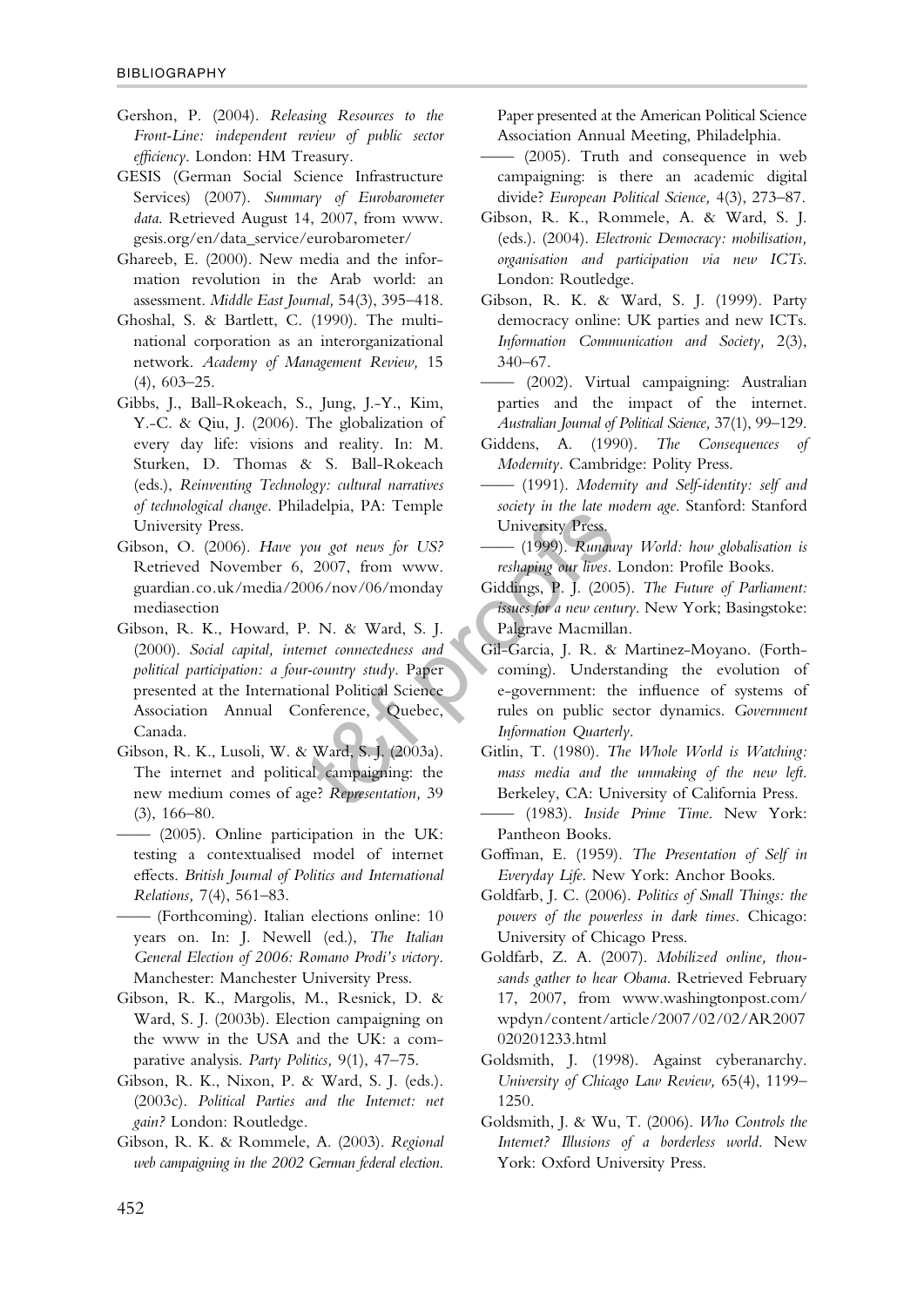Gershon, P. (2004). *Releasing Resources to the Front-Line: independent review of public sector efficiency*. London: HM Treasury.

GESIS (German Social Science Infrastructure Services) (2007). *Summary of Eurobarometer data*. Retrieved August 14, 2007, from www.gesis.org/en/data_service/eurobarometer/

Ghareeb, E. (2000). New media and the information revolution in the Arab world: an assessment. *Middle East Journal,* 54(3), 395–418.

Ghoshal, S. & Bartlett, C. (1990). The multinational corporation as an interorganizational network. *Academy of Management Review,* 15 (4), 603–25.

Gibbs, J., Ball-Rokeach, S., Jung, J.-Y., Kim, Y.-C. & Qiu, J. (2006). The globalization of every day life: visions and reality. In: M. Sturken, D. Thomas & S. Ball-Rokeach (eds.), *Reinventing Technology: cultural narratives of technological change*. Philadelpia, PA: Temple University Press.

Gibson, O. (2006). *Have you got news for US?* Retrieved November 6, 2007, from www.guardian.co.uk/media/2006/nov/06/mondaymediasection

Gibson, R. K., Howard, P. N. & Ward, S. J. (2000). *Social capital, internet connectedness and political participation: a four-country study*. Paper presented at the International Political Science Association Annual Conference, Quebec, Canada.

Gibson, R. K., Lusoli, W. & Ward, S. J. (2003a). The internet and political campaigning: the new medium comes of age? *Representation,* 39 (3), 166–80.

—— (2005). Online participation in the UK: testing a contextualised model of internet effects. *British Journal of Politics and International Relations,* 7(4), 561–83.

—— (Forthcoming). Italian elections online: 10 years on. In: J. Newell (ed.), *The Italian General Election of 2006: Romano Prodi's victory*. Manchester: Manchester University Press.

Gibson, R. K., Margolis, M., Resnick, D. & Ward, S. J. (2003b). Election campaigning on the www in the USA and the UK: a comparative analysis. *Party Politics,* 9(1), 47–75.

Gibson, R. K., Nixon, P. & Ward, S. J. (eds.). (2003c). *Political Parties and the Internet: net gain?* London: Routledge.

Gibson, R. K. & Rommele, A. (2003). *Regional web campaigning in the 2002 German federal election.* Paper presented at the American Political Science Association Annual Meeting, Philadelphia.

—— (2005). Truth and consequence in web campaigning: is there an academic digital divide? *European Political Science,* 4(3), 273–87.

Gibson, R. K., Rommele, A. & Ward, S. J. (eds.). (2004). *Electronic Democracy: mobilisation, organisation and participation via new ICTs.* London: Routledge.

Gibson, R. K. & Ward, S. J. (1999). Party democracy online: UK parties and new ICTs. *Information Communication and Society,* 2(3), 340–67.

—— (2002). Virtual campaigning: Australian parties and the impact of the internet. *Australian Journal of Political Science,* 37(1), 99–129.

Giddens, A. (1990). *The Consequences of Modernity*. Cambridge: Polity Press.

—— (1991). *Modernity and Self-identity: self and society in the late modern age*. Stanford: Stanford University Press.

—— (1999). *Runaway World: how globalisation is reshaping our lives*. London: Profile Books.

Giddings, P. J. (2005). *The Future of Parliament: issues for a new century*. New York; Basingstoke: Palgrave Macmillan.

Gil-Garcia, J. R. & Martinez-Moyano. (Forthcoming). Understanding the evolution of e-government: the influence of systems of rules on public sector dynamics. *Government Information Quarterly*.

Gitlin, T. (1980). *The Whole World is Watching: mass media and the unmaking of the new left*. Berkeley, CA: University of California Press.

—— (1983). *Inside Prime Time*. New York: Pantheon Books.

Goffman, E. (1959). *The Presentation of Self in Everyday Life*. New York: Anchor Books.

Goldfarb, J. C. (2006). *Politics of Small Things: the powers of the powerless in dark times*. Chicago: University of Chicago Press.

Goldfarb, Z. A. (2007). *Mobilized online, thousands gather to hear Obama*. Retrieved February 17, 2007, from www.washingtonpost.com/wpdyn/content/article/2007/02/02/AR2007020201233.html

Goldsmith, J. (1998). Against cyberanarchy. *University of Chicago Law Review,* 65(4), 1199–1250.

Goldsmith, J. & Wu, T. (2006). *Who Controls the Internet? Illusions of a borderless world*. New York: Oxford University Press.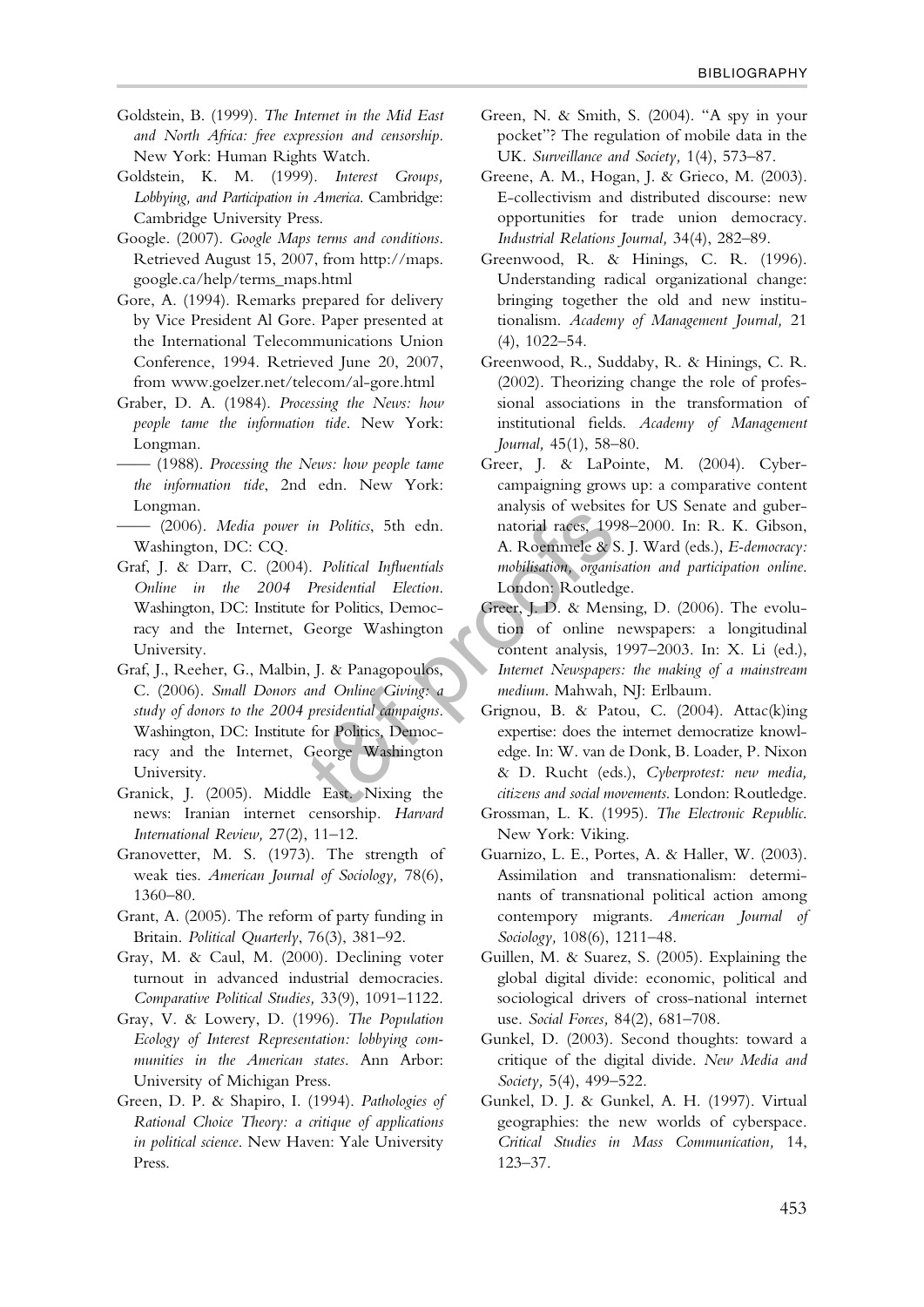Goldstein, B. (1999). *The Internet in the Mid East and North Africa: free expression and censorship*. New York: Human Rights Watch.

Goldstein, K. M. (1999). *Interest Groups, Lobbying, and Participation in America*. Cambridge: Cambridge University Press.

Google. (2007). *Google Maps terms and conditions*. Retrieved August 15, 2007, from http://maps.google.ca/help/terms_maps.html

Gore, A. (1994). Remarks prepared for delivery by Vice President Al Gore. Paper presented at the International Telecommunications Union Conference, 1994. Retrieved June 20, 2007, from www.goelzer.net/telecom/al-gore.html

Graber, D. A. (1984). *Processing the News: how people tame the information tide*. New York: Longman.

—— (1988). *Processing the News: how people tame the information tide*, 2nd edn. New York: Longman.

—— (2006). *Media power in Politics*, 5th edn. Washington, DC: CQ.

Graf, J. & Darr, C. (2004). *Political Influentials Online in the 2004 Presidential Election*. Washington, DC: Institute for Politics, Democracy and the Internet, George Washington University.

Graf, J., Reeher, G., Malbin, J. & Panagopoulos, C. (2006). *Small Donors and Online Giving: a study of donors to the 2004 presidential campaigns*. Washington, DC: Institute for Politics, Democracy and the Internet, George Washington University.

Granick, J. (2005). Middle East. Nixing the news: Iranian internet censorship. *Harvard International Review,* 27(2), 11–12.

Granovetter, M. S. (1973). The strength of weak ties. *American Journal of Sociology,* 78(6), 1360–80.

Grant, A. (2005). The reform of party funding in Britain. *Political Quarterly*, 76(3), 381–92.

Gray, M. & Caul, M. (2000). Declining voter turnout in advanced industrial democracies. *Comparative Political Studies,* 33(9), 1091–1122.

Gray, V. & Lowery, D. (1996). *The Population Ecology of Interest Representation: lobbying communities in the American states*. Ann Arbor: University of Michigan Press.

Green, D. P. & Shapiro, I. (1994). *Pathologies of Rational Choice Theory: a critique of applications in political science*. New Haven: Yale University Press.

Green, N. & Smith, S. (2004). "A spy in your pocket"? The regulation of mobile data in the UK. *Surveillance and Society,* 1(4), 573–87.

Greene, A. M., Hogan, J. & Grieco, M. (2003). E-collectivism and distributed discourse: new opportunities for trade union democracy. *Industrial Relations Journal,* 34(4), 282–89.

Greenwood, R. & Hinings, C. R. (1996). Understanding radical organizational change: bringing together the old and new institutionalism. *Academy of Management Journal,* 21 (4), 1022–54.

Greenwood, R., Suddaby, R. & Hinings, C. R. (2002). Theorizing change the role of professional associations in the transformation of institutional fields. *Academy of Management Journal,* 45(1), 58–80.

Greer, J. & LaPointe, M. (2004). Cybercampaigning grows up: a comparative content analysis of websites for US Senate and gubernatorial races, 1998–2000. In: R. K. Gibson, A. Roemmele & S. J. Ward (eds.), *E-democracy: mobilisation, organisation and participation online*. London: Routledge.

Greer, J. D. & Mensing, D. (2006). The evolution of online newspapers: a longitudinal content analysis, 1997–2003. In: X. Li (ed.), *Internet Newspapers: the making of a mainstream medium*. Mahwah, NJ: Erlbaum.

Grignou, B. & Patou, C. (2004). Attac(k)ing expertise: does the internet democratize knowledge. In: W. van de Donk, B. Loader, P. Nixon & D. Rucht (eds.), *Cyberprotest: new media, citizens and social movements*. London: Routledge.

Grossman, L. K. (1995). *The Electronic Republic*. New York: Viking.

Guarnizo, L. E., Portes, A. & Haller, W. (2003). Assimilation and transnationalism: determinants of transnational political action among contempory migrants. *American Journal of Sociology,* 108(6), 1211–48.

Guillen, M. & Suarez, S. (2005). Explaining the global digital divide: economic, political and sociological drivers of cross-national internet use. *Social Forces,* 84(2), 681–708.

Gunkel, D. (2003). Second thoughts: toward a critique of the digital divide. *New Media and Society,* 5(4), 499–522.

Gunkel, D. J. & Gunkel, A. H. (1997). Virtual geographies: the new worlds of cyberspace. *Critical Studies in Mass Communication,* 14, 123–37.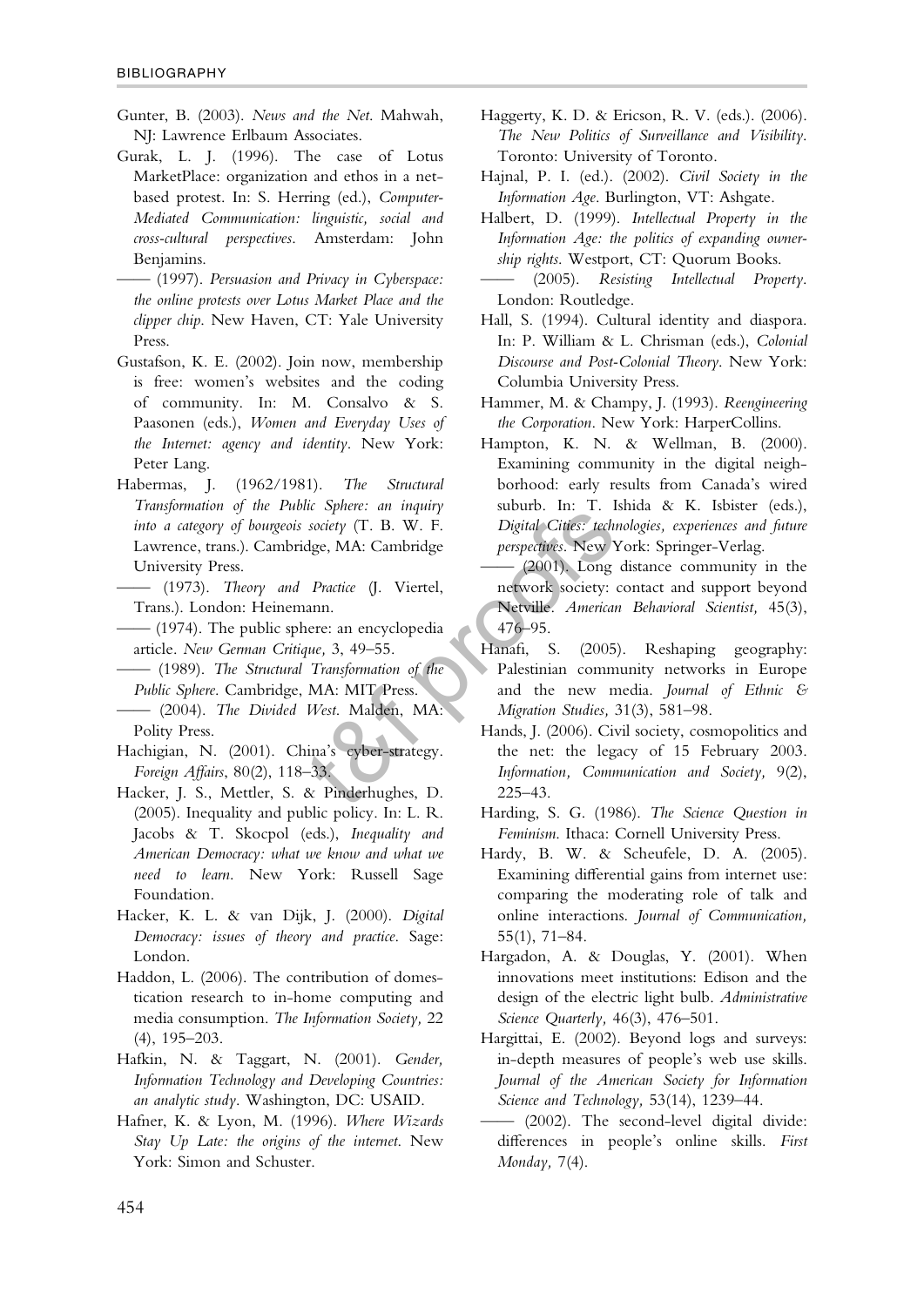Gunter, B. (2003). *News and the Net*. Mahwah, NJ: Lawrence Erlbaum Associates.

Gurak, L. J. (1996). The case of Lotus MarketPlace: organization and ethos in a net-based protest. In: S. Herring (ed.), *Computer-Mediated Communication: linguistic, social and cross-cultural perspectives*. Amsterdam: John Benjamins.

—— (1997). *Persuasion and Privacy in Cyberspace: the online protests over Lotus Market Place and the clipper chip*. New Haven, CT: Yale University Press.

Gustafson, K. E. (2002). Join now, membership is free: women's websites and the coding of community. In: M. Consalvo & S. Paasonen (eds.), *Women and Everyday Uses of the Internet: agency and identity*. New York: Peter Lang.

Habermas, J. (1962/1981). *The Structural Transformation of the Public Sphere: an inquiry into a category of bourgeois society* (T. B. W. F. Lawrence, trans.). Cambridge, MA: Cambridge University Press.

—— (1973). *Theory and Practice* (J. Viertel, Trans.). London: Heinemann.

—— (1974). The public sphere: an encyclopedia article. *New German Critique,* 3, 49–55.

—— (1989). *The Structural Transformation of the Public Sphere*. Cambridge, MA: MIT Press.

—— (2004). *The Divided West*. Malden, MA: Polity Press.

Hachigian, N. (2001). China's cyber-strategy. *Foreign Affairs*, 80(2), 118–33.

Hacker, J. S., Mettler, S. & Pinderhughes, D. (2005). Inequality and public policy. In: L. R. Jacobs & T. Skocpol (eds.), *Inequality and American Democracy: what we know and what we need to learn*. New York: Russell Sage Foundation.

Hacker, K. L. & van Dijk, J. (2000). *Digital Democracy: issues of theory and practice*. Sage: London.

Haddon, L. (2006). The contribution of domestication research to in-home computing and media consumption. *The Information Society,* 22 (4), 195–203.

Hafkin, N. & Taggart, N. (2001). *Gender, Information Technology and Developing Countries: an analytic study*. Washington, DC: USAID.

Hafner, K. & Lyon, M. (1996). *Where Wizards Stay Up Late: the origins of the internet*. New York: Simon and Schuster.

Haggerty, K. D. & Ericson, R. V. (eds.). (2006). *The New Politics of Surveillance and Visibility*. Toronto: University of Toronto.

Hajnal, P. I. (ed.). (2002). *Civil Society in the Information Age*. Burlington, VT: Ashgate.

Halbert, D. (1999). *Intellectual Property in the Information Age: the politics of expanding ownership rights*. Westport, CT: Quorum Books.

—— (2005). *Resisting Intellectual Property*. London: Routledge.

Hall, S. (1994). Cultural identity and diaspora. In: P. William & L. Chrisman (eds.), *Colonial Discourse and Post-Colonial Theory*. New York: Columbia University Press.

Hammer, M. & Champy, J. (1993). *Reengineering the Corporation*. New York: HarperCollins.

Hampton, K. N. & Wellman, B. (2000). Examining community in the digital neighborhood: early results from Canada's wired suburb. In: T. Ishida & K. Isbister (eds.), *Digital Cities: technologies, experiences and future perspectives*. New York: Springer-Verlag.

—— (2001). Long distance community in the network society: contact and support beyond Netville. *American Behavioral Scientist,* 45(3), 476–95.

Hanafi, S. (2005). Reshaping geography: Palestinian community networks in Europe and the new media. *Journal of Ethnic & Migration Studies,* 31(3), 581–98.

Hands, J. (2006). Civil society, cosmopolitics and the net: the legacy of 15 February 2003. *Information, Communication and Society,* 9(2), 225–43.

Harding, S. G. (1986). *The Science Question in Feminism*. Ithaca: Cornell University Press.

Hardy, B. W. & Scheufele, D. A. (2005). Examining differential gains from internet use: comparing the moderating role of talk and online interactions. *Journal of Communication,* 55(1), 71–84.

Hargadon, A. & Douglas, Y. (2001). When innovations meet institutions: Edison and the design of the electric light bulb. *Administrative Science Quarterly,* 46(3), 476–501.

Hargittai, E. (2002). Beyond logs and surveys: in-depth measures of people's web use skills. *Journal of the American Society for Information Science and Technology,* 53(14), 1239–44.

—— (2002). The second-level digital divide: differences in people's online skills. *First Monday,* 7(4).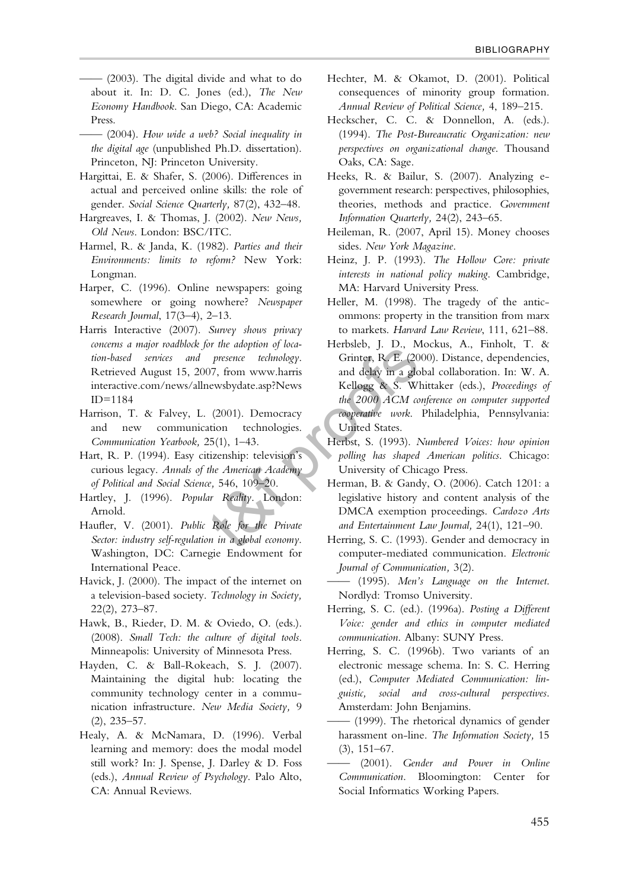—— (2003). The digital divide and what to do about it. In: D. C. Jones (ed.), *The New Economy Handbook*. San Diego, CA: Academic Press.

—— (2004). *How wide a web? Social inequality in the digital age* (unpublished Ph.D. dissertation). Princeton, NJ: Princeton University.

Hargittai, E. & Shafer, S. (2006). Differences in actual and perceived online skills: the role of gender. *Social Science Quarterly,* 87(2), 432–48.

Hargreaves, I. & Thomas, J. (2002). *New News, Old News*. London: BSC/ITC.

Harmel, R. & Janda, K. (1982). *Parties and their Environments: limits to reform?* New York: Longman.

Harper, C. (1996). Online newspapers: going somewhere or going nowhere? *Newspaper Research Journal*, 17(3–4), 2–13.

Harris Interactive (2007). *Survey shows privacy concerns a major roadblock for the adoption of location-based services and presence technology*. Retrieved August 15, 2007, from www.harrisinteractive.com/news/allnewsbydate.asp?NewsID=1184

Harrison, T. & Falvey, L. (2001). Democracy and new communication technologies. *Communication Yearbook,* 25(1), 1–43.

Hart, R. P. (1994). Easy citizenship: television's curious legacy. *Annals of the American Academy of Political and Social Science,* 546, 109–20.

Hartley, J. (1996). *Popular Reality*. London: Arnold.

Haufler, V. (2001). *Public Role for the Private Sector: industry self-regulation in a global economy*. Washington, DC: Carnegie Endowment for International Peace.

Havick, J. (2000). The impact of the internet on a television-based society. *Technology in Society,* 22(2), 273–87.

Hawk, B., Rieder, D. M. & Oviedo, O. (eds.). (2008). *Small Tech: the culture of digital tools*. Minneapolis: University of Minnesota Press.

Hayden, C. & Ball-Rokeach, S. J. (2007). Maintaining the digital hub: locating the community technology center in a communication infrastructure. *New Media Society,* 9 (2), 235–57.

Healy, A. & McNamara, D. (1996). Verbal learning and memory: does the modal model still work? In: J. Spense, J. Darley & D. Foss (eds.), *Annual Review of Psychology*. Palo Alto, CA: Annual Reviews.

Hechter, M. & Okamot, D. (2001). Political consequences of minority group formation. *Annual Review of Political Science,* 4, 189–215.

Heckscher, C. C. & Donnellon, A. (eds.). (1994). *The Post-Bureaucratic Organization: new perspectives on organizational change*. Thousand Oaks, CA: Sage.

Heeks, R. & Bailur, S. (2007). Analyzing e-government research: perspectives, philosophies, theories, methods and practice. *Government Information Quarterly,* 24(2), 243–65.

Heileman, R. (2007, April 15). Money chooses sides. *New York Magazine*.

Heinz, J. P. (1993). *The Hollow Core: private interests in national policy making*. Cambridge, MA: Harvard University Press.

Heller, M. (1998). The tragedy of the anticommons: property in the transition from marx to markets. *Harvard Law Review*, 111, 621–88.

Herbsleb, J. D., Mockus, A., Finholt, T. & Grinter, R. E. (2000). Distance, dependencies, and delay in a global collaboration. In: W. A. Kellogg & S. Whittaker (eds.), *Proceedings of the 2000 ACM conference on computer supported cooperative work*. Philadelphia, Pennsylvania: United States.

Herbst, S. (1993). *Numbered Voices: how opinion polling has shaped American politics*. Chicago: University of Chicago Press.

Herman, B. & Gandy, O. (2006). Catch 1201: a legislative history and content analysis of the DMCA exemption proceedings. *Cardozo Arts and Entertainment Law Journal,* 24(1), 121–90.

Herring, S. C. (1993). Gender and democracy in computer-mediated communication. *Electronic Journal of Communication,* 3(2).

—— (1995). *Men's Language on the Internet*. Nordlyd: Tromso University.

Herring, S. C. (ed.). (1996a). *Posting a Different Voice: gender and ethics in computer mediated communication*. Albany: SUNY Press.

Herring, S. C. (1996b). Two variants of an electronic message schema. In: S. C. Herring (ed.), *Computer Mediated Communication: linguistic, social and cross-cultural perspectives*. Amsterdam: John Benjamins.

—— (1999). The rhetorical dynamics of gender harassment on-line. *The Information Society,* 15 (3), 151–67.

—— (2001). *Gender and Power in Online Communication*. Bloomington: Center for Social Informatics Working Papers.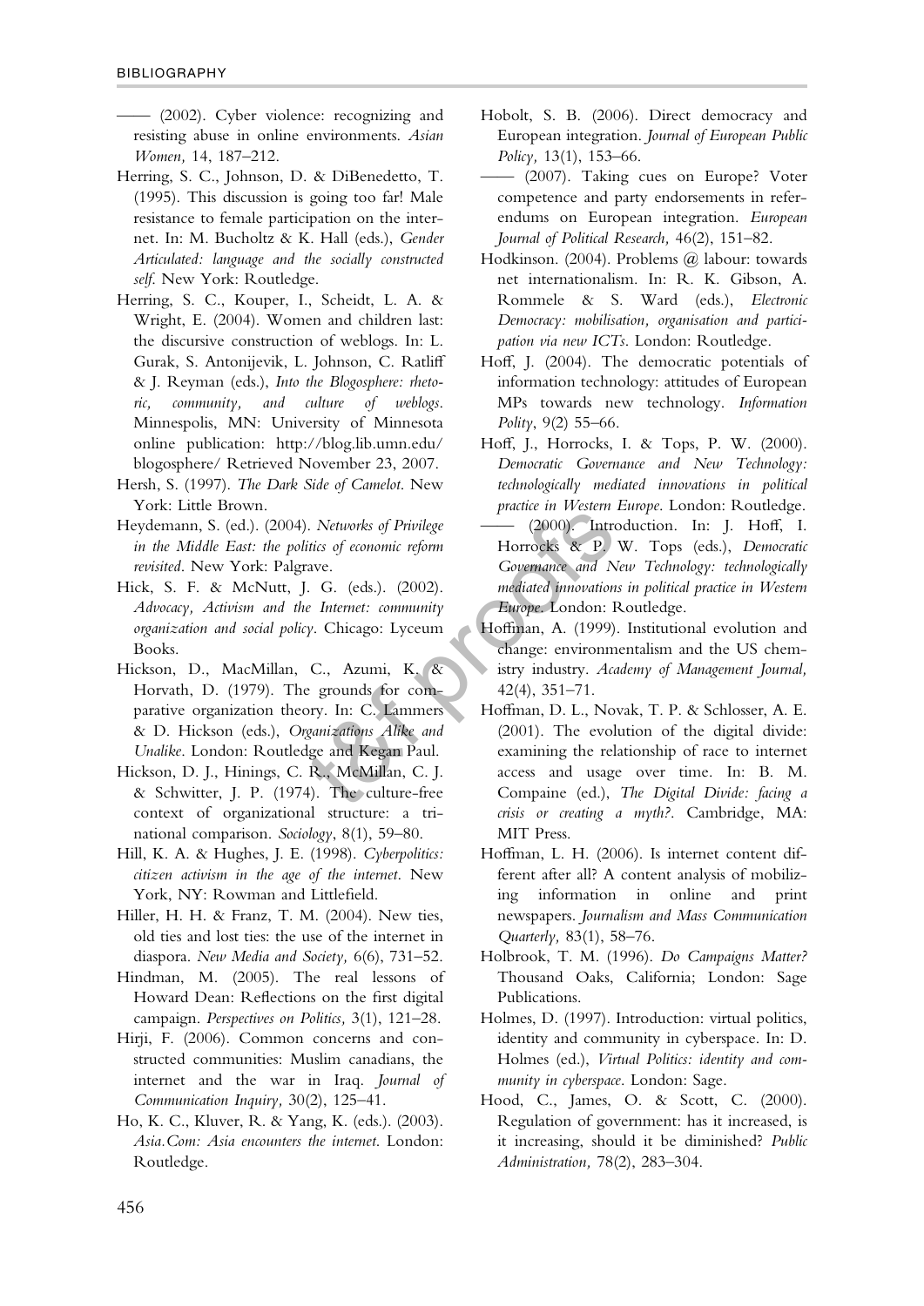—— (2002). Cyber violence: recognizing and resisting abuse in online environments. *Asian Women,* 14, 187–212.

Herring, S. C., Johnson, D. & DiBenedetto, T. (1995). This discussion is going too far! Male resistance to female participation on the internet. In: M. Bucholtz & K. Hall (eds.), *Gender Articulated: language and the socially constructed self*. New York: Routledge.

Herring, S. C., Kouper, I., Scheidt, L. A. & Wright, E. (2004). Women and children last: the discursive construction of weblogs. In: L. Gurak, S. Antonijevik, L. Johnson, C. Ratliff & J. Reyman (eds.), *Into the Blogosphere: rhetoric, community, and culture of weblogs*. Minnespolis, MN: University of Minnesota online publication: http://blog.lib.umn.edu/blogosphere/ Retrieved November 23, 2007.

Hersh, S. (1997). *The Dark Side of Camelot*. New York: Little Brown.

Heydemann, S. (ed.). (2004). *Networks of Privilege in the Middle East: the politics of economic reform revisited*. New York: Palgrave.

Hick, S. F. & McNutt, J. G. (eds.). (2002). *Advocacy, Activism and the Internet: community organization and social policy*. Chicago: Lyceum Books.

Hickson, D., MacMillan, C., Azumi, K. & Horvath, D. (1979). The grounds for comparative organization theory. In: C. Lammers & D. Hickson (eds.), *Organizations Alike and Unalike*. London: Routledge and Kegan Paul.

Hickson, D. J., Hinings, C. R., McMillan, C. J. & Schwitter, J. P. (1974). The culture-free context of organizational structure: a tri-national comparison. *Sociology*, 8(1), 59–80.

Hill, K. A. & Hughes, J. E. (1998). *Cyberpolitics: citizen activism in the age of the internet*. New York, NY: Rowman and Littlefield.

Hiller, H. H. & Franz, T. M. (2004). New ties, old ties and lost ties: the use of the internet in diaspora. *New Media and Society,* 6(6), 731–52.

Hindman, M. (2005). The real lessons of Howard Dean: Reflections on the first digital campaign. *Perspectives on Politics,* 3(1), 121–28.

Hirji, F. (2006). Common concerns and constructed communities: Muslim canadians, the internet and the war in Iraq. *Journal of Communication Inquiry,* 30(2), 125–41.

Ho, K. C., Kluver, R. & Yang, K. (eds.). (2003). *Asia.Com: Asia encounters the internet*. London: Routledge.

Hobolt, S. B. (2006). Direct democracy and European integration. *Journal of European Public Policy,* 13(1), 153–66.

—— (2007). Taking cues on Europe? Voter competence and party endorsements in referendums on European integration. *European Journal of Political Research,* 46(2), 151–82.

Hodkinson. (2004). Problems @ labour: towards net internationalism. In: R. K. Gibson, A. Rommele & S. Ward (eds.), *Electronic Democracy: mobilisation, organisation and participation via new ICTs*. London: Routledge.

Hoff, J. (2004). The democratic potentials of information technology: attitudes of European MPs towards new technology. *Information Polity*, 9(2) 55–66.

Hoff, J., Horrocks, I. & Tops, P. W. (2000). *Democratic Governance and New Technology: technologically mediated innovations in political practice in Western Europe*. London: Routledge.

—— (2000). Introduction. In: J. Hoff, I. Horrocks & P. W. Tops (eds.), *Democratic Governance and New Technology: technologically mediated innovations in political practice in Western Europe*. London: Routledge.

Hoffman, A. (1999). Institutional evolution and change: environmentalism and the US chemistry industry. *Academy of Management Journal,* 42(4), 351–71.

Hoffman, D. L., Novak, T. P. & Schlosser, A. E. (2001). The evolution of the digital divide: examining the relationship of race to internet access and usage over time. In: B. M. Compaine (ed.), *The Digital Divide: facing a crisis or creating a myth?*. Cambridge, MA: MIT Press.

Hoffman, L. H. (2006). Is internet content different after all? A content analysis of mobilizing information in online and print newspapers. *Journalism and Mass Communication Quarterly,* 83(1), 58–76.

Holbrook, T. M. (1996). *Do Campaigns Matter?* Thousand Oaks, California; London: Sage Publications.

Holmes, D. (1997). Introduction: virtual politics, identity and community in cyberspace. In: D. Holmes (ed.), *Virtual Politics: identity and community in cyberspace*. London: Sage.

Hood, C., James, O. & Scott, C. (2000). Regulation of government: has it increased, is it increasing, should it be diminished? *Public Administration,* 78(2), 283–304.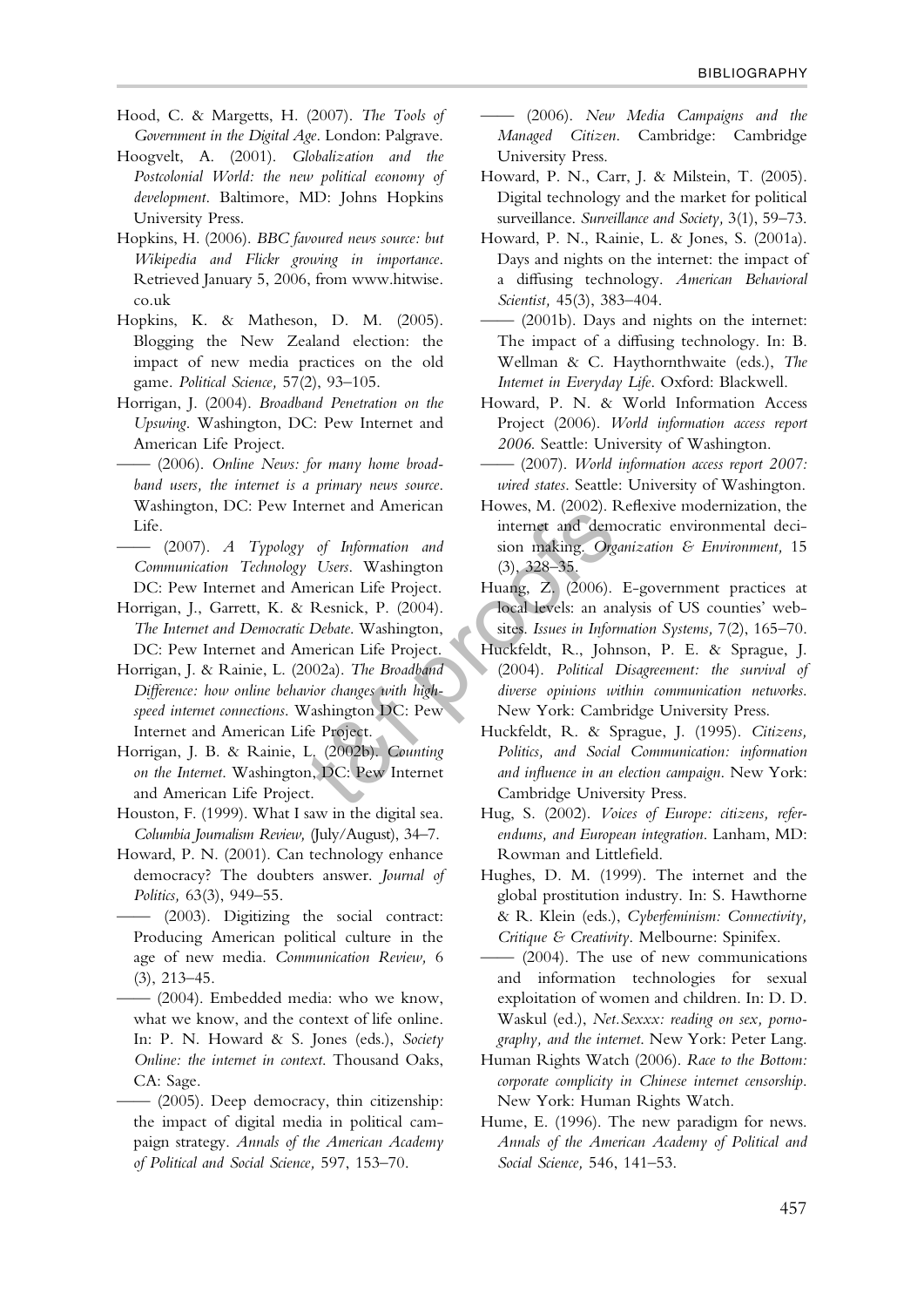Hood, C. & Margetts, H. (2007). *The Tools of Government in the Digital Age*. London: Palgrave.

Hoogvelt, A. (2001). *Globalization and the Postcolonial World: the new political economy of development*. Baltimore, MD: Johns Hopkins University Press.

Hopkins, H. (2006). *BBC favoured news source: but Wikipedia and Flickr growing in importance*. Retrieved January 5, 2006, from www.hitwise.co.uk

Hopkins, K. & Matheson, D. M. (2005). Blogging the New Zealand election: the impact of new media practices on the old game. *Political Science,* 57(2), 93–105.

Horrigan, J. (2004). *Broadband Penetration on the Upswing*. Washington, DC: Pew Internet and American Life Project.

—— (2006). *Online News: for many home broadband users, the internet is a primary news source*. Washington, DC: Pew Internet and American Life.

—— (2007). *A Typology of Information and Communication Technology Users*. Washington DC: Pew Internet and American Life Project.

Horrigan, J., Garrett, K. & Resnick, P. (2004). *The Internet and Democratic Debate*. Washington, DC: Pew Internet and American Life Project.

Horrigan, J. & Rainie, L. (2002a). *The Broadband Difference: how online behavior changes with high-speed internet connections*. Washington DC: Pew Internet and American Life Project.

Horrigan, J. B. & Rainie, L. (2002b). *Counting on the Internet*. Washington, DC: Pew Internet and American Life Project.

Houston, F. (1999). What I saw in the digital sea. *Columbia Journalism Review,* (July/August), 34–7.

Howard, P. N. (2001). Can technology enhance democracy? The doubters answer. *Journal of Politics,* 63(3), 949–55.

—— (2003). Digitizing the social contract: Producing American political culture in the age of new media. *Communication Review,* 6 (3), 213–45.

—— (2004). Embedded media: who we know, what we know, and the context of life online. In: P. N. Howard & S. Jones (eds.), *Society Online: the internet in context*. Thousand Oaks, CA: Sage.

—— (2005). Deep democracy, thin citizenship: the impact of digital media in political campaign strategy. *Annals of the American Academy of Political and Social Science,* 597, 153–70.

—— (2006). *New Media Campaigns and the Managed Citizen*. Cambridge: Cambridge University Press.

Howard, P. N., Carr, J. & Milstein, T. (2005). Digital technology and the market for political surveillance. *Surveillance and Society,* 3(1), 59–73.

Howard, P. N., Rainie, L. & Jones, S. (2001a). Days and nights on the internet: the impact of a diffusing technology. *American Behavioral Scientist,* 45(3), 383–404.

—— (2001b). Days and nights on the internet: The impact of a diffusing technology. In: B. Wellman & C. Haythornthwaite (eds.), *The Internet in Everyday Life*. Oxford: Blackwell.

Howard, P. N. & World Information Access Project (2006). *World information access report 2006*. Seattle: University of Washington.

—— (2007). *World information access report 2007: wired states*. Seattle: University of Washington.

Howes, M. (2002). Reflexive modernization, the internet and democratic environmental decision making. *Organization & Environment,* 15 (3), 328–35.

Huang, Z. (2006). E-government practices at local levels: an analysis of US counties' websites. *Issues in Information Systems,* 7(2), 165–70.

Huckfeldt, R., Johnson, P. E. & Sprague, J. (2004). *Political Disagreement: the survival of diverse opinions within communication networks*. New York: Cambridge University Press.

Huckfeldt, R. & Sprague, J. (1995). *Citizens, Politics, and Social Communication: information and influence in an election campaign*. New York: Cambridge University Press.

Hug, S. (2002). *Voices of Europe: citizens, referendums, and European integration*. Lanham, MD: Rowman and Littlefield.

Hughes, D. M. (1999). The internet and the global prostitution industry. In: S. Hawthorne & R. Klein (eds.), *Cyberfeminism: Connectivity, Critique & Creativity*. Melbourne: Spinifex.

—— (2004). The use of new communications and information technologies for sexual exploitation of women and children. In: D. D. Waskul (ed.), *Net.Sexxx: reading on sex, pornography, and the internet*. New York: Peter Lang.

Human Rights Watch (2006). *Race to the Bottom: corporate complicity in Chinese internet censorship*. New York: Human Rights Watch.

Hume, E. (1996). The new paradigm for news. *Annals of the American Academy of Political and Social Science,* 546, 141–53.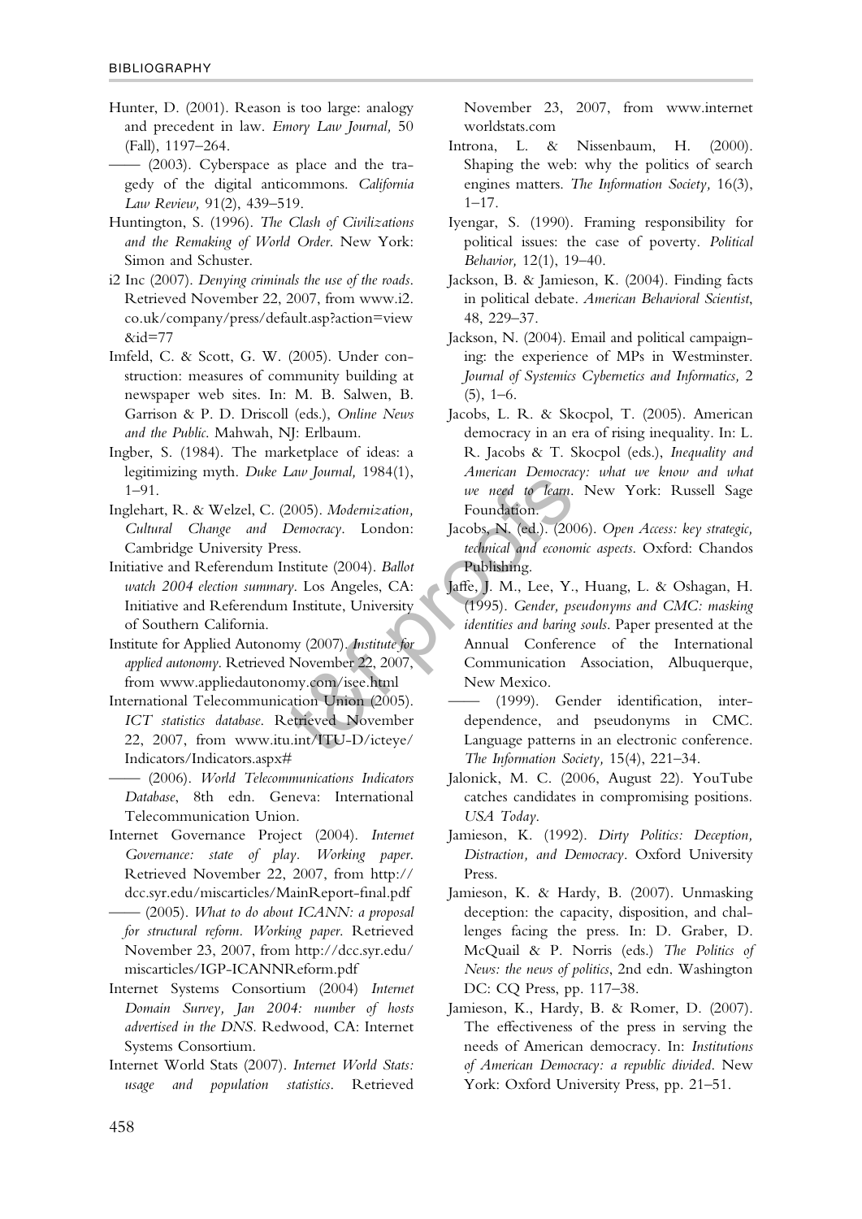Hunter, D. (2001). Reason is too large: analogy and precedent in law. *Emory Law Journal,* 50 (Fall), 1197–264.

—— (2003). Cyberspace as place and the tragedy of the digital anticommons. *California Law Review,* 91(2), 439–519.

Huntington, S. (1996). *The Clash of Civilizations and the Remaking of World Order*. New York: Simon and Schuster.

i2 Inc (2007). *Denying criminals the use of the roads*. Retrieved November 22, 2007, from www.i2.co.uk/company/press/default.asp?action=view&id=77

Imfeld, C. & Scott, G. W. (2005). Under construction: measures of community building at newspaper web sites. In: M. B. Salwen, B. Garrison & P. D. Driscoll (eds.), *Online News and the Public*. Mahwah, NJ: Erlbaum.

Ingber, S. (1984). The marketplace of ideas: a legitimizing myth. *Duke Law Journal,* 1984(1), 1–91.

Inglehart, R. & Welzel, C. (2005). *Modernization, Cultural Change and Democracy*. London: Cambridge University Press.

Initiative and Referendum Institute (2004). *Ballot watch 2004 election summary*. Los Angeles, CA: Initiative and Referendum Institute, University of Southern California.

Institute for Applied Autonomy (2007). *Institute for applied autonomy*. Retrieved November 22, 2007, from www.appliedautonomy.com/isee.html

International Telecommunication Union (2005). *ICT statistics database*. Retrieved November 22, 2007, from www.itu.int/ITU-D/icteye/Indicators/Indicators.aspx#

—— (2006). *World Telecommunications Indicators Database*, 8th edn. Geneva: International Telecommunication Union.

Internet Governance Project (2004). *Internet Governance: state of play. Working paper*. Retrieved November 22, 2007, from http://dcc.syr.edu/miscarticles/MainReport-final.pdf

—— (2005). *What to do about ICANN: a proposal for structural reform. Working paper*. Retrieved November 23, 2007, from http://dcc.syr.edu/miscarticles/IGP-ICANNReform.pdf

Internet Systems Consortium (2004) *Internet Domain Survey, Jan 2004: number of hosts advertised in the DNS*. Redwood, CA: Internet Systems Consortium.

Internet World Stats (2007). *Internet World Stats: usage and population statistics*. Retrieved November 23, 2007, from www.internetworldstats.com

Introna, L. & Nissenbaum, H. (2000). Shaping the web: why the politics of search engines matters. *The Information Society,* 16(3), 1–17.

Iyengar, S. (1990). Framing responsibility for political issues: the case of poverty. *Political Behavior,* 12(1), 19–40.

Jackson, B. & Jamieson, K. (2004). Finding facts in political debate. *American Behavioral Scientist*, 48, 229–37.

Jackson, N. (2004). Email and political campaigning: the experience of MPs in Westminster. *Journal of Systemics Cybernetics and Informatics,* 2 (5), 1–6.

Jacobs, L. R. & Skocpol, T. (2005). American democracy in an era of rising inequality. In: L. R. Jacobs & T. Skocpol (eds.), *Inequality and American Democracy: what we know and what we need to learn*. New York: Russell Sage Foundation.

Jacobs, N. (ed.). (2006). *Open Access: key strategic, technical and economic aspects*. Oxford: Chandos Publishing.

Jaffe, J. M., Lee, Y., Huang, L. & Oshagan, H. (1995). *Gender, pseudonyms and CMC: masking identities and baring souls*. Paper presented at the Annual Conference of the International Communication Association, Albuquerque, New Mexico.

—— (1999). Gender identification, interdependence, and pseudonyms in CMC. Language patterns in an electronic conference. *The Information Society,* 15(4), 221–34.

Jalonick, M. C. (2006, August 22). YouTube catches candidates in compromising positions. *USA Today*.

Jamieson, K. (1992). *Dirty Politics: Deception, Distraction, and Democracy*. Oxford University Press.

Jamieson, K. & Hardy, B. (2007). Unmasking deception: the capacity, disposition, and challenges facing the press. In: D. Graber, D. McQuail & P. Norris (eds.) *The Politics of News: the news of politics*, 2nd edn. Washington DC: CQ Press, pp. 117–38.

Jamieson, K., Hardy, B. & Romer, D. (2007). The effectiveness of the press in serving the needs of American democracy. In: *Institutions of American Democracy: a republic divided*. New York: Oxford University Press, pp. 21–51.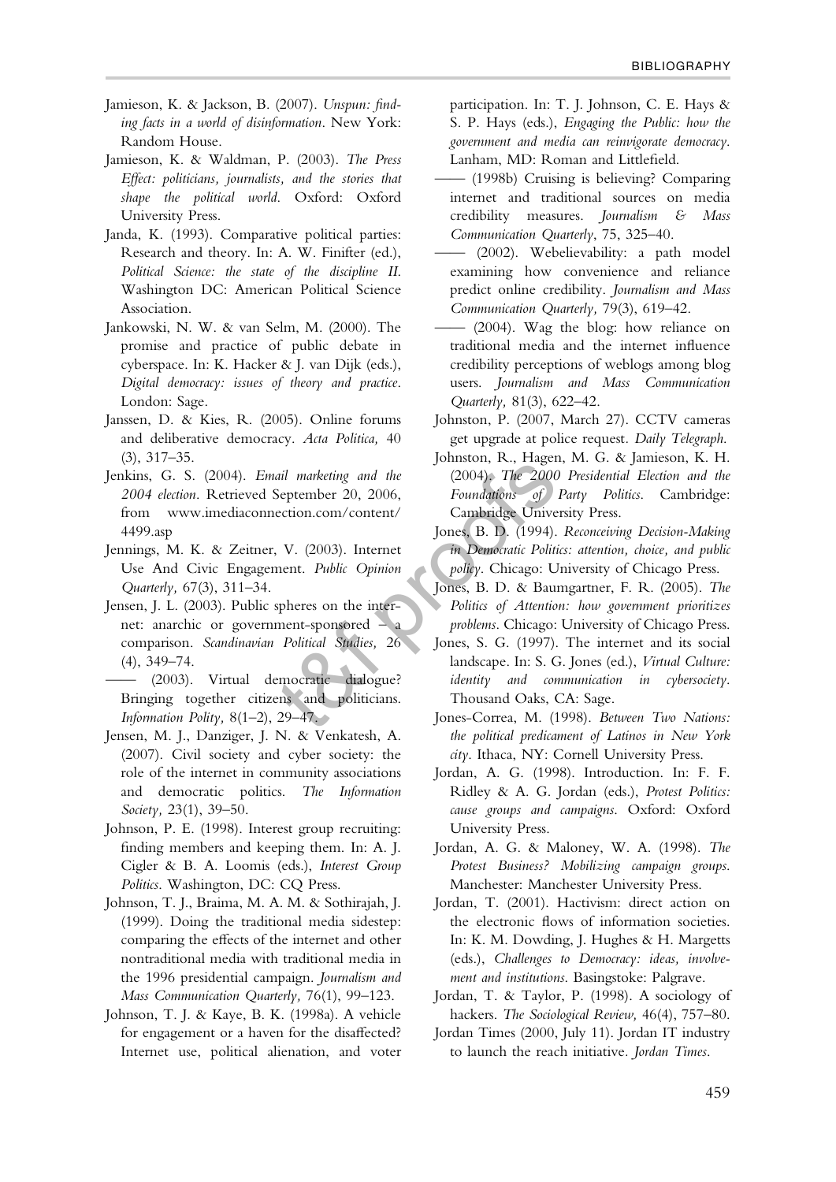Jamieson, K. & Jackson, B. (2007). *Unspun: finding facts in a world of disinformation*. New York: Random House.

Jamieson, K. & Waldman, P. (2003). *The Press Effect: politicians, journalists, and the stories that shape the political world*. Oxford: Oxford University Press.

Janda, K. (1993). Comparative political parties: Research and theory. In: A. W. Finifter (ed.), *Political Science: the state of the discipline II*. Washington DC: American Political Science Association.

Jankowski, N. W. & van Selm, M. (2000). The promise and practice of public debate in cyberspace. In: K. Hacker & J. van Dijk (eds.), *Digital democracy: issues of theory and practice*. London: Sage.

Janssen, D. & Kies, R. (2005). Online forums and deliberative democracy. *Acta Politica,* 40 (3), 317–35.

Jenkins, G. S. (2004). *Email marketing and the 2004 election*. Retrieved September 20, 2006, from www.imediaconnection.com/content/4499.asp

Jennings, M. K. & Zeitner, V. (2003). Internet Use And Civic Engagement. *Public Opinion Quarterly,* 67(3), 311–34.

Jensen, J. L. (2003). Public spheres on the internet: anarchic or government-sponsored – a comparison. *Scandinavian Political Studies,* 26 (4), 349–74.

—— (2003). Virtual democratic dialogue? Bringing together citizens and politicians. *Information Polity,* 8(1–2), 29–47.

Jensen, M. J., Danziger, J. N. & Venkatesh, A. (2007). Civil society and cyber society: the role of the internet in community associations and democratic politics. *The Information Society,* 23(1), 39–50.

Johnson, P. E. (1998). Interest group recruiting: finding members and keeping them. In: A. J. Cigler & B. A. Loomis (eds.), *Interest Group Politics*. Washington, DC: CQ Press.

Johnson, T. J., Braima, M. A. M. & Sothirajah, J. (1999). Doing the traditional media sidestep: comparing the effects of the internet and other nontraditional media with traditional media in the 1996 presidential campaign. *Journalism and Mass Communication Quarterly,* 76(1), 99–123.

Johnson, T. J. & Kaye, B. K. (1998a). A vehicle for engagement or a haven for the disaffected? Internet use, political alienation, and voter participation. In: T. J. Johnson, C. E. Hays & S. P. Hays (eds.), *Engaging the Public: how the government and media can reinvigorate democracy*. Lanham, MD: Roman and Littlefield.

—— (1998b) Cruising is believing? Comparing internet and traditional sources on media credibility measures. *Journalism & Mass Communication Quarterly*, 75, 325–40.

—— (2002). Webelievability: a path model examining how convenience and reliance predict online credibility. *Journalism and Mass Communication Quarterly,* 79(3), 619–42.

—— (2004). Wag the blog: how reliance on traditional media and the internet influence credibility perceptions of weblogs among blog users. *Journalism and Mass Communication Quarterly,* 81(3), 622–42.

Johnston, P. (2007, March 27). CCTV cameras get upgrade at police request. *Daily Telegraph*.

Johnston, R., Hagen, M. G. & Jamieson, K. H. (2004). *The 2000 Presidential Election and the Foundations of Party Politics*. Cambridge: Cambridge University Press.

Jones, B. D. (1994). *Reconceiving Decision-Making in Democratic Politics: attention, choice, and public policy*. Chicago: University of Chicago Press.

Jones, B. D. & Baumgartner, F. R. (2005). *The Politics of Attention: how government prioritizes problems*. Chicago: University of Chicago Press.

Jones, S. G. (1997). The internet and its social landscape. In: S. G. Jones (ed.), *Virtual Culture: identity and communication in cybersociety*. Thousand Oaks, CA: Sage.

Jones-Correa, M. (1998). *Between Two Nations: the political predicament of Latinos in New York city*. Ithaca, NY: Cornell University Press.

Jordan, A. G. (1998). Introduction. In: F. F. Ridley & A. G. Jordan (eds.), *Protest Politics: cause groups and campaigns*. Oxford: Oxford University Press.

Jordan, A. G. & Maloney, W. A. (1998). *The Protest Business? Mobilizing campaign groups*. Manchester: Manchester University Press.

Jordan, T. (2001). Hactivism: direct action on the electronic flows of information societies. In: K. M. Dowding, J. Hughes & H. Margetts (eds.), *Challenges to Democracy: ideas, involvement and institutions*. Basingstoke: Palgrave.

Jordan, T. & Taylor, P. (1998). A sociology of hackers. *The Sociological Review,* 46(4), 757–80.

Jordan Times (2000, July 11). Jordan IT industry to launch the reach initiative. *Jordan Times*.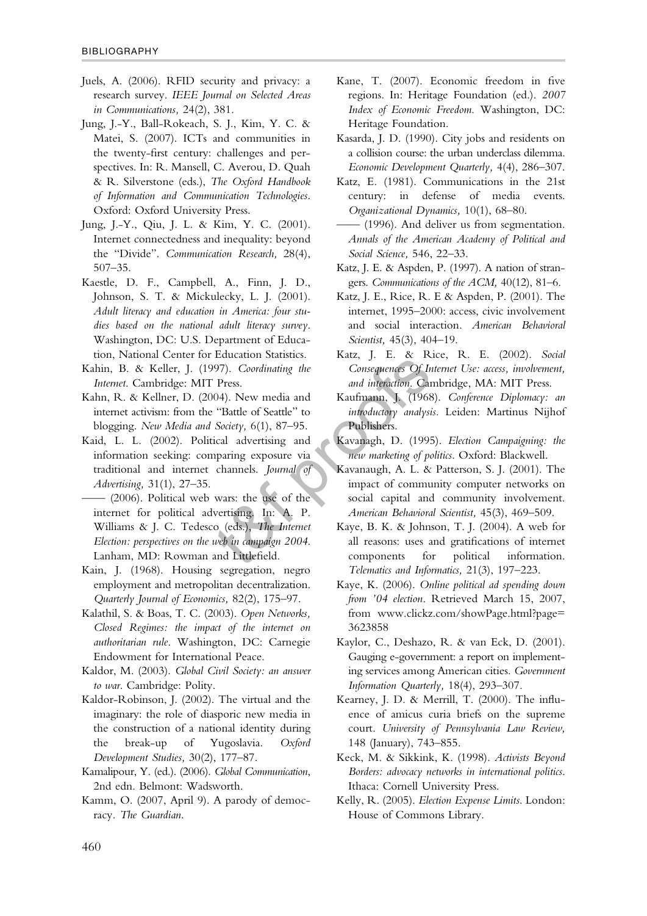Juels, A. (2006). RFID security and privacy: a research survey. *IEEE Journal on Selected Areas in Communications,* 24(2), 381.

Jung, J.-Y., Ball-Rokeach, S. J., Kim, Y. C. & Matei, S. (2007). ICTs and communities in the twenty-first century: challenges and perspectives. In: R. Mansell, C. Averou, D. Quah & R. Silverstone (eds.), *The Oxford Handbook of Information and Communication Technologies.* Oxford: Oxford University Press.

Jung, J.-Y., Qiu, J. L. & Kim, Y. C. (2001). Internet connectedness and inequality: beyond the "Divide". *Communication Research,* 28(4), 507–35.

Kaestle, D. F., Campbell, A., Finn, J. D., Johnson, S. T. & Mickulecky, L. J. (2001). *Adult literacy and education in America: four studies based on the national adult literacy survey.* Washington, DC: U.S. Department of Education, National Center for Education Statistics.

Kahin, B. & Keller, J. (1997). *Coordinating the Internet.* Cambridge: MIT Press.

Kahn, R. & Kellner, D. (2004). New media and internet activism: from the "Battle of Seattle" to blogging. *New Media and Society,* 6(1), 87–95.

Kaid, L. L. (2002). Political advertising and information seeking: comparing exposure via traditional and internet channels. *Journal of Advertising,* 31(1), 27–35.

—— (2006). Political web wars: the use of the internet for political advertising. In: A. P. Williams & J. C. Tedesco (eds.), *The Internet Election: perspectives on the web in campaign 2004.* Lanham, MD: Rowman and Littlefield.

Kain, J. (1968). Housing segregation, negro employment and metropolitan decentralization. *Quarterly Journal of Economics,* 82(2), 175–97.

Kalathil, S. & Boas, T. C. (2003). *Open Networks, Closed Regimes: the impact of the internet on authoritarian rule.* Washington, DC: Carnegie Endowment for International Peace.

Kaldor, M. (2003). *Global Civil Society: an answer to war.* Cambridge: Polity.

Kaldor-Robinson, J. (2002). The virtual and the imaginary: the role of diasporic new media in the construction of a national identity during the break-up of Yugoslavia. *Oxford Development Studies,* 30(2), 177–87.

Kamalipour, Y. (ed.). (2006). *Global Communication,* 2nd edn. Belmont: Wadsworth.

Kamm, O. (2007, April 9). A parody of democracy. *The Guardian.*

Kane, T. (2007). Economic freedom in five regions. In: Heritage Foundation (ed.). *2007 Index of Economic Freedom.* Washington, DC: Heritage Foundation.

Kasarda, J. D. (1990). City jobs and residents on a collision course: the urban underclass dilemma. *Economic Development Quarterly,* 4(4), 286–307.

Katz, E. (1981). Communications in the 21st century: in defense of media events. *Organizational Dynamics,* 10(1), 68–80.

—— (1996). And deliver us from segmentation. *Annals of the American Academy of Political and Social Science,* 546, 22–33.

Katz, J. E. & Aspden, P. (1997). A nation of strangers. *Communications of the ACM,* 40(12), 81–6.

Katz, J. E., Rice, R. E & Aspden, P. (2001). The internet, 1995–2000: access, civic involvement and social interaction. *American Behavioral Scientist,* 45(3), 404–19.

Katz, J. E. & Rice, R. E. (2002). *Social Consequences Of Internet Use: access, involvement, and interaction.* Cambridge, MA: MIT Press.

Kaufmann, J. (1968). *Conference Diplomacy: an introductory analysis.* Leiden: Martinus Nijhof Publishers.

Kavanagh, D. (1995). *Election Campaigning: the new marketing of politics.* Oxford: Blackwell.

Kavanaugh, A. L. & Patterson, S. J. (2001). The impact of community computer networks on social capital and community involvement. *American Behavioral Scientist,* 45(3), 469–509.

Kaye, B. K. & Johnson, T. J. (2004). A web for all reasons: uses and gratifications of internet components for political information. *Telematics and Informatics,* 21(3), 197–223.

Kaye, K. (2006). *Online political ad spending down from '04 election.* Retrieved March 15, 2007, from www.clickz.com/showPage.html?page=3623858

Kaylor, C., Deshazo, R. & van Eck, D. (2001). Gauging e-government: a report on implementing services among American cities. *Government Information Quarterly,* 18(4), 293–307.

Kearney, J. D. & Merrill, T. (2000). The influence of amicus curia briefs on the supreme court. *University of Pennsylvania Law Review,* 148 (January), 743–855.

Keck, M. & Sikkink, K. (1998). *Activists Beyond Borders: advocacy networks in international politics.* Ithaca: Cornell University Press.

Kelly, R. (2005). *Election Expense Limits.* London: House of Commons Library.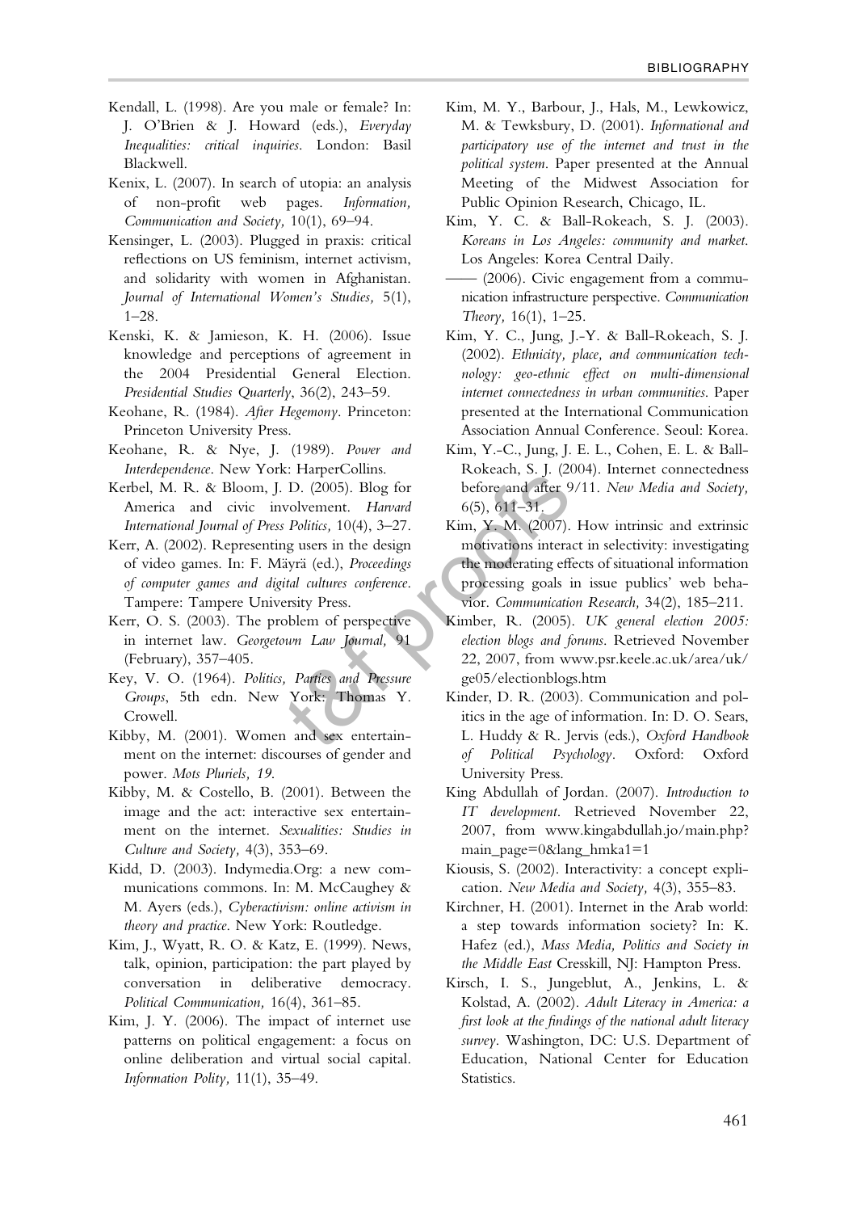Kendall, L. (1998). Are you male or female? In: J. O'Brien & J. Howard (eds.), *Everyday Inequalities: critical inquiries*. London: Basil Blackwell.

Kenix, L. (2007). In search of utopia: an analysis of non-profit web pages. *Information, Communication and Society,* 10(1), 69–94.

Kensinger, L. (2003). Plugged in praxis: critical reflections on US feminism, internet activism, and solidarity with women in Afghanistan. *Journal of International Women's Studies,* 5(1), 1–28.

Kenski, K. & Jamieson, K. H. (2006). Issue knowledge and perceptions of agreement in the 2004 Presidential General Election. *Presidential Studies Quarterly*, 36(2), 243–59.

Keohane, R. (1984). *After Hegemony*. Princeton: Princeton University Press.

Keohane, R. & Nye, J. (1989). *Power and Interdependence*. New York: HarperCollins.

Kerbel, M. R. & Bloom, J. D. (2005). Blog for America and civic involvement. *Harvard International Journal of Press Politics,* 10(4), 3–27.

Kerr, A. (2002). Representing users in the design of video games. In: F. Mäyrä (ed.), *Proceedings of computer games and digital cultures conference*. Tampere: Tampere University Press.

Kerr, O. S. (2003). The problem of perspective in internet law. *Georgetown Law Journal,* 91 (February), 357–405.

Key, V. O. (1964). *Politics, Parties and Pressure Groups*, 5th edn. New York: Thomas Y. Crowell.

Kibby, M. (2001). Women and sex entertainment on the internet: discourses of gender and power. *Mots Pluriels, 19*.

Kibby, M. & Costello, B. (2001). Between the image and the act: interactive sex entertainment on the internet. *Sexualities: Studies in Culture and Society,* 4(3), 353–69.

Kidd, D. (2003). Indymedia.Org: a new communications commons. In: M. McCaughey & M. Ayers (eds.), *Cyberactivism: online activism in theory and practice*. New York: Routledge.

Kim, J., Wyatt, R. O. & Katz, E. (1999). News, talk, opinion, participation: the part played by conversation in deliberative democracy. *Political Communication,* 16(4), 361–85.

Kim, J. Y. (2006). The impact of internet use patterns on political engagement: a focus on online deliberation and virtual social capital. *Information Polity,* 11(1), 35–49.

Kim, M. Y., Barbour, J., Hals, M., Lewkowicz, M. & Tewksbury, D. (2001). *Informational and participatory use of the internet and trust in the political system*. Paper presented at the Annual Meeting of the Midwest Association for Public Opinion Research, Chicago, IL.

Kim, Y. C. & Ball-Rokeach, S. J. (2003). *Koreans in Los Angeles: community and market*. Los Angeles: Korea Central Daily.

—— (2006). Civic engagement from a communication infrastructure perspective. *Communication Theory,* 16(1), 1–25.

Kim, Y. C., Jung, J.-Y. & Ball-Rokeach, S. J. (2002). *Ethnicity, place, and communication technology: geo-ethnic effect on multi-dimensional internet connectedness in urban communities*. Paper presented at the International Communication Association Annual Conference. Seoul: Korea.

Kim, Y.-C., Jung, J. E. L., Cohen, E. L. & Ball-Rokeach, S. J. (2004). Internet connectedness before and after 9/11. *New Media and Society,* 6(5), 611–31.

Kim, Y. M. (2007). How intrinsic and extrinsic motivations interact in selectivity: investigating the moderating effects of situational information processing goals in issue publics' web behavior. *Communication Research,* 34(2), 185–211.

Kimber, R. (2005). *UK general election 2005: election blogs and forums*. Retrieved November 22, 2007, from www.psr.keele.ac.uk/area/uk/ge05/electionblogs.htm

Kinder, D. R. (2003). Communication and politics in the age of information. In: D. O. Sears, L. Huddy & R. Jervis (eds.), *Oxford Handbook of Political Psychology*. Oxford: Oxford University Press.

King Abdullah of Jordan. (2007). *Introduction to IT development*. Retrieved November 22, 2007, from www.kingabdullah.jo/main.php?main_page=0&lang_hmka1=1

Kiousis, S. (2002). Interactivity: a concept explication. *New Media and Society,* 4(3), 355–83.

Kirchner, H. (2001). Internet in the Arab world: a step towards information society? In: K. Hafez (ed.), *Mass Media, Politics and Society in the Middle East* Cresskill, NJ: Hampton Press.

Kirsch, I. S., Jungeblut, A., Jenkins, L. & Kolstad, A. (2002). *Adult Literacy in America: a first look at the findings of the national adult literacy survey*. Washington, DC: U.S. Department of Education, National Center for Education Statistics.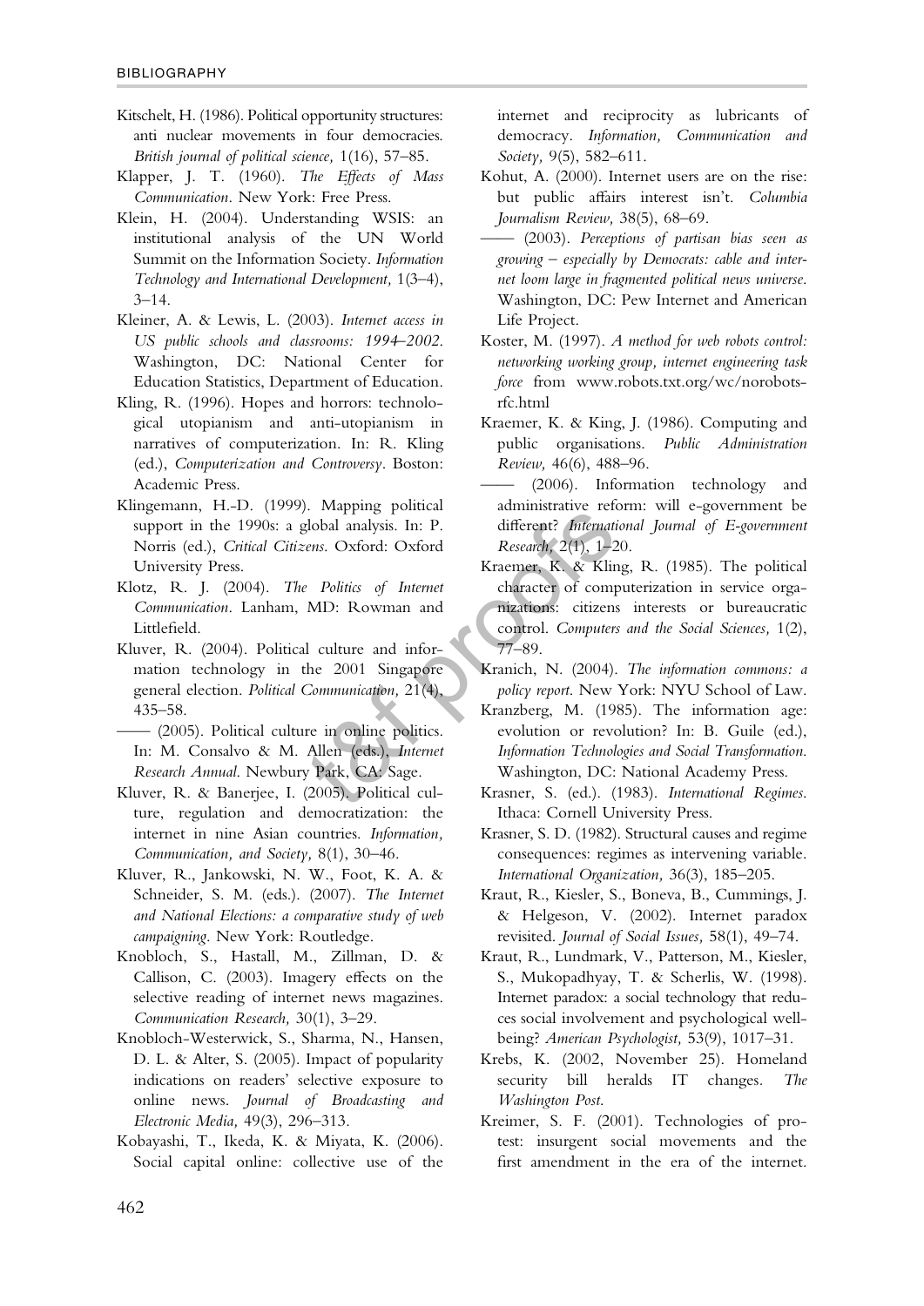Kitschelt, H. (1986). Political opportunity structures: anti nuclear movements in four democracies. *British journal of political science,* 1(16), 57–85.

Klapper, J. T. (1960). *The Effects of Mass Communication*. New York: Free Press.

Klein, H. (2004). Understanding WSIS: an institutional analysis of the UN World Summit on the Information Society. *Information Technology and International Development,* 1(3–4), 3–14.

Kleiner, A. & Lewis, L. (2003). *Internet access in US public schools and classrooms: 1994–2002*. Washington, DC: National Center for Education Statistics, Department of Education.

Kling, R. (1996). Hopes and horrors: technological utopianism and anti-utopianism in narratives of computerization. In: R. Kling (ed.), *Computerization and Controversy*. Boston: Academic Press.

Klingemann, H.-D. (1999). Mapping political support in the 1990s: a global analysis. In: P. Norris (ed.), *Critical Citizens*. Oxford: Oxford University Press.

Klotz, R. J. (2004). *The Politics of Internet Communication*. Lanham, MD: Rowman and Littlefield.

Kluver, R. (2004). Political culture and information technology in the 2001 Singapore general election. *Political Communication,* 21(4), 435–58.

—— (2005). Political culture in online politics. In: M. Consalvo & M. Allen (eds.), *Internet Research Annual*. Newbury Park, CA: Sage.

Kluver, R. & Banerjee, I. (2005). Political culture, regulation and democratization: the internet in nine Asian countries. *Information, Communication, and Society,* 8(1), 30–46.

Kluver, R., Jankowski, N. W., Foot, K. A. & Schneider, S. M. (eds.). (2007). *The Internet and National Elections: a comparative study of web campaigning*. New York: Routledge.

Knobloch, S., Hastall, M., Zillman, D. & Callison, C. (2003). Imagery effects on the selective reading of internet news magazines. *Communication Research,* 30(1), 3–29.

Knobloch-Westerwick, S., Sharma, N., Hansen, D. L. & Alter, S. (2005). Impact of popularity indications on readers' selective exposure to online news. *Journal of Broadcasting and Electronic Media,* 49(3), 296–313.

Kobayashi, T., Ikeda, K. & Miyata, K. (2006). Social capital online: collective use of the internet and reciprocity as lubricants of democracy. *Information, Communication and Society,* 9(5), 582–611.

Kohut, A. (2000). Internet users are on the rise: but public affairs interest isn't. *Columbia Journalism Review,* 38(5), 68–69.

—— (2003). *Perceptions of partisan bias seen as growing – especially by Democrats: cable and internet loom large in fragmented political news universe*. Washington, DC: Pew Internet and American Life Project.

Koster, M. (1997). *A method for web robots control: networking working group, internet engineering task force* from www.robots.txt.org/wc/norobots-rfc.html

Kraemer, K. & King, J. (1986). Computing and public organisations. *Public Administration Review,* 46(6), 488–96.

—— (2006). Information technology and administrative reform: will e-government be different? *International Journal of E-government Research,* 2(1), 1–20.

Kraemer, K. & Kling, R. (1985). The political character of computerization in service organizations: citizens interests or bureaucratic control. *Computers and the Social Sciences,* 1(2), 77–89.

Kranich, N. (2004). *The information commons: a policy report*. New York: NYU School of Law.

Kranzberg, M. (1985). The information age: evolution or revolution? In: B. Guile (ed.), *Information Technologies and Social Transformation*. Washington, DC: National Academy Press.

Krasner, S. (ed.). (1983). *International Regimes*. Ithaca: Cornell University Press.

Krasner, S. D. (1982). Structural causes and regime consequences: regimes as intervening variable. *International Organization,* 36(3), 185–205.

Kraut, R., Kiesler, S., Boneva, B., Cummings, J. & Helgeson, V. (2002). Internet paradox revisited. *Journal of Social Issues,* 58(1), 49–74.

Kraut, R., Lundmark, V., Patterson, M., Kiesler, S., Mukopadhyay, T. & Scherlis, W. (1998). Internet paradox: a social technology that reduces social involvement and psychological well-being? *American Psychologist,* 53(9), 1017–31.

Krebs, K. (2002, November 25). Homeland security bill heralds IT changes. *The Washington Post*.

Kreimer, S. F. (2001). Technologies of protest: insurgent social movements and the first amendment in the era of the internet.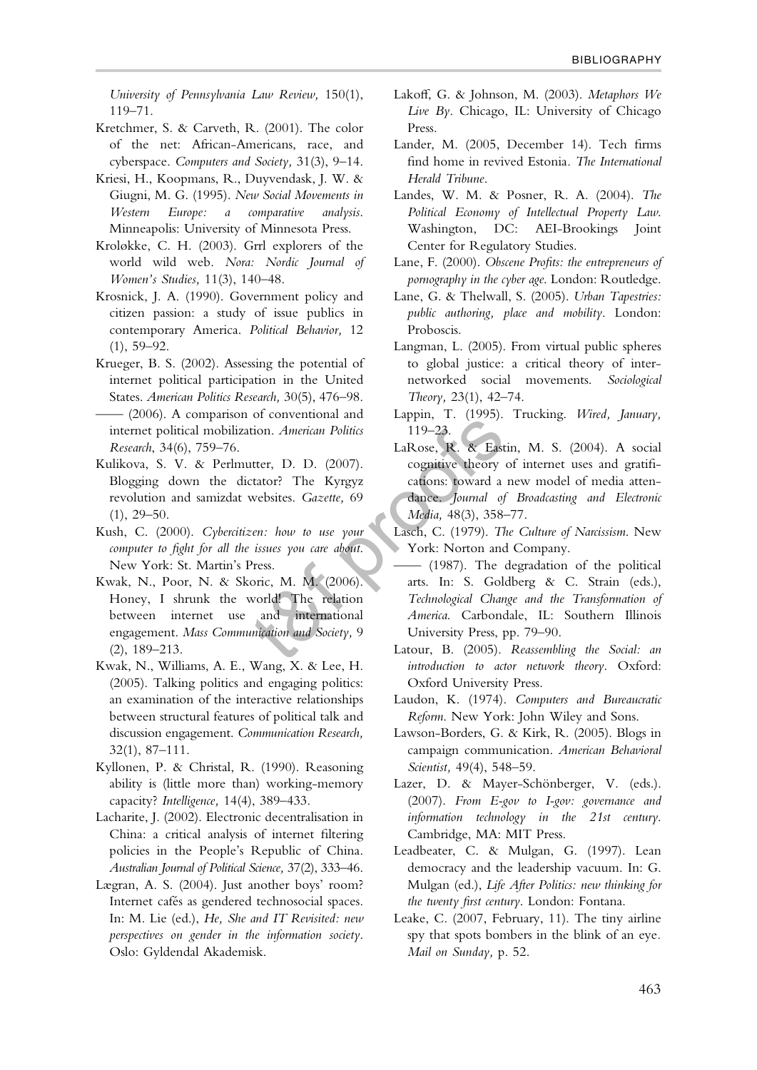*University of Pennsylvania Law Review,* 150(1), 119–71.

Kretchmer, S. & Carveth, R. (2001). The color of the net: African-Americans, race, and cyberspace. *Computers and Society,* 31(3), 9–14.

Kriesi, H., Koopmans, R., Duyvendask, J. W. & Giugni, M. G. (1995). *New Social Movements in Western Europe: a comparative analysis.* Minneapolis: University of Minnesota Press.

Kroløkke, C. H. (2003). Grrl explorers of the world wild web. *Nora: Nordic Journal of Women's Studies,* 11(3), 140–48.

Krosnick, J. A. (1990). Government policy and citizen passion: a study of issue publics in contemporary America. *Political Behavior,* 12 (1), 59–92.

Krueger, B. S. (2002). Assessing the potential of internet political participation in the United States. *American Politics Research,* 30(5), 476–98.

—— (2006). A comparison of conventional and internet political mobilization. *American Politics Research*, 34(6), 759–76.

Kulikova, S. V. & Perlmutter, D. D. (2007). Blogging down the dictator? The Kyrgyz revolution and samizdat websites. *Gazette,* 69 (1), 29–50.

Kush, C. (2000). *Cybercitizen: how to use your computer to fight for all the issues you care about.* New York: St. Martin's Press.

Kwak, N., Poor, N. & Skoric, M. M. (2006). Honey, I shrunk the world! The relation between internet use and international engagement. *Mass Communication and Society,* 9 (2), 189–213.

Kwak, N., Williams, A. E., Wang, X. & Lee, H. (2005). Talking politics and engaging politics: an examination of the interactive relationships between structural features of political talk and discussion engagement. *Communication Research,* 32(1), 87–111.

Kyllonen, P. & Christal, R. (1990). Reasoning ability is (little more than) working-memory capacity? *Intelligence,* 14(4), 389–433.

Lacharite, J. (2002). Electronic decentralisation in China: a critical analysis of internet filtering policies in the People's Republic of China. *Australian Journal of Political Science,* 37(2), 333–46.

Lægran, A. S. (2004). Just another boys' room? Internet cafés as gendered technosocial spaces. In: M. Lie (ed.), *He, She and IT Revisited: new perspectives on gender in the information society.* Oslo: Gyldendal Akademisk.

Lakoff, G. & Johnson, M. (2003). *Metaphors We Live By.* Chicago, IL: University of Chicago Press.

Lander, M. (2005, December 14). Tech firms find home in revived Estonia. *The International Herald Tribune.*

Landes, W. M. & Posner, R. A. (2004). *The Political Economy of Intellectual Property Law.* Washington, DC: AEI-Brookings Joint Center for Regulatory Studies.

Lane, F. (2000). *Obscene Profits: the entrepreneurs of pornography in the cyber age.* London: Routledge.

Lane, G. & Thelwall, S. (2005). *Urban Tapestries: public authoring, place and mobility.* London: Proboscis.

Langman, L. (2005). From virtual public spheres to global justice: a critical theory of internetworked social movements. *Sociological Theory,* 23(1), 42–74.

Lappin, T. (1995). Trucking. *Wired, January,* 119–23.

LaRose, R. & Eastin, M. S. (2004). A social cognitive theory of internet uses and gratifications: toward a new model of media attendance. *Journal of Broadcasting and Electronic Media,* 48(3), 358–77.

Lasch, C. (1979). *The Culture of Narcissism.* New York: Norton and Company.

—— (1987). The degradation of the political arts. In: S. Goldberg & C. Strain (eds.), *Technological Change and the Transformation of America.* Carbondale, IL: Southern Illinois University Press, pp. 79–90.

Latour, B. (2005). *Reassembling the Social: an introduction to actor network theory.* Oxford: Oxford University Press.

Laudon, K. (1974). *Computers and Bureaucratic Reform.* New York: John Wiley and Sons.

Lawson-Borders, G. & Kirk, R. (2005). Blogs in campaign communication. *American Behavioral Scientist,* 49(4), 548–59.

Lazer, D. & Mayer-Schönberger, V. (eds.). (2007). *From E-gov to I-gov: governance and information technology in the 21st century.* Cambridge, MA: MIT Press.

Leadbeater, C. & Mulgan, G. (1997). Lean democracy and the leadership vacuum. In: G. Mulgan (ed.), *Life After Politics: new thinking for the twenty first century.* London: Fontana.

Leake, C. (2007, February, 11). The tiny airline spy that spots bombers in the blink of an eye. *Mail on Sunday,* p. 52.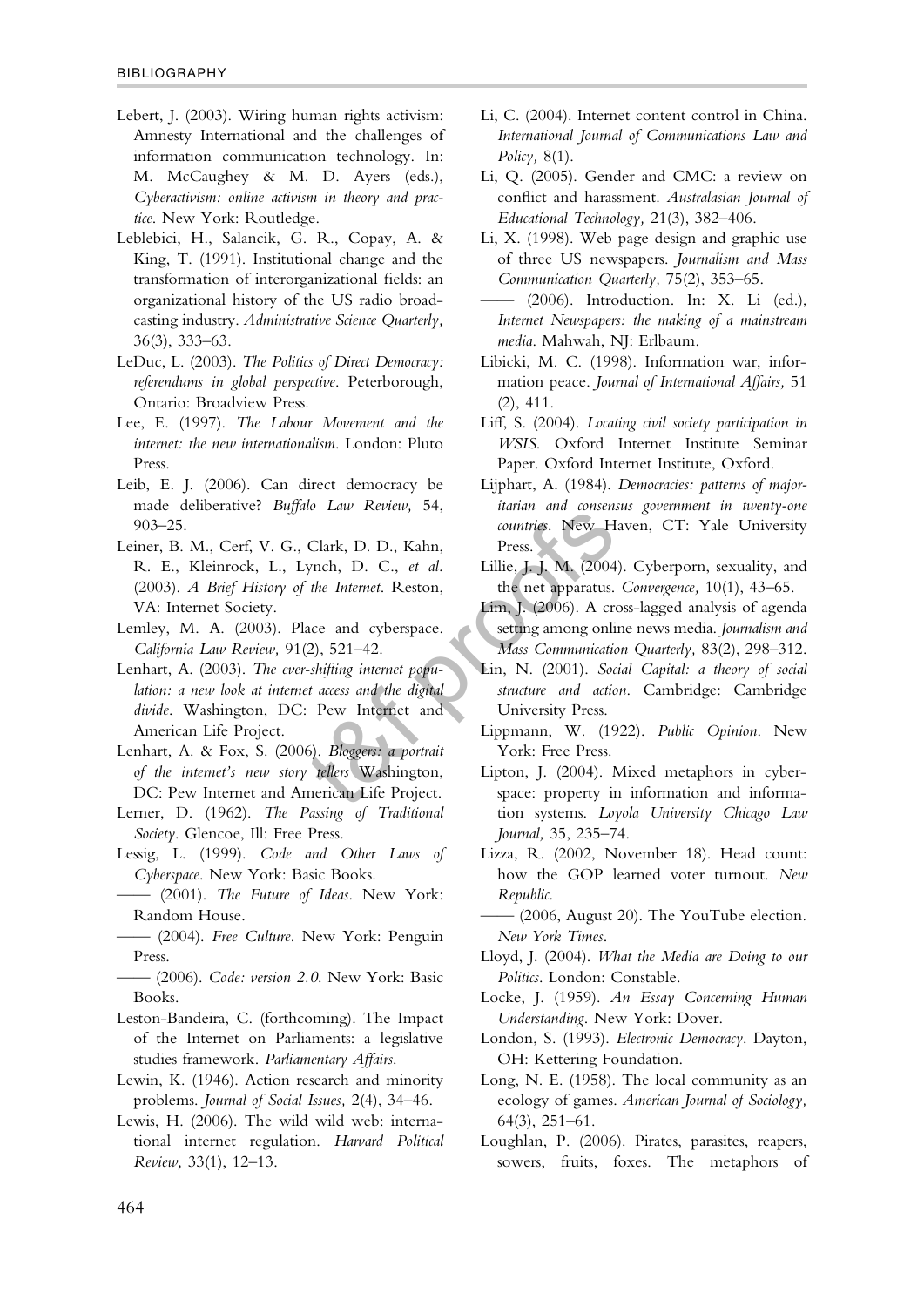Lebert, J. (2003). Wiring human rights activism: Amnesty International and the challenges of information communication technology. In: M. McCaughey & M. D. Ayers (eds.), *Cyberactivism: online activism in theory and practice*. New York: Routledge.

Leblebici, H., Salancik, G. R., Copay, A. & King, T. (1991). Institutional change and the transformation of interorganizational fields: an organizational history of the US radio broadcasting industry. *Administrative Science Quarterly,* 36(3), 333–63.

LeDuc, L. (2003). *The Politics of Direct Democracy: referendums in global perspective*. Peterborough, Ontario: Broadview Press.

Lee, E. (1997). *The Labour Movement and the internet: the new internationalism*. London: Pluto Press.

Leib, E. J. (2006). Can direct democracy be made deliberative? *Buffalo Law Review,* 54, 903–25.

Leiner, B. M., Cerf, V. G., Clark, D. D., Kahn, R. E., Kleinrock, L., Lynch, D. C., *et al.* (2003). *A Brief History of the Internet*. Reston, VA: Internet Society.

Lemley, M. A. (2003). Place and cyberspace. *California Law Review,* 91(2), 521–42.

Lenhart, A. (2003). *The ever-shifting internet population: a new look at internet access and the digital divide*. Washington, DC: Pew Internet and American Life Project.

Lenhart, A. & Fox, S. (2006). *Bloggers: a portrait of the internet's new story tellers* Washington, DC: Pew Internet and American Life Project.

Lerner, D. (1962). *The Passing of Traditional Society*. Glencoe, Ill: Free Press.

Lessig, L. (1999). *Code and Other Laws of Cyberspace*. New York: Basic Books.

—— (2001). *The Future of Ideas*. New York: Random House.

—— (2004). *Free Culture*. New York: Penguin Press.

—— (2006). *Code: version 2.0*. New York: Basic Books.

Leston-Bandeira, C. (forthcoming). The Impact of the Internet on Parliaments: a legislative studies framework. *Parliamentary Affairs*.

Lewin, K. (1946). Action research and minority problems. *Journal of Social Issues,* 2(4), 34–46.

Lewis, H. (2006). The wild wild web: international internet regulation. *Harvard Political Review,* 33(1), 12–13.

Li, C. (2004). Internet content control in China. *International Journal of Communications Law and Policy,* 8(1).

Li, Q. (2005). Gender and CMC: a review on conflict and harassment. *Australasian Journal of Educational Technology,* 21(3), 382–406.

Li, X. (1998). Web page design and graphic use of three US newspapers. *Journalism and Mass Communication Quarterly,* 75(2), 353–65.

—— (2006). Introduction. In: X. Li (ed.), *Internet Newspapers: the making of a mainstream media*. Mahwah, NJ: Erlbaum.

Libicki, M. C. (1998). Information war, information peace. *Journal of International Affairs,* 51 (2), 411.

Liff, S. (2004). *Locating civil society participation in WSIS*. Oxford Internet Institute Seminar Paper. Oxford Internet Institute, Oxford.

Lijphart, A. (1984). *Democracies: patterns of majoritarian and consensus government in twenty-one countries*. New Haven, CT: Yale University Press.

Lillie, J. J. M. (2004). Cyberporn, sexuality, and the net apparatus. *Convergence,* 10(1), 43–65.

Lim, J. (2006). A cross-lagged analysis of agenda setting among online news media. *Journalism and Mass Communication Quarterly,* 83(2), 298–312.

Lin, N. (2001). *Social Capital: a theory of social structure and action*. Cambridge: Cambridge University Press.

Lippmann, W. (1922). *Public Opinion*. New York: Free Press.

Lipton, J. (2004). Mixed metaphors in cyberspace: property in information and information systems. *Loyola University Chicago Law Journal,* 35, 235–74.

Lizza, R. (2002, November 18). Head count: how the GOP learned voter turnout. *New Republic*.

—— (2006, August 20). The YouTube election. *New York Times*.

Lloyd, J. (2004). *What the Media are Doing to our Politics*. London: Constable.

Locke, J. (1959). *An Essay Concerning Human Understanding*. New York: Dover.

London, S. (1993). *Electronic Democracy*. Dayton, OH: Kettering Foundation.

Long, N. E. (1958). The local community as an ecology of games. *American Journal of Sociology,* 64(3), 251–61.

Loughlan, P. (2006). Pirates, parasites, reapers, sowers, fruits, foxes. The metaphors of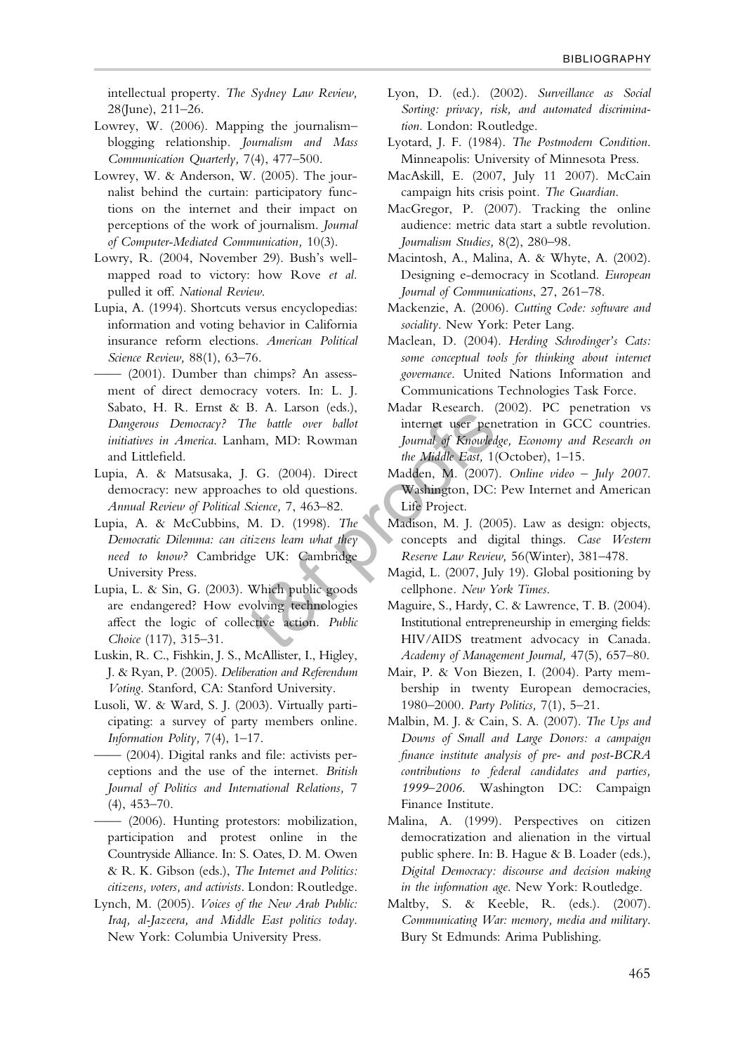intellectual property. *The Sydney Law Review,* 28(June), 211–26.

Lowrey, W. (2006). Mapping the journalism–blogging relationship. *Journalism and Mass Communication Quarterly,* 7(4), 477–500.

Lowrey, W. & Anderson, W. (2005). The journalist behind the curtain: participatory functions on the internet and their impact on perceptions of the work of journalism. *Journal of Computer-Mediated Communication,* 10(3).

Lowry, R. (2004, November 29). Bush's well-mapped road to victory: how Rove *et al.* pulled it off. *National Review.*

Lupia, A. (1994). Shortcuts versus encyclopedias: information and voting behavior in California insurance reform elections. *American Political Science Review,* 88(1), 63–76.

—— (2001). Dumber than chimps? An assessment of direct democracy voters. In: L. J. Sabato, H. R. Ernst & B. A. Larson (eds.), *Dangerous Democracy? The battle over ballot initiatives in America.* Lanham, MD: Rowman and Littlefield.

Lupia, A. & Matsusaka, J. G. (2004). Direct democracy: new approaches to old questions. *Annual Review of Political Science,* 7, 463–82.

Lupia, A. & McCubbins, M. D. (1998). *The Democratic Dilemma: can citizens learn what they need to know?* Cambridge UK: Cambridge University Press.

Lupia, L. & Sin, G. (2003). Which public goods are endangered? How evolving technologies affect the logic of collective action. *Public Choice* (117), 315–31.

Luskin, R. C., Fishkin, J. S., McAllister, I., Higley, J. & Ryan, P. (2005). *Deliberation and Referendum Voting.* Stanford, CA: Stanford University.

Lusoli, W. & Ward, S. J. (2003). Virtually participating: a survey of party members online. *Information Polity,* 7(4), 1–17.

—— (2004). Digital ranks and file: activists perceptions and the use of the internet. *British Journal of Politics and International Relations,* 7 (4), 453–70.

—— (2006). Hunting protestors: mobilization, participation and protest online in the Countryside Alliance. In: S. Oates, D. M. Owen & R. K. Gibson (eds.), *The Internet and Politics: citizens, voters, and activists.* London: Routledge.

Lynch, M. (2005). *Voices of the New Arab Public: Iraq, al-Jazeera, and Middle East politics today.* New York: Columbia University Press.

Lyon, D. (ed.). (2002). *Surveillance as Social Sorting: privacy, risk, and automated discrimination.* London: Routledge.

Lyotard, J. F. (1984). *The Postmodern Condition.* Minneapolis: University of Minnesota Press.

MacAskill, E. (2007, July 11 2007). McCain campaign hits crisis point. *The Guardian.*

MacGregor, P. (2007). Tracking the online audience: metric data start a subtle revolution. *Journalism Studies,* 8(2), 280–98.

Macintosh, A., Malina, A. & Whyte, A. (2002). Designing e-democracy in Scotland. *European Journal of Communications*, 27, 261–78.

Mackenzie, A. (2006). *Cutting Code: software and sociality.* New York: Peter Lang.

Maclean, D. (2004). *Herding Schrodinger's Cats: some conceptual tools for thinking about internet governance.* United Nations Information and Communications Technologies Task Force.

Madar Research. (2002). PC penetration vs internet user penetration in GCC countries. *Journal of Knowledge, Economy and Research on the Middle East,* 1(October), 1–15.

Madden, M. (2007). *Online video – July 2007.* Washington, DC: Pew Internet and American Life Project.

Madison, M. J. (2005). Law as design: objects, concepts and digital things. *Case Western Reserve Law Review,* 56(Winter), 381–478.

Magid, L. (2007, July 19). Global positioning by cellphone. *New York Times.*

Maguire, S., Hardy, C. & Lawrence, T. B. (2004). Institutional entrepreneurship in emerging fields: HIV/AIDS treatment advocacy in Canada. *Academy of Management Journal,* 47(5), 657–80.

Mair, P. & Von Biezen, I. (2004). Party membership in twenty European democracies, 1980–2000. *Party Politics,* 7(1), 5–21.

Malbin, M. J. & Cain, S. A. (2007). *The Ups and Downs of Small and Large Donors: a campaign finance institute analysis of pre- and post-BCRA contributions to federal candidates and parties, 1999–2006.* Washington DC: Campaign Finance Institute.

Malina, A. (1999). Perspectives on citizen democratization and alienation in the virtual public sphere. In: B. Hague & B. Loader (eds.), *Digital Democracy: discourse and decision making in the information age.* New York: Routledge.

Maltby, S. & Keeble, R. (eds.). (2007). *Communicating War: memory, media and military.* Bury St Edmunds: Arima Publishing.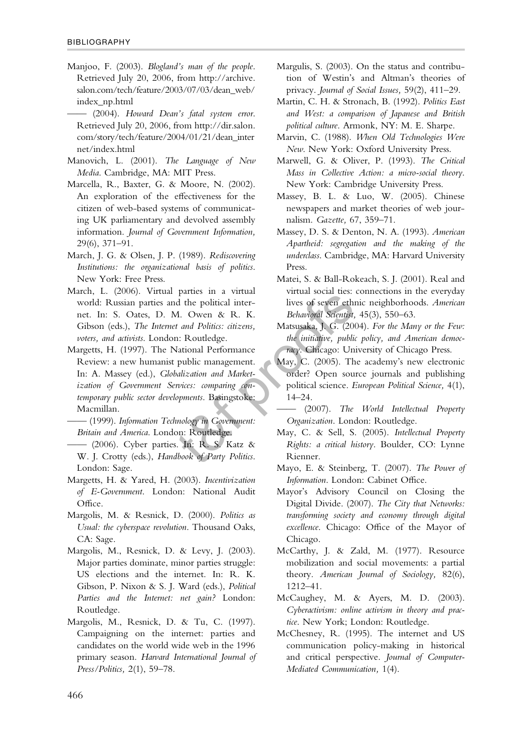Manjoo, F. (2003). *Blogland's man of the people*. Retrieved July 20, 2006, from http://archive.salon.com/tech/feature/2003/07/03/dean_web/index_np.html

—— (2004). *Howard Dean's fatal system error*. Retrieved July 20, 2006, from http://dir.salon.com/story/tech/feature/2004/01/21/dean_internet/index.html

Manovich, L. (2001). *The Language of New Media*. Cambridge, MA: MIT Press.

Marcella, R., Baxter, G. & Moore, N. (2002). An exploration of the effectiveness for the citizen of web-based systems of communicating UK parliamentary and devolved assembly information. *Journal of Government Information,* 29(6), 371–91.

March, J. G. & Olsen, J. P. (1989). *Rediscovering Institutions: the organizational basis of politics*. New York: Free Press.

March, L. (2006). Virtual parties in a virtual world: Russian parties and the political internet. In: S. Oates, D. M. Owen & R. K. Gibson (eds.), *The Internet and Politics: citizens, voters, and activists*. London: Routledge.

Margetts, H. (1997). The National Performance Review: a new humanist public management. In: A. Massey (ed.), *Globalization and Marketization of Government Services: comparing contemporary public sector developments*. Basingstoke: Macmillan.

—— (1999). *Information Technology in Government: Britain and America*. London: Routledge.

—— (2006). Cyber parties. In: R. S. Katz & W. J. Crotty (eds.), *Handbook of Party Politics*. London: Sage.

Margetts, H. & Yared, H. (2003). *Incentivization of E-Government*. London: National Audit Office.

Margolis, M. & Resnick, D. (2000). *Politics as Usual: the cyberspace revolution*. Thousand Oaks, CA: Sage.

Margolis, M., Resnick, D. & Levy, J. (2003). Major parties dominate, minor parties struggle: US elections and the internet. In: R. K. Gibson, P. Nixon & S. J. Ward (eds.), *Political Parties and the Internet: net gain?* London: Routledge.

Margolis, M., Resnick, D. & Tu, C. (1997). Campaigning on the internet: parties and candidates on the world wide web in the 1996 primary season. *Harvard International Journal of Press/Politics,* 2(1), 59–78.

Margulis, S. (2003). On the status and contribution of Westin's and Altman's theories of privacy. *Journal of Social Issues,* 59(2), 411–29.

Martin, C. H. & Stronach, B. (1992). *Politics East and West: a comparison of Japanese and British political culture*. Armonk, NY: M. E. Sharpe.

Marvin, C. (1988). *When Old Technologies Were New*. New York: Oxford University Press.

Marwell, G. & Oliver, P. (1993). *The Critical Mass in Collective Action: a micro-social theory*. New York: Cambridge University Press.

Massey, B. L. & Luo, W. (2005). Chinese newspapers and market theories of web journalism. *Gazette,* 67, 359–71.

Massey, D. S. & Denton, N. A. (1993). *American Apartheid: segregation and the making of the underclass*. Cambridge, MA: Harvard University Press.

Matei, S. & Ball-Rokeach, S. J. (2001). Real and virtual social ties: connections in the everyday lives of seven ethnic neighborhoods. *American Behavioral Scientist,* 45(3), 550–63.

Matsusaka, J. G. (2004). *For the Many or the Few: the initiative, public policy, and American democracy*. Chicago: University of Chicago Press.

May, C. (2005). The academy's new electronic order? Open source journals and publishing political science. *European Political Science,* 4(1), 14–24.

—— (2007). *The World Intellectual Property Organization*. London: Routledge.

May, C. & Sell, S. (2005). *Intellectual Property Rights: a critical history*. Boulder, CO: Lynne Rienner.

Mayo, E. & Steinberg, T. (2007). *The Power of Information*. London: Cabinet Office.

Mayor's Advisory Council on Closing the Digital Divide. (2007). *The City that Networks: transforming society and economy through digital excellence*. Chicago: Office of the Mayor of Chicago.

McCarthy, J. & Zald, M. (1977). Resource mobilization and social movements: a partial theory. *American Journal of Sociology,* 82(6), 1212–41.

McCaughey, M. & Ayers, M. D. (2003). *Cyberactivism: online activism in theory and practice*. New York; London: Routledge.

McChesney, R. (1995). The internet and US communication policy-making in historical and critical perspective. *Journal of Computer-Mediated Communication,* 1(4).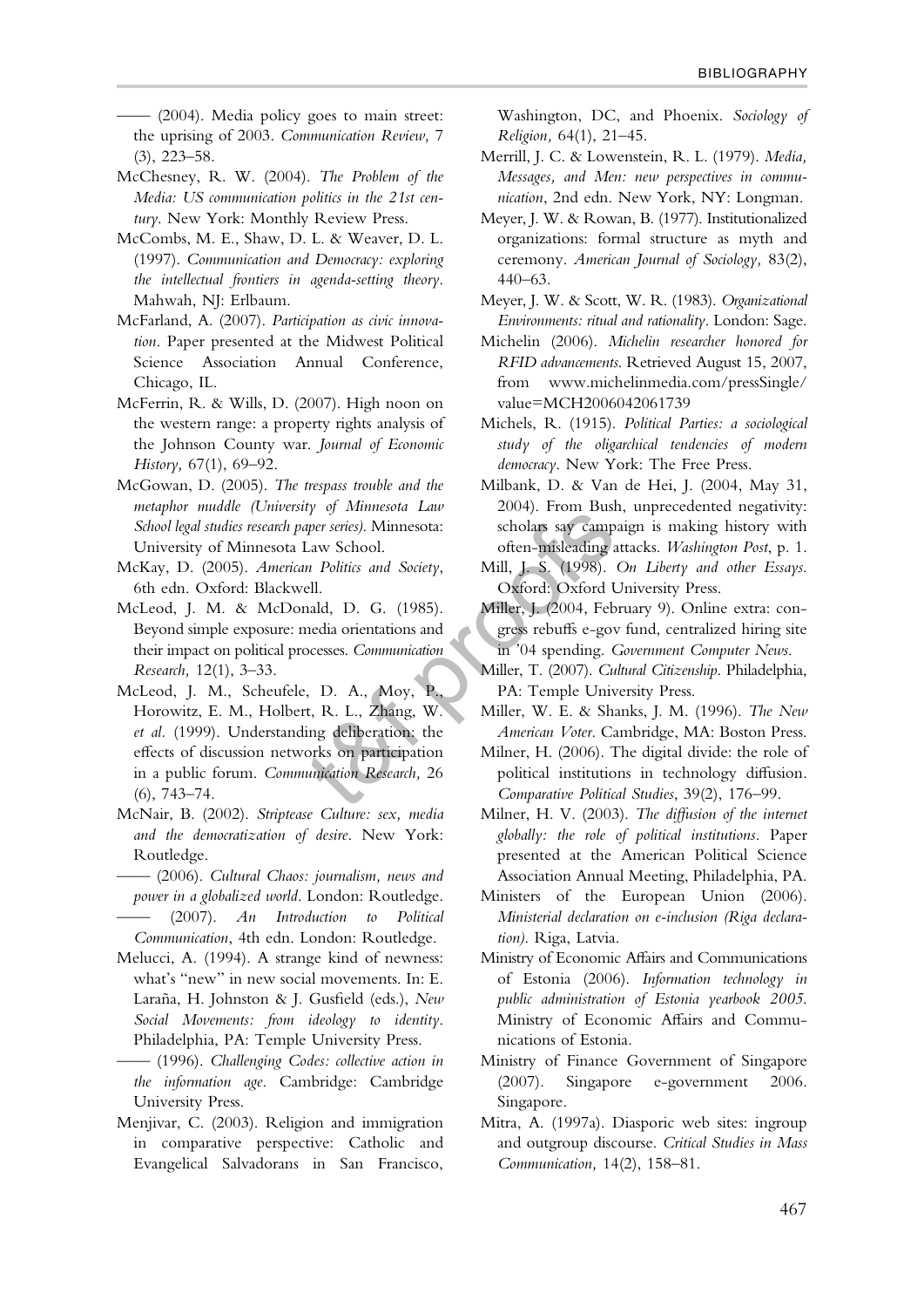—— (2004). Media policy goes to main street: the uprising of 2003. *Communication Review,* 7 (3), 223–58.

McChesney, R. W. (2004). *The Problem of the Media: US communication politics in the 21st century*. New York: Monthly Review Press.

McCombs, M. E., Shaw, D. L. & Weaver, D. L. (1997). *Communication and Democracy: exploring the intellectual frontiers in agenda-setting theory*. Mahwah, NJ: Erlbaum.

McFarland, A. (2007). *Participation as civic innovation*. Paper presented at the Midwest Political Science Association Annual Conference, Chicago, IL.

McFerrin, R. & Wills, D. (2007). High noon on the western range: a property rights analysis of the Johnson County war. *Journal of Economic History,* 67(1), 69–92.

McGowan, D. (2005). *The trespass trouble and the metaphor muddle (University of Minnesota Law School legal studies research paper series)*. Minnesota: University of Minnesota Law School.

McKay, D. (2005). *American Politics and Society*, 6th edn. Oxford: Blackwell.

McLeod, J. M. & McDonald, D. G. (1985). Beyond simple exposure: media orientations and their impact on political processes. *Communication Research,* 12(1), 3–33.

McLeod, J. M., Scheufele, D. A., Moy, P., Horowitz, E. M., Holbert, R. L., Zhang, W. *et al.* (1999). Understanding deliberation: the effects of discussion networks on participation in a public forum. *Communication Research,* 26 (6), 743–74.

McNair, B. (2002). *Striptease Culture: sex, media and the democratization of desire*. New York: Routledge.

—— (2006). *Cultural Chaos: journalism, news and power in a globalized world*. London: Routledge.

—— (2007). *An Introduction to Political Communication*, 4th edn. London: Routledge.

Melucci, A. (1994). A strange kind of newness: what's "new" in new social movements. In: E. Laraña, H. Johnston & J. Gusfield (eds.), *New Social Movements: from ideology to identity*. Philadelphia, PA: Temple University Press.

—— (1996). *Challenging Codes: collective action in the information age*. Cambridge: Cambridge University Press.

Menjivar, C. (2003). Religion and immigration in comparative perspective: Catholic and Evangelical Salvadorans in San Francisco, Washington, DC, and Phoenix. *Sociology of Religion,* 64(1), 21–45.

Merrill, J. C. & Lowenstein, R. L. (1979). *Media, Messages, and Men: new perspectives in communication*, 2nd edn. New York, NY: Longman.

Meyer, J. W. & Rowan, B. (1977). Institutionalized organizations: formal structure as myth and ceremony. *American Journal of Sociology,* 83(2), 440–63.

Meyer, J. W. & Scott, W. R. (1983). *Organizational Environments: ritual and rationality*. London: Sage.

Michelin (2006). *Michelin researcher honored for RFID advancements*. Retrieved August 15, 2007, from www.michelinmedia.com/pressSingle/value=MCH2006042061739

Michels, R. (1915). *Political Parties: a sociological study of the oligarchical tendencies of modern democracy*. New York: The Free Press.

Milbank, D. & Van de Hei, J. (2004, May 31, 2004). From Bush, unprecedented negativity: scholars say campaign is making history with often-misleading attacks. *Washington Post*, p. 1.

Mill, J. S. (1998). *On Liberty and other Essays*. Oxford: Oxford University Press.

Miller, J. (2004, February 9). Online extra: congress rebuffs e-gov fund, centralized hiring site in '04 spending. *Government Computer News*.

Miller, T. (2007). *Cultural Citizenship*. Philadelphia, PA: Temple University Press.

Miller, W. E. & Shanks, J. M. (1996). *The New American Voter*. Cambridge, MA: Boston Press.

Milner, H. (2006). The digital divide: the role of political institutions in technology diffusion. *Comparative Political Studies*, 39(2), 176–99.

Milner, H. V. (2003). *The diffusion of the internet globally: the role of political institutions*. Paper presented at the American Political Science Association Annual Meeting, Philadelphia, PA.

Ministers of the European Union (2006). *Ministerial declaration on e-inclusion (Riga declaration)*. Riga, Latvia.

Ministry of Economic Affairs and Communications of Estonia (2006). *Information technology in public administration of Estonia yearbook 2005*. Ministry of Economic Affairs and Communications of Estonia.

Ministry of Finance Government of Singapore (2007). Singapore e-government 2006. Singapore.

Mitra, A. (1997a). Diasporic web sites: ingroup and outgroup discourse. *Critical Studies in Mass Communication,* 14(2), 158–81.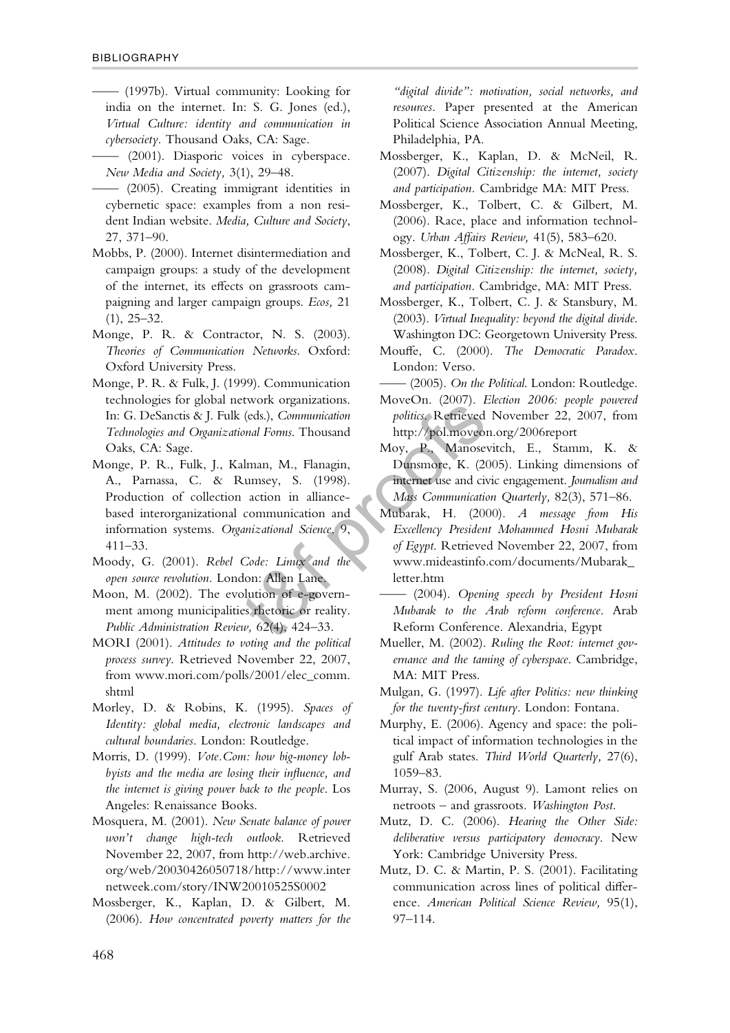—— (1997b). Virtual community: Looking for india on the internet. In: S. G. Jones (ed.), *Virtual Culture: identity and communication in cybersociety*. Thousand Oaks, CA: Sage.

—— (2001). Diasporic voices in cyberspace. *New Media and Society,* 3(1), 29–48.

—— (2005). Creating immigrant identities in cybernetic space: examples from a non resident Indian website. *Media, Culture and Society*, 27, 371–90.

Mobbs, P. (2000). Internet disintermediation and campaign groups: a study of the development of the internet, its effects on grassroots campaigning and larger campaign groups. *Ecos,* 21 (1), 25–32.

Monge, P. R. & Contractor, N. S. (2003). *Theories of Communication Networks*. Oxford: Oxford University Press.

Monge, P. R. & Fulk, J. (1999). Communication technologies for global network organizations. In: G. DeSanctis & J. Fulk (eds.), *Communication Technologies and Organizational Forms*. Thousand Oaks, CA: Sage.

Monge, P. R., Fulk, J., Kalman, M., Flanagin, A., Parnassa, C. & Rumsey, S. (1998). Production of collection action in alliance-based interorganizational communication and information systems. *Organizational Science,* 9, 411–33.

Moody, G. (2001). *Rebel Code: Linux and the open source revolution*. London: Allen Lane.

Moon, M. (2002). The evolution of e-government among municipalities rhetoric or reality. *Public Administration Review,* 62(4), 424–33.

MORI (2001). *Attitudes to voting and the political process survey*. Retrieved November 22, 2007, from www.mori.com/polls/2001/elec_comm.shtml

Morley, D. & Robins, K. (1995). *Spaces of Identity: global media, electronic landscapes and cultural boundaries*. London: Routledge.

Morris, D. (1999). *Vote.Com: how big-money lobbyists and the media are losing their influence, and the internet is giving power back to the people*. Los Angeles: Renaissance Books.

Mosquera, M. (2001). *New Senate balance of power won't change high-tech outlook*. Retrieved November 22, 2007, from http://web.archive.org/web/20030426050718/http://www.internetweek.com/story/INW20010525S0002

Mossberger, K., Kaplan, D. & Gilbert, M. (2006). *How concentrated poverty matters for the "digital divide": motivation, social networks, and resources*. Paper presented at the American Political Science Association Annual Meeting, Philadelphia, PA.

Mossberger, K., Kaplan, D. & McNeil, R. (2007). *Digital Citizenship: the internet, society and participation*. Cambridge MA: MIT Press.

Mossberger, K., Tolbert, C. & Gilbert, M. (2006). Race, place and information technology. *Urban Affairs Review,* 41(5), 583–620.

Mossberger, K., Tolbert, C. J. & McNeal, R. S. (2008). *Digital Citizenship: the internet, society, and participation*. Cambridge, MA: MIT Press.

Mossberger, K., Tolbert, C. J. & Stansbury, M. (2003). *Virtual Inequality: beyond the digital divide*. Washington DC: Georgetown University Press.

Mouffe, C. (2000). *The Democratic Paradox*. London: Verso.

—— (2005). *On the Political*. London: Routledge.

MoveOn. (2007). *Election 2006: people powered politics*. Retrieved November 22, 2007, from http://pol.moveon.org/2006report

Moy, P., Manosevitch, E., Stamm, K. & Dunsmore, K. (2005). Linking dimensions of internet use and civic engagement. *Journalism and Mass Communication Quarterly,* 82(3), 571–86.

Mubarak, H. (2000). *A message from His Excellency President Mohammed Hosni Mubarak of Egypt*. Retrieved November 22, 2007, from www.mideastinfo.com/documents/Mubarak_letter.htm

—— (2004). *Opening speech by President Hosni Mubarak to the Arab reform conference*. Arab Reform Conference. Alexandria, Egypt

Mueller, M. (2002). *Ruling the Root: internet governance and the taming of cyberspace*. Cambridge, MA: MIT Press.

Mulgan, G. (1997). *Life after Politics: new thinking for the twenty-first century*. London: Fontana.

Murphy, E. (2006). Agency and space: the political impact of information technologies in the gulf Arab states. *Third World Quarterly,* 27(6), 1059–83.

Murray, S. (2006, August 9). Lamont relies on netroots – and grassroots. *Washington Post*.

Mutz, D. C. (2006). *Hearing the Other Side: deliberative versus participatory democracy*. New York: Cambridge University Press.

Mutz, D. C. & Martin, P. S. (2001). Facilitating communication across lines of political difference. *American Political Science Review,* 95(1), 97–114.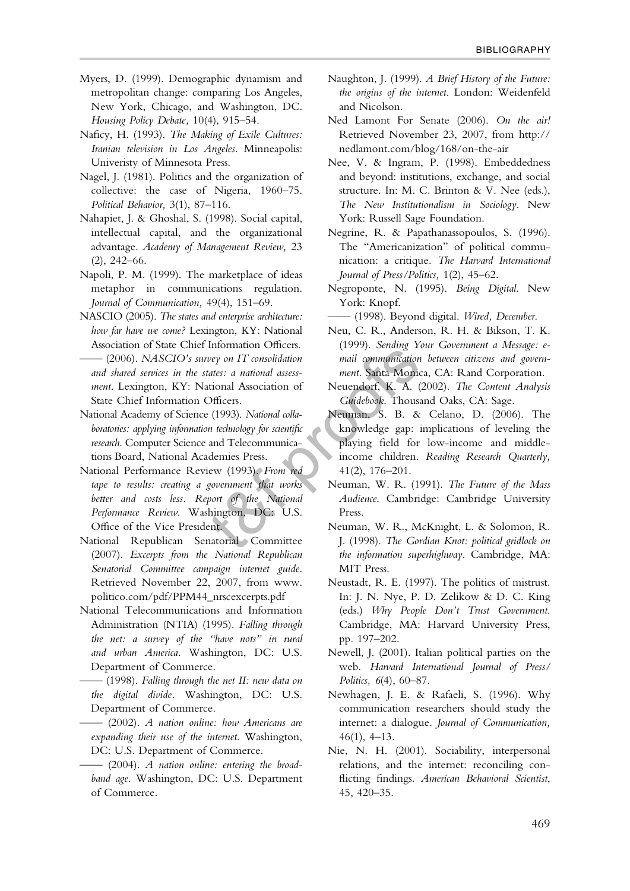Myers, D. (1999). Demographic dynamism and metropolitan change: comparing Los Angeles, New York, Chicago, and Washington, DC. *Housing Policy Debate,* 10(4), 915–54.

Naficy, H. (1993). *The Making of Exile Cultures: Iranian television in Los Angeles*. Minneapolis: Univeristy of Minnesota Press.

Nagel, J. (1981). Politics and the organization of collective: the case of Nigeria, 1960–75. *Political Behavior,* 3(1), 87–116.

Nahapiet, J. & Ghoshal, S. (1998). Social capital, intellectual capital, and the organizational advantage. *Academy of Management Review,* 23 (2), 242–66.

Napoli, P. M. (1999). The marketplace of ideas metaphor in communications regulation. *Journal of Communication,* 49(4), 151–69.

NASCIO (2005). *The states and enterprise architecture: how far have we come?* Lexington, KY: National Association of State Chief Information Officers.

—— (2006). *NASCIO's survey on IT consolidation and shared services in the states: a national assessment*. Lexington, KY: National Association of State Chief Information Officers.

National Academy of Science (1993). *National collaboratories: applying information technology for scientific research*. Computer Science and Telecommunications Board, National Academies Press.

National Performance Review (1993). *From red tape to results: creating a government that works better and costs less. Report of the National Performance Review*. Washington, DC: U.S. Office of the Vice President.

National Republican Senatorial Committee (2007). *Excerpts from the National Republican Senatorial Committee campaign internet guide*. Retrieved November 22, 2007, from www.politico.com/pdf/PPM44_nrscexcerpts.pdf

National Telecommunications and Information Administration (NTIA) (1995). *Falling through the net: a survey of the "have nots" in rural and urban America*. Washington, DC: U.S. Department of Commerce.

—— (1998). *Falling through the net II: new data on the digital divide*. Washington, DC: U.S. Department of Commerce.

—— (2002). *A nation online: how Americans are expanding their use of the internet*. Washington, DC: U.S. Department of Commerce.

—— (2004). *A nation online: entering the broadband age*. Washington, DC: U.S. Department of Commerce.

Naughton, J. (1999). *A Brief History of the Future: the origins of the internet*. London: Weidenfeld and Nicolson.

Ned Lamont For Senate (2006). *On the air!* Retrieved November 23, 2007, from http://nedlamont.com/blog/168/on-the-air

Nee, V. & Ingram, P. (1998). Embeddedness and beyond: institutions, exchange, and social structure. In: M. C. Brinton & V. Nee (eds.), *The New Institutionalism in Sociology*. New York: Russell Sage Foundation.

Negrine, R. & Papathanassopoulos, S. (1996). The "Americanization" of political communication: a critique. *The Harvard International Journal of Press/Politics,* 1(2), 45–62.

Negroponte, N. (1995). *Being Digital*. New York: Knopf.

—— (1998). Beyond digital. *Wired, December*.

Neu, C. R., Anderson, R. H. & Bikson, T. K. (1999). *Sending Your Government a Message: e-mail communication between citizens and government*. Santa Monica, CA: Rand Corporation.

Neuendorf, K. A. (2002). *The Content Analysis Guidebook*. Thousand Oaks, CA: Sage.

Neuman, S. B. & Celano, D. (2006). The knowledge gap: implications of leveling the playing field for low-income and middle-income children. *Reading Research Quarterly,* 41(2), 176–201.

Neuman, W. R. (1991). *The Future of the Mass Audience*. Cambridge: Cambridge University Press.

Neuman, W. R., McKnight, L. & Solomon, R. J. (1998). *The Gordian Knot: political gridlock on the information superhighway*. Cambridge, MA: MIT Press.

Neustadt, R. E. (1997). The politics of mistrust. In: J. N. Nye, P. D. Zelikow & D. C. King (eds.) *Why People Don't Trust Government*. Cambridge, MA: Harvard University Press, pp. 197–202.

Newell, J. (2001). Italian political parties on the web. *Harvard International Journal of Press/Politics, 6*(4), 60–87.

Newhagen, J. E. & Rafaeli, S. (1996). Why communication researchers should study the internet: a dialogue. *Journal of Communication,* 46(1), 4–13.

Nie, N. H. (2001). Sociability, interpersonal relations, and the internet: reconciling conflicting findings. *American Behavioral Scientist*, 45, 420–35.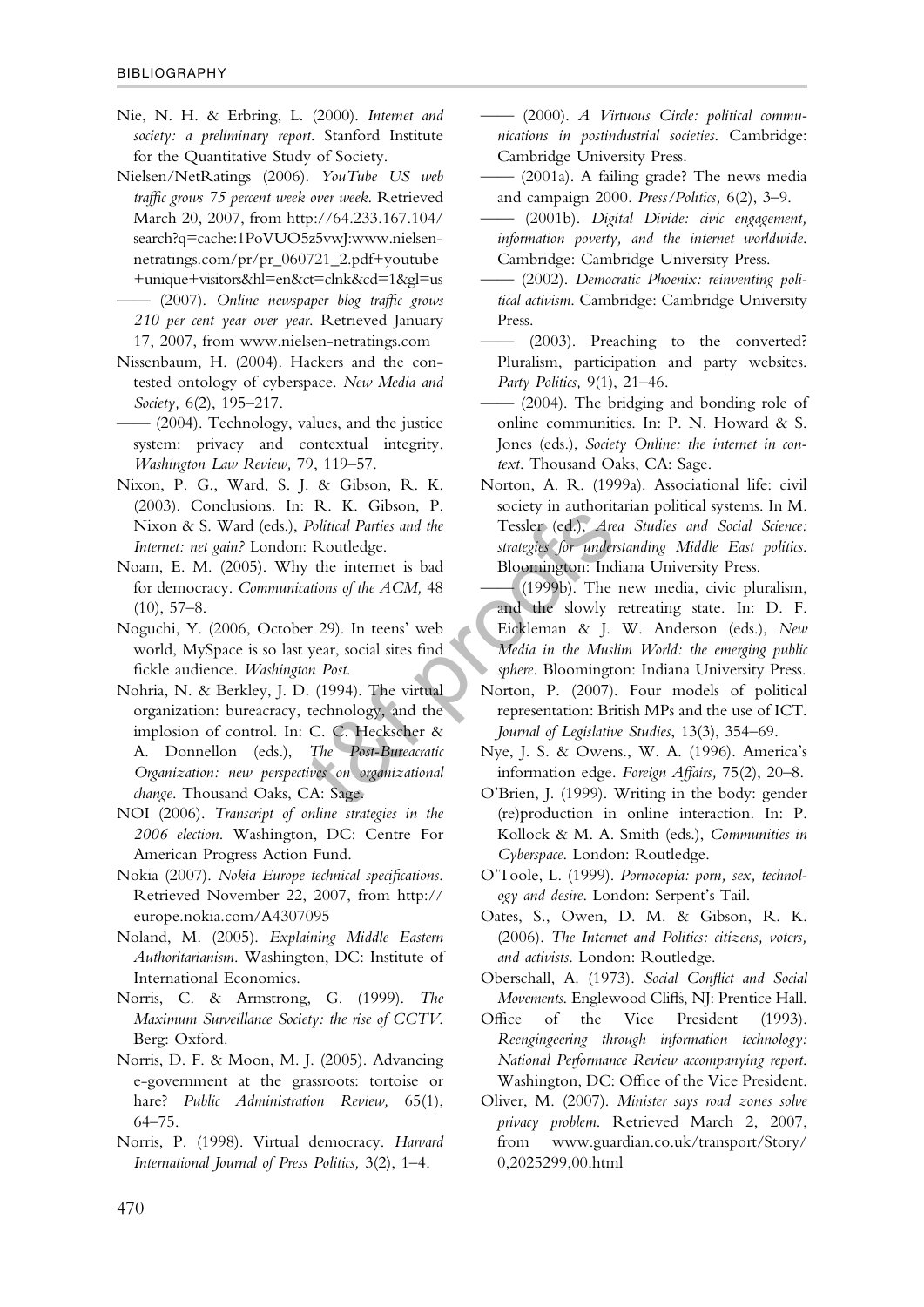Nie, N. H. & Erbring, L. (2000). *Internet and society: a preliminary report*. Stanford Institute for the Quantitative Study of Society.

Nielsen/NetRatings (2006). *YouTube US web traffic grows 75 percent week over week*. Retrieved March 20, 2007, from http://64.233.167.104/search?q=cache:1PoVUO5z5vwJ:www.nielsen-netratings.com/pr/pr_060721_2.pdf+youtube+unique+visitors&hl=en&ct=clnk&cd=1&gl=us

—— (2007). *Online newspaper blog traffic grows 210 per cent year over year*. Retrieved January 17, 2007, from www.nielsen-netratings.com

Nissenbaum, H. (2004). Hackers and the contested ontology of cyberspace. *New Media and Society*, 6(2), 195–217.

—— (2004). Technology, values, and the justice system: privacy and contextual integrity. *Washington Law Review*, 79, 119–57.

Nixon, P. G., Ward, S. J. & Gibson, R. K. (2003). Conclusions. In: R. K. Gibson, P. Nixon & S. Ward (eds.), *Political Parties and the Internet: net gain?* London: Routledge.

Noam, E. M. (2005). Why the internet is bad for democracy. *Communications of the ACM*, 48 (10), 57–8.

Noguchi, Y. (2006, October 29). In teens' web world, MySpace is so last year, social sites find fickle audience. *Washington Post*.

Nohria, N. & Berkley, J. D. (1994). The virtual organization: bureacracy, technology, and the implosion of control. In: C. C. Heckscher & A. Donnellon (eds.), *The Post-Bureacratic Organization: new perspectives on organizational change*. Thousand Oaks, CA: Sage.

NOI (2006). *Transcript of online strategies in the 2006 election*. Washington, DC: Centre For American Progress Action Fund.

Nokia (2007). *Nokia Europe technical specifications*. Retrieved November 22, 2007, from http://europe.nokia.com/A4307095

Noland, M. (2005). *Explaining Middle Eastern Authoritarianism*. Washington, DC: Institute of International Economics.

Norris, C. & Armstrong, G. (1999). *The Maximum Surveillance Society: the rise of CCTV*. Berg: Oxford.

Norris, D. F. & Moon, M. J. (2005). Advancing e-government at the grassroots: tortoise or hare? *Public Administration Review*, 65(1), 64–75.

Norris, P. (1998). Virtual democracy. *Harvard International Journal of Press Politics*, 3(2), 1–4.

—— (2000). *A Virtuous Circle: political communications in postindustrial societies*. Cambridge: Cambridge University Press.

—— (2001a). A failing grade? The news media and campaign 2000. *Press/Politics*, 6(2), 3–9.

—— (2001b). *Digital Divide: civic engagement, information poverty, and the internet worldwide*. Cambridge: Cambridge University Press.

—— (2002). *Democratic Phoenix: reinventing political activism*. Cambridge: Cambridge University Press.

—— (2003). Preaching to the converted? Pluralism, participation and party websites. *Party Politics*, 9(1), 21–46.

—— (2004). The bridging and bonding role of online communities. In: P. N. Howard & S. Jones (eds.), *Society Online: the internet in context*. Thousand Oaks, CA: Sage.

Norton, A. R. (1999a). Associational life: civil society in authoritarian political systems. In M. Tessler (ed.), *Area Studies and Social Science: strategies for understanding Middle East politics*. Bloomington: Indiana University Press.

—— (1999b). The new media, civic pluralism, and the slowly retreating state. In: D. F. Eickleman & J. W. Anderson (eds.), *New Media in the Muslim World: the emerging public sphere*. Bloomington: Indiana University Press.

Norton, P. (2007). Four models of political representation: British MPs and the use of ICT. *Journal of Legislative Studies*, 13(3), 354–69.

Nye, J. S. & Owens., W. A. (1996). America's information edge. *Foreign Affairs*, 75(2), 20–8.

O'Brien, J. (1999). Writing in the body: gender (re)production in online interaction. In: P. Kollock & M. A. Smith (eds.), *Communities in Cyberspace*. London: Routledge.

O'Toole, L. (1999). *Pornocopia: porn, sex, technology and desire*. London: Serpent's Tail.

Oates, S., Owen, D. M. & Gibson, R. K. (2006). *The Internet and Politics: citizens, voters, and activists*. London: Routledge.

Oberschall, A. (1973). *Social Conflict and Social Movements*. Englewood Cliffs, NJ: Prentice Hall.

Office of the Vice President (1993). *Reengingeering through information technology: National Performance Review accompanying report*. Washington, DC: Office of the Vice President.

Oliver, M. (2007). *Minister says road zones solve privacy problem*. Retrieved March 2, 2007, from www.guardian.co.uk/transport/Story/0,2025299,00.html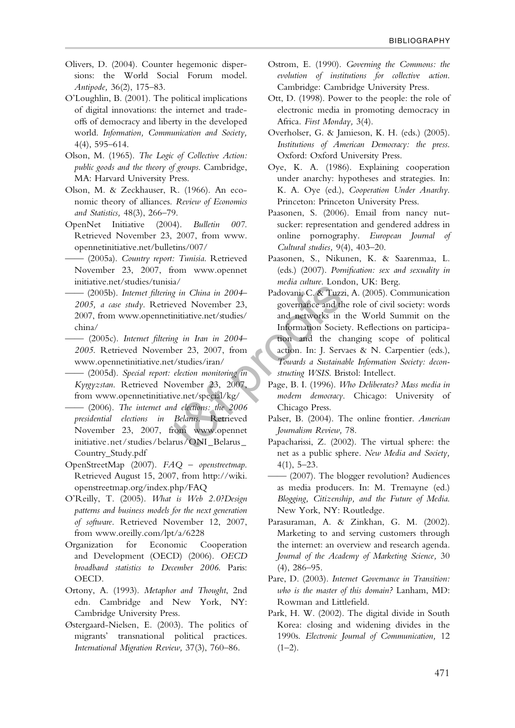Olivers, D. (2004). Counter hegemonic dispersions: the World Social Forum model. *Antipode,* 36(2), 175–83.

O'Loughlin, B. (2001). The political implications of digital innovations: the internet and trade-offs of democracy and liberty in the developed world. *Information, Communication and Society,* 4(4), 595–614.

Olson, M. (1965). *The Logic of Collective Action: public goods and the theory of groups*. Cambridge, MA: Harvard University Press.

Olson, M. & Zeckhauser, R. (1966). An economic theory of alliances. *Review of Economics and Statistics,* 48(3), 266–79.

OpenNet Initiative (2004). *Bulletin 007*. Retrieved November 23, 2007, from www.opennetinitiative.net/bulletins/007/

—— (2005a). *Country report: Tunisia*. Retrieved November 23, 2007, from www.opennetinitiative.net/studies/tunisia/

—— (2005b). *Internet filtering in China in 2004–2005, a case study*. Retrieved November 23, 2007, from www.opennetinitiative.net/studies/china/

—— (2005c). *Internet filtering in Iran in 2004–2005*. Retrieved November 23, 2007, from www.opennetinitiative.net/studies/iran/

—— (2005d). *Special report: election monitoring in Kyrgyzstan*. Retrieved November 23, 2007, from www.opennetinitiative.net/special/kg/

—— (2006). *The internet and elections: the 2006 presidential elections in Belarus*. Retrieved November 23, 2007, from www.opennetinitiative.net/studies/belarus/ONI_Belarus_Country_Study.pdf

OpenStreetMap (2007). *FAQ – openstreetmap*. Retrieved August 15, 2007, from http://wiki.openstreetmap.org/index.php/FAQ

O'Reilly, T. (2005). *What is Web 2.0?Design patterns and business models for the next generation of software*. Retrieved November 12, 2007, from www.oreilly.com/lpt/a/6228

Organization for Economic Cooperation and Development (OECD) (2006). *OECD broadband statistics to December 2006*. Paris: OECD.

Ortony, A. (1993). *Metaphor and Thought*, 2nd edn. Cambridge and New York, NY: Cambridge University Press.

Østergaard-Nielsen, E. (2003). The politics of migrants' transnational political practices. *International Migration Review,* 37(3), 760–86.

Ostrom, E. (1990). *Governing the Commons: the evolution of institutions for collective action*. Cambridge: Cambridge University Press.

Ott, D. (1998). Power to the people: the role of electronic media in promoting democracy in Africa. *First Monday,* 3(4).

Overholser, G. & Jamieson, K. H. (eds.) (2005). *Institutions of American Democracy: the press*. Oxford: Oxford University Press.

Oye, K. A. (1986). Explaining cooperation under anarchy: hypotheses and strategies. In: K. A. Oye (ed.), *Cooperation Under Anarchy*. Princeton: Princeton University Press.

Paasonen, S. (2006). Email from nancy nutsucker: representation and gendered address in online pornography. *European Journal of Cultural studies,* 9(4), 403–20.

Paasonen, S., Nikunen, K. & Saarenmaa, L. (eds.) (2007). *Pornification: sex and sexuality in media culture*. London, UK: Berg.

Padovani, C. & Tuzzi, A. (2005). Communication governance and the role of civil society: words and networks in the World Summit on the Information Society. Reflections on participation and the changing scope of political action. In: J. Servaes & N. Carpentier (eds.), *Towards a Sustainable Information Society: deconstructing WSIS*. Bristol: Intellect.

Page, B. I. (1996). *Who Deliberates? Mass media in modern democracy*. Chicago: University of Chicago Press.

Palser, B. (2004). The online frontier. *American Journalism Review,* 78.

Papacharissi, Z. (2002). The virtual sphere: the net as a public sphere. *New Media and Society,* 4(1), 5–23.

—— (2007). The blogger revolution? Audiences as media producers. In: M. Tremayne (ed.) *Blogging, Citizenship, and the Future of Media*. New York, NY: Routledge.

Parasuraman, A. & Zinkhan, G. M. (2002). Marketing to and serving customers through the internet: an overview and research agenda. *Journal of the Academy of Marketing Science,* 30 (4), 286–95.

Pare, D. (2003). *Internet Governance in Transition: who is the master of this domain?* Lanham, MD: Rowman and Littlefield.

Park, H. W. (2002). The digital divide in South Korea: closing and widening divides in the 1990s. *Electronic Journal of Communication,* 12 (1–2).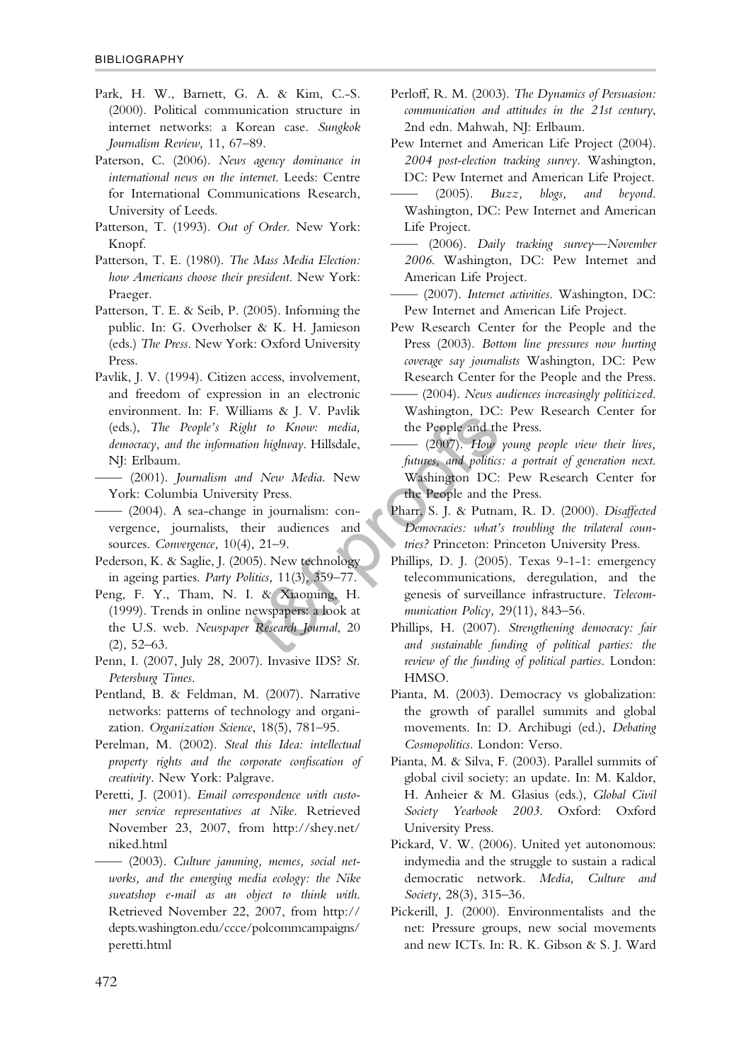Park, H. W., Barnett, G. A. & Kim, C.-S. (2000). Political communication structure in internet networks: a Korean case. *Sungkok Journalism Review,* 11, 67–89.

Paterson, C. (2006). *News agency dominance in international news on the internet.* Leeds: Centre for International Communications Research, University of Leeds.

Patterson, T. (1993). *Out of Order.* New York: Knopf.

Patterson, T. E. (1980). *The Mass Media Election: how Americans choose their president.* New York: Praeger.

Patterson, T. E. & Seib, P. (2005). Informing the public. In: G. Overholser & K. H. Jamieson (eds.) *The Press.* New York: Oxford University Press.

Pavlik, J. V. (1994). Citizen access, involvement, and freedom of expression in an electronic environment. In: F. Williams & J. V. Pavlik (eds.), *The People's Right to Know: media, democracy, and the information highway.* Hillsdale, NJ: Erlbaum.

—— (2001). *Journalism and New Media.* New York: Columbia University Press.

—— (2004). A sea-change in journalism: convergence, journalists, their audiences and sources. *Convergence,* 10(4), 21–9.

Pederson, K. & Saglie, J. (2005). New technology in ageing parties. *Party Politics,* 11(3), 359–77.

Peng, F. Y., Tham, N. I. & Xiaoming, H. (1999). Trends in online newspapers: a look at the U.S. web. *Newspaper Research Journal,* 20 (2), 52–63.

Penn, I. (2007, July 28, 2007). Invasive IDS? *St. Petersburg Times.*

Pentland, B. & Feldman, M. (2007). Narrative networks: patterns of technology and organization. *Organization Science,* 18(5), 781–95.

Perelman, M. (2002). *Steal this Idea: intellectual property rights and the corporate confiscation of creativity.* New York: Palgrave.

Peretti, J. (2001). *Email correspondence with customer service representatives at Nike.* Retrieved November 23, 2007, from http://shey.net/niked.html

—— (2003). *Culture jamming, memes, social networks, and the emerging media ecology: the Nike sweatshop e-mail as an object to think with.* Retrieved November 22, 2007, from http://depts.washington.edu/ccce/polcommcampaigns/peretti.html

Perloff, R. M. (2003). *The Dynamics of Persuasion: communication and attitudes in the 21st century,* 2nd edn. Mahwah, NJ: Erlbaum.

Pew Internet and American Life Project (2004). *2004 post-election tracking survey.* Washington, DC: Pew Internet and American Life Project.

—— (2005). *Buzz, blogs, and beyond.* Washington, DC: Pew Internet and American Life Project.

—— (2006). *Daily tracking survey—November 2006.* Washington, DC: Pew Internet and American Life Project.

—— (2007). *Internet activities.* Washington, DC: Pew Internet and American Life Project.

Pew Research Center for the People and the Press (2003). *Bottom line pressures now hurting coverage say journalists* Washington, DC: Pew Research Center for the People and the Press.

—— (2004). *News audiences increasingly politicized.* Washington, DC: Pew Research Center for the People and the Press.

—— (2007). *How young people view their lives, futures, and politics: a portrait of generation next.* Washington DC: Pew Research Center for the People and the Press.

Pharr, S. J. & Putnam, R. D. (2000). *Disaffected Democracies: what's troubling the trilateral countries?* Princeton: Princeton University Press.

Phillips, D. J. (2005). Texas 9-1-1: emergency telecommunications, deregulation, and the genesis of surveillance infrastructure. *Telecommunication Policy,* 29(11), 843–56.

Phillips, H. (2007). *Strengthening democracy: fair and sustainable funding of political parties: the review of the funding of political parties.* London: HMSO.

Pianta, M. (2003). Democracy vs globalization: the growth of parallel summits and global movements. In: D. Archibugi (ed.), *Debating Cosmopolitics.* London: Verso.

Pianta, M. & Silva, F. (2003). Parallel summits of global civil society: an update. In: M. Kaldor, H. Anheier & M. Glasius (eds.), *Global Civil Society Yearbook 2003.* Oxford: Oxford University Press.

Pickard, V. W. (2006). United yet autonomous: indymedia and the struggle to sustain a radical democratic network. *Media, Culture and Society,* 28(3), 315–36.

Pickerill, J. (2000). Environmentalists and the net: Pressure groups, new social movements and new ICTs. In: R. K. Gibson & S. J. Ward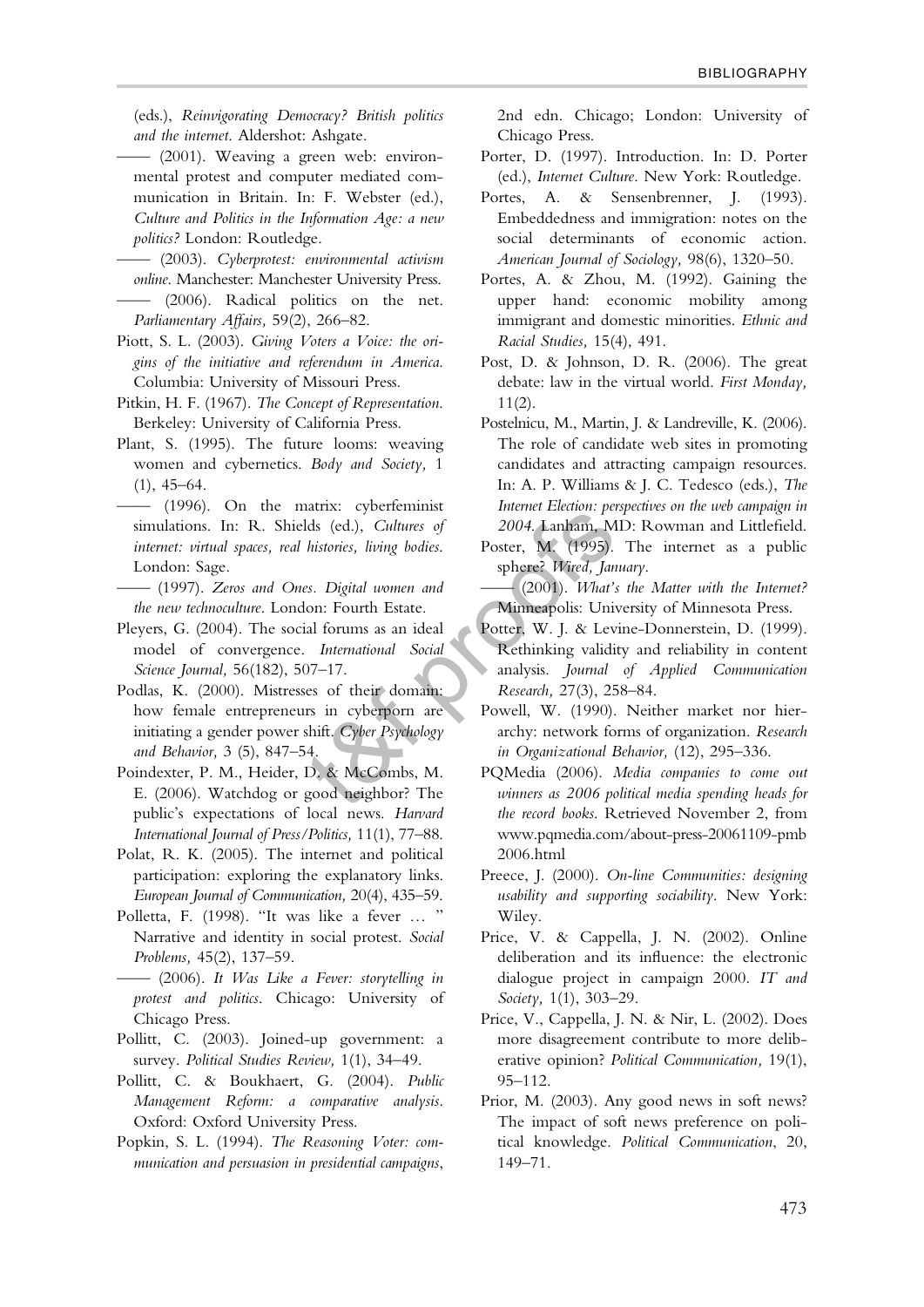(eds.), *Reinvigorating Democracy? British politics and the internet*. Aldershot: Ashgate.

—— (2001). Weaving a green web: environmental protest and computer mediated communication in Britain. In: F. Webster (ed.), *Culture and Politics in the Information Age: a new politics?* London: Routledge.

—— (2003). *Cyberprotest: environmental activism online*. Manchester: Manchester University Press.

—— (2006). Radical politics on the net. *Parliamentary Affairs,* 59(2), 266–82.

Piott, S. L. (2003). *Giving Voters a Voice: the origins of the initiative and referendum in America*. Columbia: University of Missouri Press.

Pitkin, H. F. (1967). *The Concept of Representation*. Berkeley: University of California Press.

Plant, S. (1995). The future looms: weaving women and cybernetics. *Body and Society,* 1 (1), 45–64.

—— (1996). On the matrix: cyberfeminist simulations. In: R. Shields (ed.), *Cultures of internet: virtual spaces, real histories, living bodies*. London: Sage.

—— (1997). *Zeros and Ones. Digital women and the new technoculture*. London: Fourth Estate.

Pleyers, G. (2004). The social forums as an ideal model of convergence. *International Social Science Journal,* 56(182), 507–17.

Podlas, K. (2000). Mistresses of their domain: how female entrepreneurs in cyberporn are initiating a gender power shift. *Cyber Psychology and Behavior,* 3 (5), 847–54.

Poindexter, P. M., Heider, D. & McCombs, M. E. (2006). Watchdog or good neighbor? The public's expectations of local news. *Harvard International Journal of Press/Politics,* 11(1), 77–88.

Polat, R. K. (2005). The internet and political participation: exploring the explanatory links. *European Journal of Communication,* 20(4), 435–59.

Polletta, F. (1998). "It was like a fever … " Narrative and identity in social protest. *Social Problems,* 45(2), 137–59.

—— (2006). *It Was Like a Fever: storytelling in protest and politics*. Chicago: University of Chicago Press.

Pollitt, C. (2003). Joined-up government: a survey. *Political Studies Review,* 1(1), 34–49.

Pollitt, C. & Boukhaert, G. (2004). *Public Management Reform: a comparative analysis*. Oxford: Oxford University Press.

Popkin, S. L. (1994). *The Reasoning Voter: communication and persuasion in presidential campaigns*, 2nd edn. Chicago; London: University of Chicago Press.

Porter, D. (1997). Introduction. In: D. Porter (ed.), *Internet Culture*. New York: Routledge.

Portes, A. & Sensenbrenner, J. (1993). Embeddedness and immigration: notes on the social determinants of economic action. *American Journal of Sociology,* 98(6), 1320–50.

Portes, A. & Zhou, M. (1992). Gaining the upper hand: economic mobility among immigrant and domestic minorities. *Ethnic and Racial Studies,* 15(4), 491.

Post, D. & Johnson, D. R. (2006). The great debate: law in the virtual world. *First Monday,* 11(2).

Postelnicu, M., Martin, J. & Landreville, K. (2006). The role of candidate web sites in promoting candidates and attracting campaign resources. In: A. P. Williams & J. C. Tedesco (eds.), *The Internet Election: perspectives on the web campaign in 2004*. Lanham, MD: Rowman and Littlefield.

Poster, M. (1995). The internet as a public sphere? *Wired, January*.

—— (2001). *What's the Matter with the Internet?* Minneapolis: University of Minnesota Press.

Potter, W. J. & Levine-Donnerstein, D. (1999). Rethinking validity and reliability in content analysis. *Journal of Applied Communication Research,* 27(3), 258–84.

Powell, W. (1990). Neither market nor hierarchy: network forms of organization. *Research in Organizational Behavior,* (12), 295–336.

PQMedia (2006). *Media companies to come out winners as 2006 political media spending heads for the record books*. Retrieved November 2, from www.pqmedia.com/about-press-20061109-pmb2006.html

Preece, J. (2000). *On-line Communities: designing usability and supporting sociability*. New York: Wiley.

Price, V. & Cappella, J. N. (2002). Online deliberation and its influence: the electronic dialogue project in campaign 2000. *IT and Society,* 1(1), 303–29.

Price, V., Cappella, J. N. & Nir, L. (2002). Does more disagreement contribute to more deliberative opinion? *Political Communication,* 19(1), 95–112.

Prior, M. (2003). Any good news in soft news? The impact of soft news preference on political knowledge. *Political Communication*, 20, 149–71.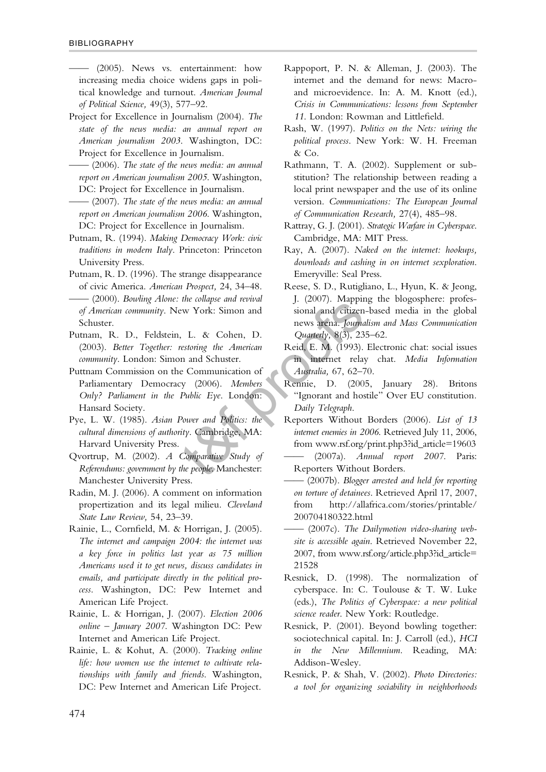—— (2005). News vs. entertainment: how increasing media choice widens gaps in political knowledge and turnout. *American Journal of Political Science,* 49(3), 577–92.

Project for Excellence in Journalism (2004). *The state of the news media: an annual report on American journalism 2003*. Washington, DC: Project for Excellence in Journalism.

—— (2006). *The state of the news media: an annual report on American journalism 2005*. Washington, DC: Project for Excellence in Journalism.

—— (2007). *The state of the news media: an annual report on American journalism 2006*. Washington, DC: Project for Excellence in Journalism.

Putnam, R. (1994). *Making Democracy Work: civic traditions in modern Italy*. Princeton: Princeton University Press.

Putnam, R. D. (1996). The strange disappearance of civic America. *American Prospect,* 24, 34–48.

—— (2000). *Bowling Alone: the collapse and revival of American community*. New York: Simon and Schuster.

Putnam, R. D., Feldstein, L. & Cohen, D. (2003). *Better Together: restoring the American community*. London: Simon and Schuster.

Puttnam Commission on the Communication of Parliamentary Democracy (2006). *Members Only? Parliament in the Public Eye*. London: Hansard Society.

Pye, L. W. (1985). *Asian Power and Politics: the cultural dimensions of authority*. Cambridge, MA: Harvard University Press.

Qvortrup, M. (2002). *A Comparative Study of Referendums: government by the people*. Manchester: Manchester University Press.

Radin, M. J. (2006). A comment on information propertization and its legal milieu. *Cleveland State Law Review,* 54, 23–39.

Rainie, L., Cornfield, M. & Horrigan, J. (2005). *The internet and campaign 2004: the internet was a key force in politics last year as 75 million Americans used it to get news, discuss candidates in emails, and participate directly in the political process*. Washington, DC: Pew Internet and American Life Project.

Rainie, L. & Horrigan, J. (2007). *Election 2006 online – January 2007*. Washington DC: Pew Internet and American Life Project.

Rainie, L. & Kohut, A. (2000). *Tracking online life: how women use the internet to cultivate relationships with family and friends*. Washington, DC: Pew Internet and American Life Project.

Rappoport, P. N. & Alleman, J. (2003). The internet and the demand for news: Macro- and microevidence. In: A. M. Knott (ed.), *Crisis in Communications: lessons from September 11*. London: Rowman and Littlefield.

Rash, W. (1997). *Politics on the Nets: wiring the political process*. New York: W. H. Freeman & Co.

Rathmann, T. A. (2002). Supplement or substitution? The relationship between reading a local print newspaper and the use of its online version. *Communications: The European Journal of Communication Research,* 27(4), 485–98.

Rattray, G. J. (2001). *Strategic Warfare in Cyberspace*. Cambridge, MA: MIT Press.

Ray, A. (2007). *Naked on the internet: hookups, downloads and cashing in on internet sexploration*. Emeryville: Seal Press.

Reese, S. D., Rutigliano, L., Hyun, K. & Jeong, J. (2007). Mapping the blogosphere: professional and citizen-based media in the global news arena. *Journalism and Mass Communication Quarterly,* 8(3), 235–62.

Reid, E. M. (1993). Electronic chat: social issues in internet relay chat. *Media Information Australia,* 67, 62–70.

Rennie, D. (2005, January 28). Britons "Ignorant and hostile" Over EU constitution. *Daily Telegraph*.

Reporters Without Borders (2006). *List of 13 internet enemies in 2006*. Retrieved July 11, 2006, from www.rsf.org/print.php3?id_article=19603

—— (2007a). *Annual report 2007*. Paris: Reporters Without Borders.

—— (2007b). *Blogger arrested and held for reporting on torture of detainees*. Retrieved April 17, 2007, from http://allafrica.com/stories/printable/200704180322.html

—— (2007c). *The Dailymotion video-sharing website is accessible again*. Retrieved November 22, 2007, from www.rsf.org/article.php3?id_article=21528

Resnick, D. (1998). The normalization of cyberspace. In: C. Toulouse & T. W. Luke (eds.), *The Politics of Cyberspace: a new political science reader*. New York: Routledge.

Resnick, P. (2001). Beyond bowling together: sociotechnical capital. In: J. Carroll (ed.), *HCI in the New Millennium*. Reading, MA: Addison-Wesley.

Resnick, P. & Shah, V. (2002). *Photo Directories: a tool for organizing sociability in neighborhoods*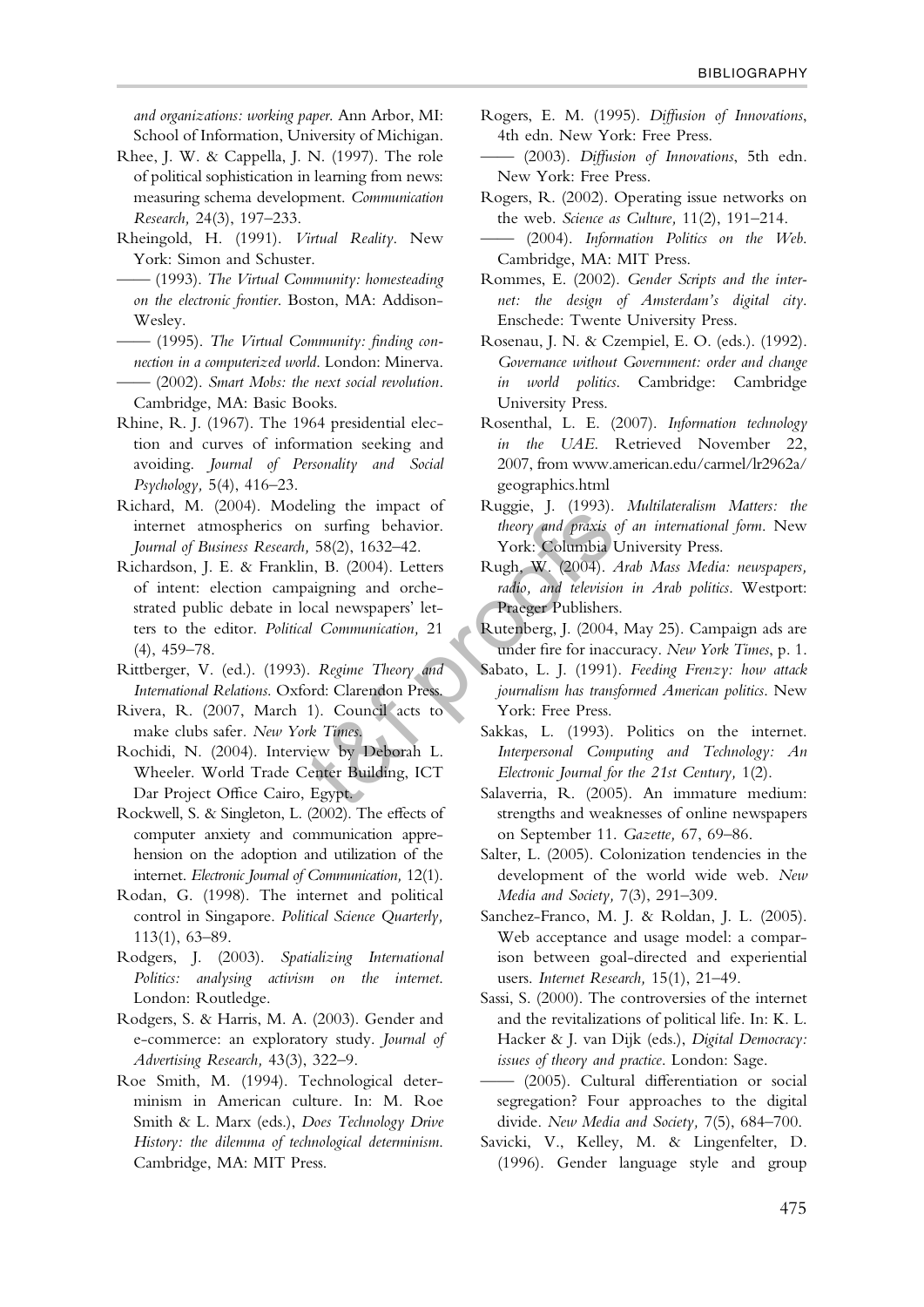*and organizations: working paper*. Ann Arbor, MI: School of Information, University of Michigan.

Rhee, J. W. & Cappella, J. N. (1997). The role of political sophistication in learning from news: measuring schema development. *Communication Research,* 24(3), 197–233.

Rheingold, H. (1991). *Virtual Reality*. New York: Simon and Schuster.

—— (1993). *The Virtual Community: homesteading on the electronic frontier*. Boston, MA: Addison-Wesley.

—— (1995). *The Virtual Community: finding connection in a computerized world*. London: Minerva.

—— (2002). *Smart Mobs: the next social revolution*. Cambridge, MA: Basic Books.

Rhine, R. J. (1967). The 1964 presidential election and curves of information seeking and avoiding. *Journal of Personality and Social Psychology,* 5(4), 416–23.

Richard, M. (2004). Modeling the impact of internet atmospherics on surfing behavior. *Journal of Business Research,* 58(2), 1632–42.

Richardson, J. E. & Franklin, B. (2004). Letters of intent: election campaigning and orchestrated public debate in local newspapers' letters to the editor. *Political Communication,* 21 (4), 459–78.

Rittberger, V. (ed.). (1993). *Regime Theory and International Relations*. Oxford: Clarendon Press.

Rivera, R. (2007, March 1). Council acts to make clubs safer. *New York Times*.

Rochidi, N. (2004). Interview by Deborah L. Wheeler. World Trade Center Building, ICT Dar Project Office Cairo, Egypt.

Rockwell, S. & Singleton, L. (2002). The effects of computer anxiety and communication apprehension on the adoption and utilization of the internet. *Electronic Journal of Communication,* 12(1).

Rodan, G. (1998). The internet and political control in Singapore. *Political Science Quarterly,* 113(1), 63–89.

Rodgers, J. (2003). *Spatializing International Politics: analysing activism on the internet*. London: Routledge.

Rodgers, S. & Harris, M. A. (2003). Gender and e-commerce: an exploratory study. *Journal of Advertising Research,* 43(3), 322–9.

Roe Smith, M. (1994). Technological determinism in American culture. In: M. Roe Smith & L. Marx (eds.), *Does Technology Drive History: the dilemma of technological determinism*. Cambridge, MA: MIT Press.

Rogers, E. M. (1995). *Diffusion of Innovations*, 4th edn. New York: Free Press.

—— (2003). *Diffusion of Innovations*, 5th edn. New York: Free Press.

Rogers, R. (2002). Operating issue networks on the web. *Science as Culture,* 11(2), 191–214.

—— (2004). *Information Politics on the Web*. Cambridge, MA: MIT Press.

Rommes, E. (2002). *Gender Scripts and the internet: the design of Amsterdam's digital city*. Enschede: Twente University Press.

Rosenau, J. N. & Czempiel, E. O. (eds.). (1992). *Governance without Government: order and change in world politics*. Cambridge: Cambridge University Press.

Rosenthal, L. E. (2007). *Information technology in the UAE*. Retrieved November 22, 2007, from www.american.edu/carmel/lr2962a/geographics.html

Ruggie, J. (1993). *Multilateralism Matters: the theory and praxis of an international form*. New York: Columbia University Press.

Rugh, W. (2004). *Arab Mass Media: newspapers, radio, and television in Arab politics*. Westport: Praeger Publishers.

Rutenberg, J. (2004, May 25). Campaign ads are under fire for inaccuracy. *New York Times*, p. 1.

Sabato, L. J. (1991). *Feeding Frenzy: how attack journalism has transformed American politics*. New York: Free Press.

Sakkas, L. (1993). Politics on the internet. *Interpersonal Computing and Technology: An Electronic Journal for the 21st Century,* 1(2).

Salaverria, R. (2005). An immature medium: strengths and weaknesses of online newspapers on September 11. *Gazette,* 67, 69–86.

Salter, L. (2005). Colonization tendencies in the development of the world wide web. *New Media and Society,* 7(3), 291–309.

Sanchez-Franco, M. J. & Roldan, J. L. (2005). Web acceptance and usage model: a comparison between goal-directed and experiential users. *Internet Research,* 15(1), 21–49.

Sassi, S. (2000). The controversies of the internet and the revitalizations of political life. In: K. L. Hacker & J. van Dijk (eds.), *Digital Democracy: issues of theory and practice*. London: Sage.

—— (2005). Cultural differentiation or social segregation? Four approaches to the digital divide. *New Media and Society,* 7(5), 684–700.

Savicki, V., Kelley, M. & Lingenfelter, D. (1996). Gender language style and group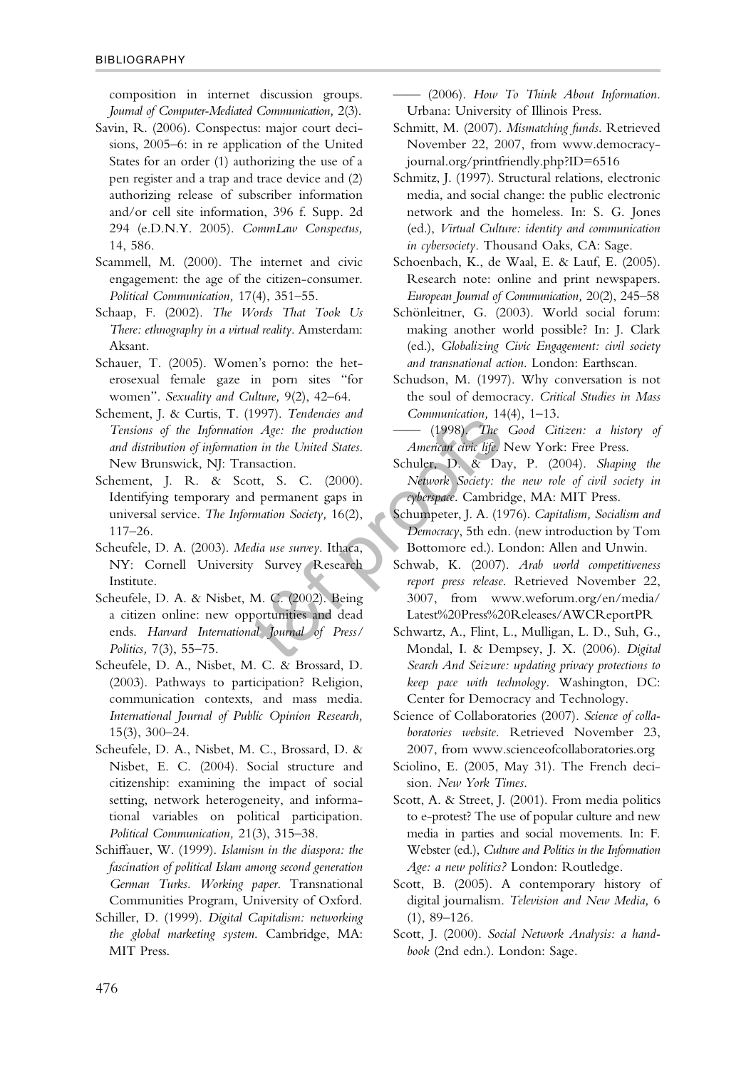composition in internet discussion groups. *Journal of Computer-Mediated Communication,* 2(3).

Savin, R. (2006). Conspectus: major court decisions, 2005–6: in re application of the United States for an order (1) authorizing the use of a pen register and a trap and trace device and (2) authorizing release of subscriber information and/or cell site information, 396 f. Supp. 2d 294 (e.D.N.Y. 2005). *CommLaw Conspectus,* 14, 586.

Scammell, M. (2000). The internet and civic engagement: the age of the citizen-consumer. *Political Communication,* 17(4), 351–55.

Schaap, F. (2002). *The Words That Took Us There: ethnography in a virtual reality*. Amsterdam: Aksant.

Schauer, T. (2005). Women's porno: the heterosexual female gaze in porn sites "for women". *Sexuality and Culture,* 9(2), 42–64.

Schement, J. & Curtis, T. (1997). *Tendencies and Tensions of the Information Age: the production and distribution of information in the United States*. New Brunswick, NJ: Transaction.

Schement, J. R. & Scott, S. C. (2000). Identifying temporary and permanent gaps in universal service. *The Information Society,* 16(2), 117–26.

Scheufele, D. A. (2003). *Media use survey*. Ithaca, NY: Cornell University Survey Research Institute.

Scheufele, D. A. & Nisbet, M. C. (2002). Being a citizen online: new opportunities and dead ends. *Harvard International Journal of Press/Politics,* 7(3), 55–75.

Scheufele, D. A., Nisbet, M. C. & Brossard, D. (2003). Pathways to participation? Religion, communication contexts, and mass media. *International Journal of Public Opinion Research,* 15(3), 300–24.

Scheufele, D. A., Nisbet, M. C., Brossard, D. & Nisbet, E. C. (2004). Social structure and citizenship: examining the impact of social setting, network heterogeneity, and informational variables on political participation. *Political Communication,* 21(3), 315–38.

Schiffauer, W. (1999). *Islamism in the diaspora: the fascination of political Islam among second generation German Turks. Working paper.* Transnational Communities Program, University of Oxford.

Schiller, D. (1999). *Digital Capitalism: networking the global marketing system.* Cambridge, MA: MIT Press.

—— (2006). *How To Think About Information*. Urbana: University of Illinois Press.

Schmitt, M. (2007). *Mismatching funds*. Retrieved November 22, 2007, from www.democracyjournal.org/printfriendly.php?ID=6516

Schmitz, J. (1997). Structural relations, electronic media, and social change: the public electronic network and the homeless. In: S. G. Jones (ed.), *Virtual Culture: identity and communication in cybersociety*. Thousand Oaks, CA: Sage.

Schoenbach, K., de Waal, E. & Lauf, E. (2005). Research note: online and print newspapers. *European Journal of Communication,* 20(2), 245–58

Schönleitner, G. (2003). World social forum: making another world possible? In: J. Clark (ed.), *Globalizing Civic Engagement: civil society and transnational action*. London: Earthscan.

Schudson, M. (1997). Why conversation is not the soul of democracy. *Critical Studies in Mass Communication,* 14(4), 1–13.

—— (1998). *The Good Citizen: a history of American civic life*. New York: Free Press.

Schuler, D. & Day, P. (2004). *Shaping the Network Society: the new role of civil society in cyberspace*. Cambridge, MA: MIT Press.

Schumpeter, J. A. (1976). *Capitalism, Socialism and Democracy*, 5th edn. (new introduction by Tom Bottomore ed.). London: Allen and Unwin.

Schwab, K. (2007). *Arab world competitiveness report press release*. Retrieved November 22, 3007, from www.weforum.org/en/media/Latest%20Press%20Releases/AWCReportPR

Schwartz, A., Flint, L., Mulligan, L. D., Suh, G., Mondal, I. & Dempsey, J. X. (2006). *Digital Search And Seizure: updating privacy protections to keep pace with technology*. Washington, DC: Center for Democracy and Technology.

Science of Collaboratories (2007). *Science of collaboratories website*. Retrieved November 23, 2007, from www.scienceofcollaboratories.org

Sciolino, E. (2005, May 31). The French decision. *New York Times*.

Scott, A. & Street, J. (2001). From media politics to e-protest? The use of popular culture and new media in parties and social movements. In: F. Webster (ed.), *Culture and Politics in the Information Age: a new politics?* London: Routledge.

Scott, B. (2005). A contemporary history of digital journalism. *Television and New Media,* 6 (1), 89–126.

Scott, J. (2000). *Social Network Analysis: a handbook* (2nd edn.). London: Sage.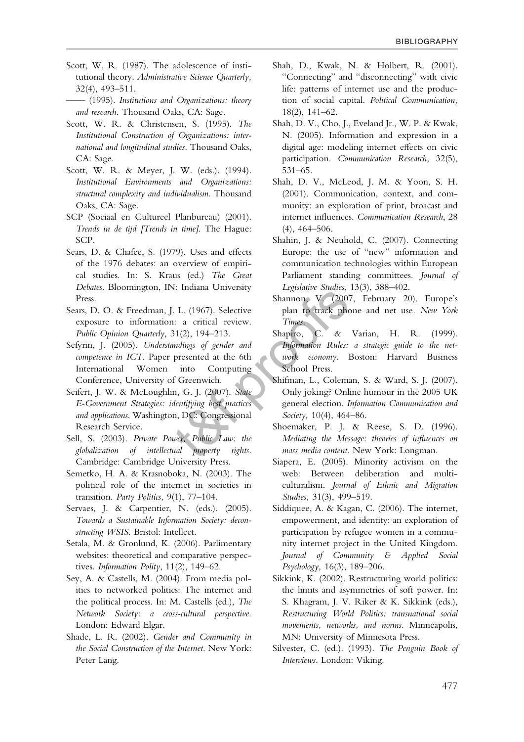Scott, W. R. (1987). The adolescence of institutional theory. *Administrative Science Quarterly,* 32(4), 493–511.

—— (1995). *Institutions and Organizations: theory and research*. Thousand Oaks, CA: Sage.

Scott, W. R. & Christensen, S. (1995). *The Institutional Construction of Organizations: international and longitudinal studies*. Thousand Oaks, CA: Sage.

Scott, W. R. & Meyer, J. W. (eds.). (1994). *Institutional Environments and Organizations: structural complexity and individualism*. Thousand Oaks, CA: Sage.

SCP (Sociaal en Cultureel Planbureau) (2001). *Trends in de tijd [Trends in time]*. The Hague: SCP.

Sears, D. & Chafee, S. (1979). Uses and effects of the 1976 debates: an overview of empirical studies. In: S. Kraus (ed.) *The Great Debates*. Bloomington, IN: Indiana University Press.

Sears, D. O. & Freedman, J. L. (1967). Selective exposure to information: a critical review. *Public Opinion Quarterly,* 31(2), 194–213.

Sefyrin, J. (2005). *Understandings of gender and competence in ICT*. Paper presented at the 6th International Women into Computing Conference, University of Greenwich.

Seifert, J. W. & McLoughlin, G. J. (2007). *State E-Government Strategies: identifying best practices and applications*. Washington, DC: Congressional Research Service.

Sell, S. (2003). *Private Power, Public Law: the globalization of intellectual property rights*. Cambridge: Cambridge University Press.

Semetko, H. A. & Krasnoboka, N. (2003). The political role of the internet in societies in transition. *Party Politics,* 9(1), 77–104.

Servaes, J. & Carpentier, N. (eds.). (2005). *Towards a Sustainable Information Society: deconstructing WSIS*. Bristol: Intellect.

Setala, M. & Gronlund, K. (2006). Parlimentary websites: theoretical and comparative perspectives. *Information Polity*, 11(2), 149–62.

Sey, A. & Castells, M. (2004). From media politics to networked politics: The internet and the political process. In: M. Castells (ed.), *The Network Society: a cross-cultural perspective*. London: Edward Elgar.

Shade, L. R. (2002). *Gender and Community in the Social Construction of the Internet*. New York: Peter Lang.

Shah, D., Kwak, N. & Holbert, R. (2001). "Connecting" and "disconnecting" with civic life: patterns of internet use and the production of social capital. *Political Communication,* 18(2), 141–62.

Shah, D. V., Cho, J., Eveland Jr., W. P. & Kwak, N. (2005). Information and expression in a digital age: modeling internet effects on civic participation. *Communication Research,* 32(5), 531–65.

Shah, D. V., McLeod, J. M. & Yoon, S. H. (2001). Communication, context, and community: an exploration of print, broacast and internet influences. *Communication Research*, 28 (4), 464–506.

Shahin, J. & Neuhold, C. (2007). Connecting Europe: the use of "new" information and communication technologies within European Parliament standing committees. *Journal of Legislative Studies*, 13(3), 388–402.

Shannon, V. (2007, February 20). Europe's plan to track phone and net use. *New York Times*.

Shapiro, C. & Varian, H. R. (1999). *Information Rules: a strategic guide to the network economy*. Boston: Harvard Business School Press.

Shifman, L., Coleman, S. & Ward, S. J. (2007). Only joking? Online humour in the 2005 UK general election. *Information Communication and Society,* 10(4), 464–86.

Shoemaker, P. J. & Reese, S. D. (1996). *Mediating the Message: theories of influences on mass media content*. New York: Longman.

Siapera, E. (2005). Minority activism on the web: Between deliberation and multiculturalism. *Journal of Ethnic and Migration Studies,* 31(3), 499–519.

Siddiquee, A. & Kagan, C. (2006). The internet, empowerment, and identity: an exploration of participation by refugee women in a community internet project in the United Kingdom. *Journal of Community & Applied Social Psychology,* 16(3), 189–206.

Sikkink, K. (2002). Restructuring world politics: the limits and asymmetries of soft power. In: S. Khagram, J. V. Riker & K. Sikkink (eds.), *Restructuring World Politics: transnational social movements, networks, and norms*. Minneapolis, MN: University of Minnesota Press.

Silvester, C. (ed.). (1993). *The Penguin Book of Interviews*. London: Viking.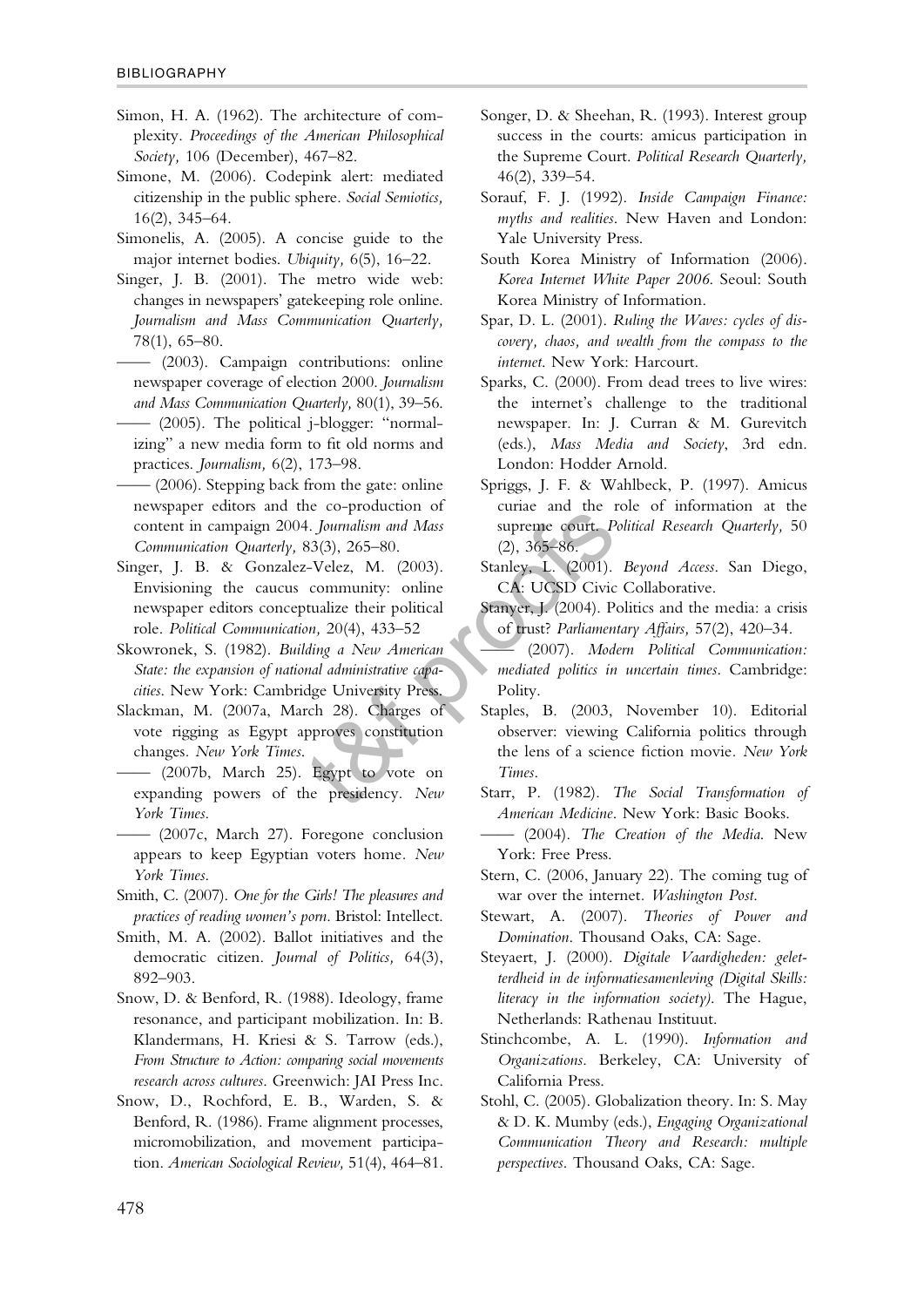Simon, H. A. (1962). The architecture of complexity. *Proceedings of the American Philosophical Society,* 106 (December), 467–82.

Simone, M. (2006). Codepink alert: mediated citizenship in the public sphere. *Social Semiotics,* 16(2), 345–64.

Simonelis, A. (2005). A concise guide to the major internet bodies. *Ubiquity,* 6(5), 16–22.

Singer, J. B. (2001). The metro wide web: changes in newspapers' gatekeeping role online. *Journalism and Mass Communication Quarterly,* 78(1), 65–80.

—— (2003). Campaign contributions: online newspaper coverage of election 2000. *Journalism and Mass Communication Quarterly,* 80(1), 39–56.

—— (2005). The political j-blogger: "normalizing" a new media form to fit old norms and practices. *Journalism,* 6(2), 173–98.

—— (2006). Stepping back from the gate: online newspaper editors and the co-production of content in campaign 2004. *Journalism and Mass Communication Quarterly,* 83(3), 265–80.

Singer, J. B. & Gonzalez-Velez, M. (2003). Envisioning the caucus community: online newspaper editors conceptualize their political role. *Political Communication,* 20(4), 433–52

Skowronek, S. (1982). *Building a New American State: the expansion of national administrative capacities.* New York: Cambridge University Press.

Slackman, M. (2007a, March 28). Charges of vote rigging as Egypt approves constitution changes. *New York Times.*

—— (2007b, March 25). Egypt to vote on expanding powers of the presidency. *New York Times.*

—— (2007c, March 27). Foregone conclusion appears to keep Egyptian voters home. *New York Times.*

Smith, C. (2007). *One for the Girls! The pleasures and practices of reading women's porn.* Bristol: Intellect.

Smith, M. A. (2002). Ballot initiatives and the democratic citizen. *Journal of Politics,* 64(3), 892–903.

Snow, D. & Benford, R. (1988). Ideology, frame resonance, and participant mobilization. In: B. Klandermans, H. Kriesi & S. Tarrow (eds.), *From Structure to Action: comparing social movements research across cultures.* Greenwich: JAI Press Inc.

Snow, D., Rochford, E. B., Warden, S. & Benford, R. (1986). Frame alignment processes, micromobilization, and movement participation. *American Sociological Review,* 51(4), 464–81.

Songer, D. & Sheehan, R. (1993). Interest group success in the courts: amicus participation in the Supreme Court. *Political Research Quarterly,* 46(2), 339–54.

Sorauf, F. J. (1992). *Inside Campaign Finance: myths and realities.* New Haven and London: Yale University Press.

South Korea Ministry of Information (2006). *Korea Internet White Paper 2006.* Seoul: South Korea Ministry of Information.

Spar, D. L. (2001). *Ruling the Waves: cycles of discovery, chaos, and wealth from the compass to the internet.* New York: Harcourt.

Sparks, C. (2000). From dead trees to live wires: the internet's challenge to the traditional newspaper. In: J. Curran & M. Gurevitch (eds.), *Mass Media and Society,* 3rd edn. London: Hodder Arnold.

Spriggs, J. F. & Wahlbeck, P. (1997). Amicus curiae and the role of information at the supreme court. *Political Research Quarterly,* 50 (2), 365–86.

Stanley, L. (2001). *Beyond Access.* San Diego, CA: UCSD Civic Collaborative.

Stanyer, J. (2004). Politics and the media: a crisis of trust? *Parliamentary Affairs,* 57(2), 420–34.

—— (2007). *Modern Political Communication: mediated politics in uncertain times.* Cambridge: Polity.

Staples, B. (2003, November 10). Editorial observer: viewing California politics through the lens of a science fiction movie. *New York Times.*

Starr, P. (1982). *The Social Transformation of American Medicine.* New York: Basic Books.

—— (2004). *The Creation of the Media.* New York: Free Press.

Stern, C. (2006, January 22). The coming tug of war over the internet. *Washington Post.*

Stewart, A. (2007). *Theories of Power and Domination.* Thousand Oaks, CA: Sage.

Steyaert, J. (2000). *Digitale Vaardigheden: geletterdheid in de informatiesamenleving (Digital Skills: literacy in the information society).* The Hague, Netherlands: Rathenau Instituut.

Stinchcombe, A. L. (1990). *Information and Organizations.* Berkeley, CA: University of California Press.

Stohl, C. (2005). Globalization theory. In: S. May & D. K. Mumby (eds.), *Engaging Organizational Communication Theory and Research: multiple perspectives.* Thousand Oaks, CA: Sage.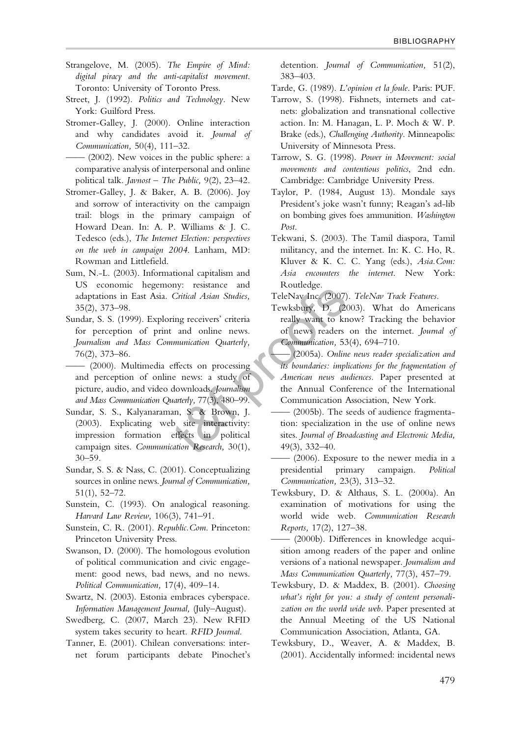Strangelove, M. (2005). *The Empire of Mind: digital piracy and the anti-capitalist movement*. Toronto: University of Toronto Press.

Street, J. (1992). *Politics and Technology*. New York: Guilford Press.

Stromer-Galley, J. (2000). Online interaction and why candidates avoid it. *Journal of Communication,* 50(4), 111–32.

—— (2002). New voices in the public sphere: a comparative analysis of interpersonal and online political talk. *Javnost – The Public,* 9(2), 23–42.

Stromer-Galley, J. & Baker, A. B. (2006). Joy and sorrow of interactivity on the campaign trail: blogs in the primary campaign of Howard Dean. In: A. P. Williams & J. C. Tedesco (eds.), *The Internet Election: perspectives on the web in campaign 2004*. Lanham, MD: Rowman and Littlefield.

Sum, N.-L. (2003). Informational capitalism and US economic hegemony: resistance and adaptations in East Asia. *Critical Asian Studies,* 35(2), 373–98.

Sundar, S. S. (1999). Exploring receivers' criteria for perception of print and online news. *Journalism and Mass Communication Quarterly,* 76(2), 373–86.

—— (2000). Multimedia effects on processing and perception of online news: a study of picture, audio, and video downloads. *Journalism and Mass Communication Quarterly,* 77(3), 480–99.

Sundar, S. S., Kalyanaraman, S. & Brown, J. (2003). Explicating web site interactivity: impression formation effects in political campaign sites. *Communication Research,* 30(1), 30–59.

Sundar, S. S. & Nass, C. (2001). Conceptualizing sources in online news. *Journal of Communication,* 51(1), 52–72.

Sunstein, C. (1993). On analogical reasoning. *Harvard Law Review,* 106(3), 741–91.

Sunstein, C. R. (2001). *Republic.Com*. Princeton: Princeton University Press.

Swanson, D. (2000). The homologous evolution of political communication and civic engagement: good news, bad news, and no news. *Political Communication,* 17(4), 409–14.

Swartz, N. (2003). Estonia embraces cyberspace. *Information Management Journal,* (July–August).

Swedberg, C. (2007, March 23). New RFID system takes security to heart. *RFID Journal.*

Tanner, E. (2001). Chilean conversations: internet forum participants debate Pinochet's detention. *Journal of Communication,* 51(2), 383–403.

Tarde, G. (1989). *L'opinion et la foule*. Paris: PUF.

Tarrow, S. (1998). Fishnets, internets and catnets: globalization and transnational collective action. In: M. Hanagan, L. P. Moch & W. P. Brake (eds.), *Challenging Authority*. Minneapolis: University of Minnesota Press.

Tarrow, S. G. (1998). *Power in Movement: social movements and contentious politics*, 2nd edn. Cambridge: Cambridge University Press.

Taylor, P. (1984, August 13). Mondale says President's joke wasn't funny; Reagan's ad-lib on bombing gives foes ammunition. *Washington Post*.

Tekwani, S. (2003). The Tamil diaspora, Tamil militancy, and the internet. In: K. C. Ho, R. Kluver & K. C. C. Yang (eds.), *Asia.Com: Asia encounters the internet*. New York: Routledge.

TeleNav Inc. (2007). *TeleNav Track Features.*

Tewksbury, D. (2003). What do Americans really want to know? Tracking the behavior of news readers on the internet. *Journal of Communication,* 53(4), 694–710.

—— (2005a). *Online news reader specialization and its boundaries: implications for the fragmentation of American news audiences.* Paper presented at the Annual Conference of the International Communication Association, New York.

—— (2005b). The seeds of audience fragmentation: specialization in the use of online news sites. *Journal of Broadcasting and Electronic Media,* 49(3), 332–40.

—— (2006). Exposure to the newer media in a presidential primary campaign. *Political Communication,* 23(3), 313–32.

Tewksbury, D. & Althaus, S. L. (2000a). An examination of motivations for using the world wide web. *Communication Research Reports,* 17(2), 127–38.

—— (2000b). Differences in knowledge acquisition among readers of the paper and online versions of a national newspaper. *Journalism and Mass Communication Quarterly,* 77(3), 457–79.

Tewksbury, D. & Maddex, B. (2001). *Choosing what's right for you: a study of content personalization on the world wide web.* Paper presented at the Annual Meeting of the US National Communication Association, Atlanta, GA.

Tewksbury, D., Weaver, A. & Maddex, B. (2001). Accidentally informed: incidental news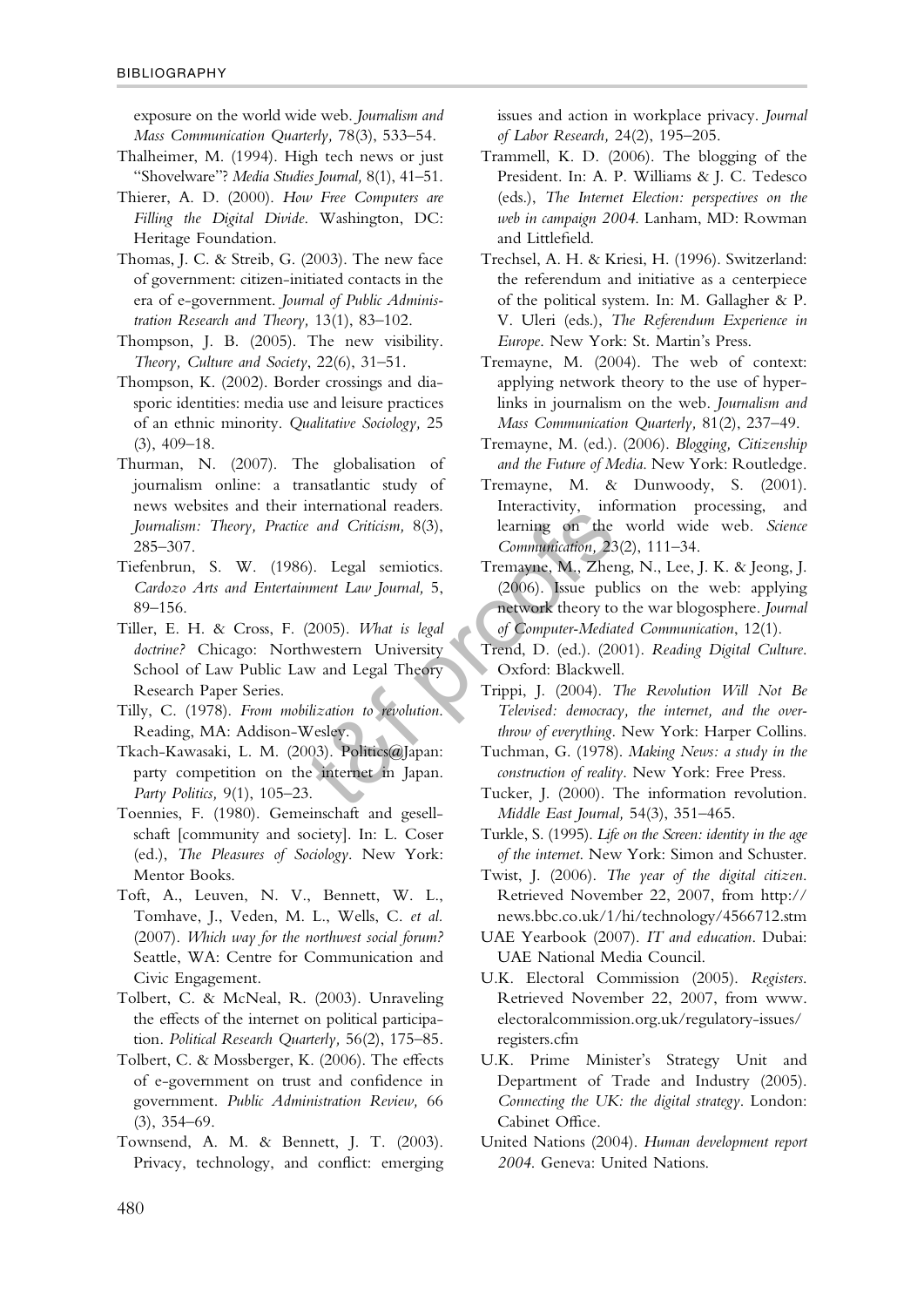exposure on the world wide web. *Journalism and Mass Communication Quarterly,* 78(3), 533–54.

Thalheimer, M. (1994). High tech news or just "Shovelware"? *Media Studies Journal,* 8(1), 41–51.

Thierer, A. D. (2000). *How Free Computers are Filling the Digital Divide*. Washington, DC: Heritage Foundation.

Thomas, J. C. & Streib, G. (2003). The new face of government: citizen-initiated contacts in the era of e-government. *Journal of Public Administration Research and Theory,* 13(1), 83–102.

Thompson, J. B. (2005). The new visibility. *Theory, Culture and Society*, 22(6), 31–51.

Thompson, K. (2002). Border crossings and diasporic identities: media use and leisure practices of an ethnic minority. *Qualitative Sociology,* 25 (3), 409–18.

Thurman, N. (2007). The globalisation of journalism online: a transatlantic study of news websites and their international readers. *Journalism: Theory, Practice and Criticism,* 8(3), 285–307.

Tiefenbrun, S. W. (1986). Legal semiotics. *Cardozo Arts and Entertainment Law Journal,* 5, 89–156.

Tiller, E. H. & Cross, F. (2005). *What is legal doctrine?* Chicago: Northwestern University School of Law Public Law and Legal Theory Research Paper Series.

Tilly, C. (1978). *From mobilization to revolution*. Reading, MA: Addison-Wesley.

Tkach-Kawasaki, L. M. (2003). Politics@Japan: party competition on the internet in Japan. *Party Politics,* 9(1), 105–23.

Toennies, F. (1980). Gemeinschaft and gesellschaft [community and society]. In: L. Coser (ed.), *The Pleasures of Sociology*. New York: Mentor Books.

Toft, A., Leuven, N. V., Bennett, W. L., Tomhave, J., Veden, M. L., Wells, C. *et al.* (2007). *Which way for the northwest social forum?* Seattle, WA: Centre for Communication and Civic Engagement.

Tolbert, C. & McNeal, R. (2003). Unraveling the effects of the internet on political participation. *Political Research Quarterly,* 56(2), 175–85.

Tolbert, C. & Mossberger, K. (2006). The effects of e-government on trust and confidence in government. *Public Administration Review,* 66 (3), 354–69.

Townsend, A. M. & Bennett, J. T. (2003). Privacy, technology, and conflict: emerging issues and action in workplace privacy. *Journal of Labor Research,* 24(2), 195–205.

Trammell, K. D. (2006). The blogging of the President. In: A. P. Williams & J. C. Tedesco (eds.), *The Internet Election: perspectives on the web in campaign 2004*. Lanham, MD: Rowman and Littlefield.

Trechsel, A. H. & Kriesi, H. (1996). Switzerland: the referendum and initiative as a centerpiece of the political system. In: M. Gallagher & P. V. Uleri (eds.), *The Referendum Experience in Europe*. New York: St. Martin's Press.

Tremayne, M. (2004). The web of context: applying network theory to the use of hyperlinks in journalism on the web. *Journalism and Mass Communication Quarterly,* 81(2), 237–49.

Tremayne, M. (ed.). (2006). *Blogging, Citizenship and the Future of Media*. New York: Routledge.

Tremayne, M. & Dunwoody, S. (2001). Interactivity, information processing, and learning on the world wide web. *Science Communication,* 23(2), 111–34.

Tremayne, M., Zheng, N., Lee, J. K. & Jeong, J. (2006). Issue publics on the web: applying network theory to the war blogosphere. *Journal of Computer-Mediated Communication*, 12(1).

Trend, D. (ed.). (2001). *Reading Digital Culture*. Oxford: Blackwell.

Trippi, J. (2004). *The Revolution Will Not Be Televised: democracy, the internet, and the overthrow of everything*. New York: Harper Collins.

Tuchman, G. (1978). *Making News: a study in the construction of reality*. New York: Free Press.

Tucker, J. (2000). The information revolution. *Middle East Journal,* 54(3), 351–465.

Turkle, S. (1995). *Life on the Screen: identity in the age of the internet*. New York: Simon and Schuster.

Twist, J. (2006). *The year of the digital citizen*. Retrieved November 22, 2007, from http://news.bbc.co.uk/1/hi/technology/4566712.stm

UAE Yearbook (2007). *IT and education*. Dubai: UAE National Media Council.

U.K. Electoral Commission (2005). *Registers*. Retrieved November 22, 2007, from www.electoralcommission.org.uk/regulatory-issues/registers.cfm

U.K. Prime Minister's Strategy Unit and Department of Trade and Industry (2005). *Connecting the UK: the digital strategy*. London: Cabinet Office.

United Nations (2004). *Human development report 2004*. Geneva: United Nations.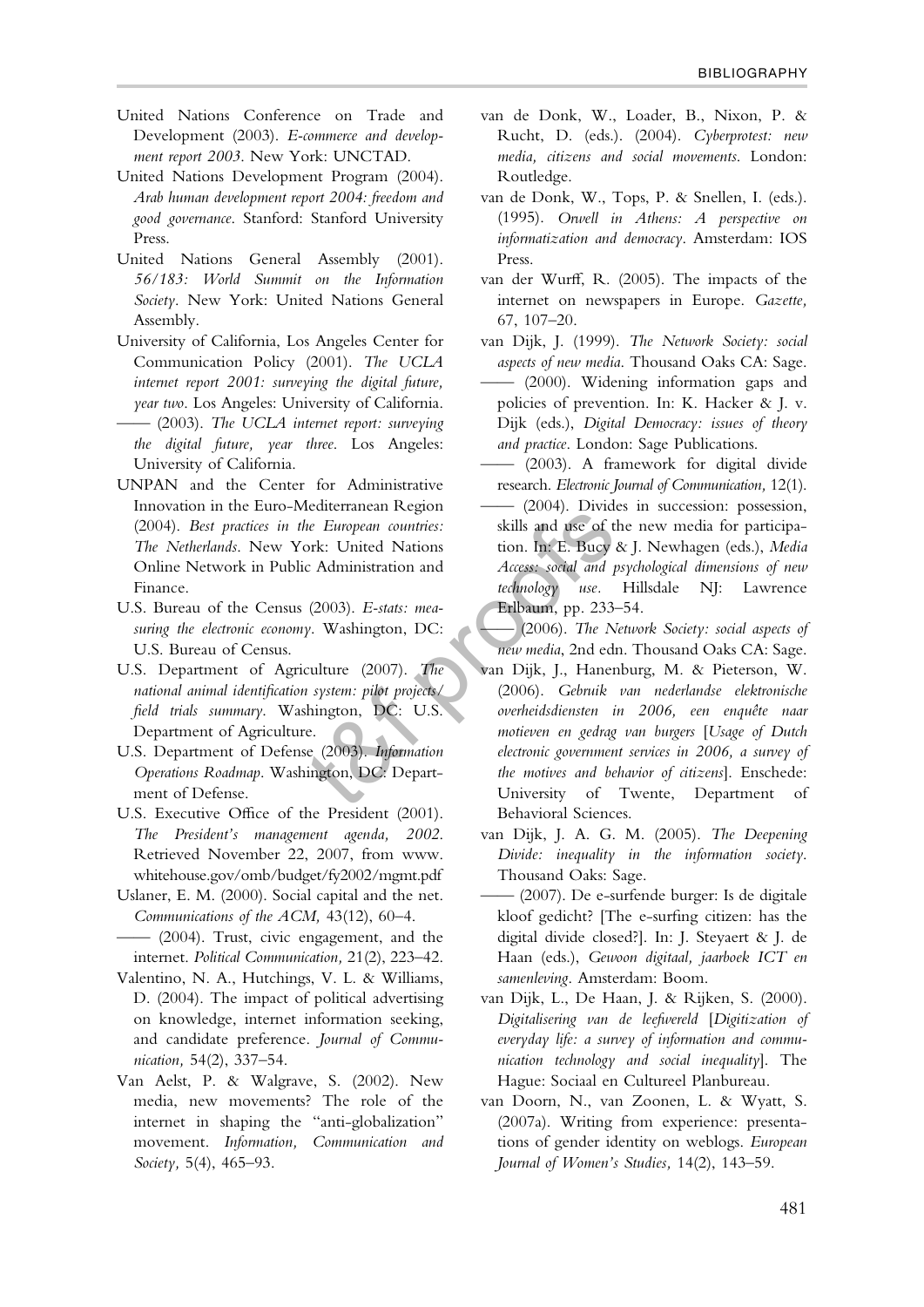United Nations Conference on Trade and Development (2003). *E-commerce and development report 2003*. New York: UNCTAD.

United Nations Development Program (2004). *Arab human development report 2004: freedom and good governance*. Stanford: Stanford University Press.

United Nations General Assembly (2001). *56/183: World Summit on the Information Society*. New York: United Nations General Assembly.

University of California, Los Angeles Center for Communication Policy (2001). *The UCLA internet report 2001: surveying the digital future, year two*. Los Angeles: University of California.

—— (2003). *The UCLA internet report: surveying the digital future, year three*. Los Angeles: University of California.

UNPAN and the Center for Administrative Innovation in the Euro-Mediterranean Region (2004). *Best practices in the European countries: The Netherlands*. New York: United Nations Online Network in Public Administration and Finance.

U.S. Bureau of the Census (2003). *E-stats: measuring the electronic economy*. Washington, DC: U.S. Bureau of Census.

U.S. Department of Agriculture (2007). *The national animal identification system: pilot projects/field trials summary*. Washington, DC: U.S. Department of Agriculture.

U.S. Department of Defense (2003). *Information Operations Roadmap*. Washington, DC: Department of Defense.

U.S. Executive Office of the President (2001). *The President's management agenda, 2002*. Retrieved November 22, 2007, from www.whitehouse.gov/omb/budget/fy2002/mgmt.pdf

Uslaner, E. M. (2000). Social capital and the net. *Communications of the ACM,* 43(12), 60–4.

—— (2004). Trust, civic engagement, and the internet. *Political Communication,* 21(2), 223–42.

Valentino, N. A., Hutchings, V. L. & Williams, D. (2004). The impact of political advertising on knowledge, internet information seeking, and candidate preference. *Journal of Communication,* 54(2), 337–54.

Van Aelst, P. & Walgrave, S. (2002). New media, new movements? The role of the internet in shaping the "anti-globalization" movement. *Information, Communication and Society,* 5(4), 465–93.

van de Donk, W., Loader, B., Nixon, P. & Rucht, D. (eds.). (2004). *Cyberprotest: new media, citizens and social movements*. London: Routledge.

van de Donk, W., Tops, P. & Snellen, I. (eds.). (1995). *Orwell in Athens: A perspective on informatization and democracy*. Amsterdam: IOS Press.

van der Wurff, R. (2005). The impacts of the internet on newspapers in Europe. *Gazette,* 67, 107–20.

van Dijk, J. (1999). *The Network Society: social aspects of new media*. Thousand Oaks CA: Sage.

—— (2000). Widening information gaps and policies of prevention. In: K. Hacker & J. v. Dijk (eds.), *Digital Democracy: issues of theory and practice*. London: Sage Publications.

—— (2003). A framework for digital divide research. *Electronic Journal of Communication,* 12(1).

—— (2004). Divides in succession: possession, skills and use of the new media for participation. In: E. Bucy & J. Newhagen (eds.), *Media Access: social and psychological dimensions of new technology use*. Hillsdale NJ: Lawrence Erlbaum, pp. 233–54.

—— (2006). *The Network Society: social aspects of new media*, 2nd edn. Thousand Oaks CA: Sage.

van Dijk, J., Hanenburg, M. & Pieterson, W. (2006). *Gebruik van nederlandse elektronische overheidsdiensten in 2006, een enquête naar motieven en gedrag van burgers* [*Usage of Dutch electronic government services in 2006, a survey of the motives and behavior of citizens*]. Enschede: University of Twente, Department of Behavioral Sciences.

van Dijk, J. A. G. M. (2005). *The Deepening Divide: inequality in the information society*. Thousand Oaks: Sage.

—— (2007). De e-surfende burger: Is de digitale kloof gedicht? [The e-surfing citizen: has the digital divide closed?]. In: J. Steyaert & J. de Haan (eds.), *Gewoon digitaal, jaarboek ICT en samenleving*. Amsterdam: Boom.

van Dijk, L., De Haan, J. & Rijken, S. (2000). *Digitalisering van de leefwereld* [*Digitization of everyday life: a survey of information and communication technology and social inequality*]. The Hague: Sociaal en Cultureel Planbureau.

van Doorn, N., van Zoonen, L. & Wyatt, S. (2007a). Writing from experience: presentations of gender identity on weblogs. *European Journal of Women's Studies,* 14(2), 143–59.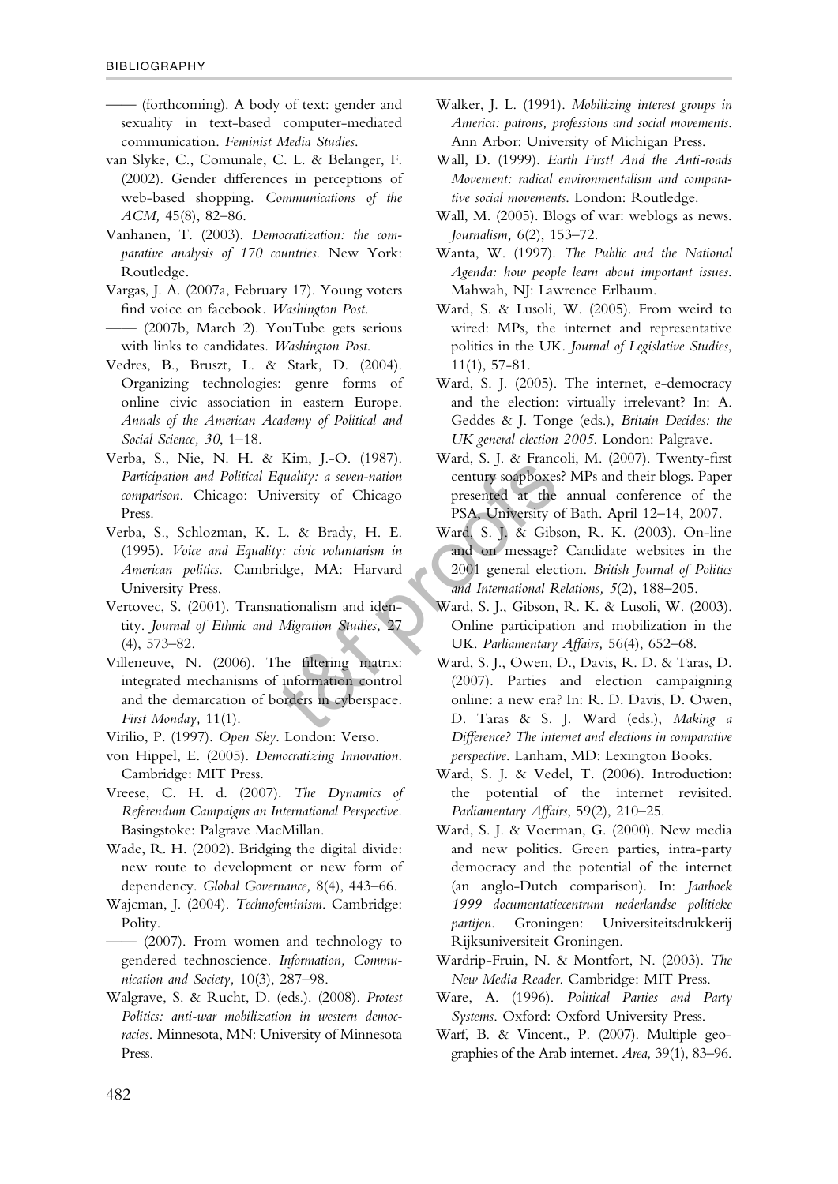—— (forthcoming). A body of text: gender and sexuality in text-based computer-mediated communication. *Feminist Media Studies*.

van Slyke, C., Comunale, C. L. & Belanger, F. (2002). Gender differences in perceptions of web-based shopping. *Communications of the ACM,* 45(8), 82–86.

Vanhanen, T. (2003). *Democratization: the comparative analysis of 170 countries*. New York: Routledge.

Vargas, J. A. (2007a, February 17). Young voters find voice on facebook. *Washington Post*.

—— (2007b, March 2). YouTube gets serious with links to candidates. *Washington Post*.

Vedres, B., Bruszt, L. & Stark, D. (2004). Organizing technologies: genre forms of online civic association in eastern Europe. *Annals of the American Academy of Political and Social Science, 30*, 1–18.

Verba, S., Nie, N. H. & Kim, J.-O. (1987). *Participation and Political Equality: a seven-nation comparison*. Chicago: University of Chicago Press.

Verba, S., Schlozman, K. L. & Brady, H. E. (1995). *Voice and Equality: civic voluntarism in American politics*. Cambridge, MA: Harvard University Press.

Vertovec, S. (2001). Transnationalism and identity. *Journal of Ethnic and Migration Studies,* 27 (4), 573–82.

Villeneuve, N. (2006). The filtering matrix: integrated mechanisms of information control and the demarcation of borders in cyberspace. *First Monday,* 11(1).

Virilio, P. (1997). *Open Sky*. London: Verso.

von Hippel, E. (2005). *Democratizing Innovation*. Cambridge: MIT Press.

Vreese, C. H. d. (2007). *The Dynamics of Referendum Campaigns an International Perspective*. Basingstoke: Palgrave MacMillan.

Wade, R. H. (2002). Bridging the digital divide: new route to development or new form of dependency. *Global Governance,* 8(4), 443–66.

Wajcman, J. (2004). *Technofeminism*. Cambridge: Polity.

—— (2007). From women and technology to gendered technoscience. *Information, Communication and Society,* 10(3), 287–98.

Walgrave, S. & Rucht, D. (eds.). (2008). *Protest Politics: anti-war mobilization in western democracies*. Minnesota, MN: University of Minnesota Press.

Walker, J. L. (1991). *Mobilizing interest groups in America: patrons, professions and social movements*. Ann Arbor: University of Michigan Press.

Wall, D. (1999). *Earth First! And the Anti-roads Movement: radical environmentalism and comparative social movements*. London: Routledge.

Wall, M. (2005). Blogs of war: weblogs as news. *Journalism,* 6(2), 153–72.

Wanta, W. (1997). *The Public and the National Agenda: how people learn about important issues*. Mahwah, NJ: Lawrence Erlbaum.

Ward, S. & Lusoli, W. (2005). From weird to wired: MPs, the internet and representative politics in the UK. *Journal of Legislative Studies*, 11(1), 57-81.

Ward, S. J. (2005). The internet, e-democracy and the election: virtually irrelevant? In: A. Geddes & J. Tonge (eds.), *Britain Decides: the UK general election 2005*. London: Palgrave.

Ward, S. J. & Francoli, M. (2007). Twenty-first century soapboxes? MPs and their blogs. Paper presented at the annual conference of the PSA, University of Bath. April 12–14, 2007.

Ward, S. J. & Gibson, R. K. (2003). On-line and on message? Candidate websites in the 2001 general election. *British Journal of Politics and International Relations, 5*(2), 188–205.

Ward, S. J., Gibson, R. K. & Lusoli, W. (2003). Online participation and mobilization in the UK. *Parliamentary Affairs,* 56(4), 652–68.

Ward, S. J., Owen, D., Davis, R. D. & Taras, D. (2007). Parties and election campaigning online: a new era? In: R. D. Davis, D. Owen, D. Taras & S. J. Ward (eds.), *Making a Difference? The internet and elections in comparative perspective*. Lanham, MD: Lexington Books.

Ward, S. J. & Vedel, T. (2006). Introduction: the potential of the internet revisited. *Parliamentary Affairs*, 59(2), 210–25.

Ward, S. J. & Voerman, G. (2000). New media and new politics. Green parties, intra-party democracy and the potential of the internet (an anglo-Dutch comparison). In: *Jaarboek 1999 documentatiecentrum nederlandse politieke partijen*. Groningen: Universiteitsdrukkerij Rijksuniversiteit Groningen.

Wardrip-Fruin, N. & Montfort, N. (2003). *The New Media Reader*. Cambridge: MIT Press.

Ware, A. (1996). *Political Parties and Party Systems*. Oxford: Oxford University Press.

Warf, B. & Vincent., P. (2007). Multiple geographies of the Arab internet. *Area,* 39(1), 83–96.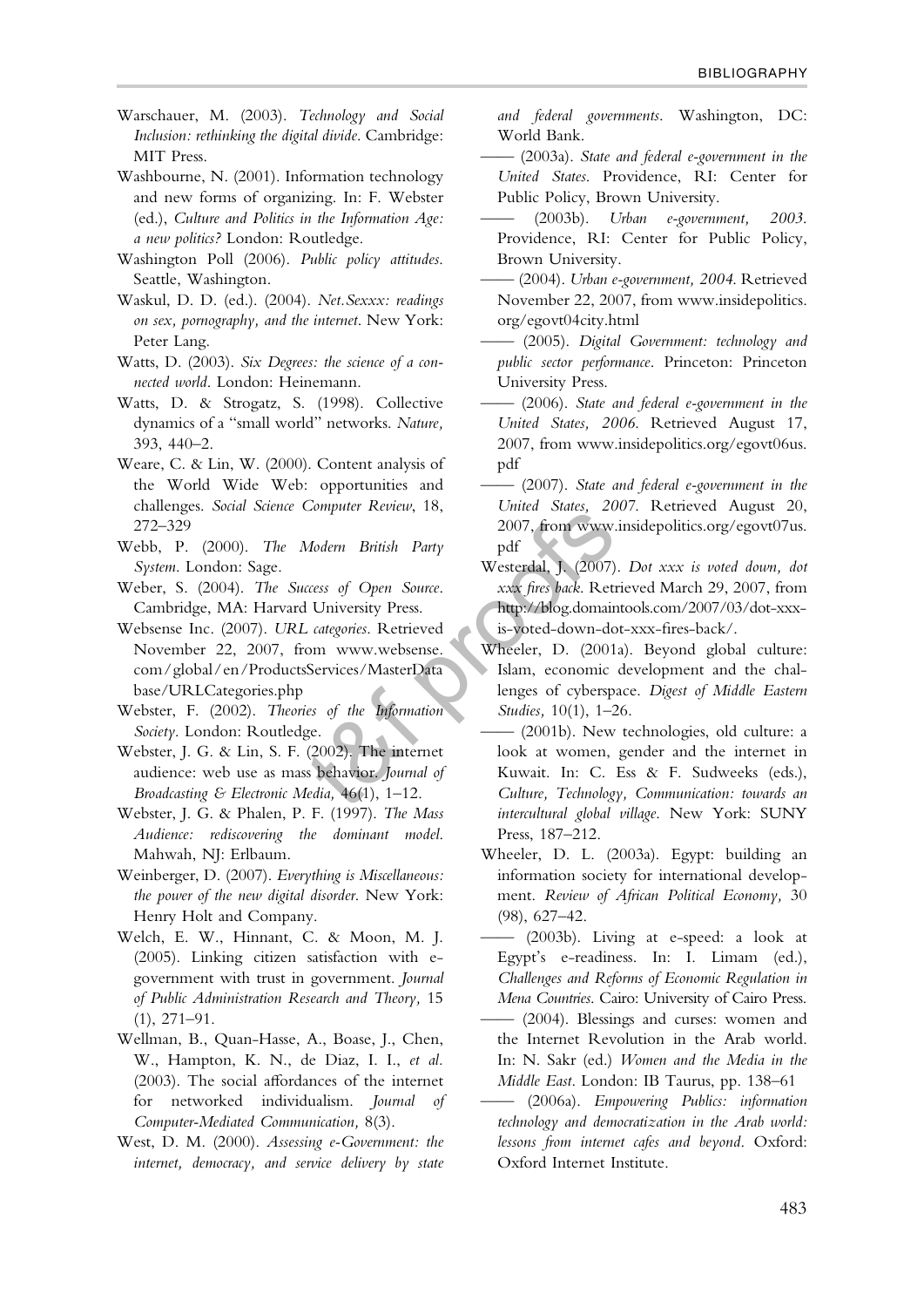Warschauer, M. (2003). *Technology and Social Inclusion: rethinking the digital divide*. Cambridge: MIT Press.

Washbourne, N. (2001). Information technology and new forms of organizing. In: F. Webster (ed.), *Culture and Politics in the Information Age: a new politics?* London: Routledge.

Washington Poll (2006). *Public policy attitudes*. Seattle, Washington.

Waskul, D. D. (ed.). (2004). *Net.Sexxx: readings on sex, pornography, and the internet*. New York: Peter Lang.

Watts, D. (2003). *Six Degrees: the science of a connected world*. London: Heinemann.

Watts, D. & Strogatz, S. (1998). Collective dynamics of a "small world" networks. *Nature*, 393, 440–2.

Weare, C. & Lin, W. (2000). Content analysis of the World Wide Web: opportunities and challenges. *Social Science Computer Review*, 18, 272–329

Webb, P. (2000). *The Modern British Party System*. London: Sage.

Weber, S. (2004). *The Success of Open Source*. Cambridge, MA: Harvard University Press.

Websense Inc. (2007). *URL categories*. Retrieved November 22, 2007, from www.websense.com/global/en/ProductsServices/MasterDatabase/URLCategories.php

Webster, F. (2002). *Theories of the Information Society*. London: Routledge.

Webster, J. G. & Lin, S. F. (2002). The internet audience: web use as mass behavior. *Journal of Broadcasting & Electronic Media*, 46(1), 1–12.

Webster, J. G. & Phalen, P. F. (1997). *The Mass Audience: rediscovering the dominant model*. Mahwah, NJ: Erlbaum.

Weinberger, D. (2007). *Everything is Miscellaneous: the power of the new digital disorder*. New York: Henry Holt and Company.

Welch, E. W., Hinnant, C. & Moon, M. J. (2005). Linking citizen satisfaction with e-government with trust in government. *Journal of Public Administration Research and Theory*, 15 (1), 271–91.

Wellman, B., Quan-Hasse, A., Boase, J., Chen, W., Hampton, K. N., de Diaz, I. I., *et al.* (2003). The social affordances of the internet for networked individualism. *Journal of Computer-Mediated Communication*, 8(3).

West, D. M. (2000). *Assessing e-Government: the internet, democracy, and service delivery by state and federal governments*. Washington, DC: World Bank.

—— (2003a). *State and federal e-government in the United States*. Providence, RI: Center for Public Policy, Brown University.

—— (2003b). *Urban e-government, 2003*. Providence, RI: Center for Public Policy, Brown University.

—— (2004). *Urban e-government, 2004*. Retrieved November 22, 2007, from www.insidepolitics.org/egovt04city.html

—— (2005). *Digital Government: technology and public sector performance*. Princeton: Princeton University Press.

—— (2006). *State and federal e-government in the United States, 2006*. Retrieved August 17, 2007, from www.insidepolitics.org/egovt06us.pdf

—— (2007). *State and federal e-government in the United States, 2007*. Retrieved August 20, 2007, from www.insidepolitics.org/egovt07us.pdf

Westerdal, J. (2007). *Dot xxx is voted down, dot xxx fires back*. Retrieved March 29, 2007, from http://blog.domaintools.com/2007/03/dot-xxx-is-voted-down-dot-xxx-fires-back/.

Wheeler, D. (2001a). Beyond global culture: Islam, economic development and the challenges of cyberspace. *Digest of Middle Eastern Studies*, 10(1), 1–26.

—— (2001b). New technologies, old culture: a look at women, gender and the internet in Kuwait. In: C. Ess & F. Sudweeks (eds.), *Culture, Technology, Communication: towards an intercultural global village*. New York: SUNY Press, 187–212.

Wheeler, D. L. (2003a). Egypt: building an information society for international development. *Review of African Political Economy*, 30 (98), 627–42.

—— (2003b). Living at e-speed: a look at Egypt's e-readiness. In: I. Limam (ed.), *Challenges and Reforms of Economic Regulation in Mena Countries*. Cairo: University of Cairo Press.

—— (2004). Blessings and curses: women and the Internet Revolution in the Arab world. In: N. Sakr (ed.) *Women and the Media in the Middle East*. London: IB Taurus, pp. 138–61

—— (2006a). *Empowering Publics: information technology and democratization in the Arab world: lessons from internet cafes and beyond*. Oxford: Oxford Internet Institute.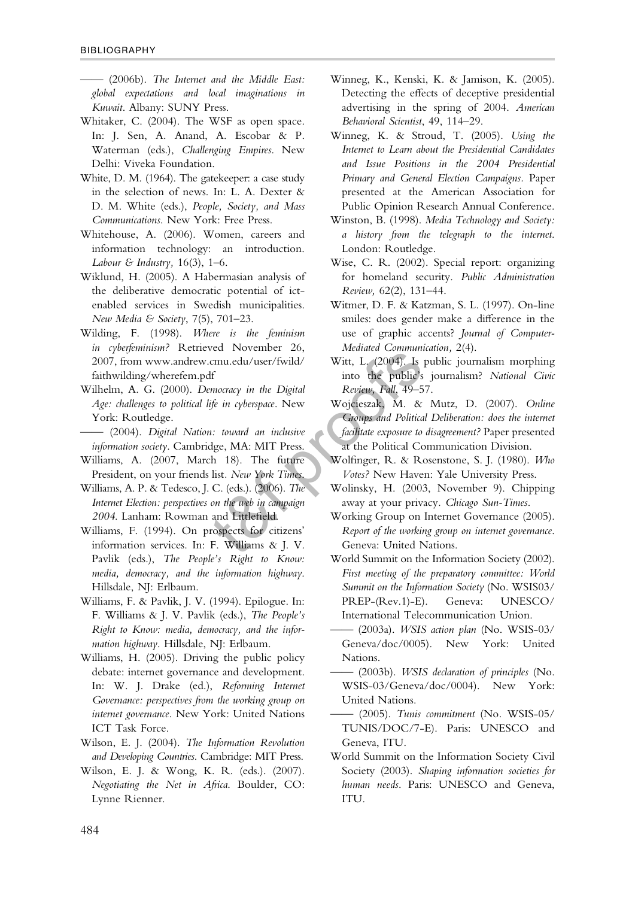—— (2006b). *The Internet and the Middle East: global expectations and local imaginations in Kuwait*. Albany: SUNY Press.

Whitaker, C. (2004). The WSF as open space. In: J. Sen, A. Anand, A. Escobar & P. Waterman (eds.), *Challenging Empires*. New Delhi: Viveka Foundation.

White, D. M. (1964). The gatekeeper: a case study in the selection of news. In: L. A. Dexter & D. M. White (eds.), *People, Society, and Mass Communications*. New York: Free Press.

Whitehouse, A. (2006). Women, careers and information technology: an introduction. *Labour & Industry*, 16(3), 1–6.

Wiklund, H. (2005). A Habermasian analysis of the deliberative democratic potential of ict-enabled services in Swedish municipalities. *New Media & Society*, 7(5), 701–23.

Wilding, F. (1998). *Where is the feminism in cyberfeminism?* Retrieved November 26, 2007, from www.andrew.cmu.edu/user/fwild/faithwilding/wherefem.pdf

Wilhelm, A. G. (2000). *Democracy in the Digital Age: challenges to political life in cyberspace*. New York: Routledge.

—— (2004). *Digital Nation: toward an inclusive information society*. Cambridge, MA: MIT Press.

Williams, A. (2007, March 18). The future President, on your friends list. *New York Times*.

Williams, A. P. & Tedesco, J. C. (eds.). (2006). *The Internet Election: perspectives on the web in campaign 2004*. Lanham: Rowman and Littlefield.

Williams, F. (1994). On prospects for citizens' information services. In: F. Williams & J. V. Pavlik (eds.), *The People's Right to Know: media, democracy, and the information highway*. Hillsdale, NJ: Erlbaum.

Williams, F. & Pavlik, J. V. (1994). Epilogue. In: F. Williams & J. V. Pavlik (eds.), *The People's Right to Know: media, democracy, and the information highway*. Hillsdale, NJ: Erlbaum.

Williams, H. (2005). Driving the public policy debate: internet governance and development. In: W. J. Drake (ed.), *Reforming Internet Governance: perspectives from the working group on internet governance*. New York: United Nations ICT Task Force.

Wilson, E. J. (2004). *The Information Revolution and Developing Countries*. Cambridge: MIT Press.

Wilson, E. J. & Wong, K. R. (eds.). (2007). *Negotiating the Net in Africa*. Boulder, CO: Lynne Rienner.

Winneg, K., Kenski, K. & Jamison, K. (2005). Detecting the effects of deceptive presidential advertising in the spring of 2004. *American Behavioral Scientist*, 49, 114–29.

Winneg, K. & Stroud, T. (2005). *Using the Internet to Learn about the Presidential Candidates and Issue Positions in the 2004 Presidential Primary and General Election Campaigns*. Paper presented at the American Association for Public Opinion Research Annual Conference.

Winston, B. (1998). *Media Technology and Society: a history from the telegraph to the internet*. London: Routledge.

Wise, C. R. (2002). Special report: organizing for homeland security. *Public Administration Review*, 62(2), 131–44.

Witmer, D. F. & Katzman, S. L. (1997). On-line smiles: does gender make a difference in the use of graphic accents? *Journal of Computer-Mediated Communication*, 2(4).

Witt, L. (2004). Is public journalism morphing into the public's journalism? *National Civic Review*, *Fall*, 49–57.

Wojcieszak, M. & Mutz, D. (2007). *Online Groups and Political Deliberation: does the internet facilitate exposure to disagreement?* Paper presented at the Political Communication Division.

Wolfinger, R. & Rosenstone, S. J. (1980). *Who Votes?* New Haven: Yale University Press.

Wolinsky, H. (2003, November 9). Chipping away at your privacy. *Chicago Sun-Times*.

Working Group on Internet Governance (2005). *Report of the working group on internet governance*. Geneva: United Nations.

World Summit on the Information Society (2002). *First meeting of the preparatory committee: World Summit on the Information Society* (No. WSIS03/PREP-(Rev.1)-E). Geneva: UNESCO/International Telecommunication Union.

—— (2003a). *WSIS action plan* (No. WSIS-03/Geneva/doc/0005). New York: United Nations.

—— (2003b). *WSIS declaration of principles* (No. WSIS-03/Geneva/doc/0004). New York: United Nations.

—— (2005). *Tunis commitment* (No. WSIS-05/TUNIS/DOC/7-E). Paris: UNESCO and Geneva, ITU.

World Summit on the Information Society Civil Society (2003). *Shaping information societies for human needs*. Paris: UNESCO and Geneva, ITU.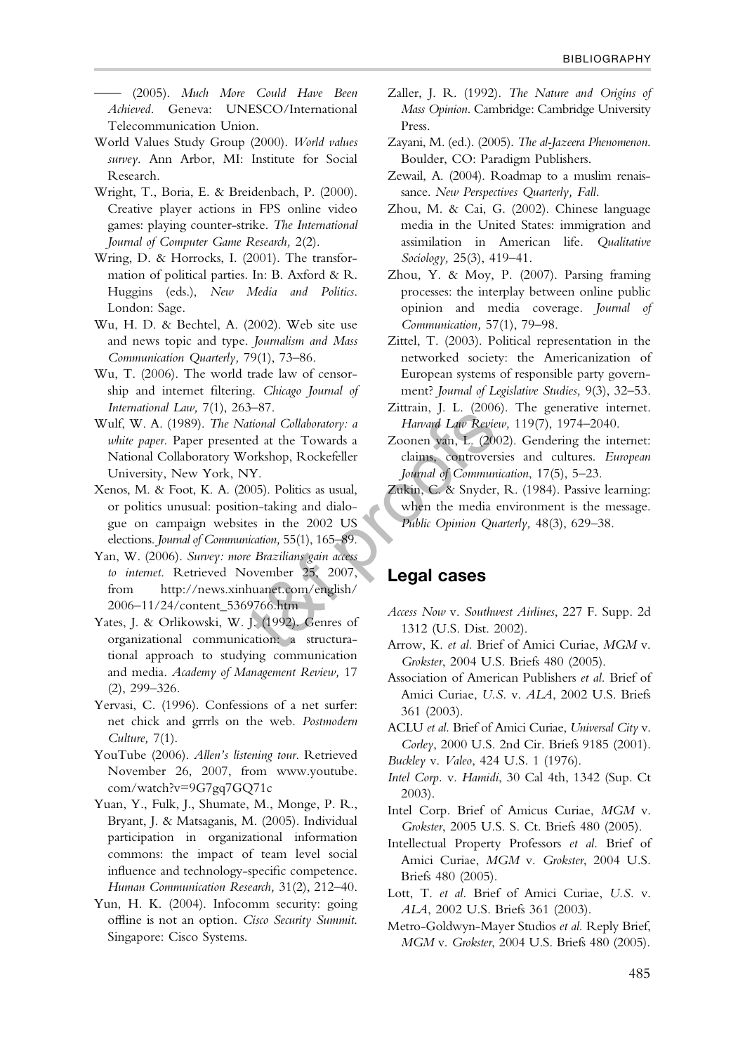—— (2005). *Much More Could Have Been Achieved*. Geneva: UNESCO/International Telecommunication Union.

World Values Study Group (2000). *World values survey*. Ann Arbor, MI: Institute for Social Research.

Wright, T., Boria, E. & Breidenbach, P. (2000). Creative player actions in FPS online video games: playing counter-strike. *The International Journal of Computer Game Research,* 2(2).

Wring, D. & Horrocks, I. (2001). The transformation of political parties. In: B. Axford & R. Huggins (eds.), *New Media and Politics*. London: Sage.

Wu, H. D. & Bechtel, A. (2002). Web site use and news topic and type. *Journalism and Mass Communication Quarterly,* 79(1), 73–86.

Wu, T. (2006). The world trade law of censorship and internet filtering. *Chicago Journal of International Law,* 7(1), 263–87.

Wulf, W. A. (1989). *The National Collaboratory: a white paper*. Paper presented at the Towards a National Collaboratory Workshop, Rockefeller University, New York, NY.

Xenos, M. & Foot, K. A. (2005). Politics as usual, or politics unusual: position-taking and dialogue on campaign websites in the 2002 US elections. *Journal of Communication,* 55(1), 165–89.

Yan, W. (2006). *Survey: more Brazilians gain access to internet*. Retrieved November 25, 2007, from http://news.xinhuanet.com/english/2006–11/24/content_5369766.htm

Yates, J. & Orlikowski, W. J. (1992). Genres of organizational communication: a structurational approach to studying communication and media. *Academy of Management Review,* 17 (2), 299–326.

Yervasi, C. (1996). Confessions of a net surfer: net chick and grrrls on the web. *Postmodern Culture,* 7(1).

YouTube (2006). *Allen's listening tour*. Retrieved November 26, 2007, from www.youtube.com/watch?v=9G7gq7GQ71c

Yuan, Y., Fulk, J., Shumate, M., Monge, P. R., Bryant, J. & Matsaganis, M. (2005). Individual participation in organizational information commons: the impact of team level social influence and technology-specific competence. *Human Communication Research,* 31(2), 212–40.

Yun, H. K. (2004). Infocomm security: going offline is not an option. *Cisco Security Summit*. Singapore: Cisco Systems.

Zaller, J. R. (1992). *The Nature and Origins of Mass Opinion*. Cambridge: Cambridge University Press.

Zayani, M. (ed.). (2005). *The al-Jazeera Phenomenon*. Boulder, CO: Paradigm Publishers.

Zewail, A. (2004). Roadmap to a muslim renaissance. *New Perspectives Quarterly, Fall*.

Zhou, M. & Cai, G. (2002). Chinese language media in the United States: immigration and assimilation in American life. *Qualitative Sociology,* 25(3), 419–41.

Zhou, Y. & Moy, P. (2007). Parsing framing processes: the interplay between online public opinion and media coverage. *Journal of Communication,* 57(1), 79–98.

Zittel, T. (2003). Political representation in the networked society: the Americanization of European systems of responsible party government? *Journal of Legislative Studies,* 9(3), 32–53.

Zittrain, J. L. (2006). The generative internet. *Harvard Law Review,* 119(7), 1974–2040.

Zoonen van, L. (2002). Gendering the internet: claims, controversies and cultures. *European Journal of Communication*, 17(5), 5–23.

Zukin, C. & Snyder, R. (1984). Passive learning: when the media environment is the message. *Public Opinion Quarterly,* 48(3), 629–38.

## Legal cases

*Access Now* v. *Southwest Airlines*, 227 F. Supp. 2d 1312 (U.S. Dist. 2002).

Arrow, K. *et al.* Brief of Amici Curiae, *MGM* v. *Grokster*, 2004 U.S. Briefs 480 (2005).

Association of American Publishers *et al.* Brief of Amici Curiae, *U.S.* v. *ALA*, 2002 U.S. Briefs 361 (2003).

ACLU *et al.* Brief of Amici Curiae, *Universal City* v. *Corley*, 2000 U.S. 2nd Cir. Briefs 9185 (2001).

*Buckley* v. *Valeo*, 424 U.S. 1 (1976).

*Intel Corp.* v. *Hamidi*, 30 Cal 4th, 1342 (Sup. Ct 2003).

Intel Corp. Brief of Amicus Curiae, *MGM* v. *Grokster*, 2005 U.S. S. Ct. Briefs 480 (2005).

Intellectual Property Professors *et al.* Brief of Amici Curiae, *MGM* v. *Grokster*, 2004 U.S. Briefs 480 (2005).

Lott, T. *et al.* Brief of Amici Curiae, *U.S.* v. *ALA*, 2002 U.S. Briefs 361 (2003).

Metro-Goldwyn-Mayer Studios *et al.* Reply Brief, *MGM* v. *Grokster*, 2004 U.S. Briefs 480 (2005).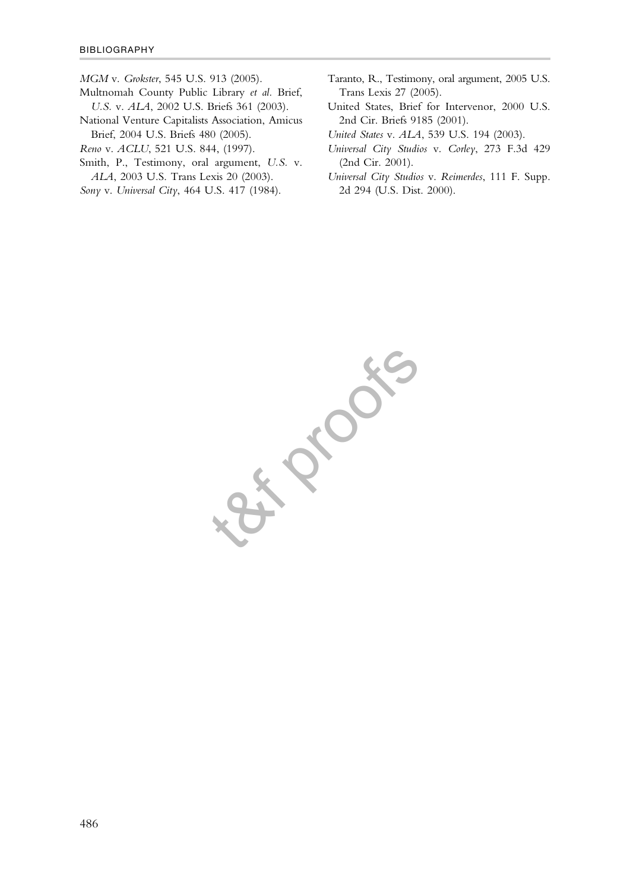*MGM* v. *Grokster*, 545 U.S. 913 (2005).

Multnomah County Public Library *et al.* Brief, *U.S.* v. *ALA*, 2002 U.S. Briefs 361 (2003).

National Venture Capitalists Association, Amicus Brief, 2004 U.S. Briefs 480 (2005).

*Reno* v. *ACLU*, 521 U.S. 844, (1997).

Smith, P., Testimony, oral argument, *U.S.* v. *ALA*, 2003 U.S. Trans Lexis 20 (2003).

*Sony* v. *Universal City*, 464 U.S. 417 (1984).

Taranto, R., Testimony, oral argument, 2005 U.S. Trans Lexis 27 (2005).

United States, Brief for Intervenor, 2000 U.S. 2nd Cir. Briefs 9185 (2001).

*United States* v. *ALA*, 539 U.S. 194 (2003).

*Universal City Studios* v. *Corley*, 273 F.3d 429 (2nd Cir. 2001).

*Universal City Studios* v. *Reimerdes*, 111 F. Supp. 2d 294 (U.S. Dist. 2000).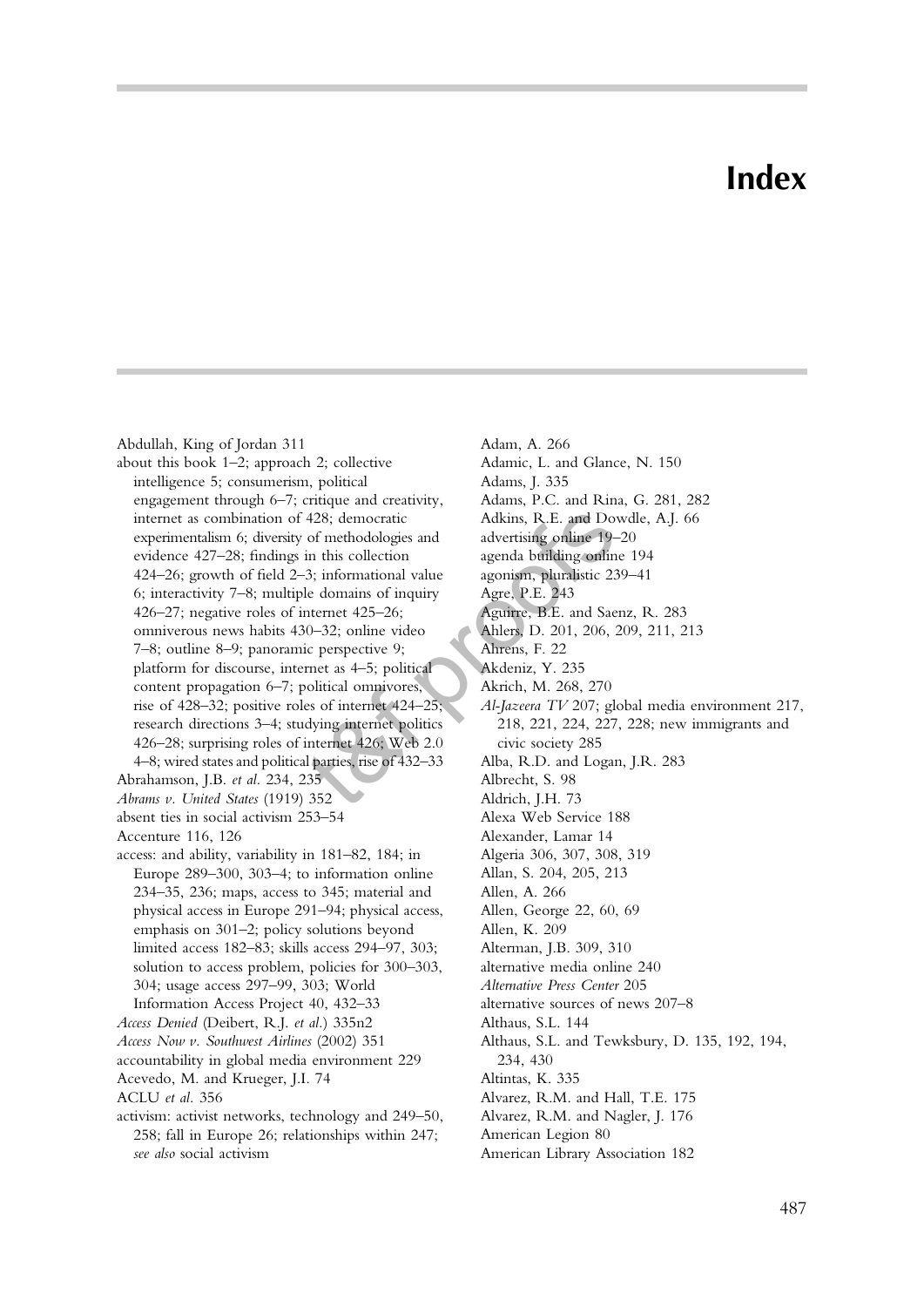# Index

Abdullah, King of Jordan 311
about this book 1–2; approach 2; collective intelligence 5; consumerism, political engagement through 6–7; critique and creativity, internet as combination of 428; democratic experimentalism 6; diversity of methodologies and evidence 427–28; findings in this collection 424–26; growth of field 2–3; informational value 6; interactivity 7–8; multiple domains of inquiry 426–27; negative roles of internet 425–26; omniverous news habits 430–32; online video 7–8; outline 8–9; panoramic perspective 9; platform for discourse, internet as 4–5; political content propagation 6–7; political omnivores, rise of 428–32; positive roles of internet 424–25; research directions 3–4; studying internet politics 426–28; surprising roles of internet 426; Web 2.0 4–8; wired states and political parties, rise of 432–33
Abrahamson, J.B. *et al.* 234, 235
*Abrams v. United States* (1919) 352
absent ties in social activism 253–54
Accenture 116, 126
access: and ability, variability in 181–82, 184; in Europe 289–300, 303–4; to information online 234–35, 236; maps, access to 345; material and physical access in Europe 291–94; physical access, emphasis on 301–2; policy solutions beyond limited access 182–83; skills access 294–97, 303; solution to access problem, policies for 300–303, 304; usage access 297–99, 303; World Information Access Project 40, 432–33
*Access Denied* (Deibert, R.J. *et al.*) 335n2
*Access Now v. Southwest Airlines* (2002) 351
accountability in global media environment 229
Acevedo, M. and Krueger, J.I. 74
ACLU *et al.* 356
activism: activist networks, technology and 249–50, 258; fall in Europe 26; relationships within 247; *see also* social activism
Adam, A. 266
Adamic, L. and Glance, N. 150
Adams, J. 335
Adams, P.C. and Rina, G. 281, 282
Adkins, R.E. and Dowdle, A.J. 66
advertising online 19–20
agenda building online 194
agonism, pluralistic 239–41
Agre, P.E. 243
Aguirre, B.E. and Saenz, R. 283
Ahlers, D. 201, 206, 209, 211, 213
Ahrens, F. 22
Akdeniz, Y. 235
Akrich, M. 268, 270
*Al-Jazeera TV* 207; global media environment 217, 218, 221, 224, 227, 228; new immigrants and civic society 285
Alba, R.D. and Logan, J.R. 283
Albrecht, S. 98
Aldrich, J.H. 73
Alexa Web Service 188
Alexander, Lamar 14
Algeria 306, 307, 308, 319
Allan, S. 204, 205, 213
Allen, A. 266
Allen, George 22, 60, 69
Allen, K. 209
Alterman, J.B. 309, 310
alternative media online 240
*Alternative Press Center* 205
alternative sources of news 207–8
Althaus, S.L. 144
Althaus, S.L. and Tewksbury, D. 135, 192, 194, 234, 430
Altintas, K. 335
Alvarez, R.M. and Hall, T.E. 175
Alvarez, R.M. and Nagler, J. 176
American Legion 80
American Library Association 182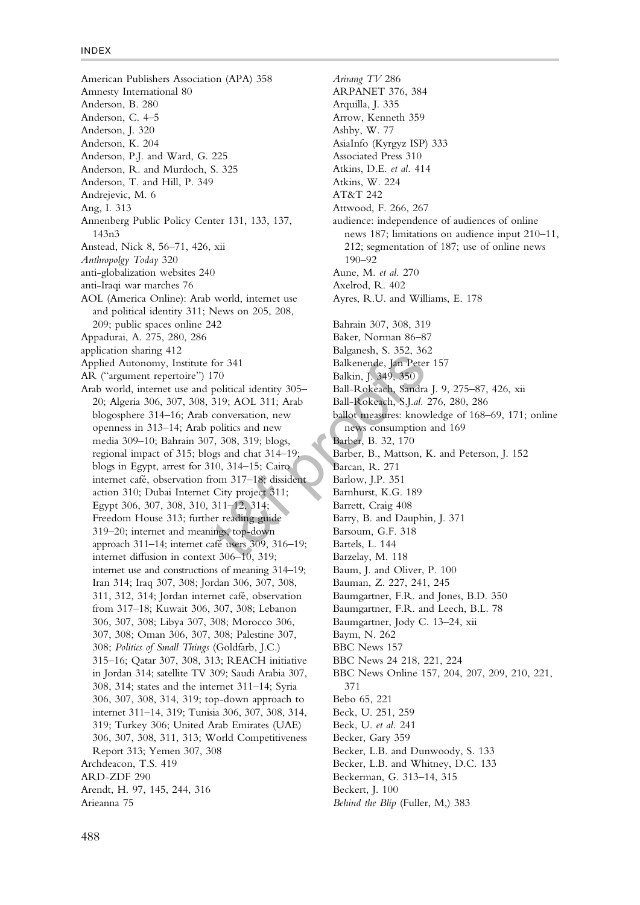American Publishers Association (APA) 358
Amnesty International 80
Anderson, B. 280
Anderson, C. 4–5
Anderson, J. 320
Anderson, K. 204
Anderson, P.J. and Ward, G. 225
Anderson, R. and Murdoch, S. 325
Anderson, T. and Hill, P. 349
Andrejevic, M. 6
Ang, I. 313
Annenberg Public Policy Center 131, 133, 137, 143n3
Anstead, Nick 8, 56–71, 426, xii
*Anthropolgy Today* 320
anti-globalization websites 240
anti-Iraqi war marches 76
AOL (America Online): Arab world, internet use and political identity 311; News on 205, 208, 209; public spaces online 242
Appadurai, A. 275, 280, 286
application sharing 412
Applied Autonomy, Institute for 341
AR ("argument repertoire") 170
Arab world, internet use and political identity 305–20; Algeria 306, 307, 308, 319; AOL 311; Arab blogosphere 314–16; Arab conversation, new openness in 313–14; Arab politics and new media 309–10; Bahrain 307, 308, 319; blogs, regional impact of 315; blogs and chat 314–19; blogs in Egypt, arrest for 310, 314–15; Cairo internet café, observation from 317–18; dissident action 310; Dubai Internet City project 311; Egypt 306, 307, 308, 310, 311–12, 314; Freedom House 313; further reading guide 319–20; internet and meanings, top-down approach 311–14; internet café users 309, 316–19; internet diffusion in context 306–10, 319; internet use and constructions of meaning 314–19; Iran 314; Iraq 307, 308; Jordan 306, 307, 308, 311, 312, 314; Jordan internet café, observation from 317–18; Kuwait 306, 307, 308; Lebanon 306, 307, 308; Libya 307, 308; Morocco 306, 307, 308; Oman 306, 307, 308; Palestine 307, 308; *Politics of Small Things* (Goldfarb, J.C.) 315–16; Qatar 307, 308, 313; REACH initiative in Jordan 314; satellite TV 309; Saudi Arabia 307, 308, 314; states and the internet 311–14; Syria 306, 307, 308, 314, 319; top-down approach to internet 311–14, 319; Tunisia 306, 307, 308, 314, 319; Turkey 306; United Arab Emirates (UAE) 306, 307, 308, 311, 313; World Competitiveness Report 313; Yemen 307, 308
Archdeacon, T.S. 419
ARD-ZDF 290
Arendt, H. 97, 145, 244, 316
Arieanna 75
*Arirang TV* 286
ARPANET 376, 384
Arquilla, J. 335
Arrow, Kenneth 359
Ashby, W. 77
AsiaInfo (Kyrgyz ISP) 333
Associated Press 310
Atkins, D.E. *et al.* 414
Atkins, W. 224
AT&T 242
Attwood, F. 266, 267
audience: independence of audiences of online news 187; limitations on audience input 210–11, 212; segmentation of 187; use of online news 190–92
Aune, M. *et al.* 270
Axelrod, R. 402
Ayres, R.U. and Williams, E. 178

Bahrain 307, 308, 319
Baker, Norman 86–87
Balganesh, S. 352, 362
Balkenende, Jan Peter 157
Balkin, J. 349, 350
Ball-Rokeach, Sandra J. 9, 275–87, 426, xii
Ball-Rokeach, S.J.*al.* 276, 280, 286
ballot measures: knowledge of 168–69, 171; online news consumption and 169
Barber, B. 32, 170
Barber, B., Mattson, K. and Peterson, J. 152
Barcan, R. 271
Barlow, J.P. 351
Barnhurst, K.G. 189
Barrett, Craig 408
Barry, B. and Dauphin, J. 371
Barsoum, G.F. 318
Bartels, L. 144
Barzelay, M. 118
Baum, J. and Oliver, P. 100
Bauman, Z. 227, 241, 245
Baumgartner, F.R. and Jones, B.D. 350
Baumgartner, F.R. and Leech, B.L. 78
Baumgartner, Jody C. 13–24, xii
Baym, N. 262
BBC News 157
BBC News 24 218, 221, 224
BBC News Online 157, 204, 207, 209, 210, 221, 371
Bebo 65, 221
Beck, U. 251, 259
Beck, U. *et al.* 241
Becker, Gary 359
Becker, L.B. and Dunwoody, S. 133
Becker, L.B. and Whitney, D.C. 133
Beckerman, G. 313–14, 315
Beckert, J. 100
*Behind the Blip* (Fuller, M,) 383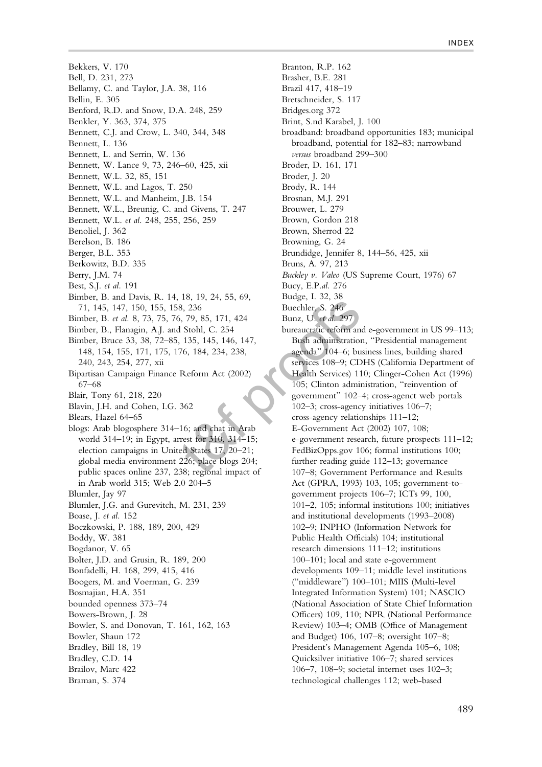Bekkers, V. 170
Bell, D. 231, 273
Bellamy, C. and Taylor, J.A. 38, 116
Bellin, E. 305
Benford, R.D. and Snow, D.A. 248, 259
Benkler, Y. 363, 374, 375
Bennett, C.J. and Crow, L. 340, 344, 348
Bennett, L. 136
Bennett, L. and Serrin, W. 136
Bennett, W. Lance 9, 73, 246–60, 425, xii
Bennett, W.L. 32, 85, 151
Bennett, W.L. and Lagos, T. 250
Bennett, W.L. and Manheim, J.B. 154
Bennett, W.L., Breunig, C. and Givens, T. 247
Bennett, W.L. *et al.* 248, 255, 256, 259
Benoliel, J. 362
Berelson, B. 186
Berger, B.L. 353
Berkowitz, B.D. 335
Berry, J.M. 74
Best, S.J. *et al.* 191
Bimber, B. and Davis, R. 14, 18, 19, 24, 55, 69, 71, 145, 147, 150, 155, 158, 236
Bimber, B. *et al.* 8, 73, 75, 76, 79, 85, 171, 424
Bimber, B., Flanagin, A.J. and Stohl, C. 254
Bimber, Bruce 33, 38, 72–85, 135, 145, 146, 147, 148, 154, 155, 171, 175, 176, 184, 234, 238, 240, 243, 254, 277, xii
Bipartisan Campaign Finance Reform Act (2002) 67–68
Blair, Tony 61, 218, 220
Blavin, J.H. and Cohen, I.G. 362
Blears, Hazel 64–65
blogs: Arab blogosphere 314–16; and chat in Arab world 314–19; in Egypt, arrest for 310, 314–15; election campaigns in United States 17, 20–21; global media environment 226; place blogs 204; public spaces online 237, 238; regional impact of in Arab world 315; Web 2.0 204–5
Blumler, Jay 97
Blumler, J.G. and Gurevitch, M. 231, 239
Boase, J. *et al.* 152
Boczkowski, P. 188, 189, 200, 429
Boddy, W. 381
Bogdanor, V. 65
Bolter, J.D. and Grusin, R. 189, 200
Bonfadelli, H. 168, 299, 415, 416
Boogers, M. and Voerman, G. 239
Bosmajian, H.A. 351
bounded openness 373–74
Bowers-Brown, J. 28
Bowler, S. and Donovan, T. 161, 162, 163
Bowler, Shaun 172
Bradley, Bill 18, 19
Bradley, C.D. 14
Brailov, Marc 422
Braman, S. 374
Branton, R.P. 162
Brasher, B.E. 281
Brazil 417, 418–19
Bretschneider, S. 117
Bridges.org 372
Brint, S.nd Karabel, J. 100
broadband: broadband opportunities 183; municipal broadband, potential for 182–83; narrowband *versus* broadband 299–300
Broder, D. 161, 171
Broder, J. 20
Brody, R. 144
Brosnan, M.J. 291
Brouwer, L. 279
Brown, Gordon 218
Brown, Sherrod 22
Browning, G. 24
Brundidge, Jennifer 8, 144–56, 425, xii
Bruns, A. 97, 213
*Buckley v. Valeo* (US Supreme Court, 1976) 67
Bucy, E.P.*al.* 276
Budge, I. 32, 38
Buechler, S. 246
Bunz, U. *et al.* 297
bureaucratic reform and e-government in US 99–113; Bush administration, "Presidential management agenda" 104–6; business lines, building shared services 108–9; CDHS (California Department of Health Services) 110; Clinger-Cohen Act (1996) 105; Clinton administration, "reinvention of government" 102–4; cross-agenct web portals 102–3; cross-agency initiatives 106–7; cross-agency relationships 111–12; E-Government Act (2002) 107, 108; e-government research, future prospects 111–12; FedBizOpps.gov 106; formal institutions 100; further reading guide 112–13; governance 107–8; Government Performance and Results Act (GPRA, 1993) 103, 105; government-to-government projects 106–7; ICTs 99, 100, 101–2, 105; informal institutions 100; initiatives and institutional developments (1993–2008) 102–9; INPHO (Information Network for Public Health Officials) 104; institutional research dimensions 111–12; institutions 100–101; local and state e-government developments 109–11; middle level institutions ("middleware") 100–101; MIIS (Multi-level Integrated Information System) 101; NASCIO (National Association of State Chief Information Officers) 109, 110; NPR (National Performance Review) 103–4; OMB (Office of Management and Budget) 106, 107–8; oversight 107–8; President's Management Agenda 105–6, 108; Quicksilver initiative 106–7; shared services 106–7, 108–9; societal internet uses 102–3; technological challenges 112; web-based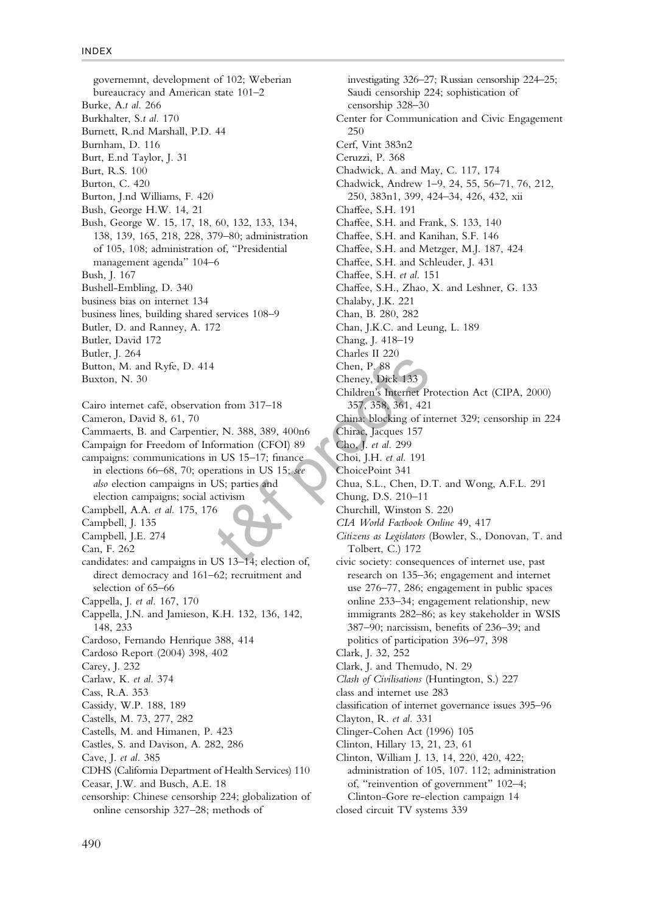governemnt, development of 102; Weberian bureaucracy and American state 101–2
Burke, A.*t al.* 266
Burkhalter, S.*t al.* 170
Burnett, R.nd Marshall, P.D. 44
Burnham, D. 116
Burt, E.nd Taylor, J. 31
Burt, R.S. 100
Burton, C. 420
Burton, J.nd Williams, F. 420
Bush, George H.W. 14, 21
Bush, George W. 15, 17, 18, 60, 132, 133, 134, 138, 139, 165, 218, 228, 379–80; administration of 105, 108; administration of, "Presidential management agenda" 104–6
Bush, J. 167
Bushell-Embling, D. 340
business bias on internet 134
business lines, building shared services 108–9
Butler, D. and Ranney, A. 172
Butler, David 172
Butler, J. 264
Button, M. and Ryfe, D. 414
Buxton, N. 30

Cairo internet café, observation from 317–18
Cameron, David 8, 61, 70
Cammaerts, B. and Carpentier, N. 388, 389, 400n6
Campaign for Freedom of Information (CFOI) 89
campaigns: communications in US 15–17; finance in elections 66–68, 70; operations in US 15; *see also* election campaigns in US; parties and election campaigns; social activism
Campbell, A.A. *et al.* 175, 176
Campbell, J. 135
Campbell, J.E. 274
Can, F. 262
candidates: and campaigns in US 13–14; election of, direct democracy and 161–62; recruitment and selection of 65–66
Cappella, J. *et al.* 167, 170
Cappella, J.N. and Jamieson, K.H. 132, 136, 142, 148, 233
Cardoso, Fernando Henrique 388, 414
Cardoso Report (2004) 398, 402
Carey, J. 232
Carlaw, K. *et al.* 374
Cass, R.A. 353
Cassidy, W.P. 188, 189
Castells, M. 73, 277, 282
Castells, M. and Himanen, P. 423
Castles, S. and Davison, A. 282, 286
Cave, J. *et al.* 385
CDHS (California Department of Health Services) 110
Ceasar, J.W. and Busch, A.E. 18
censorship: Chinese censorship 224; globalization of online censorship 327–28; methods of investigating 326–27; Russian censorship 224–25; Saudi censorship 224; sophistication of censorship 328–30
Center for Communication and Civic Engagement 250
Cerf, Vint 383n2
Ceruzzi, P. 368
Chadwick, A. and May, C. 117, 174
Chadwick, Andrew 1–9, 24, 55, 56–71, 76, 212, 250, 383n1, 399, 424–34, 426, 432, xii
Chaffee, S.H. 191
Chaffee, S.H. and Frank, S. 133, 140
Chaffee, S.H. and Kanihan, S.F. 146
Chaffee, S.H. and Metzger, M.J. 187, 424
Chaffee, S.H. and Schleuder, J. 431
Chaffee, S.H. *et al.* 151
Chaffee, S.H., Zhao, X. and Leshner, G. 133
Chalaby, J.K. 221
Chan, B. 280, 282
Chan, J.K.C. and Leung, L. 189
Chang, J. 418–19
Charles II 220
Chen, P. 88
Cheney, Dick 133
Children's Internet Protection Act (CIPA, 2000) 357, 358, 361, 421
China: blocking of internet 329; censorship in 224
Chirac, Jacques 157
Cho, J. *et al.* 299
Choi, J.H. *et al.* 191
ChoicePoint 341
Chua, S.L., Chen, D.T. and Wong, A.F.L. 291
Chung, D.S. 210–11
Churchill, Winston S. 220
*CIA World Factbook Online* 49, 417
*Citizens as Legislators* (Bowler, S., Donovan, T. and Tolbert, C.) 172
civic society: consequences of internet use, past research on 135–36; engagement and internet use 276–77, 286; engagement in public spaces online 233–34; engagement relationship, new immigrants 282–86; as key stakeholder in WSIS 387–90; narcissism, benefits of 236–39; and politics of participation 396–97, 398
Clark, J. 32, 252
Clark, J. and Themudo, N. 29
*Clash of Civilisations* (Huntington, S.) 227
class and internet use 283
classification of internet governance issues 395–96
Clayton, R. *et al.* 331
Clinger-Cohen Act (1996) 105
Clinton, Hillary 13, 21, 23, 61
Clinton, William J. 13, 14, 220, 420, 422; administration of 105, 107. 112; administration of, "reinvention of government" 102–4; Clinton-Gore re-election campaign 14
closed circuit TV systems 339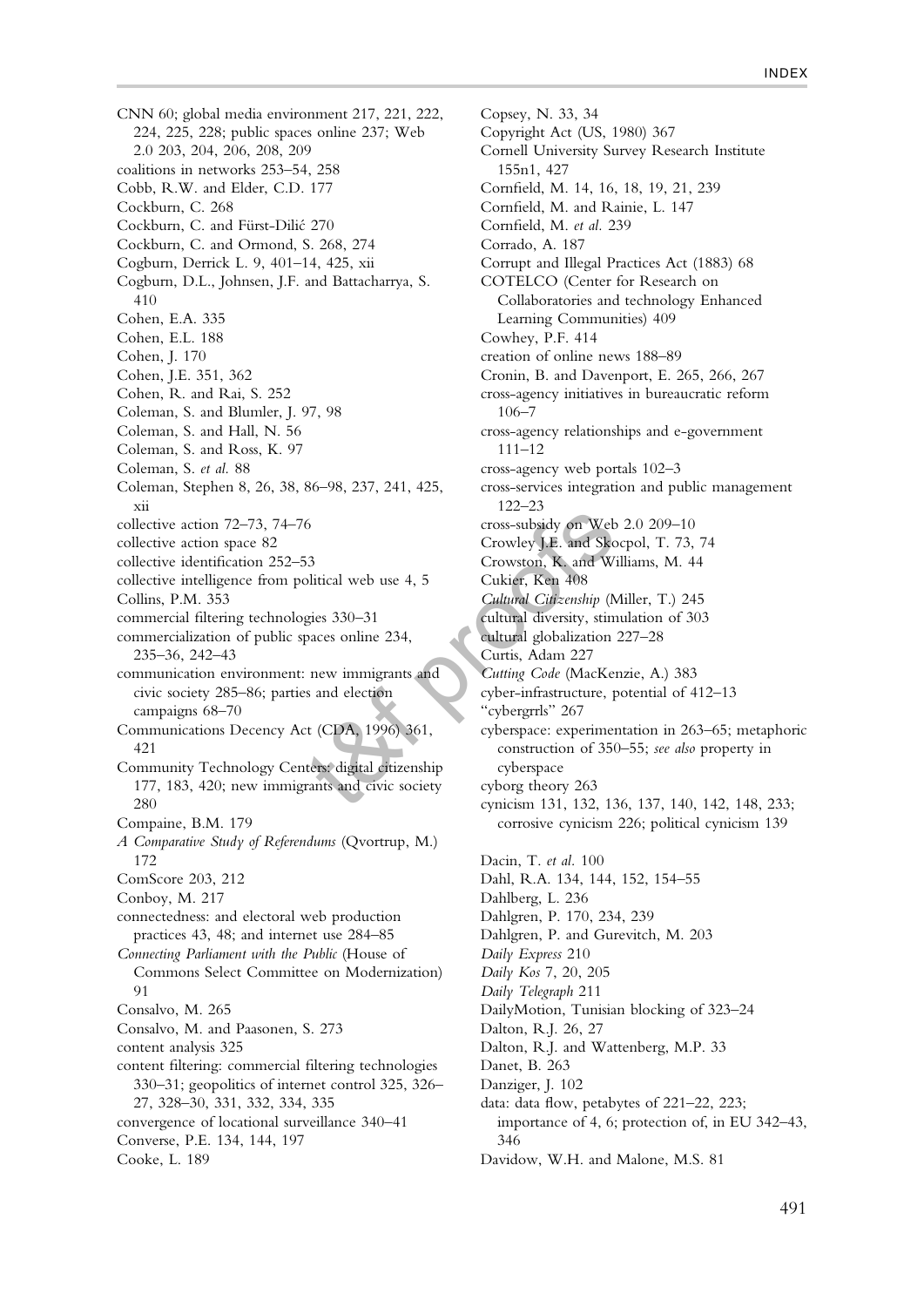CNN 60; global media environment 217, 221, 222, 224, 225, 228; public spaces online 237; Web 2.0 203, 204, 206, 208, 209
coalitions in networks 253–54, 258
Cobb, R.W. and Elder, C.D. 177
Cockburn, C. 268
Cockburn, C. and Fürst-Dilić 270
Cockburn, C. and Ormond, S. 268, 274
Cogburn, Derrick L. 9, 401–14, 425, xii
Cogburn, D.L., Johnsen, J.F. and Battacharrya, S. 410
Cohen, E.A. 335
Cohen, E.L. 188
Cohen, J. 170
Cohen, J.E. 351, 362
Cohen, R. and Rai, S. 252
Coleman, S. and Blumler, J. 97, 98
Coleman, S. and Hall, N. 56
Coleman, S. and Ross, K. 97
Coleman, S. *et al.* 88
Coleman, Stephen 8, 26, 38, 86–98, 237, 241, 425, xii
collective action 72–73, 74–76
collective action space 82
collective identification 252–53
collective intelligence from political web use 4, 5
Collins, P.M. 353
commercial filtering technologies 330–31
commercialization of public spaces online 234, 235–36, 242–43
communication environment: new immigrants and civic society 285–86; parties and election campaigns 68–70
Communications Decency Act (CDA, 1996) 361, 421
Community Technology Centers: digital citizenship 177, 183, 420; new immigrants and civic society 280
Compaine, B.M. 179
*A Comparative Study of Referendums* (Qvortrup, M.) 172
ComScore 203, 212
Conboy, M. 217
connectedness: and electoral web production practices 43, 48; and internet use 284–85
*Connecting Parliament with the Public* (House of Commons Select Committee on Modernization) 91
Consalvo, M. 265
Consalvo, M. and Paasonen, S. 273
content analysis 325
content filtering: commercial filtering technologies 330–31; geopolitics of internet control 325, 326–27, 328–30, 331, 332, 334, 335
convergence of locational surveillance 340–41
Converse, P.E. 134, 144, 197
Cooke, L. 189
Copsey, N. 33, 34
Copyright Act (US, 1980) 367
Cornell University Survey Research Institute 155n1, 427
Cornfield, M. 14, 16, 18, 19, 21, 239
Cornfield, M. and Rainie, L. 147
Cornfield, M. *et al.* 239
Corrado, A. 187
Corrupt and Illegal Practices Act (1883) 68
COTELCO (Center for Research on Collaboratories and technology Enhanced Learning Communities) 409
Cowhey, P.F. 414
creation of online news 188–89
Cronin, B. and Davenport, E. 265, 266, 267
cross-agency initiatives in bureaucratic reform 106–7
cross-agency relationships and e-government 111–12
cross-agency web portals 102–3
cross-services integration and public management 122–23
cross-subsidy on Web 2.0 209–10
Crowley J.E. and Skocpol, T. 73, 74
Crowston, K. and Williams, M. 44
Cukier, Ken 408
*Cultural Citizenship* (Miller, T.) 245
cultural diversity, stimulation of 303
cultural globalization 227–28
Curtis, Adam 227
*Cutting Code* (MacKenzie, A.) 383
cyber-infrastructure, potential of 412–13
"cybergrrls" 267
cyberspace: experimentation in 263–65; metaphoric construction of 350–55; *see also* property in cyberspace
cyborg theory 263
cynicism 131, 132, 136, 137, 140, 142, 148, 233; corrosive cynicism 226; political cynicism 139

Dacin, T. *et al.* 100
Dahl, R.A. 134, 144, 152, 154–55
Dahlberg, L. 236
Dahlgren, P. 170, 234, 239
Dahlgren, P. and Gurevitch, M. 203
*Daily Express* 210
*Daily Kos* 7, 20, 205
*Daily Telegraph* 211
DailyMotion, Tunisian blocking of 323–24
Dalton, R.J. 26, 27
Dalton, R.J. and Wattenberg, M.P. 33
Danet, B. 263
Danziger, J. 102
data: data flow, petabytes of 221–22, 223; importance of 4, 6; protection of, in EU 342–43, 346
Davidow, W.H. and Malone, M.S. 81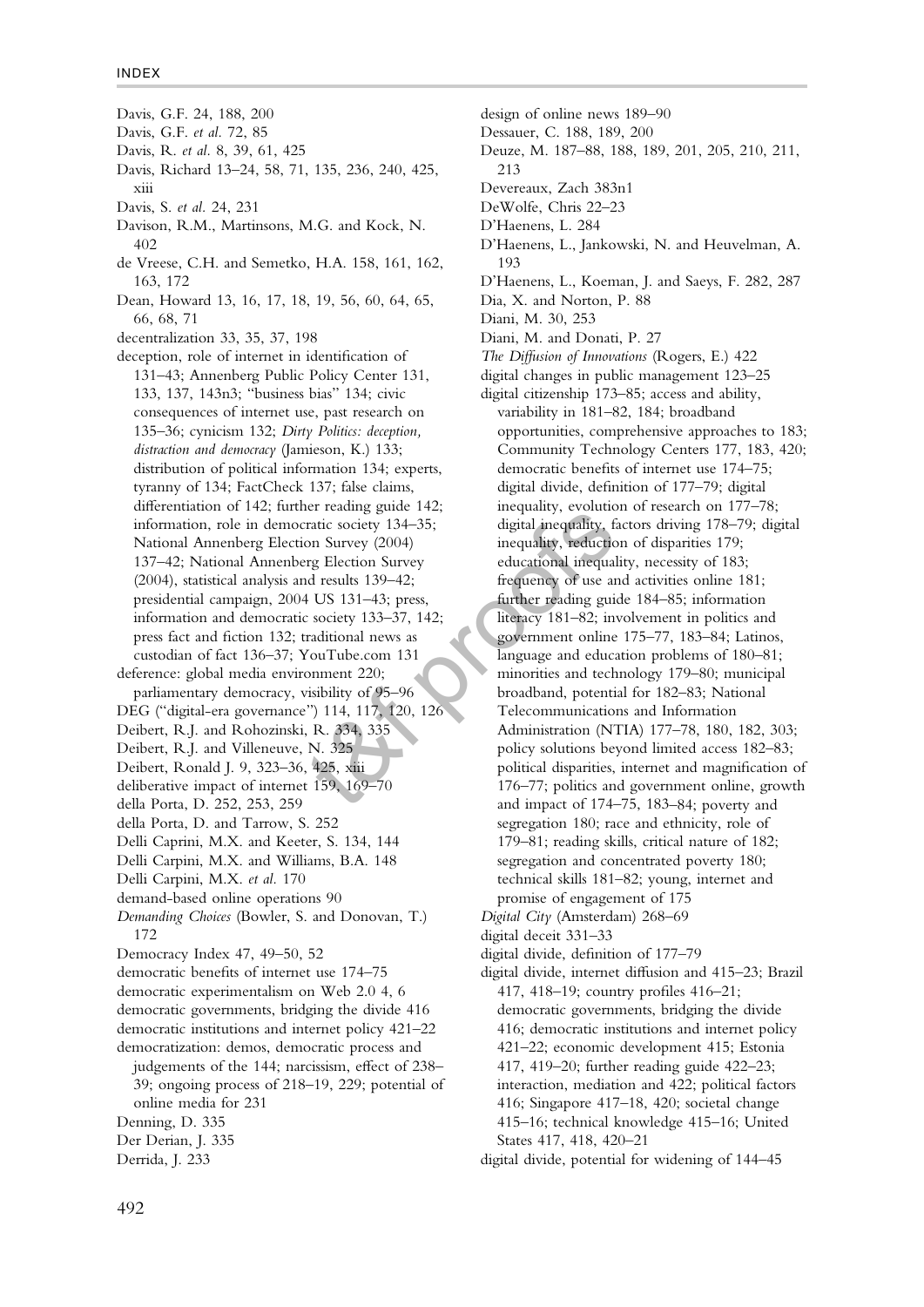Davis, G.F. 24, 188, 200
Davis, G.F. *et al.* 72, 85
Davis, R. *et al.* 8, 39, 61, 425
Davis, Richard 13–24, 58, 71, 135, 236, 240, 425, xiii
Davis, S. *et al.* 24, 231
Davison, R.M., Martinsons, M.G. and Kock, N. 402
de Vreese, C.H. and Semetko, H.A. 158, 161, 162, 163, 172
Dean, Howard 13, 16, 17, 18, 19, 56, 60, 64, 65, 66, 68, 71
decentralization 33, 35, 37, 198
deception, role of internet in identification of 131–43; Annenberg Public Policy Center 131, 133, 137, 143n3; "business bias" 134; civic consequences of internet use, past research on 135–36; cynicism 132; *Dirty Politics: deception, distraction and democracy* (Jamieson, K.) 133; distribution of political information 134; experts, tyranny of 134; FactCheck 137; false claims, differentiation of 142; further reading guide 142; information, role in democratic society 134–35; National Annenberg Election Survey 179; National Annenberg Election Survey (2004) 137–42; National Annenberg Election Survey (2004), statistical analysis and results 139–42; presidential campaign, 2004 US 131–43; press, information and democratic society 133–37, 142; press fact and fiction 132; traditional news as custodian of fact 136–37; YouTube.com 131
deference: global media environment 220; parliamentary democracy, visibility of 95–96
DEG ("digital-era governance") 114, 117, 120, 126
Deibert, R.J. and Rohozinski, R. 334, 335
Deibert, R.J. and Villeneuve, N. 325
Deibert, Ronald J. 9, 323–36, 425, xiii
deliberative impact of internet 159, 169–70
della Porta, D. 252, 253, 259
della Porta, D. and Tarrow, S. 252
Delli Caprini, M.X. and Keeter, S. 134, 144
Delli Carpini, M.X. and Williams, B.A. 148
Delli Carpini, M.X. *et al.* 170
demand-based online operations 90
*Demanding Choices* (Bowler, S. and Donovan, T.) 172
Democracy Index 47, 49–50, 52
democratic benefits of internet use 174–75
democratic experimentalism on Web 2.0 4, 6
democratic governments, bridging the divide 416
democratic institutions and internet policy 421–22
democratization: demos, democratic process and judgements of the 144; narcissism, effect of 238–39; ongoing process of 218–19, 229; potential of online media for 231
Denning, D. 335
Der Derian, J. 335
Derrida, J. 233
design of online news 189–90
Dessauer, C. 188, 189, 200
Deuze, M. 187–88, 188, 189, 201, 205, 210, 211, 213
Devereaux, Zach 383n1
DeWolfe, Chris 22–23
D'Haenens, L. 284
D'Haenens, L., Jankowski, N. and Heuvelman, A. 193
D'Haenens, L., Koeman, J. and Saeys, F. 282, 287
Dia, X. and Norton, P. 88
Diani, M. 30, 253
Diani, M. and Donati, P. 27
*The Diffusion of Innovations* (Rogers, E.) 422
digital changes in public management 123–25
digital citizenship 173–85; access and ability, variability in 181–82, 184; broadband opportunities, comprehensive approaches to 183; Community Technology Centers 177, 183, 420; democratic benefits of internet use 174–75; digital divide, definition of 177–79; digital inequality, evolution of research on 177–78; digital inequality, factors driving 178–79; digital inequality, reduction of disparities 179; educational inequality, necessity of 183; frequency of use and activities online 181; further reading guide 184–85; information literacy 181–82; involvement in politics and government online 175–77, 183–84; Latinos, language and education problems of 180–81; minorities and technology 179–80; municipal broadband, potential for 182–83; National Telecommunications and Information Administration (NTIA) 177–78, 180, 182, 303; policy solutions beyond limited access 182–83; political disparities, internet and magnification of 176–77; politics and government online, growth and impact of 174–75, 183–84; poverty and segregation 180; race and ethnicity, role of 179–81; reading skills, critical nature of 182; segregation and concentrated poverty 180; technical skills 181–82; young, internet and promise of engagement of 175
*Digital City* (Amsterdam) 268–69
digital deceit 331–33
digital divide, definition of 177–79
digital divide, internet diffusion and 415–23; Brazil 417, 418–19; country profiles 416–21; democratic governments, bridging the divide 416; democratic institutions and internet policy 421–22; economic development 415; Estonia 417, 419–20; further reading guide 422–23; interaction, mediation and 422; political factors 416; Singapore 417–18, 420; societal change 415–16; technical knowledge 415–16; United States 417, 418, 420–21
digital divide, potential for widening of 144–45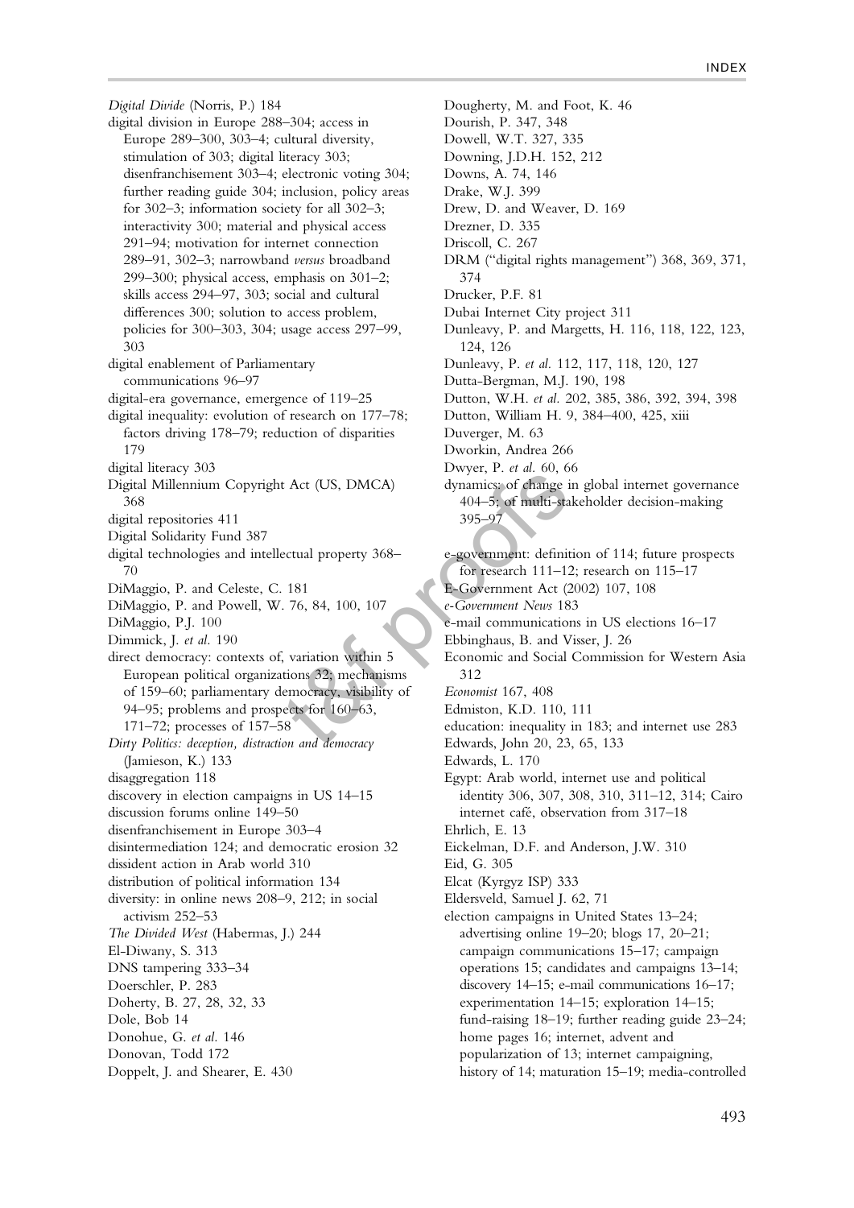*Digital Divide* (Norris, P.) 184
digital division in Europe 288–304; access in Europe 289–300, 303–4; cultural diversity, stimulation of 303; digital literacy 303; disenfranchisement 303–4; electronic voting 304; further reading guide 304; inclusion, policy areas for 302–3; information society for all 302–3; interactivity 300; material and physical access 291–94; motivation for internet connection 289–91, 302–3; narrowband *versus* broadband 299–300; physical access, emphasis on 301–2; skills access 294–97, 303; social and cultural differences 300; solution to access problem, policies for 300–303, 304; usage access 297–99, 303
digital enablement of Parliamentary communications 96–97
digital-era governance, emergence of 119–25
digital inequality: evolution of research on 177–78; factors driving 178–79; reduction of disparities 179
digital literacy 303
Digital Millennium Copyright Act (US, DMCA) 368
digital repositories 411
Digital Solidarity Fund 387
digital technologies and intellectual property 368–70
DiMaggio, P. and Celeste, C. 181
DiMaggio, P. and Powell, W. 76, 84, 100, 107
DiMaggio, P.J. 100
Dimmick, J. *et al.* 190
direct democracy: contexts of, variation within 5 European political organizations 32; mechanisms of 159–60; parliamentary democracy, visibility of 94–95; problems and prospects for 160–63, 171–72; processes of 157–58
*Dirty Politics: deception, distraction and democracy* (Jamieson, K.) 133
disaggregation 118
discovery in election campaigns in US 14–15
discussion forums online 149–50
disenfranchisement in Europe 303–4
disintermediation 124; and democratic erosion 32
dissident action in Arab world 310
distribution of political information 134
diversity: in online news 208–9, 212; in social activism 252–53
*The Divided West* (Habermas, J.) 244
El-Diwany, S. 313
DNS tampering 333–34
Doerschler, P. 283
Doherty, B. 27, 28, 32, 33
Dole, Bob 14
Donohue, G. *et al.* 146
Donovan, Todd 172
Doppelt, J. and Shearer, E. 430
Dougherty, M. and Foot, K. 46
Dourish, P. 347, 348
Dowell, W.T. 327, 335
Downing, J.D.H. 152, 212
Downs, A. 74, 146
Drake, W.J. 399
Drew, D. and Weaver, D. 169
Drezner, D. 335
Driscoll, C. 267
DRM ("digital rights management") 368, 369, 371, 374
Drucker, P.F. 81
Dubai Internet City project 311
Dunleavy, P. and Margetts, H. 116, 118, 122, 123, 124, 126
Dunleavy, P. *et al.* 112, 117, 118, 120, 127
Dutta-Bergman, M.J. 190, 198
Dutton, W.H. *et al.* 202, 385, 386, 392, 394, 398
Dutton, William H. 9, 384–400, 425, xiii
Duverger, M. 63
Dworkin, Andrea 266
Dwyer, P. *et al.* 60, 66
dynamics: of change in global internet governance 404–5; of multi-stakeholder decision-making 395–97

e-government: definition of 114; future prospects for research 111–12; research on 115–17
E-Government Act (2002) 107, 108
*e-Government News* 183
e-mail communications in US elections 16–17
Ebbinghaus, B. and Visser, J. 26
Economic and Social Commission for Western Asia 312
*Economist* 167, 408
Edmiston, K.D. 110, 111
education: inequality in 183; and internet use 283
Edwards, John 20, 23, 65, 133
Edwards, L. 170
Egypt: Arab world, internet use and political identity 306, 307, 308, 310, 311–12, 314; Cairo internet café, observation from 317–18
Ehrlich, E. 13
Eickelman, D.F. and Anderson, J.W. 310
Eid, G. 305
Elcat (Kyrgyz ISP) 333
Eldersveld, Samuel J. 62, 71
election campaigns in United States 13–24; advertising online 19–20; blogs 17, 20–21; campaign communications 15–17; campaign operations 15; candidates and campaigns 13–14; discovery 14–15; e-mail communications 16–17; experimentation 14–15; exploration 14–15; fund-raising 18–19; further reading guide 23–24; home pages 16; internet, advent and popularization of 13; internet campaigning, history of 14; maturation 15–19; media-controlled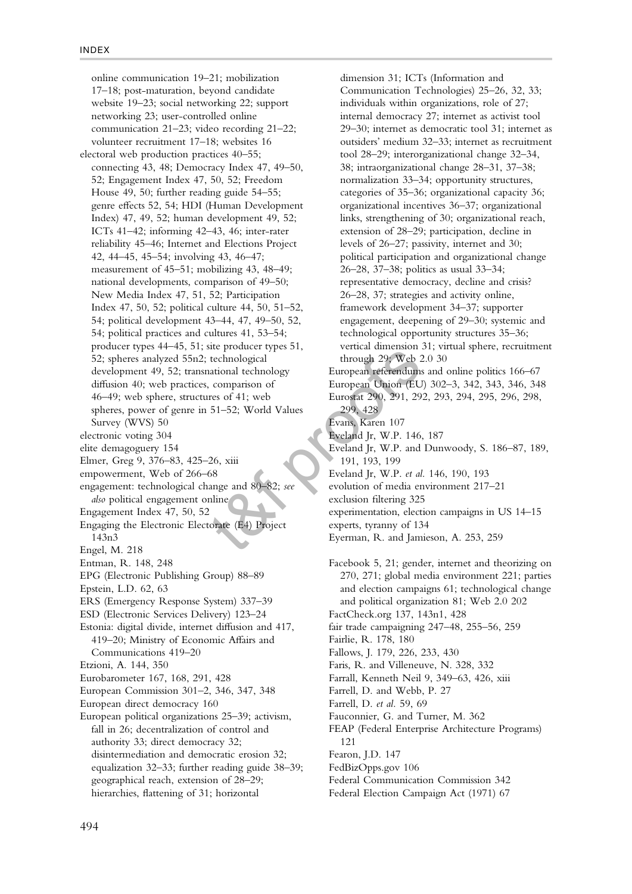online communication 19–21; mobilization 17–18; post-maturation, beyond candidate website 19–23; social networking 22; support networking 23; user-controlled online communication 21–23; video recording 21–22; volunteer recruitment 17–18; websites 16

electoral web production practices 40–55; connecting 43, 48; Democracy Index 47, 49–50, 52; Engagement Index 47, 50, 52; Freedom House 49, 50; further reading guide 54–55; genre effects 52, 54; HDI (Human Development Index) 47, 49, 52; human development 49, 52; ICTs 41–42; informing 42–43, 46; inter-rater reliability 45–46; Internet and Elections Project 42, 44–45, 45–54; involving 43, 46–47; measurement of 45–51; mobilizing 43, 48–49; national developments, comparison of 49–50; New Media Index 47, 51, 52; Participation Index 47, 50, 52; political culture 44, 50, 51–52, 54; political development 43–44, 47, 49–50, 52, 54; political practices and cultures 41, 53–54; producer types 44–45, 51; site producer types 51, 52; spheres analyzed 55n2; technological development 49, 52; transnational technology diffusion 40; web practices, comparison of 46–49; web sphere, structures of 41; web spheres, power of genre in 51–52; World Values Survey (WVS) 50

electronic voting 304

elite demagoguery 154

Elmer, Greg 9, 376–83, 425–26, xiii

empowerment, Web of 266–68

engagement: technological change and 80–82; *see also* political engagement online

Engagement Index 47, 50, 52

Engaging the Electronic Electorate (E4) Project 143n3

Engel, M. 218

Entman, R. 148, 248

EPG (Electronic Publishing Group) 88–89

Epstein, L.D. 62, 63

ERS (Emergency Response System) 337–39

ESD (Electronic Services Delivery) 123–24

Estonia: digital divide, internet diffusion and 417, 419–20; Ministry of Economic Affairs and Communications 419–20

Etzioni, A. 144, 350

Eurobarometer 167, 168, 291, 428

European Commission 301–2, 346, 347, 348

European direct democracy 160

European political organizations 25–39; activism, fall in 26; decentralization of control and authority 33; direct democracy 32; disintermediation and democratic erosion 32; equalization 32–33; further reading guide 38–39; geographical reach, extension of 28–29; hierarchies, flattening of 31; horizontal dimension 31; ICTs (Information and Communication Technologies) 25–26, 32, 33; individuals within organizations, role of 27; internal democracy 27; internet as activist tool 29–30; internet as democratic tool 31; internet as outsiders' medium 32–33; internet as recruitment tool 28–29; interorganizational change 32–34, 38; intraorganizational change 28–31, 37–38; normalization 33–34; opportunity structures, categories of 35–36; organizational capacity 36; organizational incentives 36–37; organizational links, strengthening of 30; organizational reach, extension of 28–29; participation, decline in levels of 26–27; passivity, internet and 30; political participation and organizational change 26–28, 37–38; politics as usual 33–34; representative democracy, decline and crisis? 26–28, 37; strategies and activity online, framework development 34–37; supporter engagement, deepening of 29–30; systemic and technological opportunity structures 35–36; vertical dimension 31; virtual sphere, recruitment through 29; Web 2.0 30

European referendums and online politics 166–67

European Union (EU) 302–3, 342, 343, 346, 348

Eurostat 290, 291, 292, 293, 294, 295, 296, 298, 299, 428

Evans, Karen 107

Eveland Jr, W.P. 146, 187

Eveland Jr, W.P. and Dunwoody, S. 186–87, 189, 191, 193, 199

Eveland Jr, W.P. *et al.* 146, 190, 193

evolution of media environment 217–21

exclusion filtering 325

experimentation, election campaigns in US 14–15

experts, tyranny of 134

Eyerman, R. and Jamieson, A. 253, 259

Facebook 5, 21; gender, internet and theorizing on 270, 271; global media environment 221; parties and election campaigns 61; technological change and political organization 81; Web 2.0 202

FactCheck.org 137, 143n1, 428

fair trade campaigning 247–48, 255–56, 259

Fairlie, R. 178, 180

Fallows, J. 179, 226, 233, 430

Faris, R. and Villeneuve, N. 328, 332

Farrall, Kenneth Neil 9, 349–63, 426, xiii

Farrell, D. and Webb, P. 27

Farrell, D. *et al.* 59, 69

Fauconnier, G. and Turner, M. 362

FEAP (Federal Enterprise Architecture Programs) 121

Fearon, J.D. 147

FedBizOpps.gov 106

Federal Communication Commission 342

Federal Election Campaign Act (1971) 67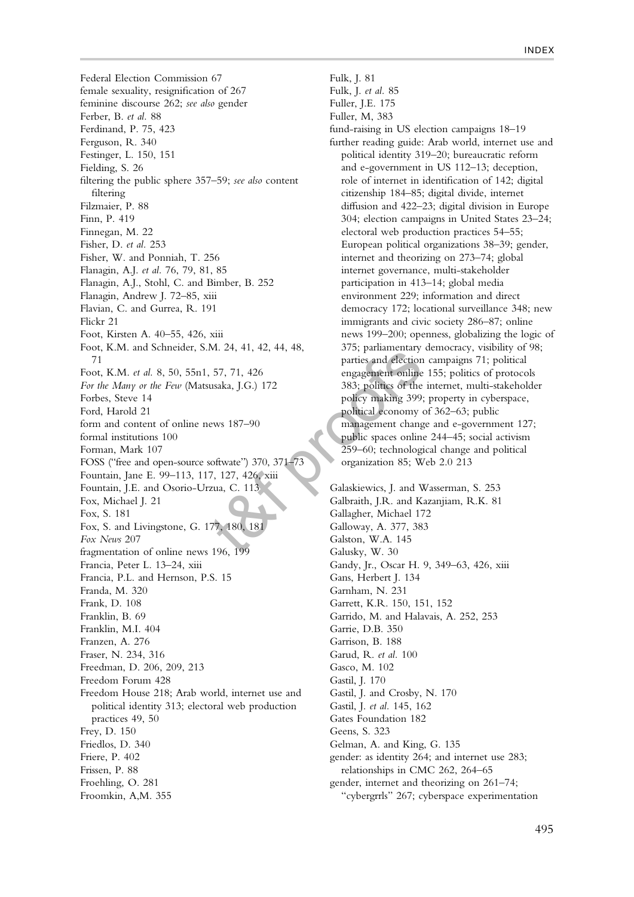Federal Election Commission 67
female sexuality, resignification of 267
feminine discourse 262; *see also* gender
Ferber, B. *et al.* 88
Ferdinand, P. 75, 423
Ferguson, R. 340
Festinger, L. 150, 151
Fielding, S. 26
filtering the public sphere 357–59; *see also* content filtering
Filzmaier, P. 88
Finn, P. 419
Finnegan, M. 22
Fisher, D. *et al.* 253
Fisher, W. and Ponniah, T. 256
Flanagin, A.J. *et al.* 76, 79, 81, 85
Flanagin, A.J., Stohl, C. and Bimber, B. 252
Flanagin, Andrew J. 72–85, xiii
Flavian, C. and Gurrea, R. 191
Flickr 21
Foot, Kirsten A. 40–55, 426, xiii
Foot, K.M. and Schneider, S.M. 24, 41, 42, 44, 48, 71
Foot, K.M. *et al.* 8, 50, 55n1, 57, 71, 426
*For the Many or the Few* (Matsusaka, J.G.) 172
Forbes, Steve 14
Ford, Harold 21
form and content of online news 187–90
formal institutions 100
Forman, Mark 107
FOSS ("free and open-source software") 370, 371–73
Fountain, Jane E. 99–113, 117, 127, 426, xiii
Fountain, J.E. and Osorio-Urzua, C. 113
Fox, Michael J. 21
Fox, S. 181
Fox, S. and Livingstone, G. 177, 180, 181
*Fox News* 207
fragmentation of online news 196, 199
Francia, Peter L. 13–24, xiii
Francia, P.L. and Hernson, P.S. 15
Franda, M. 320
Frank, D. 108
Franklin, B. 69
Franklin, M.I. 404
Franzen, A. 276
Fraser, N. 234, 316
Freedman, D. 206, 209, 213
Freedom Forum 428
Freedom House 218; Arab world, internet use and political identity 313; electoral web production practices 49, 50
Frey, D. 150
Friedlos, D. 340
Friere, P. 402
Frissen, P. 88
Froehling, O. 281
Froomkin, A,M. 355
Fulk, J. 81
Fulk, J. *et al.* 85
Fuller, J.E. 175
Fuller, M, 383
fund-raising in US election campaigns 18–19
further reading guide: Arab world, internet use and political identity 319–20; bureaucratic reform and e-government in US 112–13; deception, role of internet in identification of 142; digital citizenship 184–85; digital divide, internet diffusion and 422–23; digital division in Europe 304; election campaigns in United States 23–24; electoral web production practices 54–55; European political organizations 38–39; gender, internet and theorizing on 273–74; global internet governance, multi-stakeholder participation in 413–14; global media environment 229; information and direct democracy 172; locational surveillance 348; new immigrants and civic society 286–87; online news 199–200; openness, globalizing the logic of 375; parliamentary democracy, visibility of 98; parties and election campaigns 71; political engagement online 155; politics of protocols 383; politics of the internet, multi-stakeholder policy making 399; property in cyberspace, political economy of 362–63; public management change and e-government 127; public spaces online 244–45; social activism 259–60; technological change and political organization 85; Web 2.0 213

Galaskiewics, J. and Wasserman, S. 253
Galbraith, J.R. and Kazanjiam, R.K. 81
Gallagher, Michael 172
Galloway, A. 377, 383
Galston, W.A. 145
Galusky, W. 30
Gandy, Jr., Oscar H. 9, 349–63, 426, xiii
Gans, Herbert J. 134
Garnham, N. 231
Garrett, K.R. 150, 151, 152
Garrido, M. and Halavais, A. 252, 253
Garrie, D.B. 350
Garrison, B. 188
Garud, R. *et al.* 100
Gasco, M. 102
Gastil, J. 170
Gastil, J. and Crosby, N. 170
Gastil, J. *et al.* 145, 162
Gates Foundation 182
Geens, S. 323
Gelman, A. and King, G. 135
gender: as identity 264; and internet use 283; relationships in CMC 262, 264–65
gender, internet and theorizing on 261–74; "cybergrrls" 267; cyberspace experimentation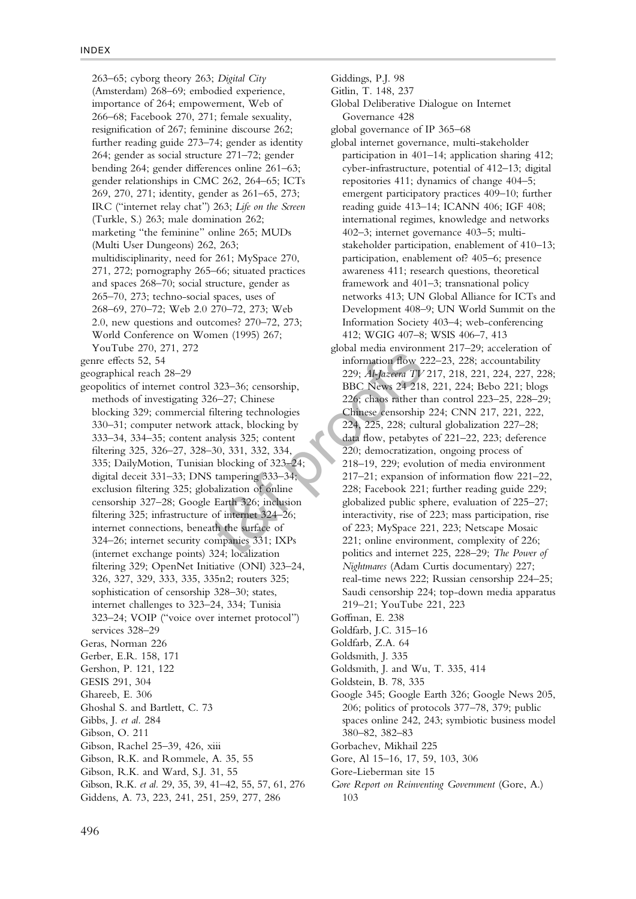263–65; cyborg theory 263; *Digital City* (Amsterdam) 268–69; embodied experience, importance of 264; empowerment, Web of 266–68; Facebook 270, 271; female sexuality, resignification of 267; feminine discourse 262; further reading guide 273–74; gender as identity 264; gender as social structure 271–72; gender bending 264; gender differences online 261–63; gender relationships in CMC 262, 264–65; ICTs 269, 270, 271; identity, gender as 261–65, 273; IRC ("internet relay chat") 263; *Life on the Screen* (Turkle, S.) 263; male domination 262; marketing "the feminine" online 265; MUDs (Multi User Dungeons) 262, 263; multidisciplinarity, need for 261; MySpace 270, 271, 272; pornography 265–66; situated practices and spaces 268–70; social structure, gender as 265–70, 273; techno-social spaces, uses of 268–69, 270–72; Web 2.0 270–72, 273; Web 2.0, new questions and outcomes? 270–72, 273; World Conference on Women (1995) 267; YouTube 270, 271, 272

genre effects 52, 54

geographical reach 28–29

geopolitics of internet control 323–36; censorship, methods of investigating 326–27; Chinese blocking 329; commercial filtering technologies 330–31; computer network attack, blocking by 333–34, 334–35; content analysis 325; content filtering 325, 326–27, 328–30, 331, 332, 334, 335; DailyMotion, Tunisian blocking of 323–24; digital deceit 331–33; DNS tampering 333–34; exclusion filtering 325; globalization of online censorship 327–28; Google Earth 326; inclusion filtering 325; infrastructure of internet 324–26; internet connections, beneath the surface of 324–26; internet security companies 331; IXPs (internet exchange points) 324; localization filtering 329; OpenNet Initiative (ONI) 323–24, 326, 327, 329, 333, 335, 335n2; routers 325; sophistication of censorship 328–30; states, internet challenges to 323–24, 334; Tunisia 323–24; VOIP ("voice over internet protocol") services 328–29

Geras, Norman 226

Gerber, E.R. 158, 171

Gershon, P. 121, 122

GESIS 291, 304

Ghareeb, E. 306

Ghoshal S. and Bartlett, C. 73

Gibbs, J. *et al.* 284

Gibson, O. 211

Gibson, Rachel 25–39, 426, xiii

Gibson, R.K. and Rommele, A. 35, 55

Gibson, R.K. and Ward, S.J. 31, 55

Gibson, R.K. *et al.* 29, 35, 39, 41–42, 55, 57, 61, 276

Giddens, A. 73, 223, 241, 251, 259, 277, 286

Giddings, P.J. 98

Gitlin, T. 148, 237

Global Deliberative Dialogue on Internet Governance 428

global governance of IP 365–68

global internet governance, multi-stakeholder participation in 401–14; application sharing 412; cyber-infrastructure, potential of 412–13; digital repositories 411; dynamics of change 404–5; emergent participatory practices 409–10; further reading guide 413–14; ICANN 406; IGF 408; international regimes, knowledge and networks 402–3; internet governance 403–5; multi-stakeholder participation, enablement of 410–13; participation, enablement of? 405–6; presence awareness 411; research questions, theoretical framework and 401–3; transnational policy networks 413; UN Global Alliance for ICTs and Development 408–9; UN World Summit on the Information Society 403–4; web-conferencing 412; WGIG 407–8; WSIS 406–7, 413

global media environment 217–29; acceleration of information flow 222–23, 228; accountability 229; *Al-Jazeera TV* 217, 218, 221, 224, 227, 228; BBC News 24 218, 221, 224; Bebo 221; blogs 226; chaos rather than control 223–25, 228–29; Chinese censorship 224; CNN 217, 221, 222, 224, 225, 228; cultural globalization 227–28; data flow, petabytes of 221–22, 223; deference 220; democratization, ongoing process of 218–19, 229; evolution of media environment 217–21; expansion of information flow 221–22, 228; Facebook 221; further reading guide 229; globalized public sphere, evaluation of 225–27; interactivity, rise of 223; mass participation, rise of 223; MySpace 221, 223; Netscape Mosaic 221; online environment, complexity of 226; politics and internet 225, 228–29; *The Power of Nightmares* (Adam Curtis documentary) 227; real-time news 222; Russian censorship 224–25; Saudi censorship 224; top-down media apparatus 219–21; YouTube 221, 223

Goffman, E. 238

Goldfarb, J.C. 315–16

Goldfarb, Z.A. 64

Goldsmith, J. 335

Goldsmith, J. and Wu, T. 335, 414

Goldstein, B. 78, 335

Google 345; Google Earth 326; Google News 205, 206; politics of protocols 377–78, 379; public spaces online 242, 243; symbiotic business model 380–82, 382–83

Gorbachev, Mikhail 225

Gore, Al 15–16, 17, 59, 103, 306

Gore-Lieberman site 15

*Gore Report on Reinventing Government* (Gore, A.) 103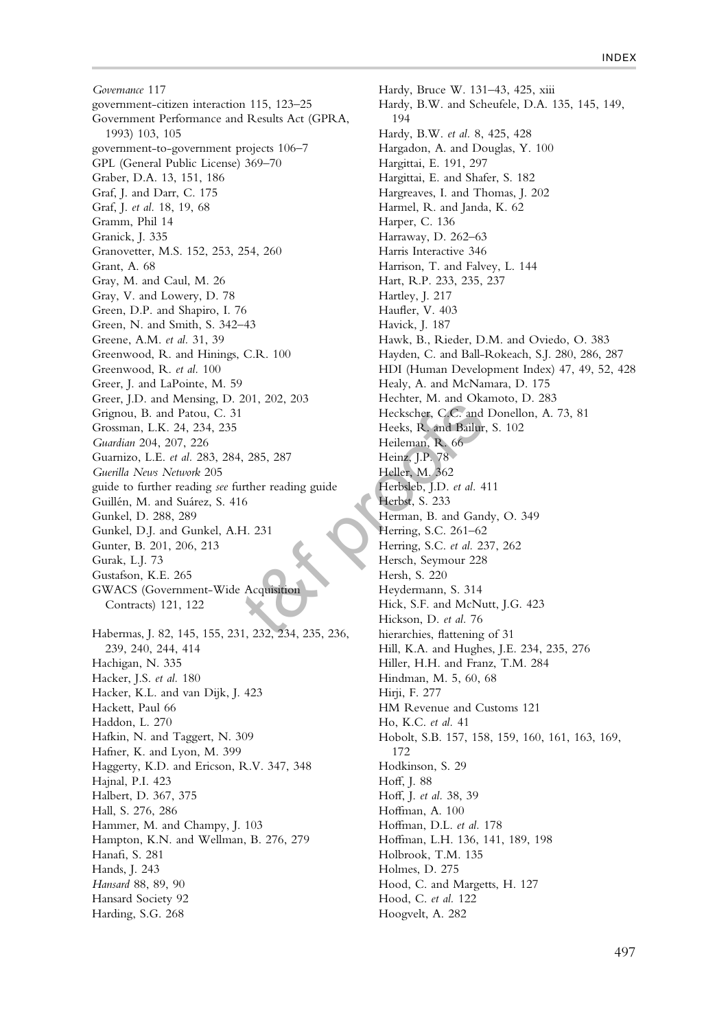*Governance* 117
government-citizen interaction 115, 123–25
Government Performance and Results Act (GPRA, 1993) 103, 105
government-to-government projects 106–7
GPL (General Public License) 369–70
Graber, D.A. 13, 151, 186
Graf, J. and Darr, C. 175
Graf, J. *et al.* 18, 19, 68
Gramm, Phil 14
Granick, J. 335
Granovetter, M.S. 152, 253, 254, 260
Grant, A. 68
Gray, M. and Caul, M. 26
Gray, V. and Lowery, D. 78
Green, D.P. and Shapiro, I. 76
Green, N. and Smith, S. 342–43
Greene, A.M. *et al.* 31, 39
Greenwood, R. and Hinings, C.R. 100
Greenwood, R. *et al.* 100
Greer, J. and LaPointe, M. 59
Greer, J.D. and Mensing, D. 201, 202, 203
Grignou, B. and Patou, C. 31
Grossman, L.K. 24, 234, 235
*Guardian* 204, 207, 226
Guarnizo, L.E. *et al.* 283, 284, 285, 287
*Guerilla News Network* 205
guide to further reading *see* further reading guide
Guillén, M. and Suárez, S. 416
Gunkel, D. 288, 289
Gunkel, D.J. and Gunkel, A.H. 231
Gunter, B. 201, 206, 213
Gurak, L.J. 73
Gustafson, K.E. 265
GWACS (Government-Wide Acquisition Contracts) 121, 122

Habermas, J. 82, 145, 155, 231, 232, 234, 235, 236, 239, 240, 244, 414
Hachigan, N. 335
Hacker, J.S. *et al.* 180
Hacker, K.L. and van Dijk, J. 423
Hackett, Paul 66
Haddon, L. 270
Hafkin, N. and Taggert, N. 309
Hafner, K. and Lyon, M. 399
Haggerty, K.D. and Ericson, R.V. 347, 348
Hajnal, P.I. 423
Halbert, D. 367, 375
Hall, S. 276, 286
Hammer, M. and Champy, J. 103
Hampton, K.N. and Wellman, B. 276, 279
Hanafi, S. 281
Hands, J. 243
*Hansard* 88, 89, 90
Hansard Society 92
Harding, S.G. 268
Hardy, Bruce W. 131–43, 425, xiii
Hardy, B.W. and Scheufele, D.A. 135, 145, 149, 194
Hardy, B.W. *et al.* 8, 425, 428
Hargadon, A. and Douglas, Y. 100
Hargittai, E. 191, 297
Hargittai, E. and Shafer, S. 182
Hargreaves, I. and Thomas, J. 202
Harmel, R. and Janda, K. 62
Harper, C. 136
Harraway, D. 262–63
Harris Interactive 346
Harrison, T. and Falvey, L. 144
Hart, R.P. 233, 235, 237
Hartley, J. 217
Haufler, V. 403
Havick, J. 187
Hawk, B., Rieder, D.M. and Oviedo, O. 383
Hayden, C. and Ball-Rokeach, S.J. 280, 286, 287
HDI (Human Development Index) 47, 49, 52, 428
Healy, A. and McNamara, D. 175
Hechter, M. and Okamoto, D. 283
Heckscher, C.C. and Donellon, A. 73, 81
Heeks, R. and Bailur, S. 102
Heileman, R. 66
Heinz, J.P. 78
Heller, M. 362
Herbsleb, J.D. *et al.* 411
Herbst, S. 233
Herman, B. and Gandy, O. 349
Herring, S.C. 261–62
Herring, S.C. *et al.* 237, 262
Hersch, Seymour 228
Hersh, S. 220
Heydermann, S. 314
Hick, S.F. and McNutt, J.G. 423
Hickson, D. *et al.* 76
hierarchies, flattening of 31
Hill, K.A. and Hughes, J.E. 234, 235, 276
Hiller, H.H. and Franz, T.M. 284
Hindman, M. 5, 60, 68
Hirji, F. 277
HM Revenue and Customs 121
Ho, K.C. *et al.* 41
Hobolt, S.B. 157, 158, 159, 160, 161, 163, 169, 172
Hodkinson, S. 29
Hoff, J. 88
Hoff, J. *et al.* 38, 39
Hoffman, A. 100
Hoffman, D.L. *et al.* 178
Hoffman, L.H. 136, 141, 189, 198
Holbrook, T.M. 135
Holmes, D. 275
Hood, C. and Margetts, H. 127
Hood, C. *et al.* 122
Hoogvelt, A. 282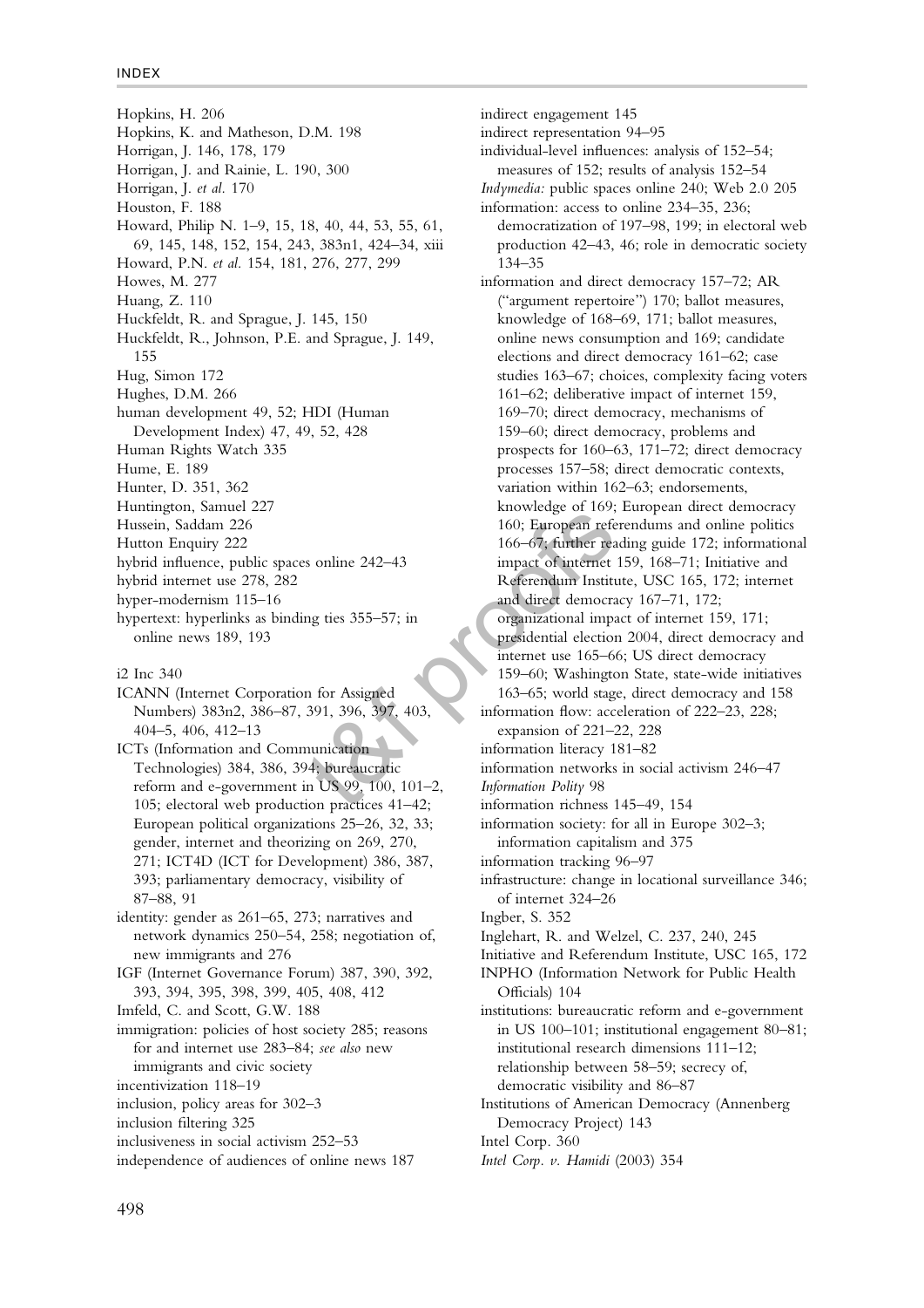Hopkins, H. 206
Hopkins, K. and Matheson, D.M. 198
Horrigan, J. 146, 178, 179
Horrigan, J. and Rainie, L. 190, 300
Horrigan, J. *et al.* 170
Houston, F. 188
Howard, Philip N. 1–9, 15, 18, 40, 44, 53, 55, 61, 69, 145, 148, 152, 154, 243, 383n1, 424–34, xiii
Howard, P.N. *et al.* 154, 181, 276, 277, 299
Howes, M. 277
Huang, Z. 110
Huckfeldt, R. and Sprague, J. 145, 150
Huckfeldt, R., Johnson, P.E. and Sprague, J. 149, 155
Hug, Simon 172
Hughes, D.M. 266
human development 49, 52; HDI (Human Development Index) 47, 49, 52, 428
Human Rights Watch 335
Hume, E. 189
Hunter, D. 351, 362
Huntington, Samuel 227
Hussein, Saddam 226
Hutton Enquiry 222
hybrid influence, public spaces online 242–43
hybrid internet use 278, 282
hyper-modernism 115–16
hypertext: hyperlinks as binding ties 355–57; in online news 189, 193

i2 Inc 340
ICANN (Internet Corporation for Assigned Numbers) 383n2, 386–87, 391, 396, 397, 403, 404–5, 406, 412–13
ICTs (Information and Communication Technologies) 384, 386, 394; bureaucratic reform and e-government in US 99, 100, 101–2, 105; electoral web production practices 41–42; European political organizations 25–26, 32, 33; gender, internet and theorizing on 269, 270, 271; ICT4D (ICT for Development) 386, 387, 393; parliamentary democracy, visibility of 87–88, 91
identity: gender as 261–65, 273; narratives and network dynamics 250–54, 258; negotiation of, new immigrants and 276
IGF (Internet Governance Forum) 387, 390, 392, 393, 394, 395, 398, 399, 405, 408, 412
Imfeld, C. and Scott, G.W. 188
immigration: policies of host society 285; reasons for and internet use 283–84; *see also* new immigrants and civic society
incentivization 118–19
inclusion, policy areas for 302–3
inclusion filtering 325
inclusiveness in social activism 252–53
independence of audiences of online news 187
indirect engagement 145
indirect representation 94–95
individual-level influences: analysis of 152–54; measures of 152; results of analysis 152–54
*Indymedia:* public spaces online 240; Web 2.0 205
information: access to online 234–35, 236; democratization of 197–98, 199; in electoral web production 42–43, 46; role in democratic society 134–35
information and direct democracy 157–72; AR ("argument repertoire") 170; ballot measures, knowledge of 168–69, 171; ballot measures, online news consumption and 169; candidate elections and direct democracy 161–62; case studies 163–67; choices, complexity facing voters 161–62; deliberative impact of internet 159, 169–70; direct democracy, mechanisms of 159–60; direct democracy, problems and prospects for 160–63, 171–72; direct democracy processes 157–58; direct democratic contexts, variation within 162–63; endorsements, knowledge of 169; European direct democracy 160; European referendums and online politics 166–67; further reading guide 172; informational impact of internet 159, 168–71; Initiative and Referendum Institute, USC 165, 172; internet and direct democracy 167–71, 172; organizational impact of internet 159, 171; presidential election 2004, direct democracy and internet use 165–66; US direct democracy 159–60; Washington State, state-wide initiatives 163–65; world stage, direct democracy and 158
information flow: acceleration of 222–23, 228; expansion of 221–22, 228
information literacy 181–82
information networks in social activism 246–47
*Information Polity* 98
information richness 145–49, 154
information society: for all in Europe 302–3; information capitalism and 375
information tracking 96–97
infrastructure: change in locational surveillance 346; of internet 324–26
Ingber, S. 352
Inglehart, R. and Welzel, C. 237, 240, 245
Initiative and Referendum Institute, USC 165, 172
INPHO (Information Network for Public Health Officials) 104
institutions: bureaucratic reform and e-government in US 100–101; institutional engagement 80–81; institutional research dimensions 111–12; relationship between 58–59; secrecy of, democratic visibility and 86–87
Institutions of American Democracy (Annenberg Democracy Project) 143
Intel Corp. 360
*Intel Corp. v. Hamidi* (2003) 354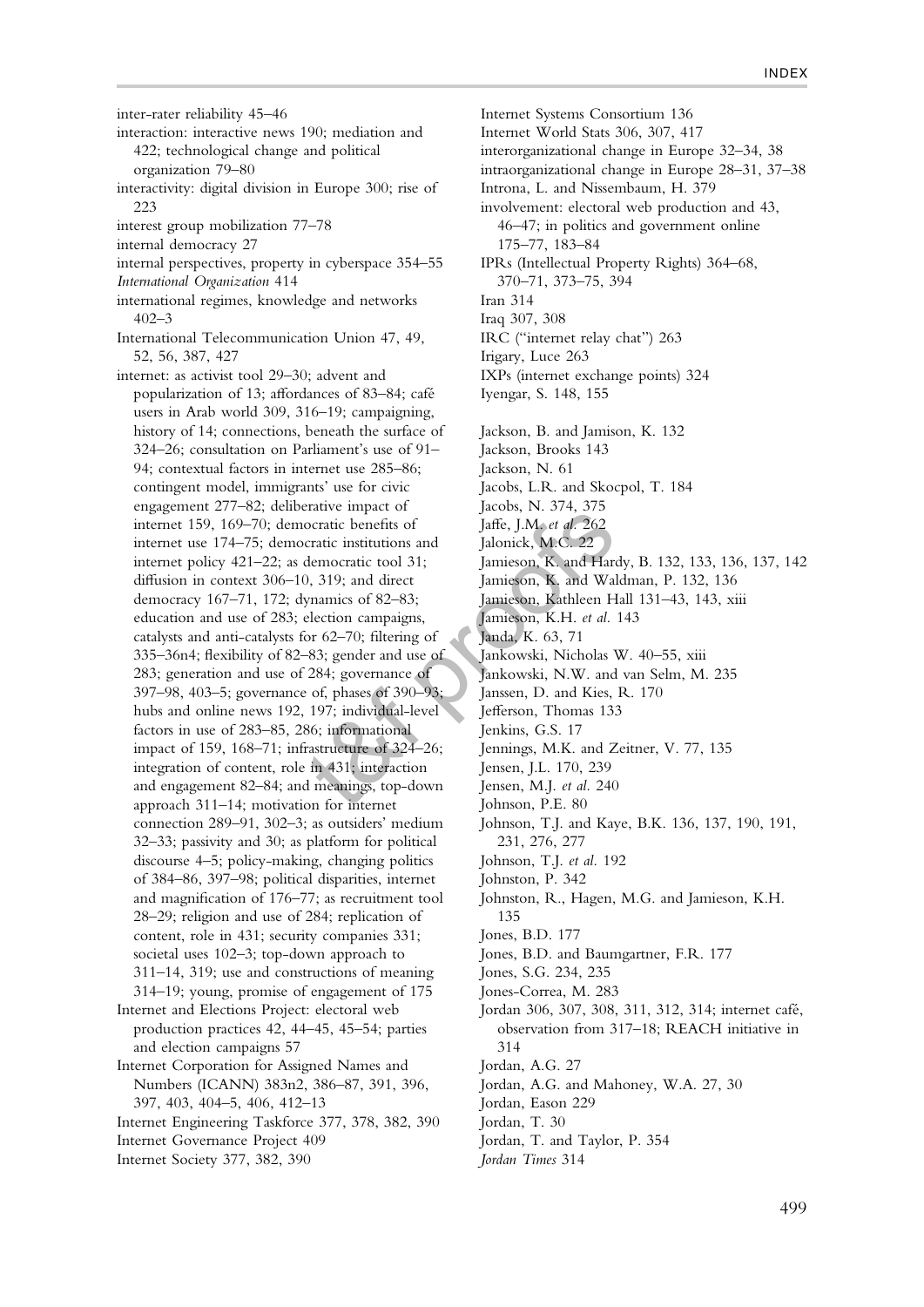inter-rater reliability 45–46

interaction: interactive news 190; mediation and 422; technological change and political organization 79–80

interactivity: digital division in Europe 300; rise of 223

interest group mobilization 77–78

internal democracy 27

internal perspectives, property in cyberspace 354–55

*International Organization* 414

international regimes, knowledge and networks 402–3

International Telecommunication Union 47, 49, 52, 56, 387, 427

internet: as activist tool 29–30; advent and popularization of 13; affordances of 83–84; café users in Arab world 309, 316–19; campaigning, history of 14; connections, beneath the surface of 324–26; consultation on Parliament's use of 91–94; contextual factors in internet use 285–86; contingent model, immigrants' use for civic engagement 277–82; deliberative impact of internet 159, 169–70; democratic benefits of internet use 174–75; democratic institutions and internet policy 421–22; as democratic tool 31; diffusion in context 306–10, 319; and direct democracy 167–71, 172; dynamics of 82–83; education and use of 283; election campaigns, catalysts and anti-catalysts for 62–70; filtering of 335–36n4; flexibility of 82–83; gender and use of 283; generation and use of 284; governance of 397–98, 403–5; governance of, phases of 390–93; hubs and online news 192, 197; individual-level factors in use of 283–85, 286; informational impact of 159, 168–71; infrastructure of 324–26; integration of content, role in 431; interaction and engagement 82–84; and meanings, top-down approach 311–14; motivation for internet connection 289–91, 302–3; as outsiders' medium 32–33; passivity and 30; as platform for political discourse 4–5; policy-making, changing politics of 384–86, 397–98; political disparities, internet and magnification of 176–77; as recruitment tool 28–29; religion and use of 284; replication of content, role in 431; security companies 331; societal uses 102–3; top-down approach to 311–14, 319; use and constructions of meaning 314–19; young, promise of engagement of 175

Internet and Elections Project: electoral web production practices 42, 44–45, 45–54; parties and election campaigns 57

Internet Corporation for Assigned Names and Numbers (ICANN) 383n2, 386–87, 391, 396, 397, 403, 404–5, 406, 412–13

Internet Engineering Taskforce 377, 378, 382, 390

Internet Governance Project 409

Internet Society 377, 382, 390

Internet Systems Consortium 136

Internet World Stats 306, 307, 417

interorganizational change in Europe 32–34, 38

intraorganizational change in Europe 28–31, 37–38

Introna, L. and Nissembaum, H. 379

involvement: electoral web production and 43, 46–47; in politics and government online 175–77, 183–84

IPRs (Intellectual Property Rights) 364–68, 370–71, 373–75, 394

Iran 314

Iraq 307, 308

IRC ("internet relay chat") 263

Irigary, Luce 263

IXPs (internet exchange points) 324

Iyengar, S. 148, 155

Jackson, B. and Jamison, K. 132

Jackson, Brooks 143

Jackson, N. 61

Jacobs, L.R. and Skocpol, T. 184

Jacobs, N. 374, 375

Jaffe, J.M. *et al.* 262

Jalonick, M.C. 22

Jamieson, K. and Hardy, B. 132, 133, 136, 137, 142

Jamieson, K. and Waldman, P. 132, 136

Jamieson, Kathleen Hall 131–43, 143, xiii

Jamieson, K.H. *et al.* 143

Janda, K. 63, 71

Jankowski, Nicholas W. 40–55, xiii

Jankowski, N.W. and van Selm, M. 235

Janssen, D. and Kies, R. 170

Jefferson, Thomas 133

Jenkins, G.S. 17

Jennings, M.K. and Zeitner, V. 77, 135

Jensen, J.L. 170, 239

Jensen, M.J. *et al.* 240

Johnson, P.E. 80

Johnson, T.J. and Kaye, B.K. 136, 137, 190, 191, 231, 276, 277

Johnson, T.J. *et al.* 192

Johnston, P. 342

Johnston, R., Hagen, M.G. and Jamieson, K.H. 135

Jones, B.D. 177

Jones, B.D. and Baumgartner, F.R. 177

Jones, S.G. 234, 235

Jones-Correa, M. 283

Jordan 306, 307, 308, 311, 312, 314; internet café, observation from 317–18; REACH initiative in 314

Jordan, A.G. 27

Jordan, A.G. and Mahoney, W.A. 27, 30

Jordan, Eason 229

Jordan, T. 30

Jordan, T. and Taylor, P. 354

*Jordan Times* 314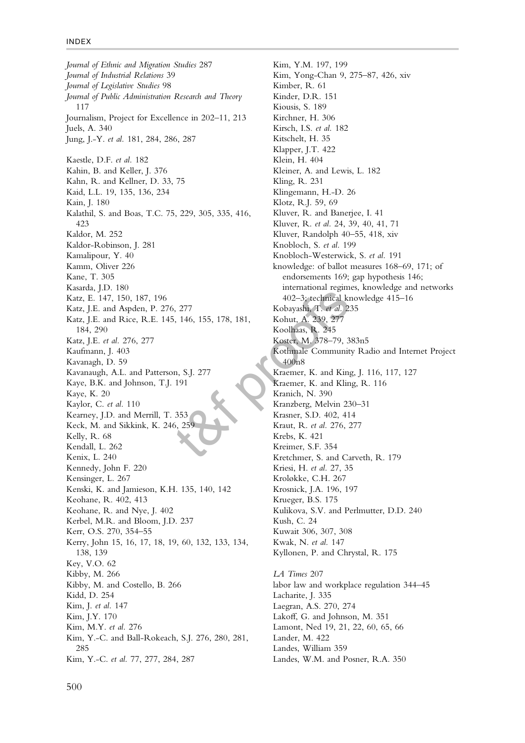*Journal of Ethnic and Migration Studies* 287
*Journal of Industrial Relations* 39
*Journal of Legislative Studies* 98
*Journal of Public Administration Research and Theory* 117
Journalism, Project for Excellence in 202–11, 213
Juels, A. 340
Jung, J.-Y. *et al.* 181, 284, 286, 287

Kaestle, D.F. *et al.* 182
Kahin, B. and Keller, J. 376
Kahn, R. and Kellner, D. 33, 75
Kaid, L.L. 19, 135, 136, 234
Kain, J. 180
Kalathil, S. and Boas, T.C. 75, 229, 305, 335, 416, 423
Kaldor, M. 252
Kaldor-Robinson, J. 281
Kamalipour, Y. 40
Kamm, Oliver 226
Kane, T. 305
Kasarda, J.D. 180
Katz, E. 147, 150, 187, 196
Katz, J.E. and Aspden, P. 276, 277
Katz, J.E. and Rice, R.E. 145, 146, 155, 178, 181, 184, 290
Katz, J.E. *et al.* 276, 277
Kaufmann, J. 403
Kavanagh, D. 59
Kavanaugh, A.L. and Patterson, S.J. 277
Kaye, B.K. and Johnson, T.J. 191
Kaye, K. 20
Kaylor, C. *et al.* 110
Kearney, J.D. and Merrill, T. 353
Keck, M. and Sikkink, K. 246, 259
Kelly, R. 68
Kendall, L. 262
Kenix, L. 240
Kennedy, John F. 220
Kensinger, L. 267
Kenski, K. and Jamieson, K.H. 135, 140, 142
Keohane, R. 402, 413
Keohane, R. and Nye, J. 402
Kerbel, M.R. and Bloom, J.D. 237
Kerr, O.S. 270, 354–55
Kerry, John 15, 16, 17, 18, 19, 60, 132, 133, 134, 138, 139
Key, V.O. 62
Kibby, M. 266
Kibby, M. and Costello, B. 266
Kidd, D. 254
Kim, J. *et al.* 147
Kim, J.Y. 170
Kim, M.Y. *et al.* 276
Kim, Y.-C. and Ball-Rokeach, S.J. 276, 280, 281, 285
Kim, Y.-C. *et al.* 77, 277, 284, 287
Kim, Y.M. 197, 199
Kim, Yong-Chan 9, 275–87, 426, xiv
Kimber, R. 61
Kinder, D.R. 151
Kiousis, S. 189
Kirchner, H. 306
Kirsch, I.S. *et al.* 182
Kitschelt, H. 35
Klapper, J.T. 422
Klein, H. 404
Kleiner, A. and Lewis, L. 182
Kling, R. 231
Klingemann, H.-D. 26
Klotz, R.J. 59, 69
Kluver, R. and Banerjee, I. 41
Kluver, R. *et al.* 24, 39, 40, 41, 71
Kluver, Randolph 40–55, 418, xiv
Knobloch, S. *et al.* 199
Knobloch-Westerwick, S. *et al.* 191
knowledge: of ballot measures 168–69, 171; of endorsements 169; gap hypothesis 146; international regimes, knowledge and networks 402–3; technical knowledge 415–16
Kobayashi, T. *et al.* 235
Kohut, A. 239, 277
Koolhaas, R. 245
Koster, M. 378–79, 383n5
Kothmale Community Radio and Internet Project 400n8
Kraemer, K. and King, J. 116, 117, 127
Kraemer, K. and Kling, R. 116
Kranich, N. 390
Kranzberg, Melvin 230–31
Krasner, S.D. 402, 414
Kraut, R. *et al.* 276, 277
Krebs, K. 421
Kreimer, S.F. 354
Kretchmer, S. and Carveth, R. 179
Kriesi, H. *et al.* 27, 35
Krøløkke, C.H. 267
Krosnick, J.A. 196, 197
Krueger, B.S. 175
Kulikova, S.V. and Perlmutter, D.D. 240
Kush, C. 24
Kuwait 306, 307, 308
Kwak, N. *et al.* 147
Kyllonen, P. and Chrystal, R. 175

*LA Times* 207
labor law and workplace regulation 344–45
Lacharite, J. 335
Laegran, A.S. 270, 274
Lakoff, G. and Johnson, M. 351
Lamont, Ned 19, 21, 22, 60, 65, 66
Lander, M. 422
Landes, William 359
Landes, W.M. and Posner, R.A. 350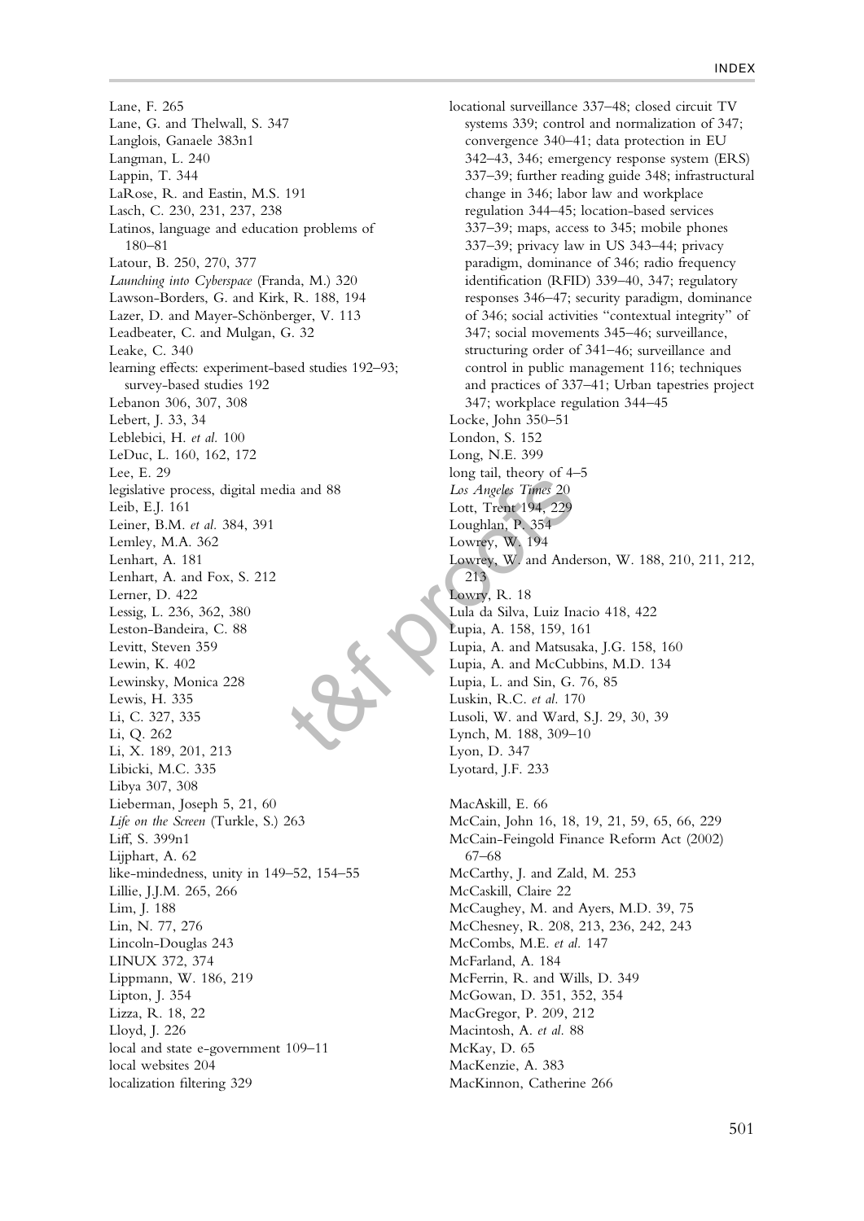Lane, F. 265
Lane, G. and Thelwall, S. 347
Langlois, Ganaele 383n1
Langman, L. 240
Lappin, T. 344
LaRose, R. and Eastin, M.S. 191
Lasch, C. 230, 231, 237, 238
Latinos, language and education problems of 180–81
Latour, B. 250, 270, 377
*Launching into Cyberspace* (Franda, M.) 320
Lawson-Borders, G. and Kirk, R. 188, 194
Lazer, D. and Mayer-Schönberger, V. 113
Leadbeater, C. and Mulgan, G. 32
Leake, C. 340
learning effects: experiment-based studies 192–93; survey-based studies 192
Lebanon 306, 307, 308
Lebert, J. 33, 34
Leblebici, H. *et al.* 100
LeDuc, L. 160, 162, 172
Lee, E. 29
legislative process, digital media and 88
Leib, E.J. 161
Leiner, B.M. *et al.* 384, 391
Lemley, M.A. 362
Lenhart, A. 181
Lenhart, A. and Fox, S. 212
Lerner, D. 422
Lessig, L. 236, 362, 380
Leston-Bandeira, C. 88
Levitt, Steven 359
Lewin, K. 402
Lewinsky, Monica 228
Lewis, H. 335
Li, C. 327, 335
Li, Q. 262
Li, X. 189, 201, 213
Libicki, M.C. 335
Libya 307, 308
Lieberman, Joseph 5, 21, 60
*Life on the Screen* (Turkle, S.) 263
Liff, S. 399n1
Lijphart, A. 62
like-mindedness, unity in 149–52, 154–55
Lillie, J.J.M. 265, 266
Lim, J. 188
Lin, N. 77, 276
Lincoln-Douglas 243
LINUX 372, 374
Lippmann, W. 186, 219
Lipton, J. 354
Lizza, R. 18, 22
Lloyd, J. 226
local and state e-government 109–11
local websites 204
localization filtering 329
locational surveillance 337–48; closed circuit TV systems 339; control and normalization of 347; convergence 340–41; data protection in EU 342–43, 346; emergency response system (ERS) 337–39; further reading guide 348; infrastructural change in 346; labor law and workplace regulation 344–45; location-based services 337–39; maps, access to 345; mobile phones 337–39; privacy law in US 343–44; privacy paradigm, dominance of 346; radio frequency identification (RFID) 339–40, 347; regulatory responses 346–47; security paradigm, dominance of 346; social activities "contextual integrity" of 347; social movements 345–46; surveillance, structuring order of 341–46; surveillance and control in public management 116; techniques and practices of 337–41; Urban tapestries project 347; workplace regulation 344–45
Locke, John 350–51
London, S. 152
Long, N.E. 399
long tail, theory of 4–5
*Los Angeles Times* 20
Lott, Trent 194, 229
Loughlan, P. 354
Lowrey, W. 194
Lowrey, W. and Anderson, W. 188, 210, 211, 212, 213
Lowry, R. 18
Lula da Silva, Luiz Inacio 418, 422
Lupia, A. 158, 159, 161
Lupia, A. and Matsusaka, J.G. 158, 160
Lupia, A. and McCubbins, M.D. 134
Lupia, L. and Sin, G. 76, 85
Luskin, R.C. *et al.* 170
Lusoli, W. and Ward, S.J. 29, 30, 39
Lynch, M. 188, 309–10
Lyon, D. 347
Lyotard, J.F. 233

MacAskill, E. 66
McCain, John 16, 18, 19, 21, 59, 65, 66, 229
McCain-Feingold Finance Reform Act (2002) 67–68
McCarthy, J. and Zald, M. 253
McCaskill, Claire 22
McCaughey, M. and Ayers, M.D. 39, 75
McChesney, R. 208, 213, 236, 242, 243
McCombs, M.E. *et al.* 147
McFarland, A. 184
McFerrin, R. and Wills, D. 349
McGowan, D. 351, 352, 354
MacGregor, P. 209, 212
Macintosh, A. *et al.* 88
McKay, D. 65
MacKenzie, A. 383
MacKinnon, Catherine 266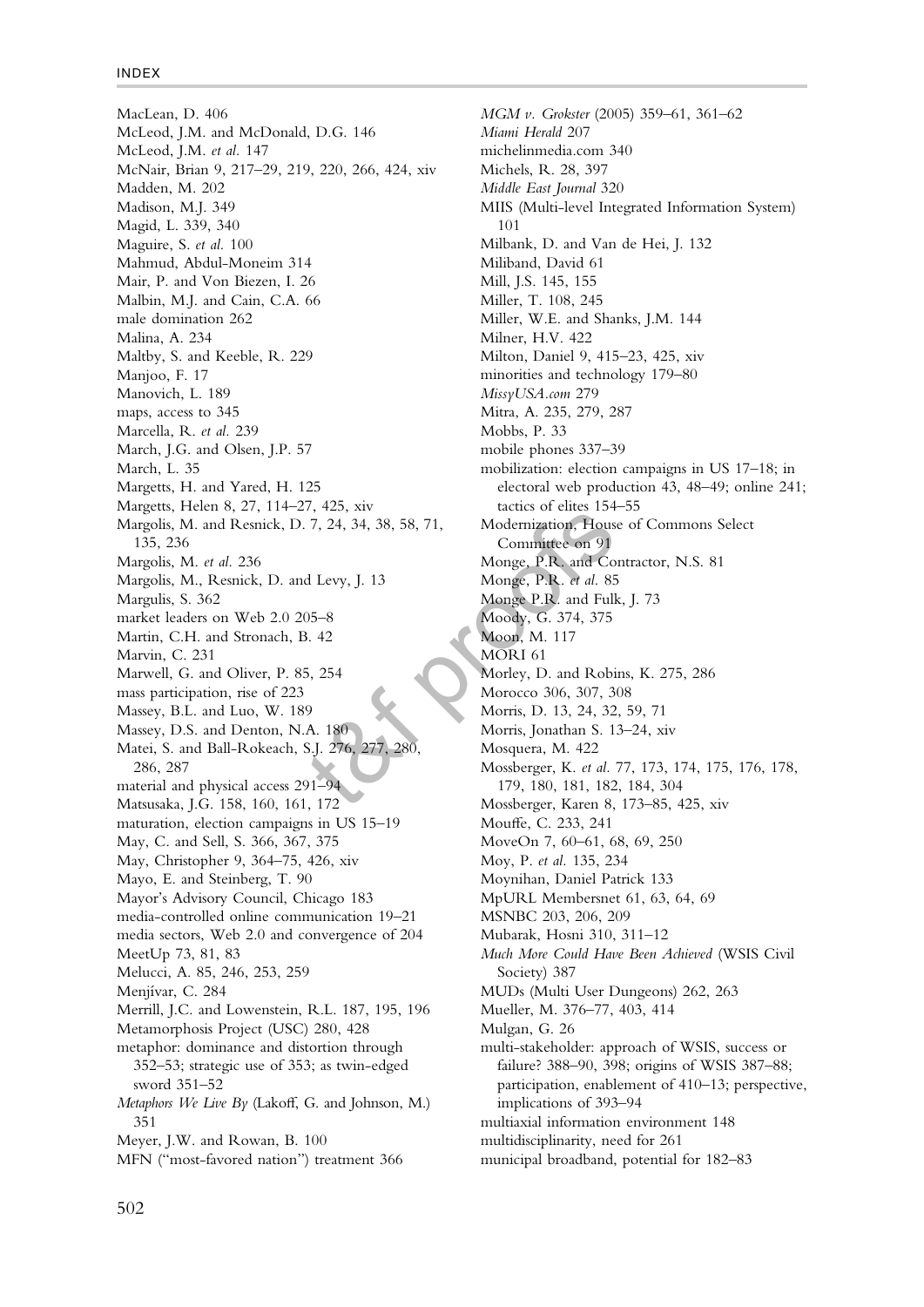MacLean, D. 406
McLeod, J.M. and McDonald, D.G. 146
McLeod, J.M. *et al.* 147
McNair, Brian 9, 217–29, 219, 220, 266, 424, xiv
Madden, M. 202
Madison, M.J. 349
Magid, L. 339, 340
Maguire, S. *et al.* 100
Mahmud, Abdul-Moneim 314
Mair, P. and Von Biezen, I. 26
Malbin, M.J. and Cain, C.A. 66
male domination 262
Malina, A. 234
Maltby, S. and Keeble, R. 229
Manjoo, F. 17
Manovich, L. 189
maps, access to 345
Marcella, R. *et al.* 239
March, J.G. and Olsen, J.P. 57
March, L. 35
Margetts, H. and Yared, H. 125
Margetts, Helen 8, 27, 114–27, 425, xiv
Margolis, M. and Resnick, D. 7, 24, 34, 38, 58, 71, 135, 236
Margolis, M. *et al.* 236
Margolis, M., Resnick, D. and Levy, J. 13
Margulis, S. 362
market leaders on Web 2.0 205–8
Martin, C.H. and Stronach, B. 42
Marvin, C. 231
Marwell, G. and Oliver, P. 85, 254
mass participation, rise of 223
Massey, B.L. and Luo, W. 189
Massey, D.S. and Denton, N.A. 180
Matei, S. and Ball-Rokeach, S.J. 276, 277, 280, 286, 287
material and physical access 291–94
Matsusaka, J.G. 158, 160, 161, 172
maturation, election campaigns in US 15–19
May, C. and Sell, S. 366, 367, 375
May, Christopher 9, 364–75, 426, xiv
Mayo, E. and Steinberg, T. 90
Mayor's Advisory Council, Chicago 183
media-controlled online communication 19–21
media sectors, Web 2.0 and convergence of 204
MeetUp 73, 81, 83
Melucci, A. 85, 246, 253, 259
Menjívar, C. 284
Merrill, J.C. and Lowenstein, R.L. 187, 195, 196
Metamorphosis Project (USC) 280, 428
metaphor: dominance and distortion through 352–53; strategic use of 353; as twin-edged sword 351–52
*Metaphors We Live By* (Lakoff, G. and Johnson, M.) 351
Meyer, J.W. and Rowan, B. 100
MFN ("most-favored nation") treatment 366
*MGM v. Grokster* (2005) 359–61, 361–62
*Miami Herald* 207
michelinmedia.com 340
Michels, R. 28, 397
*Middle East Journal* 320
MIIS (Multi-level Integrated Information System) 101
Milbank, D. and Van de Hei, J. 132
Miliband, David 61
Mill, J.S. 145, 155
Miller, T. 108, 245
Miller, W.E. and Shanks, J.M. 144
Milner, H.V. 422
Milton, Daniel 9, 415–23, 425, xiv
minorities and technology 179–80
*MissyUSA.com* 279
Mitra, A. 235, 279, 287
Mobbs, P. 33
mobile phones 337–39
mobilization: election campaigns in US 17–18; in electoral web production 43, 48–49; online 241; tactics of elites 154–55
Modernization, House of Commons Select Committee on 91
Monge, P.R. and Contractor, N.S. 81
Monge, P.R. *et al.* 85
Monge P.R. and Fulk, J. 73
Moody, G. 374, 375
Moon, M. 117
MORI 61
Morley, D. and Robins, K. 275, 286
Morocco 306, 307, 308
Morris, D. 13, 24, 32, 59, 71
Morris, Jonathan S. 13–24, xiv
Mosquera, M. 422
Mossberger, K. *et al.* 77, 173, 174, 175, 176, 178, 179, 180, 181, 182, 184, 304
Mossberger, Karen 8, 173–85, 425, xiv
Mouffe, C. 233, 241
MoveOn 7, 60–61, 68, 69, 250
Moy, P. *et al.* 135, 234
Moynihan, Daniel Patrick 133
MpURL Membersnet 61, 63, 64, 69
MSNBC 203, 206, 209
Mubarak, Hosni 310, 311–12
*Much More Could Have Been Achieved* (WSIS Civil Society) 387
MUDs (Multi User Dungeons) 262, 263
Mueller, M. 376–77, 403, 414
Mulgan, G. 26
multi-stakeholder: approach of WSIS, success or failure? 388–90, 398; origins of WSIS 387–88; participation, enablement of 410–13; perspective, implications of 393–94
multiaxial information environment 148
multidisciplinarity, need for 261
municipal broadband, potential for 182–83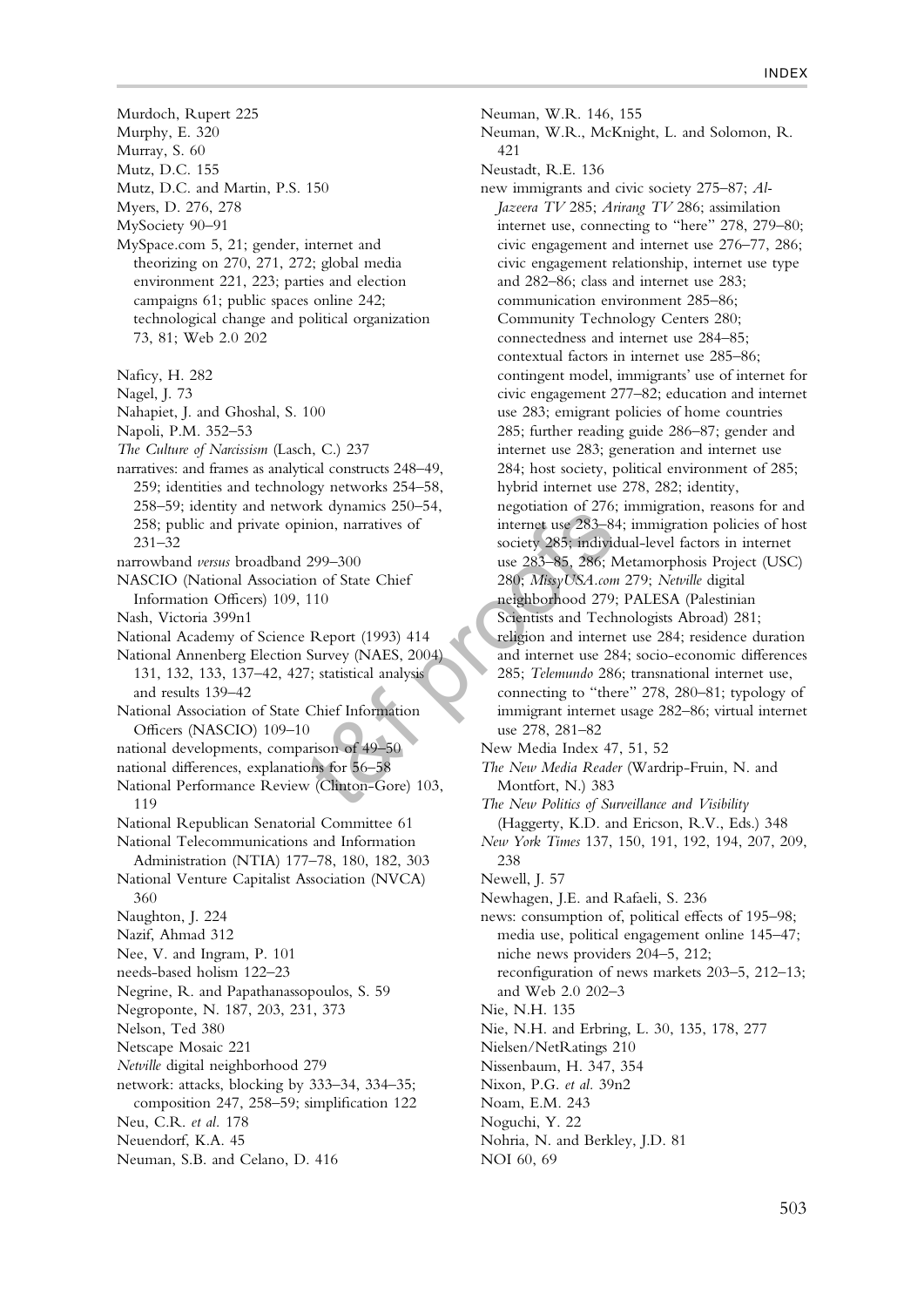Murdoch, Rupert 225
Murphy, E. 320
Murray, S. 60
Mutz, D.C. 155
Mutz, D.C. and Martin, P.S. 150
Myers, D. 276, 278
MySociety 90–91
MySpace.com 5, 21; gender, internet and theorizing on 270, 271, 272; global media environment 221, 223; parties and election campaigns 61; public spaces online 242; technological change and political organization 73, 81; Web 2.0 202

Naficy, H. 282
Nagel, J. 73
Nahapiet, J. and Ghoshal, S. 100
Napoli, P.M. 352–53
*The Culture of Narcissism* (Lasch, C.) 237
narratives: and frames as analytical constructs 248–49, 259; identities and technology networks 254–58, 258–59; identity and network dynamics 250–54, 258; public and private opinion, narratives of 231–32
narrowband *versus* broadband 299–300
NASCIO (National Association of State Chief Information Officers) 109, 110
Nash, Victoria 399n1
National Academy of Science Report (1993) 414
National Annenberg Election Survey (NAES, 2004) 131, 132, 133, 137–42, 427; statistical analysis and results 139–42
National Association of State Chief Information Officers (NASCIO) 109–10
national developments, comparison of 49–50
national differences, explanations for 56–58
National Performance Review (Clinton-Gore) 103, 119
National Republican Senatorial Committee 61
National Telecommunications and Information Administration (NTIA) 177–78, 180, 182, 303
National Venture Capitalist Association (NVCA) 360
Naughton, J. 224
Nazif, Ahmad 312
Nee, V. and Ingram, P. 101
needs-based holism 122–23
Negrine, R. and Papathanassopoulos, S. 59
Negroponte, N. 187, 203, 231, 373
Nelson, Ted 380
Netscape Mosaic 221
*Netville* digital neighborhood 279
network: attacks, blocking by 333–34, 334–35; composition 247, 258–59; simplification 122
Neu, C.R. *et al.* 178
Neuendorf, K.A. 45
Neuman, S.B. and Celano, D. 416
Neuman, W.R. 146, 155
Neuman, W.R., McKnight, L. and Solomon, R. 421
Neustadt, R.E. 136
new immigrants and civic society 275–87; *Al-Jazeera TV* 285; *Arirang TV* 286; assimilation internet use, connecting to "here" 278, 279–80; civic engagement and internet use 276–77, 286; civic engagement relationship, internet use type and 282–86; class and internet use 283; communication environment 285–86; Community Technology Centers 280; connectedness and internet use 284–85; contextual factors in internet use 285–86; contingent model, immigrants' use of internet for civic engagement 277–82; education and internet use 283; emigrant policies of home countries 285; further reading guide 286–87; gender and internet use 283; generation and internet use 284; host society, political environment of 285; hybrid internet use 278, 282; identity, negotiation of 276; immigration, reasons for and internet use 283–84; immigration policies of host society 285; individual-level factors in internet use 283–85, 286; Metamorphosis Project (USC) 280; *MissyUSA.com* 279; *Netville* digital neighborhood 279; PALESA (Palestinian Scientists and Technologists Abroad) 281; religion and internet use 284; residence duration and internet use 284; socio-economic differences 285; *Telemundo* 286; transnational internet use, connecting to "there" 278, 280–81; typology of immigrant internet usage 282–86; virtual internet use 278, 281–82
New Media Index 47, 51, 52
*The New Media Reader* (Wardrip-Fruin, N. and Montfort, N.) 383
*The New Politics of Surveillance and Visibility* (Haggerty, K.D. and Ericson, R.V., Eds.) 348
*New York Times* 137, 150, 191, 192, 194, 207, 209, 238
Newell, J. 57
Newhagen, J.E. and Rafaeli, S. 236
news: consumption of, political effects of 195–98; media use, political engagement online 145–47; niche news providers 204–5, 212; reconfiguration of news markets 203–5, 212–13; and Web 2.0 202–3
Nie, N.H. 135
Nie, N.H. and Erbring, L. 30, 135, 178, 277
Nielsen/NetRatings 210
Nissenbaum, H. 347, 354
Nixon, P.G. *et al.* 39n2
Noam, E.M. 243
Noguchi, Y. 22
Nohria, N. and Berkley, J.D. 81
NOI 60, 69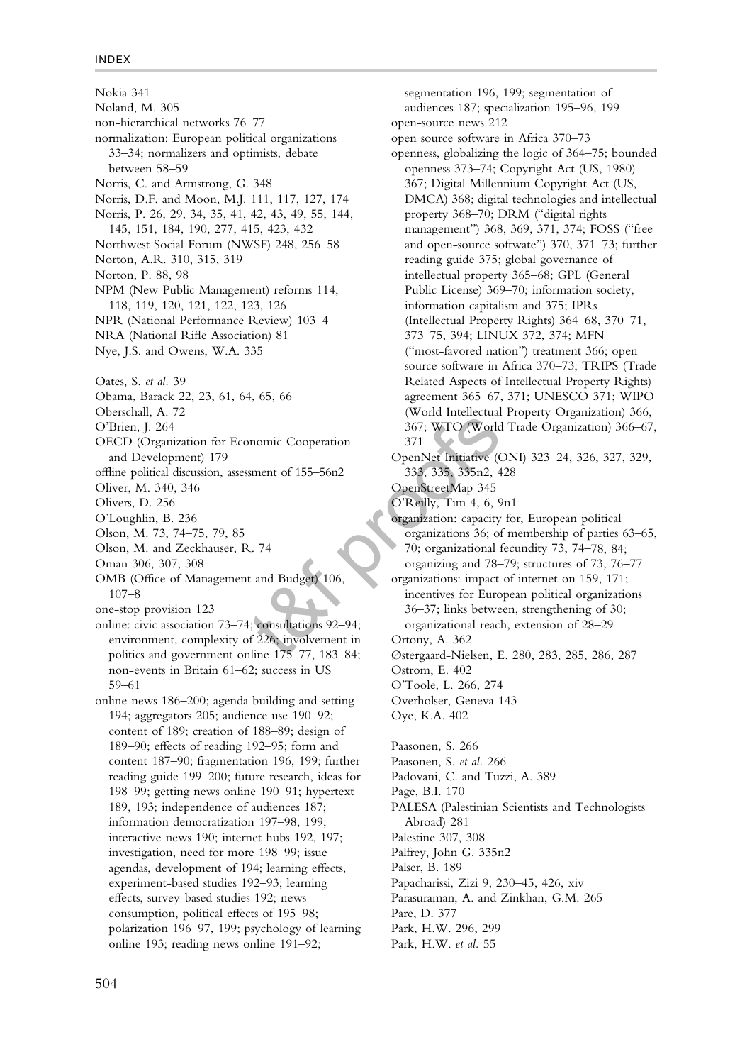Nokia 341
Noland, M. 305
non-hierarchical networks 76–77
normalization: European political organizations 33–34; normalizers and optimists, debate between 58–59
Norris, C. and Armstrong, G. 348
Norris, D.F. and Moon, M.J. 111, 117, 127, 174
Norris, P. 26, 29, 34, 35, 41, 42, 43, 49, 55, 144, 145, 151, 184, 190, 277, 415, 423, 432
Northwest Social Forum (NWSF) 248, 256–58
Norton, A.R. 310, 315, 319
Norton, P. 88, 98
NPM (New Public Management) reforms 114, 118, 119, 120, 121, 122, 123, 126
NPR (National Performance Review) 103–4
NRA (National Rifle Association) 81
Nye, J.S. and Owens, W.A. 335

Oates, S. *et al.* 39
Obama, Barack 22, 23, 61, 64, 65, 66
Oberschall, A. 72
O'Brien, J. 264
OECD (Organization for Economic Cooperation and Development) 179
offline political discussion, assessment of 155–56n2
Oliver, M. 340, 346
Olivers, D. 256
O'Loughlin, B. 236
Olson, M. 73, 74–75, 79, 85
Olson, M. and Zeckhauser, R. 74
Oman 306, 307, 308
OMB (Office of Management and Budget) 106, 107–8
one-stop provision 123
online: civic association 73–74; consultations 92–94; environment, complexity of 226; involvement in politics and government online 175–77, 183–84; non-events in Britain 61–62; success in US 59–61
online news 186–200; agenda building and setting 194; aggregators 205; audience use 190–92; content of 189; creation of 188–89; design of 189–90; effects of reading 192–95; form and content 187–90; fragmentation 196, 199; further reading guide 199–200; future research, ideas for 198–99; getting news online 190–91; hypertext 189, 193; independence of audiences 187; information democratization 197–98, 199; interactive news 190; internet hubs 192, 197; investigation, need for more 198–99; issue agendas, development of 194; learning effects, experiment-based studies 192–93; learning effects, survey-based studies 192; news consumption, political effects of 195–98; polarization 196–97, 199; psychology of learning online 193; reading news online 191–92; segmentation 196, 199; segmentation of audiences 187; specialization 195–96, 199
open-source news 212
open source software in Africa 370–73
openness, globalizing the logic of 364–75; bounded openness 373–74; Copyright Act (US, 1980) 367; Digital Millennium Copyright Act (US, DMCA) 368; digital technologies and intellectual property 368–70; DRM ("digital rights management") 368, 369, 371, 374; FOSS ("free and open-source software") 370, 371–73; further reading guide 375; global governance of intellectual property 365–68; GPL (General Public License) 369–70; information society, information capitalism and 375; IPRs (Intellectual Property Rights) 364–68, 370–71, 373–75, 394; LINUX 372, 374; MFN ("most-favored nation") treatment 366; open source software in Africa 370–73; TRIPS (Trade Related Aspects of Intellectual Property Rights) agreement 365–67, 371; UNESCO 371; WIPO (World Intellectual Property Organization) 366, 367; WTO (World Trade Organization) 366–67, 371
OpenNet Initiative (ONI) 323–24, 326, 327, 329, 333, 335, 335n2, 428
OpenStreetMap 345
O'Reilly, Tim 4, 6, 9n1
organization: capacity for, European political organizations 36; of membership of parties 63–65, 70; organizational fecundity 73, 74–78, 84; organizing and 78–79; structures of 73, 76–77
organizations: impact of internet on 159, 171; incentives for European political organizations 36–37; links between, strengthening of 30; organizational reach, extension of 28–29
Ortony, A. 362
Østergaard-Nielsen, E. 280, 283, 285, 286, 287
Ostrom, E. 402
O'Toole, L. 266, 274
Overholser, Geneva 143
Oye, K.A. 402

Paasonen, S. 266
Paasonen, S. *et al.* 266
Padovani, C. and Tuzzi, A. 389
Page, B.I. 170
PALESA (Palestinian Scientists and Technologists Abroad) 281
Palestine 307, 308
Palfrey, John G. 335n2
Palser, B. 189
Papacharissi, Zizi 9, 230–45, 426, xiv
Parasuraman, A. and Zinkhan, G.M. 265
Pare, D. 377
Park, H.W. 296, 299
Park, H.W. *et al.* 55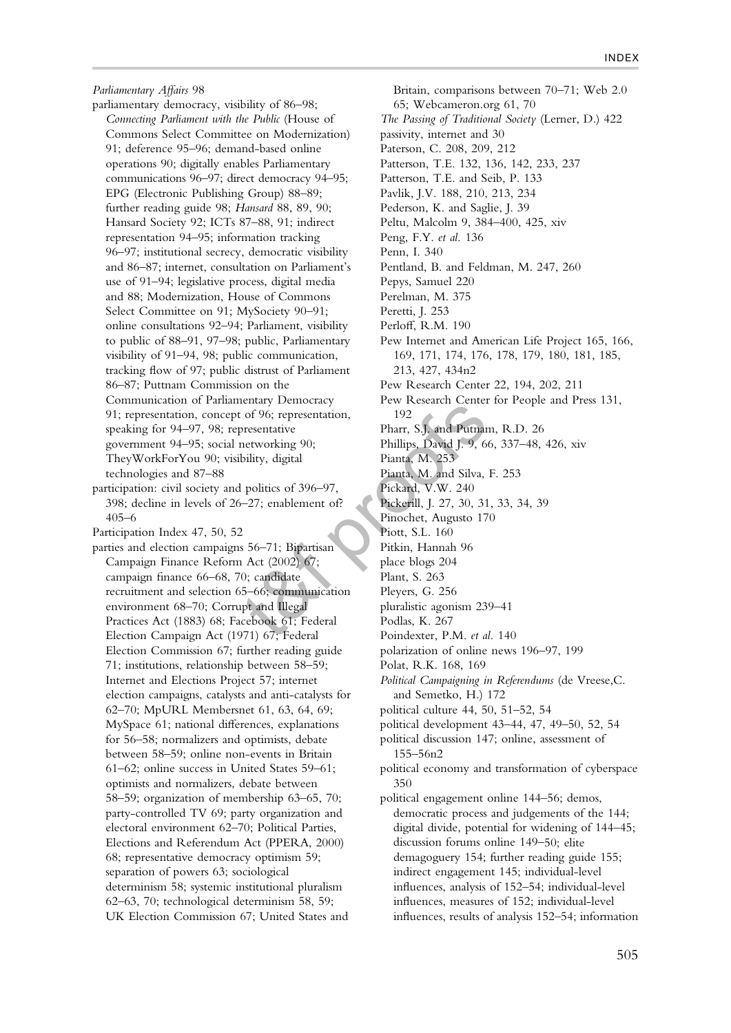*Parliamentary Affairs* 98

parliamentary democracy, visibility of 86–98; *Connecting Parliament with the Public* (House of Commons Select Committee on Modernization) 91; deference 95–96; demand-based online operations 90; digitally enables Parliamentary communications 96–97; direct democracy 94–95; EPG (Electronic Publishing Group) 88–89; further reading guide 98; *Hansard* 88, 89, 90; Hansard Society 92; ICTs 87–88, 91; indirect representation 94–95; information tracking 96–97; institutional secrecy, democratic visibility and 86–87; internet, consultation on Parliament's use of 91–94; legislative process, digital media and 88; Modernization, House of Commons Select Committee on 91; MySociety 90–91; online consultations 92–94; Parliament, visibility to public of 88–91, 97–98; public, Parliamentary visibility of 91–94, 98; public communication, tracking flow of 97; public distrust of Parliament 86–87; Puttnam Commission on the Communication of Parliamentary Democracy 91; representation, concept of 96; representation, speaking for 94–97, 98; representative government 94–95; social networking 90; TheyWorkForYou 90; visibility, digital technologies and 87–88

participation: civil society and politics of 396–97, 398; decline in levels of 26–27; enablement of? 405–6

Participation Index 47, 50, 52

parties and election campaigns 56–71; Bipartisan Campaign Finance Reform Act (2002) 67; campaign finance 66–68, 70; candidate recruitment and selection 65–66; communication environment 68–70; Corrupt and Illegal Practices Act (1883) 68; Facebook 61; Federal Election Campaign Act (1971) 67; Federal Election Commission 67; further reading guide 71; institutions, relationship between 58–59; Internet and Elections Project 57; internet election campaigns, catalysts and anti-catalysts for 62–70; MpURL Membersnet 61, 63, 64, 69; MySpace 61; national differences, explanations for 56–58; normalizers and optimists, debate between 58–59; online non-events in Britain 61–62; online success in United States 59–61; optimists and normalizers, debate between 58–59; organization of membership 63–65, 70; party-controlled TV 69; party organization and electoral environment 62–70; Political Parties, Elections and Referendum Act (PPERA, 2000) 68; representative democracy optimism 59; separation of powers 63; sociological determinism 58; systemic institutional pluralism 62–63, 70; technological determinism 58, 59; UK Election Commission 67; United States and Britain, comparisons between 70–71; Web 2.0 65; Webcameron.org 61, 70

*The Passing of Traditional Society* (Lerner, D.) 422

passivity, internet and 30

Paterson, C. 208, 209, 212

Patterson, T.E. 132, 136, 142, 233, 237

Patterson, T.E. and Seib, P. 133

Pavlik, J.V. 188, 210, 213, 234

Pederson, K. and Saglie, J. 39

Peltu, Malcolm 9, 384–400, 425, xiv

Peng, F.Y. *et al.* 136

Penn, I. 340

Pentland, B. and Feldman, M. 247, 260

Pepys, Samuel 220

Perelman, M. 375

Peretti, J. 253

Perloff, R.M. 190

Pew Internet and American Life Project 165, 166, 169, 171, 174, 176, 178, 179, 180, 181, 185, 213, 427, 434n2

Pew Research Center 22, 194, 202, 211

Pew Research Center for People and Press 131, 192

Pharr, S.J. and Putnam, R.D. 26

Phillips, David J. 9, 66, 337–48, 426, xiv

Pianta, M. 253

Pianta, M. and Silva, F. 253

Pickard, V.W. 240

Pickerill, J. 27, 30, 31, 33, 34, 39

Pinochet, Augusto 170

Piott, S.L. 160

Pitkin, Hannah 96

place blogs 204

Plant, S. 263

Pleyers, G. 256

pluralistic agonism 239–41

Podlas, K. 267

Poindexter, P.M. *et al.* 140

polarization of online news 196–97, 199

Polat, R.K. 168, 169

*Political Campaigning in Referendums* (de Vreese,C. and Semetko, H.) 172

political culture 44, 50, 51–52, 54

political development 43–44, 47, 49–50, 52, 54

political discussion 147; online, assessment of 155–56n2

political economy and transformation of cyberspace 350

political engagement online 144–56; demos, democratic process and judgements of the 144; digital divide, potential for widening of 144–45; discussion forums online 149–50; elite demagoguery 154; further reading guide 155; indirect engagement 145; individual-level influences, analysis of 152–54; individual-level influences, measures of 152; individual-level influences, results of analysis 152–54; information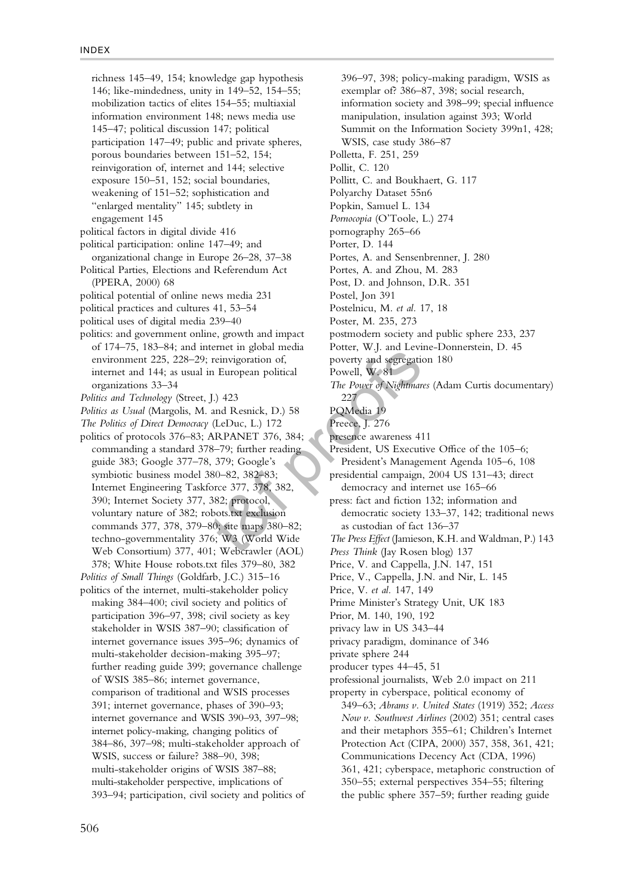richness 145–49, 154; knowledge gap hypothesis 146; like-mindedness, unity in 149–52, 154–55; mobilization tactics of elites 154–55; multiaxial information environment 148; news media use 145–47; political discussion 147; political participation 147–49; public and private spheres, porous boundaries between 151–52, 154; reinvigoration of, internet and 144; selective exposure 150–51, 152; social boundaries, weakening of 151–52; sophistication and "enlarged mentality" 145; subtlety in engagement 145

political factors in digital divide 416

political participation: online 147–49; and organizational change in Europe 26–28, 37–38

Political Parties, Elections and Referendum Act (PPERA, 2000) 68

political potential of online news media 231

political practices and cultures 41, 53–54

political uses of digital media 239–40

politics: and government online, growth and impact of 174–75, 183–84; and internet in global media environment 225, 228–29; reinvigoration of, internet and 144; as usual in European political organizations 33–34

*Politics and Technology* (Street, J.) 423

*Politics as Usual* (Margolis, M. and Resnick, D.) 58

*The Politics of Direct Democracy* (LeDuc, L.) 172

politics of protocols 376–83; ARPANET 376, 384; commanding a standard 378–79; further reading guide 383; Google 377–78, 379; Google's symbiotic business model 380–82, 382–83; Internet Engineering Taskforce 377, 378, 382, 390; Internet Society 377, 382; protocol, voluntary nature of 382; robots.txt exclusion commands 377, 378, 379–80; site maps 380–82; techno-governmentality 376; W3 (World Wide Web Consortium) 377, 401; Webcrawler (AOL) 378; White House robots.txt files 379–80, 382

*Politics of Small Things* (Goldfarb, J.C.) 315–16

politics of the internet, multi-stakeholder policy making 384–400; civil society and politics of participation 396–97, 398; civil society as key stakeholder in WSIS 387–90; classification of internet governance issues 395–96; dynamics of multi-stakeholder decision-making 395–97; further reading guide 399; governance challenge of WSIS 385–86; internet governance, comparison of traditional and WSIS processes 391; internet governance, phases of 390–93; internet governance and WSIS 390–93, 397–98; internet policy-making, changing politics of 384–86, 397–98; multi-stakeholder approach of WSIS, success or failure? 388–90, 398; multi-stakeholder origins of WSIS 387–88; multi-stakeholder perspective, implications of 393–94; participation, civil society and politics of 396–97, 398; policy-making paradigm, WSIS as exemplar of? 386–87, 398; social research, information society and 398–99; special influence manipulation, insulation against 393; World Summit on the Information Society 399n1, 428; WSIS, case study 386–87

Polletta, F. 251, 259

Pollit, C. 120

Pollitt, C. and Boukhaert, G. 117

Polyarchy Dataset 55n6

Popkin, Samuel L. 134

*Pornocopia* (O'Toole, L.) 274

pornography 265–66

Porter, D. 144

Portes, A. and Sensenbrenner, J. 280

Portes, A. and Zhou, M. 283

Post, D. and Johnson, D.R. 351

Postel, Jon 391

Postelnicu, M. *et al.* 17, 18

Poster, M. 235, 273

postmodern society and public sphere 233, 237

Potter, W.J. and Levine-Donnerstein, D. 45

poverty and segregation 180

Powell, W. 81

*The Power of Nightmares* (Adam Curtis documentary) 227

PQMedia 19

Preece, J. 276

presence awareness 411

President, US Executive Office of the 105–6; President's Management Agenda 105–6, 108

presidential campaign, 2004 US 131–43; direct democracy and internet use 165–66

press: fact and fiction 132; information and democratic society 133–37, 142; traditional news as custodian of fact 136–37

*The Press Effect* (Jamieson, K.H. and Waldman, P.) 143

*Press Think* (Jay Rosen blog) 137

Price, V. and Cappella, J.N. 147, 151

Price, V., Cappella, J.N. and Nir, L. 145

Price, V. *et al.* 147, 149

Prime Minister's Strategy Unit, UK 183

Prior, M. 140, 190, 192

privacy law in US 343–44

privacy paradigm, dominance of 346

private sphere 244

producer types 44–45, 51

professional journalists, Web 2.0 impact on 211

property in cyberspace, political economy of 349–63; *Abrams v. United States* (1919) 352; *Access Now v. Southwest Airlines* (2002) 351; central cases and their metaphors 355–61; Children's Internet Protection Act (CIPA, 2000) 357, 358, 361, 421; Communications Decency Act (CDA, 1996) 361, 421; cyberspace, metaphoric construction of 350–55; external perspectives 354–55; filtering the public sphere 357–59; further reading guide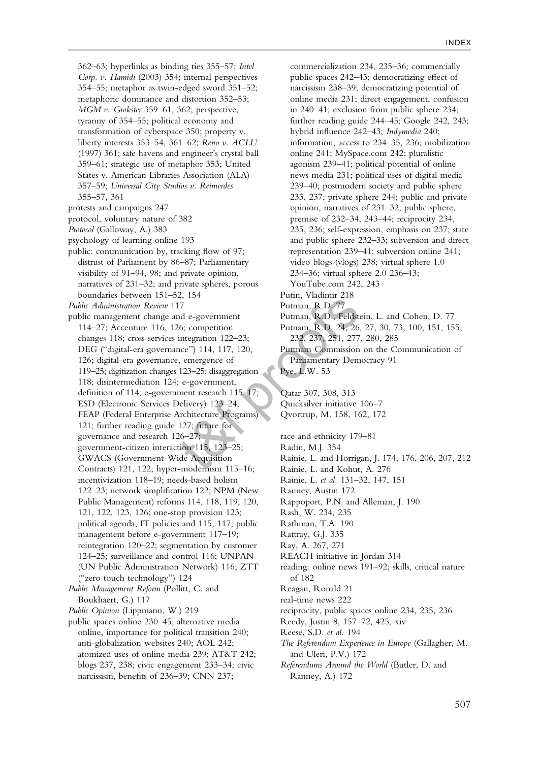362–63; hyperlinks as binding ties 355–57; *Intel Corp. v. Hamidi* (2003) 354; internal perspectives 354–55; metaphor as twin-edged sword 351–52; metaphoric dominance and distortion 352–53; *MGM v. Grokster* 359–61, 362; perspective, tyranny of 354–55; political economy and transformation of cyberspace 350; property v. liberty interests 353–54, 361–62; *Reno v. ACLU* (1997) 361; safe havens and engineer's crystal ball 359–61; strategic use of metaphor 353; United States v. American Libraries Association (ALA) 357–59; *Universal City Studios v. Reimerdes* 355–57, 361

protests and campaigns 247

protocol, voluntary nature of 382

*Protocol* (Galloway, A.) 383

psychology of learning online 193

public: communication by, tracking flow of 97; distrust of Parliament by 86–87; Parliamentary visibility of 91–94, 98; and private opinion, narratives of 231–32; and private spheres, porous boundaries between 151–52, 154

*Public Administration Review* 117

public management change and e-government 114–27; Accenture 116, 126; competition changes 118; cross-services integration 122–23; DEG ("digital-era governance") 114, 117, 120, 126; digital-era governance, emergence of 119–25; digitization changes 123–25; disaggregation 118; disintermediation 124; e-government, definition of 114; e-government research 115–17; ESD (Electronic Services Delivery) 123–24; FEAP (Federal Enterprise Architecture Programs) 121; further reading guide 127; future for governance and research 126–27; government-citizen interaction 115, 123–25; GWACS (Government-Wide Acquisition Contracts) 121, 122; hyper-modernism 115–16; incentivization 118–19; needs-based holism 122–23; network simplification 122; NPM (New Public Management) reforms 114, 118, 119, 120, 121, 122, 123, 126; one-stop provision 123; political agenda, IT policies and 115, 117; public management before e-government 117–19; reintegration 120–22; segmentation by customer 124–25; surveillance and control 116; UNPAN (UN Public Administration Network) 116; ZTT ("zero touch technology") 124

*Public Management Reform* (Pollitt, C. and Boukhaert, G.) 117

*Public Opinion* (Lippmann, W.) 219

public spaces online 230–45; alternative media online, importance for political transition 240; anti-globalization websites 240; AOL 242; atomized uses of online media 239; AT&T 242; blogs 237, 238; civic engagement 233–34; civic narcissism, benefits of 236–39; CNN 237; commercialization 234, 235–36; commercially public spaces 242–43; democratizing effect of narcissism 238–39; democratizing potential of online media 231; direct engagement, confusion in 240–41; exclusion from public sphere 234; further reading guide 244–45; Google 242, 243; hybrid influence 242–43; *Indymedia* 240; information, access to 234–35, 236; mobilization online 241; MySpace.com 242; pluralistic agonism 239–41; political potential of online news media 231; political uses of digital media 239–40; postmodern society and public sphere 233, 237; private sphere 244; public and private opinion, narratives of 231–32; public sphere, premise of 232–34, 243–44; reciprocity 234, 235, 236; self-expression, emphasis on 237; state and public sphere 232–33; subversion and direct representation 239–41; subversion online 241; video blogs (vlogs) 238; virtual sphere 1.0 234–36; virtual sphere 2.0 236–43; YouTube.com 242, 243

Putin, Vladimir 218

Putman, R.D. 77

Putman, R.D., Feldstein, L. and Cohen, D. 77

Putnam, R.D. 24, 26, 27, 30, 73, 100, 151, 155, 232, 237, 251, 277, 280, 285

Puttnam Commission on the Communication of Parliamentary Democracy 91

Pye, L.W. 53

Qatar 307, 308, 313

Quicksilver initiative 106–7

Qvortrup, M. 158, 162, 172

race and ethnicity 179–81

Radin, M.J. 354

Rainie, L. and Horrigan, J. 174, 176, 206, 207, 212

Rainie, L. and Kohut, A. 276

Rainie, L. *et al.* 131–32, 147, 151

Ranney, Austin 172

Rappoport, P.N. and Alleman, J. 190

Rash, W. 234, 235

Rathman, T.A. 190

Rattray, G.J. 335

Ray, A. 267, 271

REACH initiative in Jordan 314

reading: online news 191–92; skills, critical nature of 182

Reagan, Ronald 21

real-time news 222

reciprocity, public spaces online 234, 235, 236

Reedy, Justin 8, 157–72, 425, xiv

Reese, S.D. *et al.* 194

*The Referendum Experience in Europe* (Gallagher, M. and Uleri, P.V.) 172

*Referendums Around the World* (Butler, D. and Ranney, A.) 172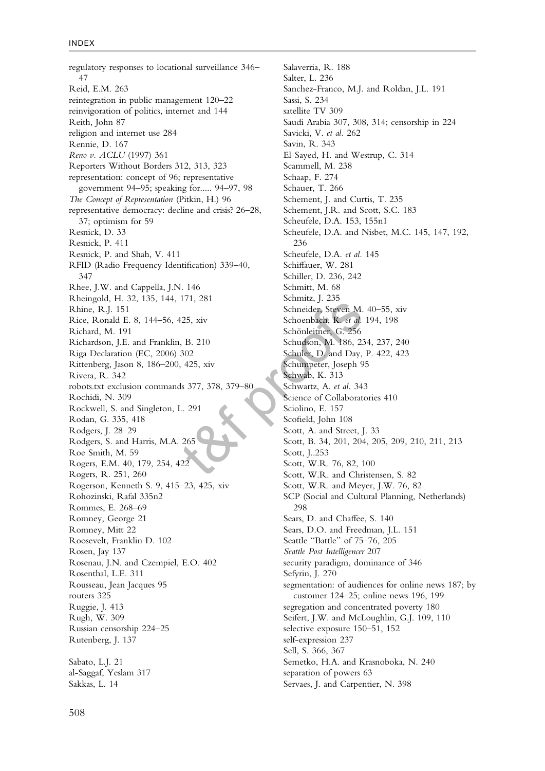regulatory responses to locational surveillance 346–47
Reid, E.M. 263
reintegration in public management 120–22
reinvigoration of politics, internet and 144
Reith, John 87
religion and internet use 284
Rennie, D. 167
*Reno v. ACLU* (1997) 361
Reporters Without Borders 312, 313, 323
representation: concept of 96; representative government 94–95; speaking for..... 94–97, 98
*The Concept of Representation* (Pitkin, H.) 96
representative democracy: decline and crisis? 26–28, 37; optimism for 59
Resnick, D. 33
Resnick, P. 411
Resnick, P. and Shah, V. 411
RFID (Radio Frequency Identification) 339–40, 347
Rhee, J.W. and Cappella, J.N. 146
Rheingold, H. 32, 135, 144, 171, 281
Rhine, R.J. 151
Rice, Ronald E. 8, 144–56, 425, xiv
Richard, M. 191
Richardson, J.E. and Franklin, B. 210
Riga Declaration (EC, 2006) 302
Rittenberg, Jason 8, 186–200, 425, xiv
Rivera, R. 342
robots.txt exclusion commands 377, 378, 379–80
Rochidi, N. 309
Rockwell, S. and Singleton, L. 291
Rodan, G. 335, 418
Rodgers, J. 28–29
Rodgers, S. and Harris, M.A. 265
Roe Smith, M. 59
Rogers, E.M. 40, 179, 254, 422
Rogers, R. 251, 260
Rogerson, Kenneth S. 9, 415–23, 425, xiv
Rohozinski, Rafal 335n2
Rommes, E. 268–69
Romney, George 21
Romney, Mitt 22
Roosevelt, Franklin D. 102
Rosen, Jay 137
Rosenau, J.N. and Czempiel, E.O. 402
Rosenthal, L.E. 311
Rousseau, Jean Jacques 95
routers 325
Ruggie, J. 413
Rugh, W. 309
Russian censorship 224–25
Rutenberg, J. 137

Sabato, L.J. 21
al-Saggaf, Yeslam 317
Sakkas, L. 14
Salaverria, R. 188
Salter, L. 236
Sanchez-Franco, M.J. and Roldan, J.L. 191
Sassi, S. 234
satellite TV 309
Saudi Arabia 307, 308, 314; censorship in 224
Savicki, V. *et al.* 262
Savin, R. 343
El-Sayed, H. and Westrup, C. 314
Scammell, M. 238
Schaap, F. 274
Schauer, T. 266
Schement, J. and Curtis, T. 235
Schement, J.R. and Scott, S.C. 183
Scheufele, D.A. 153, 155n1
Scheufele, D.A. and Nisbet, M.C. 145, 147, 192, 236
Scheufele, D.A. *et al.* 145
Schiffauer, W. 281
Schiller, D. 236, 242
Schmitt, M. 68
Schmitz, J. 235
Schneider, Steven M. 40–55, xiv
Schoenbach, K. *et al.* 194, 198
Schönleitner, G. 256
Schudson, M. 186, 234, 237, 240
Schuler, D. and Day, P. 422, 423
Schumpeter, Joseph 95
Schwab, K. 313
Schwartz, A. *et al.* 343
Science of Collaboratories 410
Sciolino, E. 157
Scofield, John 108
Scott, A. and Street, J. 33
Scott, B. 34, 201, 204, 205, 209, 210, 211, 213
Scott, J..253
Scott, W.R. 76, 82, 100
Scott, W.R. and Christensen, S. 82
Scott, W.R. and Meyer, J.W. 76, 82
SCP (Social and Cultural Planning, Netherlands) 298
Sears, D. and Chaffee, S. 140
Sears, D.O. and Freedman, J.L. 151
Seattle "Battle" of 75–76, 205
*Seattle Post Intelligencer* 207
security paradigm, dominance of 346
Sefyrin, J. 270
segmentation: of audiences for online news 187; by customer 124–25; online news 196, 199
segregation and concentrated poverty 180
Seifert, J.W. and McLoughlin, G.J. 109, 110
selective exposure 150–51, 152
self-expression 237
Sell, S. 366, 367
Semetko, H.A. and Krasnoboka, N. 240
separation of powers 63
Servaes, J. and Carpentier, N. 398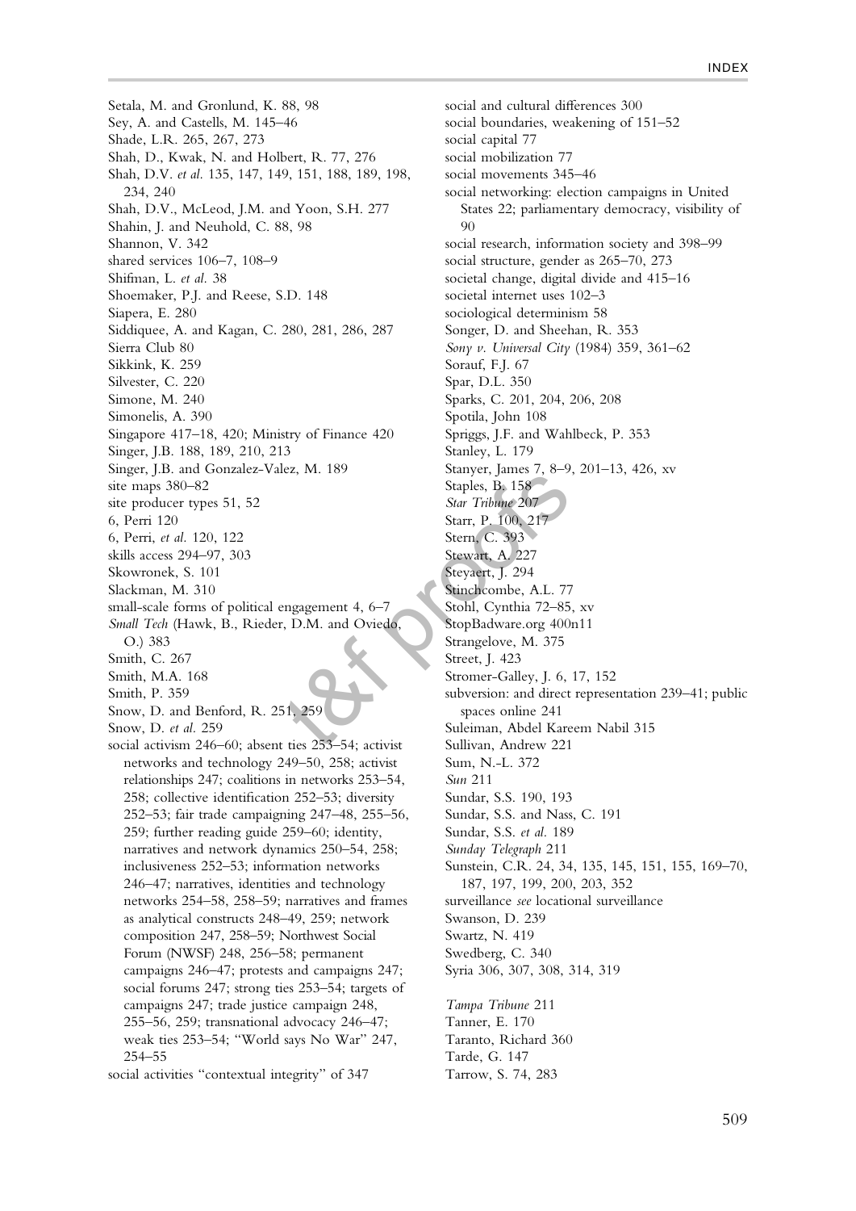Setala, M. and Gronlund, K. 88, 98
Sey, A. and Castells, M. 145–46
Shade, L.R. 265, 267, 273
Shah, D., Kwak, N. and Holbert, R. 77, 276
Shah, D.V. *et al.* 135, 147, 149, 151, 188, 189, 198, 234, 240
Shah, D.V., McLeod, J.M. and Yoon, S.H. 277
Shahin, J. and Neuhold, C. 88, 98
Shannon, V. 342
shared services 106–7, 108–9
Shifman, L. *et al.* 38
Shoemaker, P.J. and Reese, S.D. 148
Siapera, E. 280
Siddiquee, A. and Kagan, C. 280, 281, 286, 287
Sierra Club 80
Sikkink, K. 259
Silvester, C. 220
Simone, M. 240
Simonelis, A. 390
Singapore 417–18, 420; Ministry of Finance 420
Singer, J.B. 188, 189, 210, 213
Singer, J.B. and Gonzalez-Valez, M. 189
site maps 380–82
site producer types 51, 52
6, Perri 120
6, Perri, *et al.* 120, 122
skills access 294–97, 303
Skowronek, S. 101
Slackman, M. 310
small-scale forms of political engagement 4, 6–7
*Small Tech* (Hawk, B., Rieder, D.M. and Oviedo, O.) 383
Smith, C. 267
Smith, M.A. 168
Smith, P. 359
Snow, D. and Benford, R. 251, 259
Snow, D. *et al.* 259
social activism 246–60; absent ties 253–54; activist networks and technology 249–50, 258; activist relationships 247; coalitions in networks 253–54, 258; collective identification 252–53; diversity 252–53; fair trade campaigning 247–48, 255–56, 259; further reading guide 259–60; identity, narratives and network dynamics 250–54, 258; inclusiveness 252–53; information networks 246–47; narratives, identities and technology networks 254–58, 258–59; narratives and frames as analytical constructs 248–49, 259; network composition 247, 258–59; Northwest Social Forum (NWSF) 248, 256–58; permanent campaigns 246–47; protests and campaigns 247; social forums 247; strong ties 253–54; targets of campaigns 247; trade justice campaign 248, 255–56, 259; transnational advocacy 246–47; weak ties 253–54; "World says No War" 247, 254–55
social activities "contextual integrity" of 347
social and cultural differences 300
social boundaries, weakening of 151–52
social capital 77
social mobilization 77
social movements 345–46
social networking: election campaigns in United States 22; parliamentary democracy, visibility of 90
social research, information society and 398–99
social structure, gender as 265–70, 273
societal change, digital divide and 415–16
societal internet uses 102–3
sociological determinism 58
Songer, D. and Sheehan, R. 353
*Sony v. Universal City* (1984) 359, 361–62
Sorauf, F.J. 67
Spar, D.L. 350
Sparks, C. 201, 204, 206, 208
Spotila, John 108
Spriggs, J.F. and Wahlbeck, P. 353
Stanley, L. 179
Stanyer, James 7, 8–9, 201–13, 426, xv
Staples, B. 158
*Star Tribune* 207
Starr, P. 100, 217
Stern, C. 393
Stewart, A. 227
Steyaert, J. 294
Stinchcombe, A.L. 77
Stohl, Cynthia 72–85, xv
StopBadware.org 400n11
Strangelove, M. 375
Street, J. 423
Stromer-Galley, J. 6, 17, 152
subversion: and direct representation 239–41; public spaces online 241
Suleiman, Abdel Kareem Nabil 315
Sullivan, Andrew 221
Sum, N.-L. 372
*Sun* 211
Sundar, S.S. 190, 193
Sundar, S.S. and Nass, C. 191
Sundar, S.S. *et al.* 189
*Sunday Telegraph* 211
Sunstein, C.R. 24, 34, 135, 145, 151, 155, 169–70, 187, 197, 199, 200, 203, 352
surveillance *see* locational surveillance
Swanson, D. 239
Swartz, N. 419
Swedberg, C. 340
Syria 306, 307, 308, 314, 319

*Tampa Tribune* 211
Tanner, E. 170
Taranto, Richard 360
Tarde, G. 147
Tarrow, S. 74, 283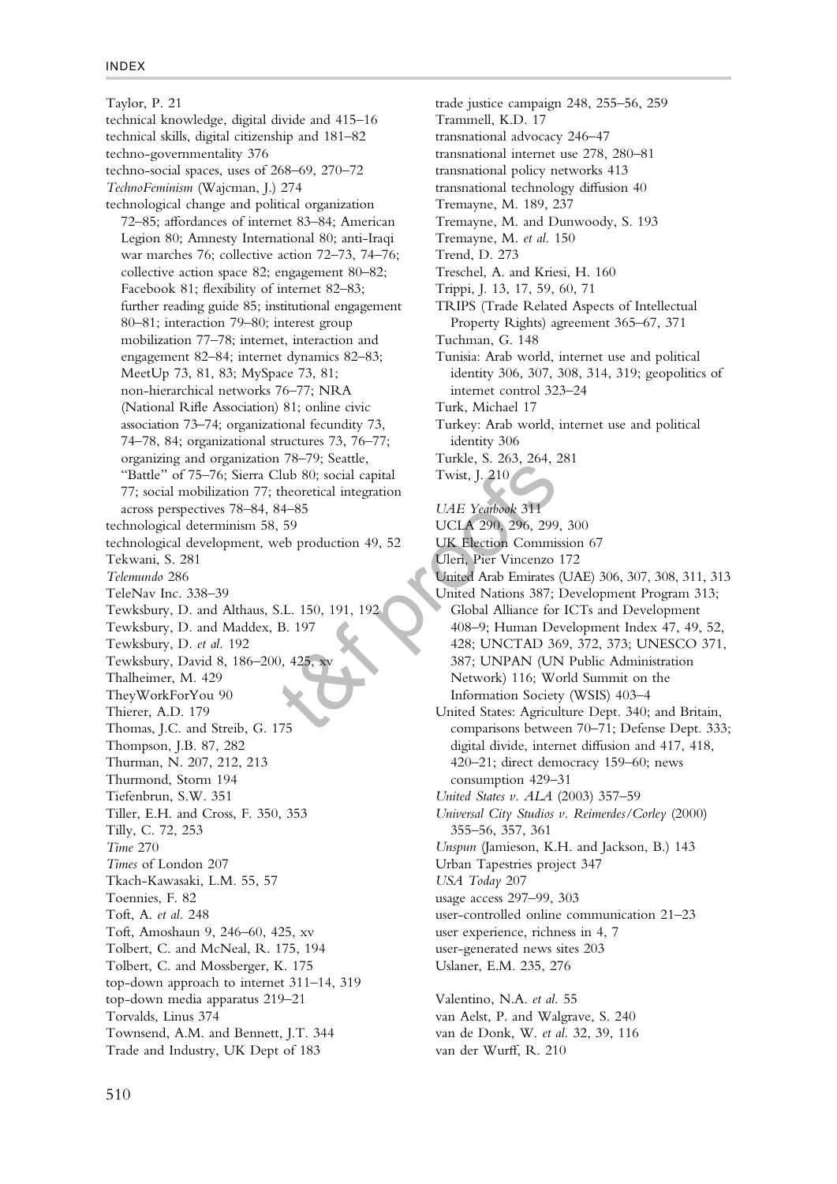Taylor, P. 21
technical knowledge, digital divide and 415–16
technical skills, digital citizenship and 181–82
techno-governmentality 376
techno-social spaces, uses of 268–69, 270–72
*TechnoFeminism* (Wajcman, J.) 274
technological change and political organization 72–85; affordances of internet 83–84; American Legion 80; Amnesty International 80; anti-Iraqi war marches 76; collective action 72–73, 74–76; collective action space 82; engagement 80–82; Facebook 81; flexibility of internet 82–83; further reading guide 85; institutional engagement 80–81; interaction 79–80; interest group mobilization 77–78; internet, interaction and engagement 82–84; internet dynamics 82–83; MeetUp 73, 81, 83; MySpace 73, 81; non-hierarchical networks 76–77; NRA (National Rifle Association) 81; online civic association 73–74; organizational fecundity 73, 74–78, 84; organizational structures 73, 76–77; organizing and organization 78–79; Seattle, "Battle" of 75–76; Sierra Club 80; social capital 77; social mobilization 77; theoretical integration across perspectives 78–84, 84–85
technological determinism 58, 59
technological development, web production 49, 52
Tekwani, S. 281
*Telemundo* 286
TeleNav Inc. 338–39
Tewksbury, D. and Althaus, S.L. 150, 191, 192
Tewksbury, D. and Maddex, B. 197
Tewksbury, D. *et al.* 192
Tewksbury, David 8, 186–200, 425, xv
Thalheimer, M. 429
TheyWorkForYou 90
Thierer, A.D. 179
Thomas, J.C. and Streib, G. 175
Thompson, J.B. 87, 282
Thurman, N. 207, 212, 213
Thurmond, Storm 194
Tiefenbrun, S.W. 351
Tiller, E.H. and Cross, F. 350, 353
Tilly, C. 72, 253
*Time* 270
*Times* of London 207
Tkach-Kawasaki, L.M. 55, 57
Toennies, F. 82
Toft, A. *et al.* 248
Toft, Amoshaun 9, 246–60, 425, xv
Tolbert, C. and McNeal, R. 175, 194
Tolbert, C. and Mossberger, K. 175
top-down approach to internet 311–14, 319
top-down media apparatus 219–21
Torvalds, Linus 374
Townsend, A.M. and Bennett, J.T. 344
Trade and Industry, UK Dept of 183
trade justice campaign 248, 255–56, 259
Trammell, K.D. 17
transnational advocacy 246–47
transnational internet use 278, 280–81
transnational policy networks 413
transnational technology diffusion 40
Tremayne, M. 189, 237
Tremayne, M. and Dunwoody, S. 193
Tremayne, M. *et al.* 150
Trend, D. 273
Treschel, A. and Kriesi, H. 160
Trippi, J. 13, 17, 59, 60, 71
TRIPS (Trade Related Aspects of Intellectual Property Rights) agreement 365–67, 371
Tuchman, G. 148
Tunisia: Arab world, internet use and political identity 306, 307, 308, 314, 319; geopolitics of internet control 323–24
Turk, Michael 17
Turkey: Arab world, internet use and political identity 306
Turkle, S. 263, 264, 281
Twist, J. 210

*UAE Yearbook* 311
UCLA 290, 296, 299, 300
UK Election Commission 67
Uleri, Pier Vincenzo 172
United Arab Emirates (UAE) 306, 307, 308, 311, 313
United Nations 387; Development Program 313; Global Alliance for ICTs and Development 408–9; Human Development Index 47, 49, 52, 428; UNCTAD 369, 372, 373; UNESCO 371, 387; UNPAN (UN Public Administration Network) 116; World Summit on the Information Society (WSIS) 403–4
United States: Agriculture Dept. 340; and Britain, comparisons between 70–71; Defense Dept. 333; digital divide, internet diffusion and 417, 418, 420–21; direct democracy 159–60; news consumption 429–31
*United States v. ALA* (2003) 357–59
*Universal City Studios v. Reimerdes/Corley* (2000) 355–56, 357, 361
*Unspun* (Jamieson, K.H. and Jackson, B.) 143
Urban Tapestries project 347
*USA Today* 207
usage access 297–99, 303
user-controlled online communication 21–23
user experience, richness in 4, 7
user-generated news sites 203
Uslaner, E.M. 235, 276

Valentino, N.A. *et al.* 55
van Aelst, P. and Walgrave, S. 240
van de Donk, W. *et al.* 32, 39, 116
van der Wurff, R. 210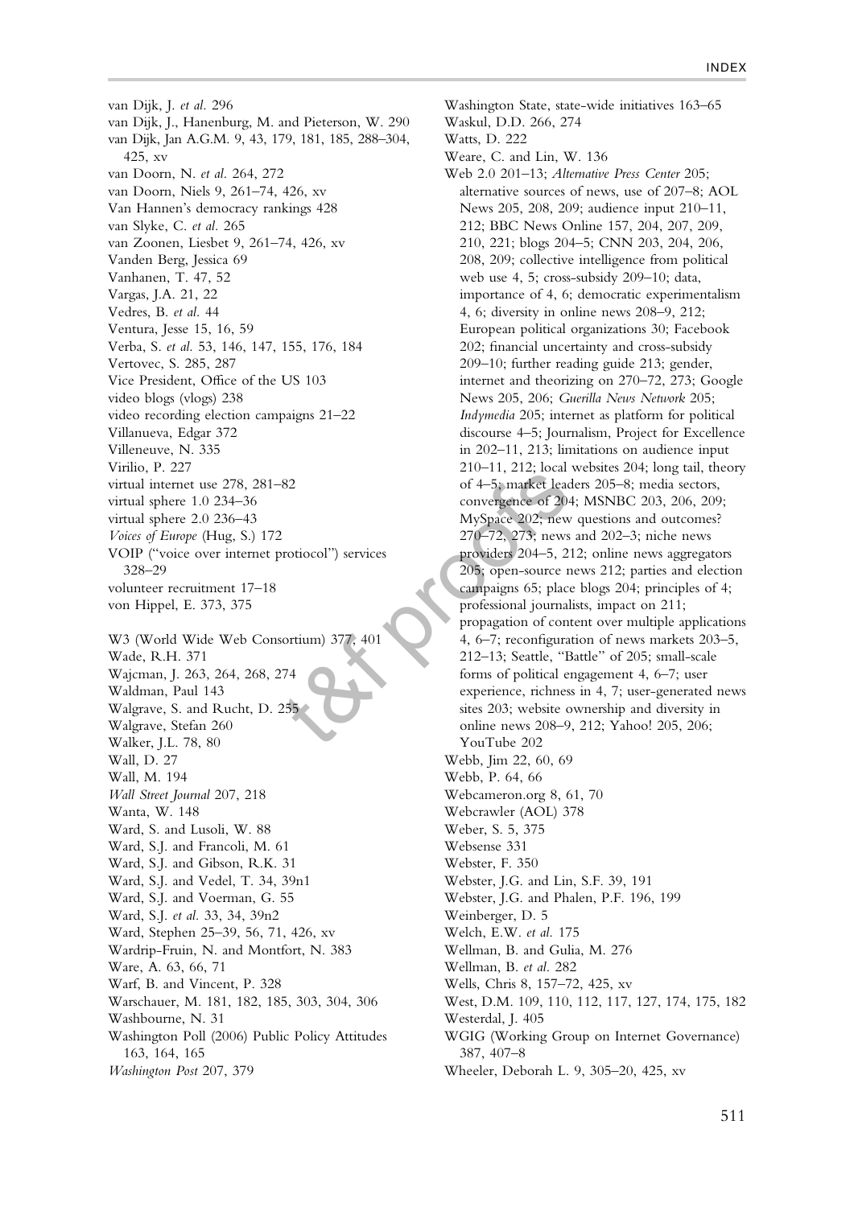van Dijk, J. *et al.* 296
van Dijk, J., Hanenburg, M. and Pieterson, W. 290
van Dijk, Jan A.G.M. 9, 43, 179, 181, 185, 288–304, 425, xv
van Doorn, N. *et al.* 264, 272
van Doorn, Niels 9, 261–74, 426, xv
Van Hannen's democracy rankings 428
van Slyke, C. *et al.* 265
van Zoonen, Liesbet 9, 261–74, 426, xv
Vanden Berg, Jessica 69
Vanhanen, T. 47, 52
Vargas, J.A. 21, 22
Vedres, B. *et al.* 44
Ventura, Jesse 15, 16, 59
Verba, S. *et al.* 53, 146, 147, 155, 176, 184
Vertovec, S. 285, 287
Vice President, Office of the US 103
video blogs (vlogs) 238
video recording election campaigns 21–22
Villanueva, Edgar 372
Villeneuve, N. 335
Virilio, P. 227
virtual internet use 278, 281–82
virtual sphere 1.0 234–36
virtual sphere 2.0 236–43
*Voices of Europe* (Hug, S.) 172
VOIP ("voice over internet protiocol") services 328–29
volunteer recruitment 17–18
von Hippel, E. 373, 375

W3 (World Wide Web Consortium) 377, 401
Wade, R.H. 371
Wajcman, J. 263, 264, 268, 274
Waldman, Paul 143
Walgrave, S. and Rucht, D. 255
Walgrave, Stefan 260
Walker, J.L. 78, 80
Wall, D. 27
Wall, M. 194
*Wall Street Journal* 207, 218
Wanta, W. 148
Ward, S. and Lusoli, W. 88
Ward, S.J. and Francoli, M. 61
Ward, S.J. and Gibson, R.K. 31
Ward, S.J. and Vedel, T. 34, 39n1
Ward, S.J. and Voerman, G. 55
Ward, S.J. *et al.* 33, 34, 39n2
Ward, Stephen 25–39, 56, 71, 426, xv
Wardrip-Fruin, N. and Montfort, N. 383
Ware, A. 63, 66, 71
Warf, B. and Vincent, P. 328
Warschauer, M. 181, 182, 185, 303, 304, 306
Washbourne, N. 31
Washington Poll (2006) Public Policy Attitudes 163, 164, 165
*Washington Post* 207, 379
Washington State, state-wide initiatives 163–65
Waskul, D.D. 266, 274
Watts, D. 222
Weare, C. and Lin, W. 136
Web 2.0 201–13; *Alternative Press Center* 205; alternative sources of news, use of 207–8; AOL News 205, 208, 209; audience input 210–11, 212; BBC News Online 157, 204, 207, 209, 210, 221; blogs 204–5; CNN 203, 204, 206, 208, 209; collective intelligence from political web use 4, 5; cross-subsidy 209–10; data, importance of 4, 6; democratic experimentalism 4, 6; diversity in online news 208–9, 212; European political organizations 30; Facebook 202; financial uncertainty and cross-subsidy 209–10; further reading guide 213; gender, internet and theorizing on 270–72, 273; Google News 205, 206; *Guerilla News Network* 205; *Indymedia* 205; internet as platform for political discourse 4–5; Journalism, Project for Excellence in 202–11, 213; limitations on audience input 210–11, 212; local websites 204; long tail, theory of 4–5; market leaders 205–8; media sectors, convergence of 204; MSNBC 203, 206, 209; MySpace 202; new questions and outcomes? 270–72, 273; news and 202–3; niche news providers 204–5, 212; online news aggregators 205; open-source news 212; parties and election campaigns 65; place blogs 204; principles of 4; professional journalists, impact on 211; propagation of content over multiple applications 4, 6–7; reconfiguration of news markets 203–5, 212–13; Seattle, "Battle" of 205; small-scale forms of political engagement 4, 6–7; user experience, richness in 4, 7; user-generated news sites 203; website ownership and diversity in online news 208–9, 212; Yahoo! 205, 206; YouTube 202
Webb, Jim 22, 60, 69
Webb, P. 64, 66
Webcameron.org 8, 61, 70
Webcrawler (AOL) 378
Weber, S. 5, 375
Websense 331
Webster, F. 350
Webster, J.G. and Lin, S.F. 39, 191
Webster, J.G. and Phalen, P.F. 196, 199
Weinberger, D. 5
Welch, E.W. *et al.* 175
Wellman, B. and Gulia, M. 276
Wellman, B. *et al.* 282
Wells, Chris 8, 157–72, 425, xv
West, D.M. 109, 110, 112, 117, 127, 174, 175, 182
Westerdal, J. 405
WGIG (Working Group on Internet Governance) 387, 407–8
Wheeler, Deborah L. 9, 305–20, 425, xv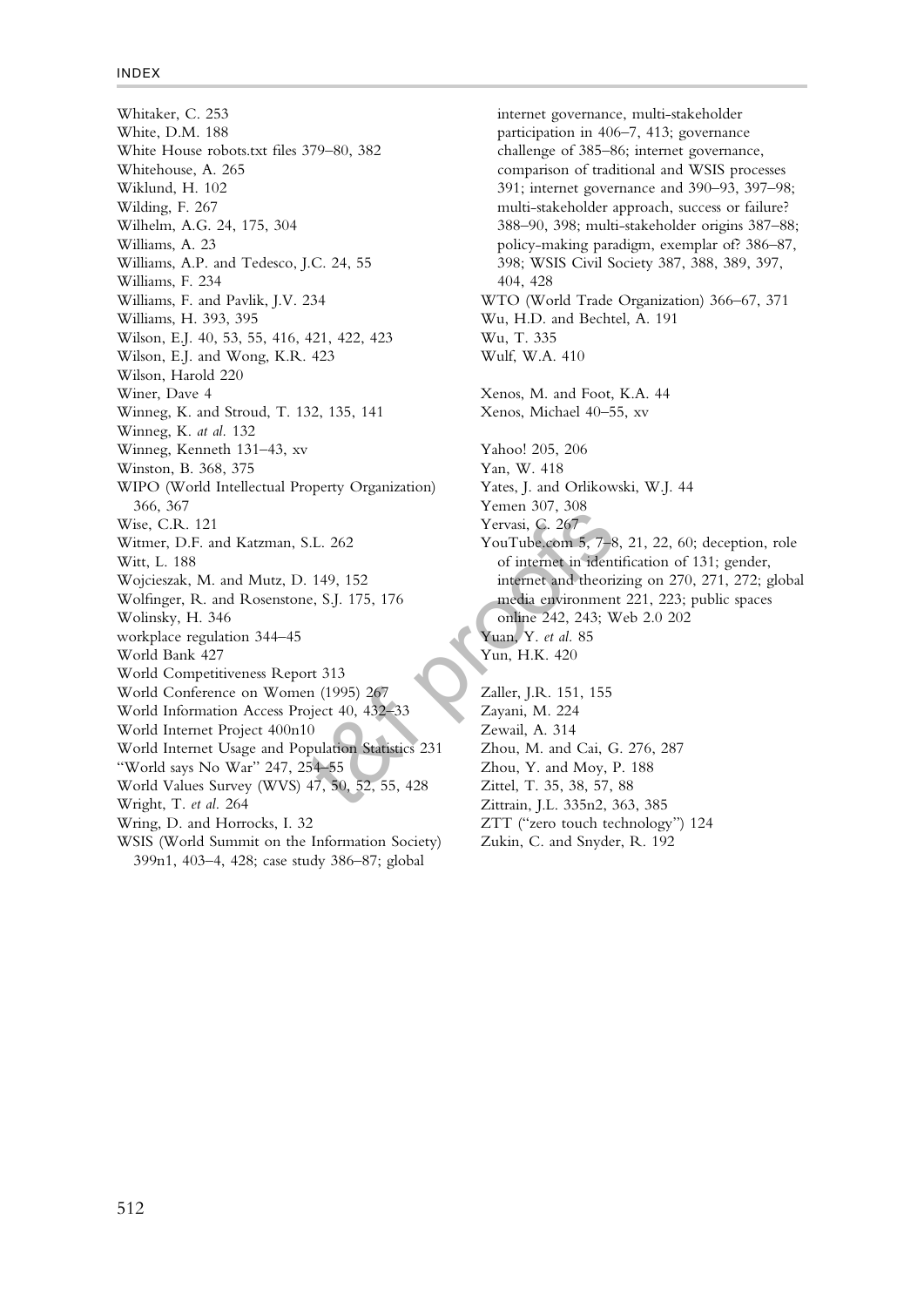Whitaker, C. 253
White, D.M. 188
White House robots.txt files 379–80, 382
Whitehouse, A. 265
Wiklund, H. 102
Wilding, F. 267
Wilhelm, A.G. 24, 175, 304
Williams, A. 23
Williams, A.P. and Tedesco, J.C. 24, 55
Williams, F. 234
Williams, F. and Pavlik, J.V. 234
Williams, H. 393, 395
Wilson, E.J. 40, 53, 55, 416, 421, 422, 423
Wilson, E.J. and Wong, K.R. 423
Wilson, Harold 220
Winer, Dave 4
Winneg, K. and Stroud, T. 132, 135, 141
Winneg, K. *et al.* 132
Winneg, Kenneth 131–43, xv
Winston, B. 368, 375
WIPO (World Intellectual Property Organization) 366, 367
Wise, C.R. 121
Witmer, D.F. and Katzman, S.L. 262
Witt, L. 188
Wojcieszak, M. and Mutz, D. 149, 152
Wolfinger, R. and Rosenstone, S.J. 175, 176
Wolinsky, H. 346
workplace regulation 344–45
World Bank 427
World Competitiveness Report 313
World Conference on Women (1995) 267
World Information Access Project 40, 432–33
World Internet Project 400n10
World Internet Usage and Population Statistics 231
"World says No War" 247, 254–55
World Values Survey (WVS) 47, 50, 52, 55, 428
Wright, T. *et al.* 264
Wring, D. and Horrocks, I. 32
WSIS (World Summit on the Information Society) 399n1, 403–4, 428; case study 386–87; global internet governance, multi-stakeholder participation in 406–7, 413; governance challenge of 385–86; internet governance, comparison of traditional and WSIS processes 391; internet governance and 390–93, 397–98; multi-stakeholder approach, success or failure? 388–90, 398; multi-stakeholder origins 387–88; policy-making paradigm, exemplar of? 386–87, 398; WSIS Civil Society 387, 388, 389, 397, 404, 428
WTO (World Trade Organization) 366–67, 371
Wu, H.D. and Bechtel, A. 191
Wu, T. 335
Wulf, W.A. 410

Xenos, M. and Foot, K.A. 44
Xenos, Michael 40–55, xv

Yahoo! 205, 206
Yan, W. 418
Yates, J. and Orlikowski, W.J. 44
Yemen 307, 308
Yervasi, C. 267
YouTube.com 5, 7–8, 21, 22, 60; deception, role of internet in identification of 131; gender, internet and theorizing on 270, 271, 272; global media environment 221, 223; public spaces online 242, 243; Web 2.0 202
Yuan, Y. *et al.* 85
Yun, H.K. 420

Zaller, J.R. 151, 155
Zayani, M. 224
Zewail, A. 314
Zhou, M. and Cai, G. 276, 287
Zhou, Y. and Moy, P. 188
Zittel, T. 35, 38, 57, 88
Zittrain, J.L. 335n2, 363, 385
ZTT ("zero touch technology") 124
Zukin, C. and Snyder, R. 192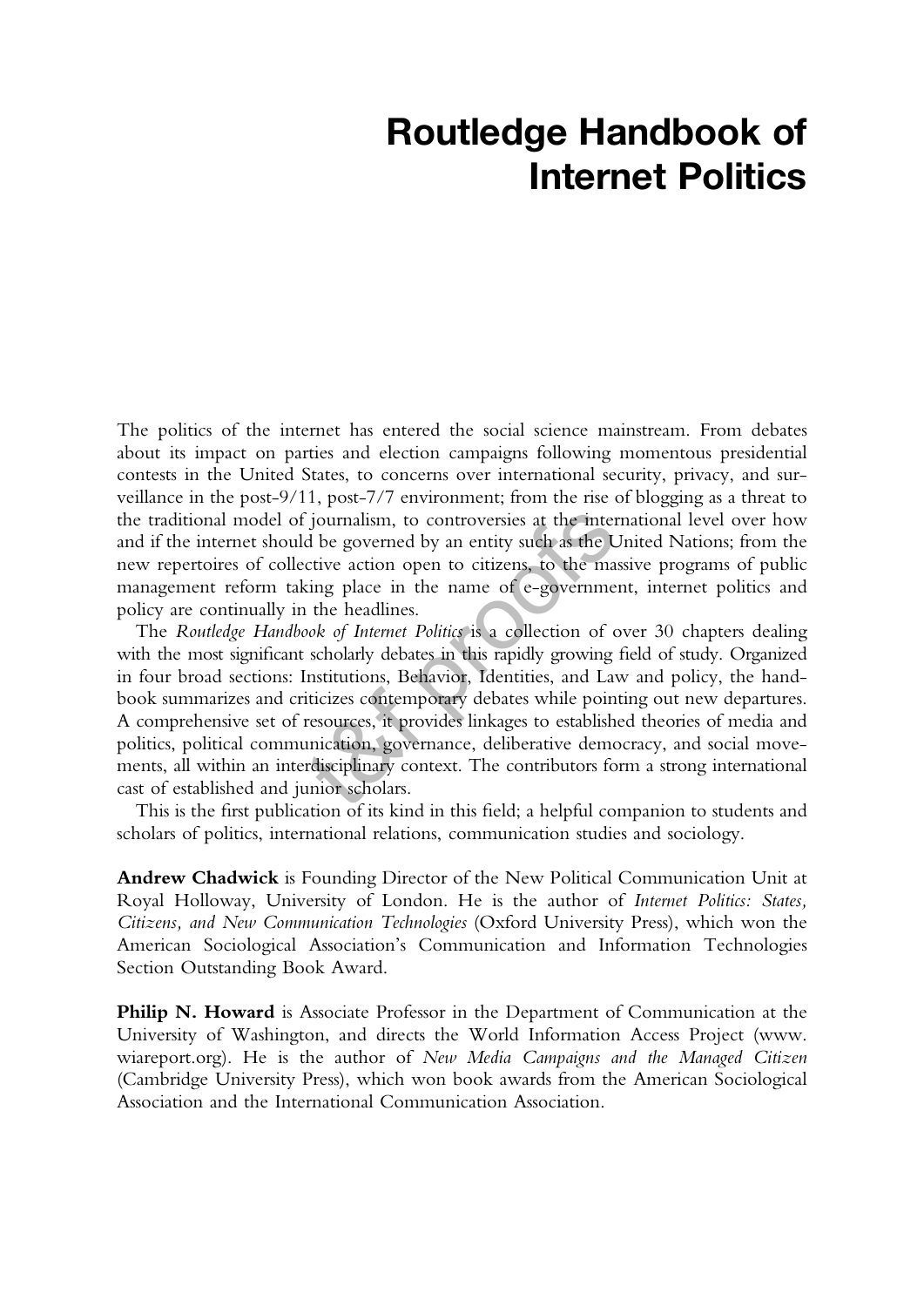# Routledge Handbook of Internet Politics

The politics of the internet has entered the social science mainstream. From debates about its impact on parties and election campaigns following momentous presidential contests in the United States, to concerns over international security, privacy, and surveillance in the post-9/11, post-7/7 environment; from the rise of blogging as a threat to the traditional model of journalism, to controversies at the international level over how and if the internet should be governed by an entity such as the United Nations; from the new repertoires of collective action open to citizens, to the massive programs of public management reform taking place in the name of e-government, internet politics and policy are continually in the headlines.

The *Routledge Handbook of Internet Politics* is a collection of over 30 chapters dealing with the most significant scholarly debates in this rapidly growing field of study. Organized in four broad sections: Institutions, Behavior, Identities, and Law and policy, the handbook summarizes and criticizes contemporary debates while pointing out new departures. A comprehensive set of resources, it provides linkages to established theories of media and politics, political communication, governance, deliberative democracy, and social movements, all within an interdisciplinary context. The contributors form a strong international cast of established and junior scholars.

This is the first publication of its kind in this field; a helpful companion to students and scholars of politics, international relations, communication studies and sociology.

**Andrew Chadwick** is Founding Director of the New Political Communication Unit at Royal Holloway, University of London. He is the author of *Internet Politics: States, Citizens, and New Communication Technologies* (Oxford University Press), which won the American Sociological Association's Communication and Information Technologies Section Outstanding Book Award.

**Philip N. Howard** is Associate Professor in the Department of Communication at the University of Washington, and directs the World Information Access Project (www.wiareport.org). He is the author of *New Media Campaigns and the Managed Citizen* (Cambridge University Press), which won book awards from the American Sociological Association and the International Communication Association.